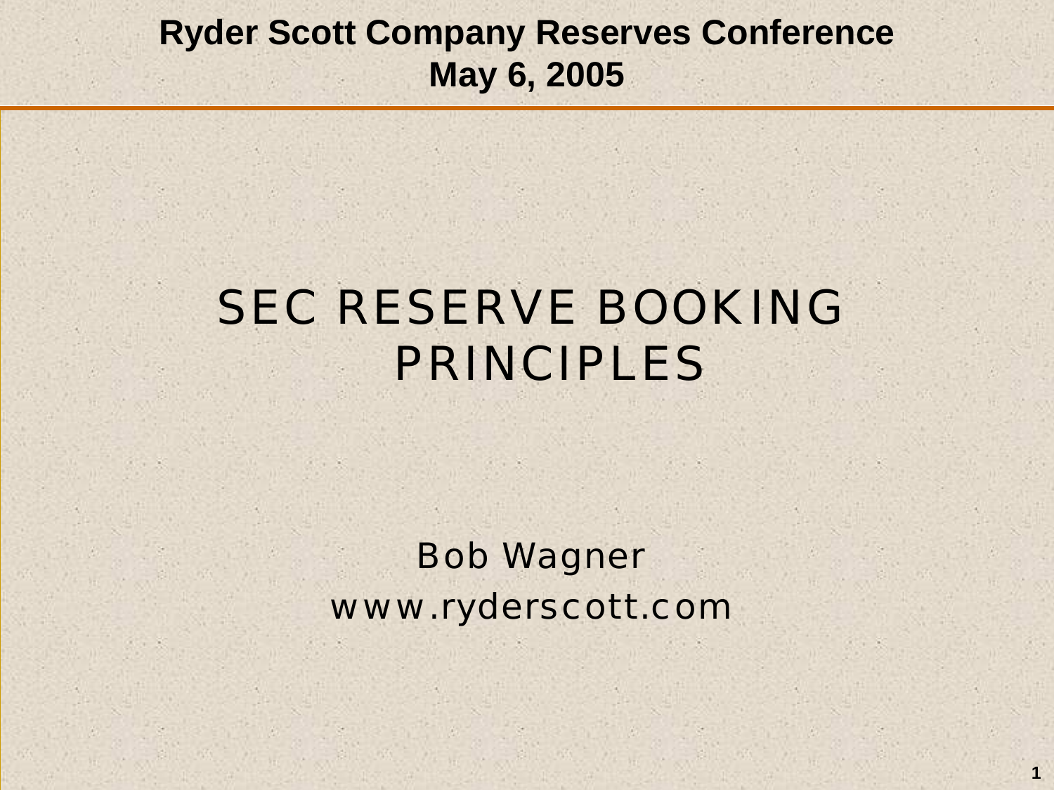**Ryder Scott Company Reserves Conference**
**May 6, 2005**

# SEC RESERVE BOOKING PRINCIPLES

Bob Wagner
www.ryderscott.com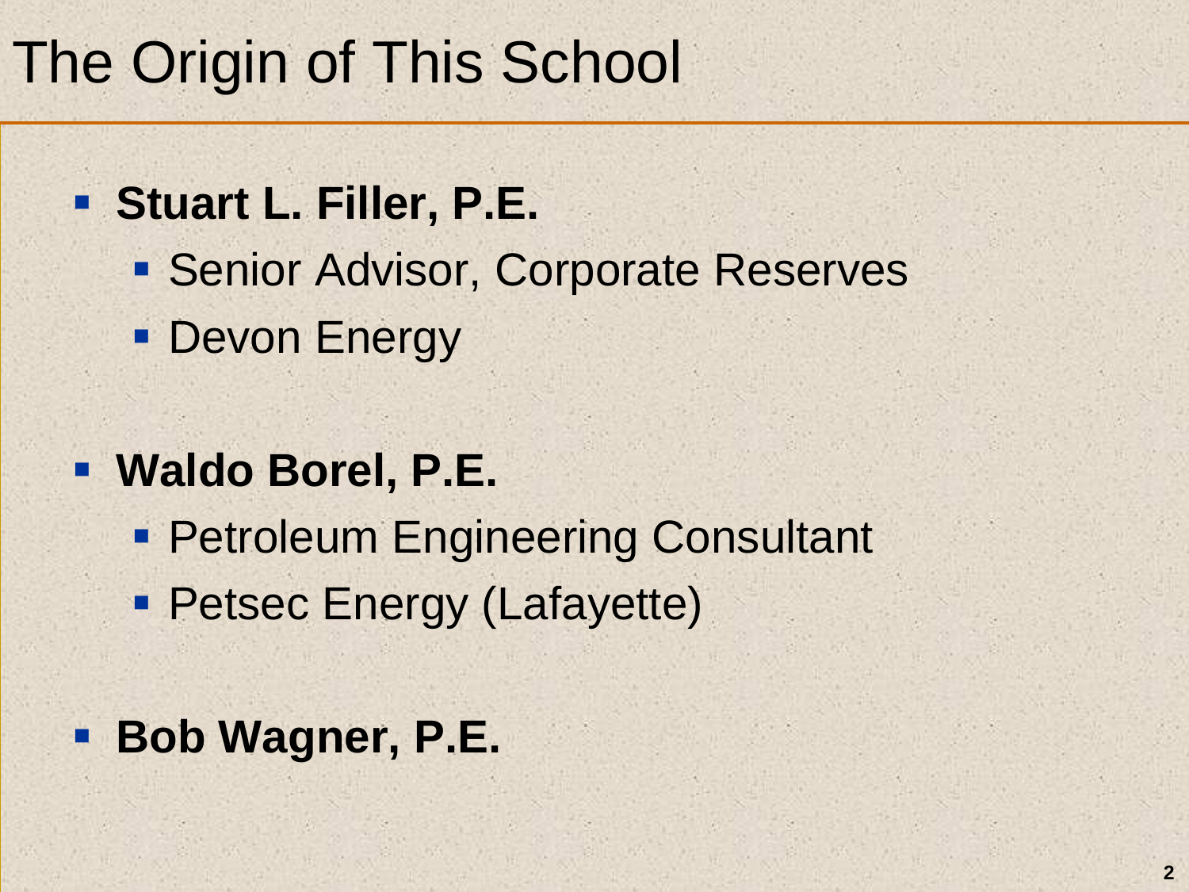# The Origin of This School

- **Stuart L. Filler, P.E.**
  - Senior Advisor, Corporate Reserves
  - Devon Energy
- **Waldo Borel, P.E.**
  - Petroleum Engineering Consultant
  - Petsec Energy (Lafayette)
- **Bob Wagner, P.E.**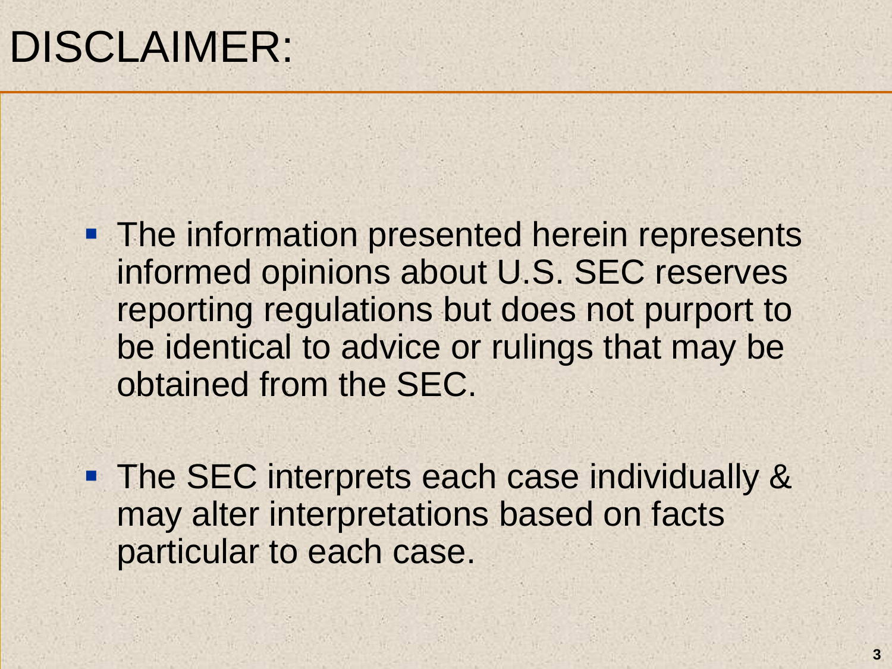# DISCLAIMER:

- The information presented herein represents informed opinions about U.S. SEC reserves reporting regulations but does not purport to be identical to advice or rulings that may be obtained from the SEC.
- The SEC interprets each case individually & may alter interpretations based on facts particular to each case.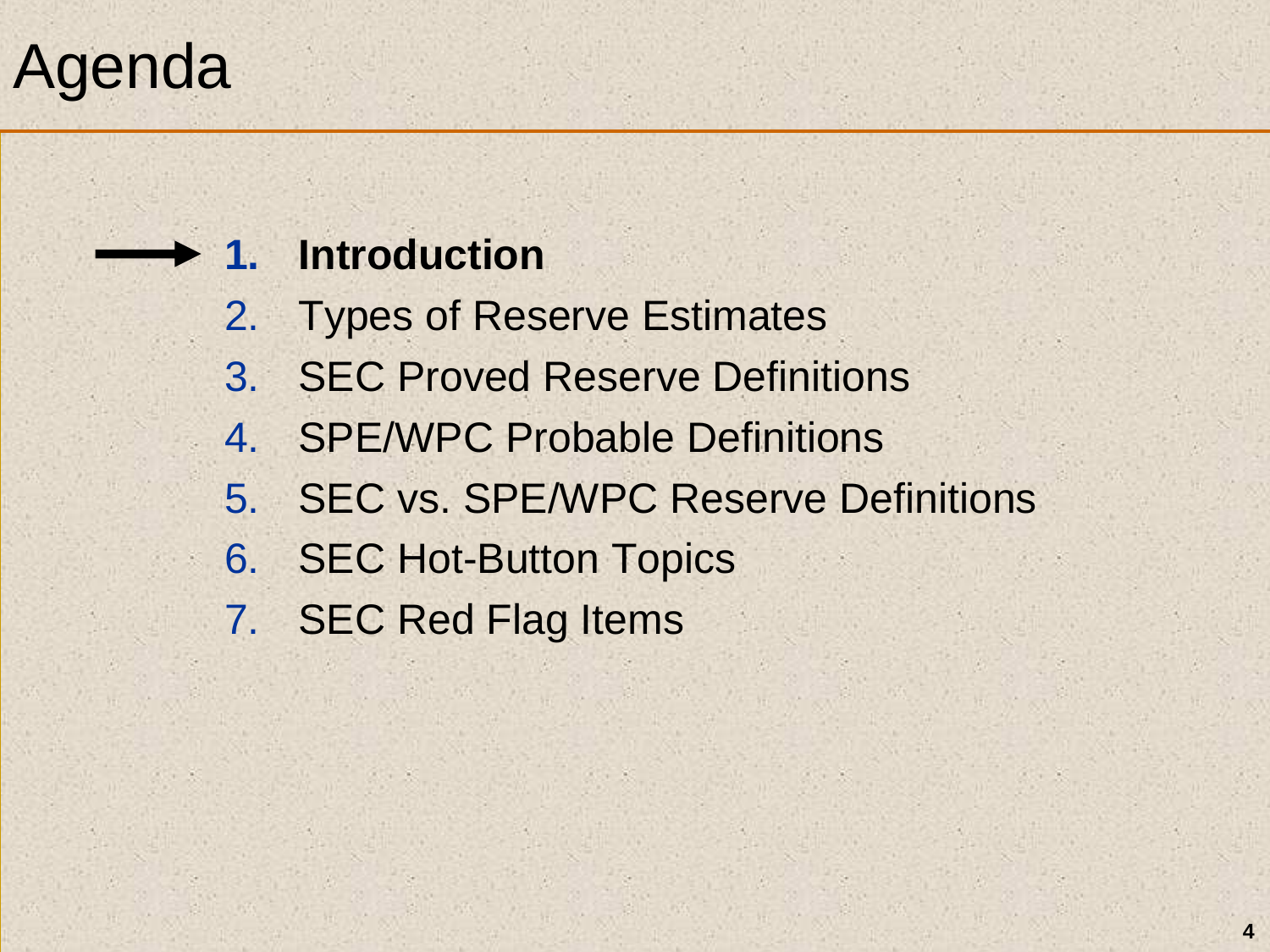# Agenda

1. **Introduction**
2. Types of Reserve Estimates
3. SEC Proved Reserve Definitions
4. SPE/WPC Probable Definitions
5. SEC vs. SPE/WPC Reserve Definitions
6. SEC Hot-Button Topics
7. SEC Red Flag Items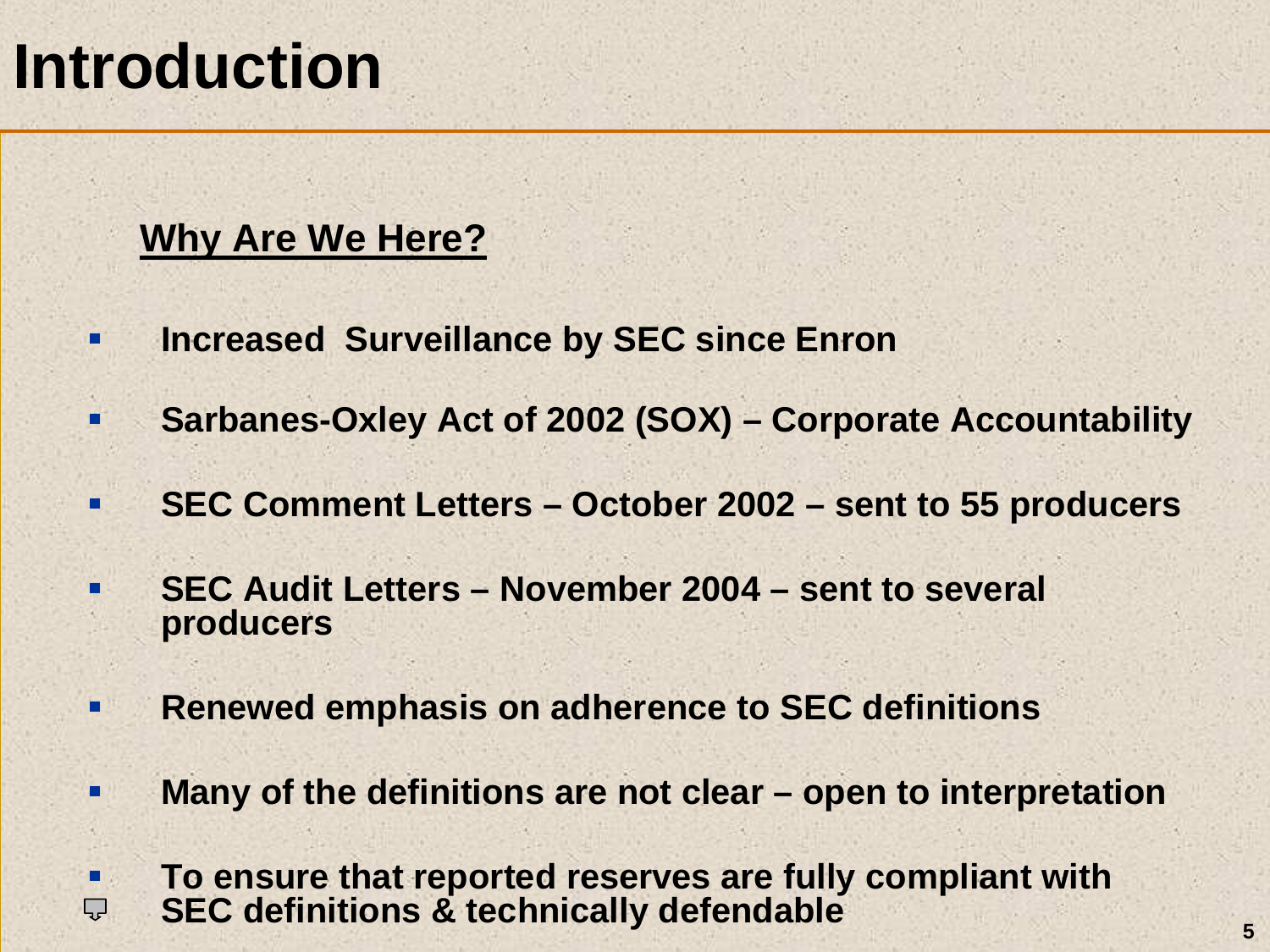# Introduction

**Why Are We Here?**

- **Increased Surveillance by SEC since Enron**
- **Sarbanes-Oxley Act of 2002 (SOX) – Corporate Accountability**
- **SEC Comment Letters – October 2002 – sent to 55 producers**
- **SEC Audit Letters – November 2004 – sent to several producers**
- **Renewed emphasis on adherence to SEC definitions**
- **Many of the definitions are not clear – open to interpretation**
- **To ensure that reported reserves are fully compliant with SEC definitions & technically defendable**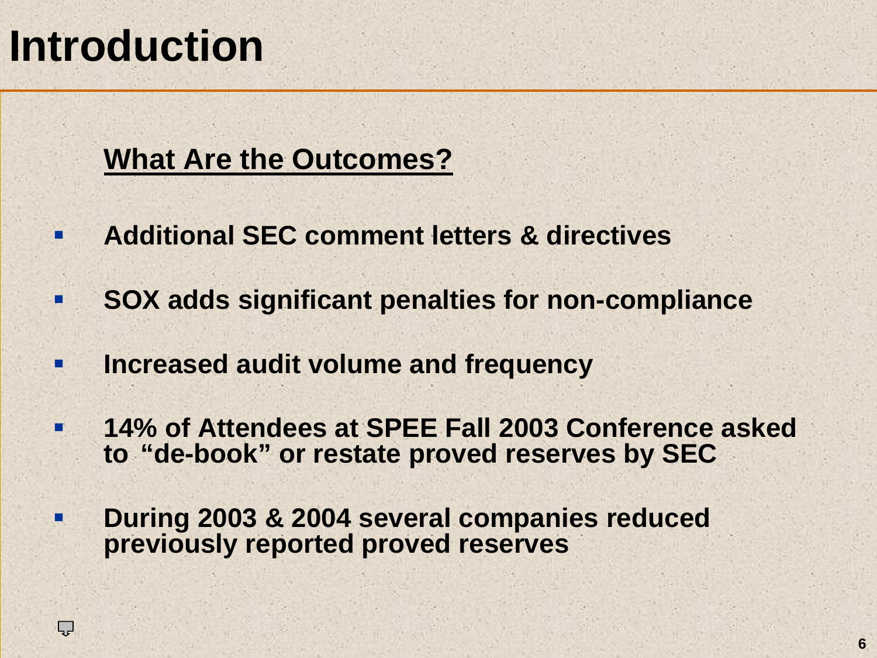# Introduction

## What Are the Outcomes?

- Additional SEC comment letters & directives
- SOX adds significant penalties for non-compliance
- Increased audit volume and frequency
- 14% of Attendees at SPEE Fall 2003 Conference asked to "de-book" or restate proved reserves by SEC
- During 2003 & 2004 several companies reduced previously reported proved reserves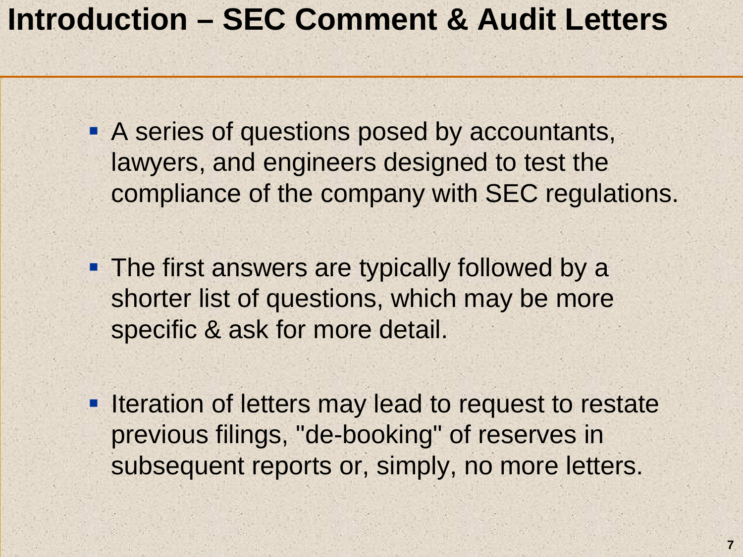# Introduction – SEC Comment & Audit Letters

- A series of questions posed by accountants, lawyers, and engineers designed to test the compliance of the company with SEC regulations.

- The first answers are typically followed by a shorter list of questions, which may be more specific & ask for more detail.

- Iteration of letters may lead to request to restate previous filings, "de-booking" of reserves in subsequent reports or, simply, no more letters.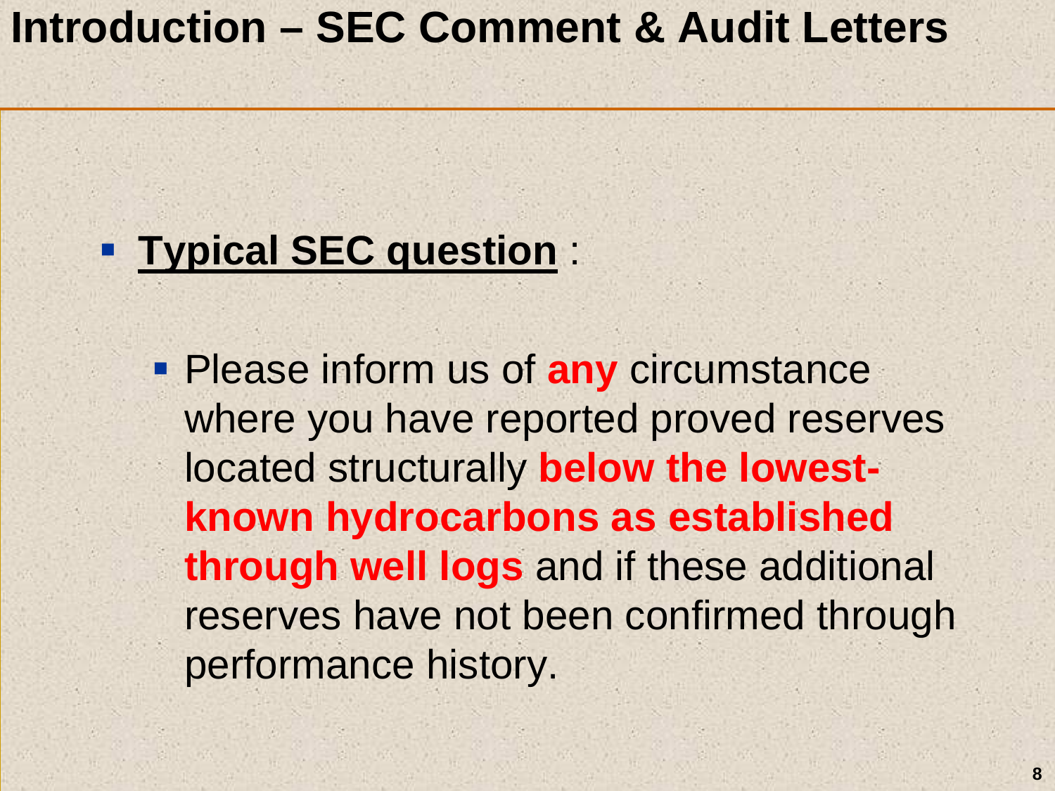# Introduction – SEC Comment & Audit Letters

- **Typical SEC question** :
  - Please inform us of **any** circumstance where you have reported proved reserves located structurally **below the lowest-known hydrocarbons as established through well logs** and if these additional reserves have not been confirmed through performance history.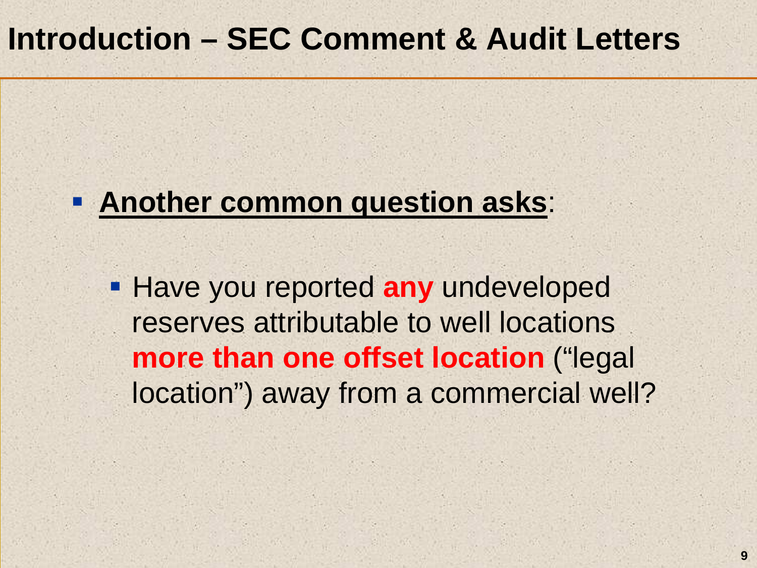# Introduction – SEC Comment & Audit Letters

- **Another common question asks**:
  - Have you reported **any** undeveloped reserves attributable to well locations **more than one offset location** ("legal location") away from a commercial well?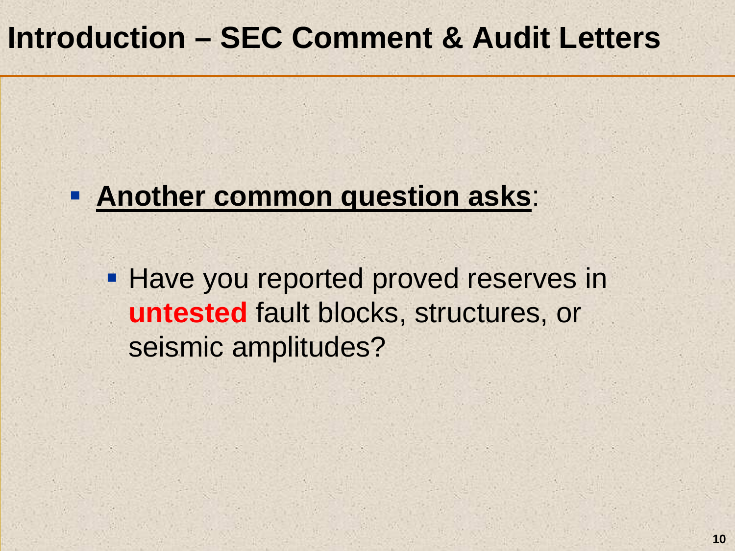# Introduction – SEC Comment & Audit Letters

- **Another common question asks**:
  - Have you reported proved reserves in **untested** fault blocks, structures, or seismic amplitudes?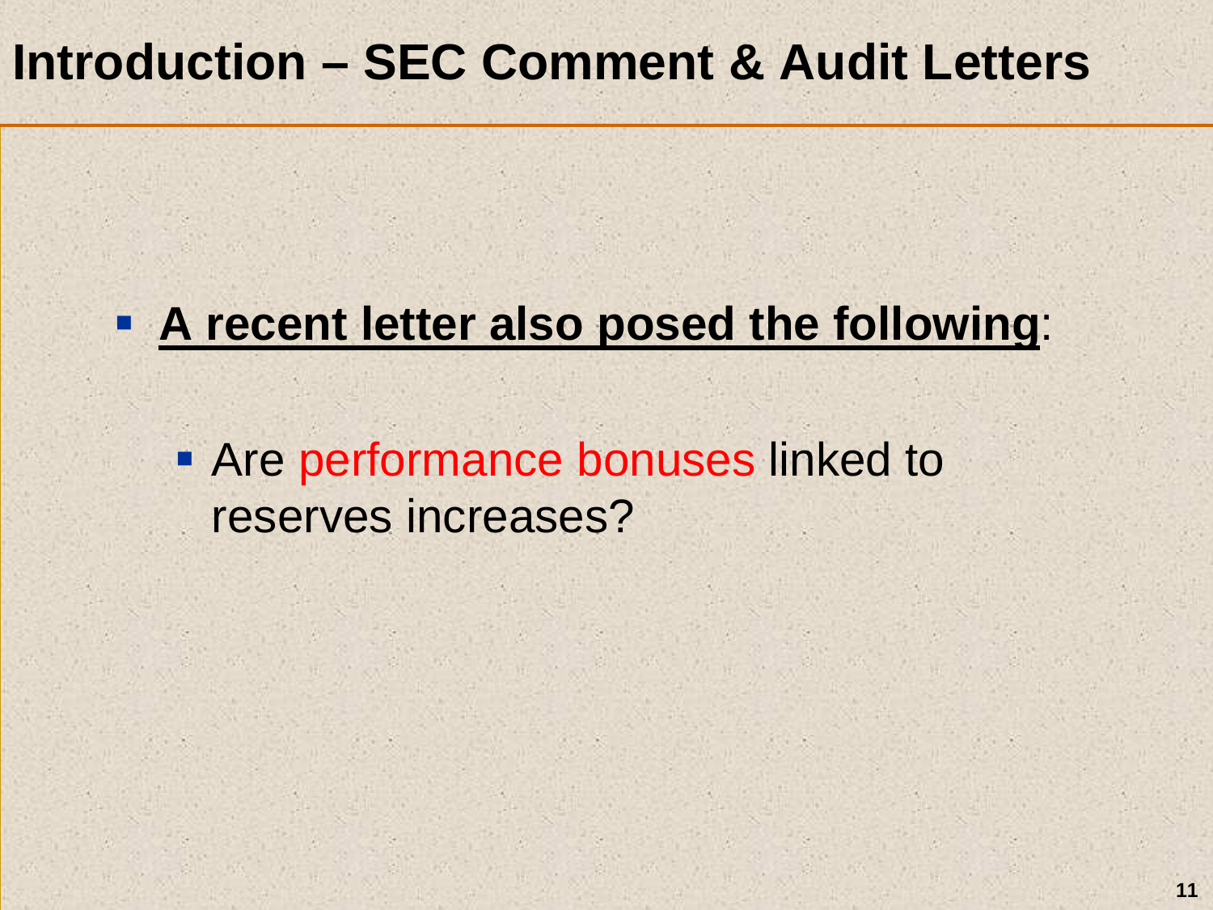# Introduction – SEC Comment & Audit Letters

- **A recent letter also posed the following**:
  - Are performance bonuses linked to reserves increases?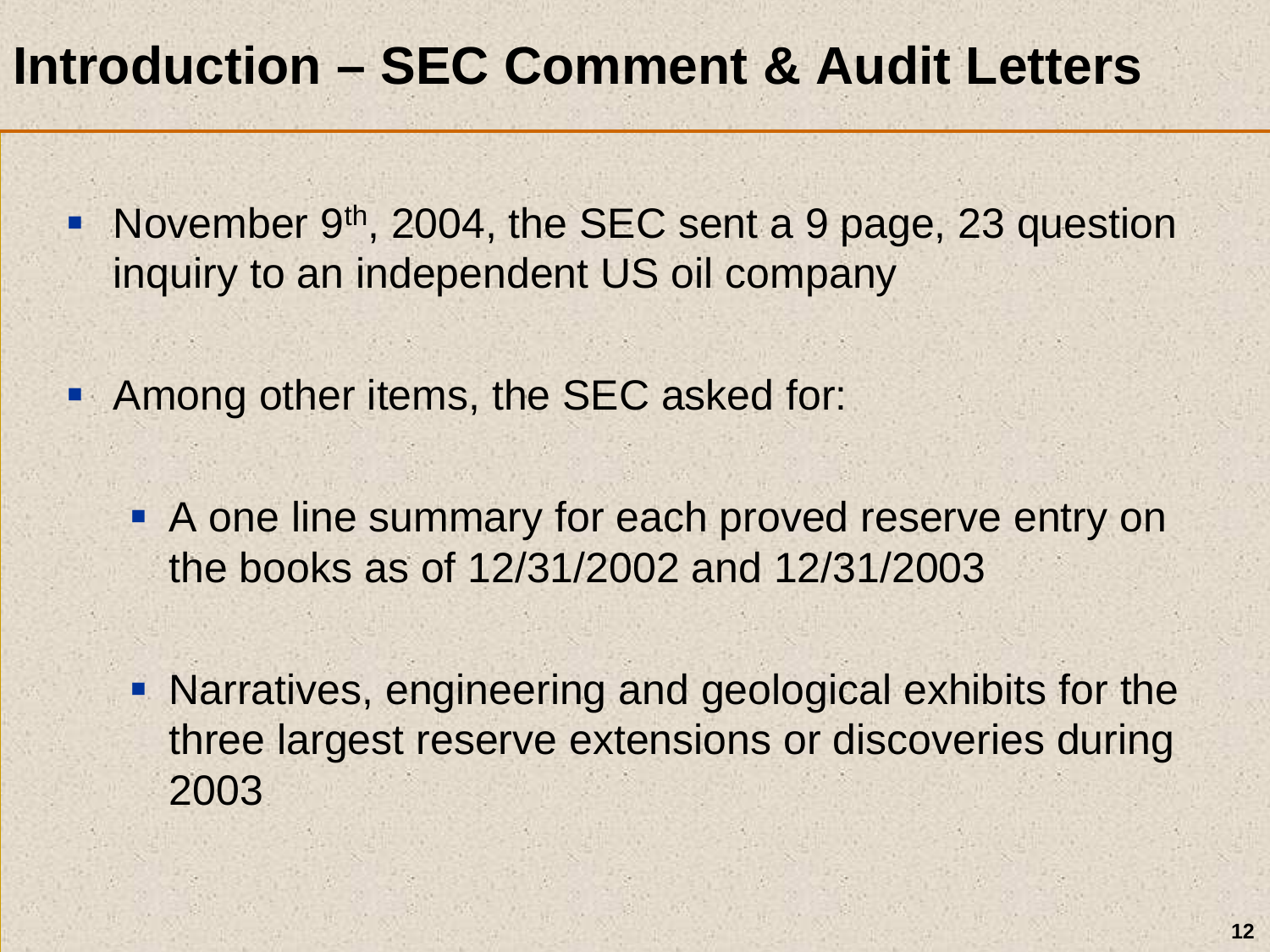# Introduction – SEC Comment & Audit Letters

- November 9th, 2004, the SEC sent a 9 page, 23 question inquiry to an independent US oil company
- Among other items, the SEC asked for:
  - A one line summary for each proved reserve entry on the books as of 12/31/2002 and 12/31/2003
  - Narratives, engineering and geological exhibits for the three largest reserve extensions or discoveries during 2003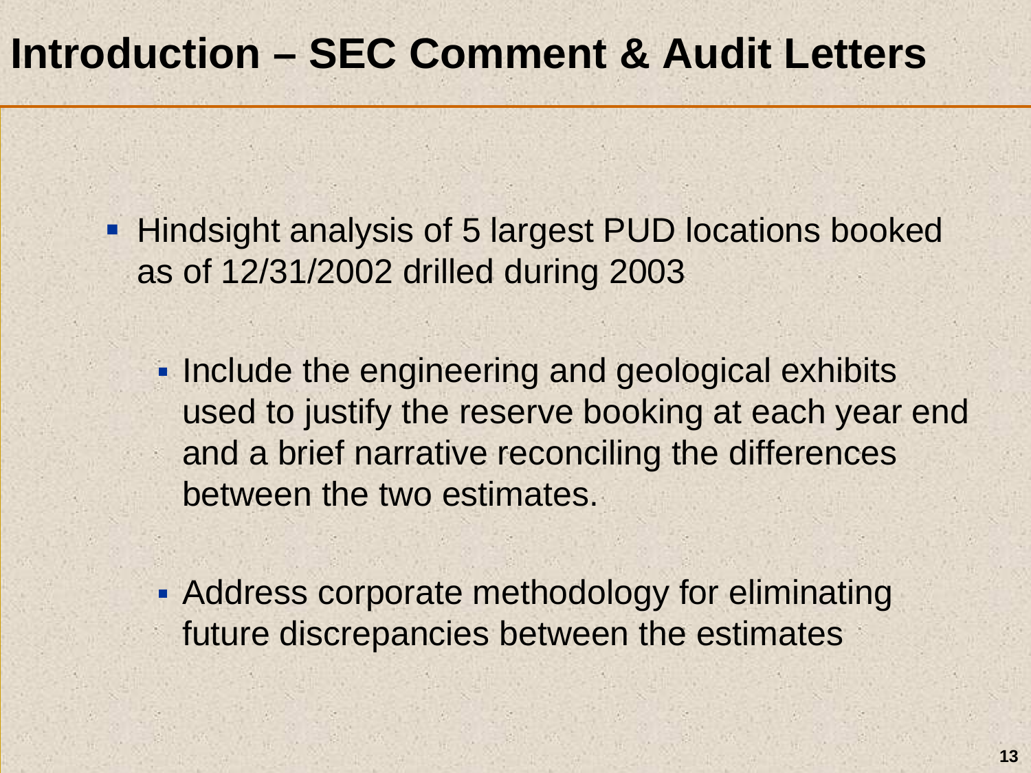# Introduction – SEC Comment & Audit Letters

- Hindsight analysis of 5 largest PUD locations booked as of 12/31/2002 drilled during 2003
  - Include the engineering and geological exhibits used to justify the reserve booking at each year end and a brief narrative reconciling the differences between the two estimates.
  - Address corporate methodology for eliminating future discrepancies between the estimates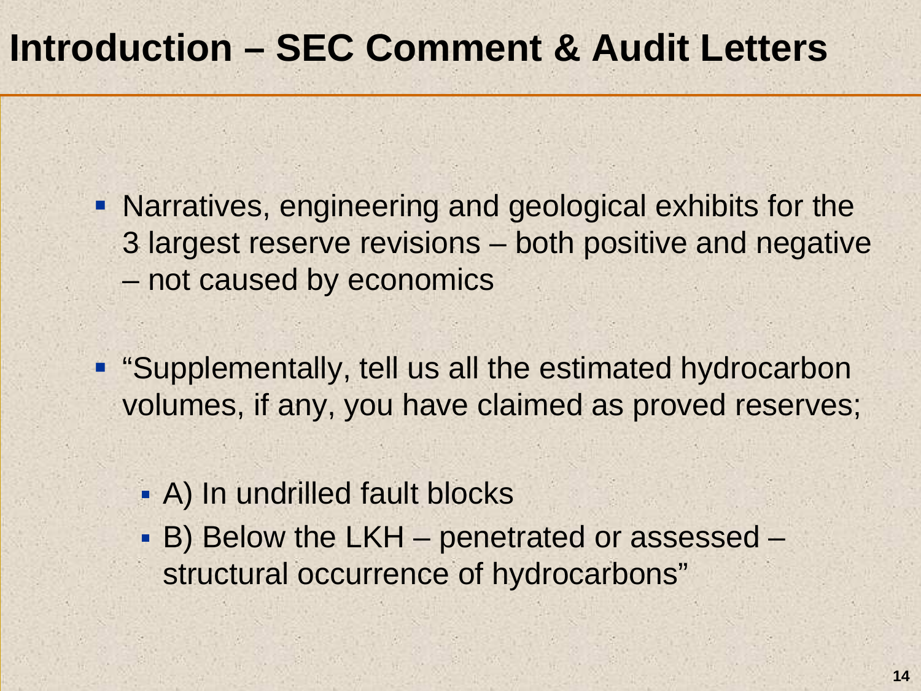# Introduction – SEC Comment & Audit Letters

- Narratives, engineering and geological exhibits for the 3 largest reserve revisions – both positive and negative – not caused by economics
- "Supplementally, tell us all the estimated hydrocarbon volumes, if any, you have claimed as proved reserves;
  - A) In undrilled fault blocks
  - B) Below the LKH – penetrated or assessed – structural occurrence of hydrocarbons"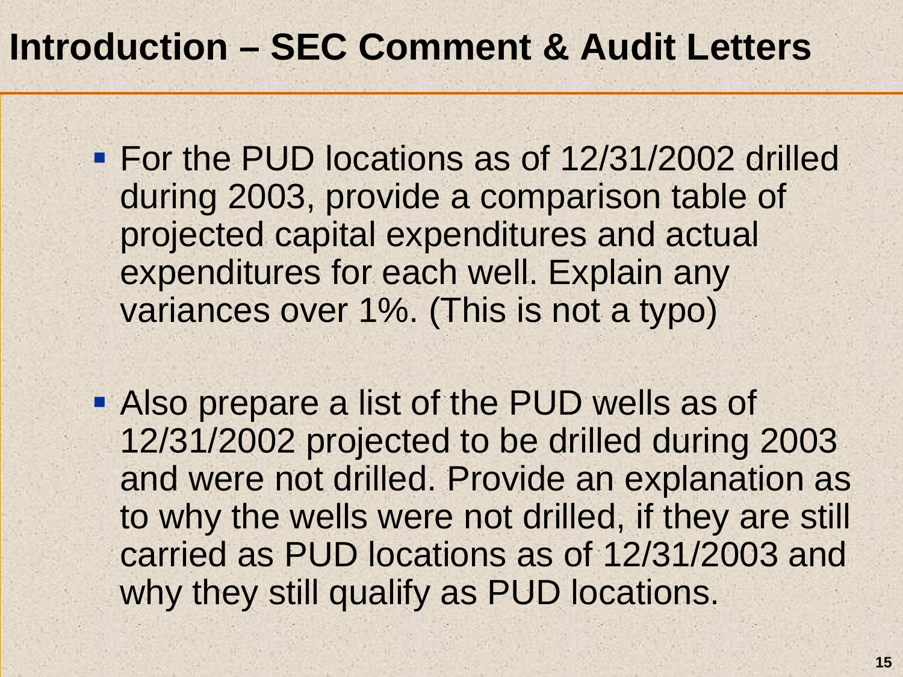# Introduction – SEC Comment & Audit Letters

- For the PUD locations as of 12/31/2002 drilled during 2003, provide a comparison table of projected capital expenditures and actual expenditures for each well. Explain any variances over 1%. (This is not a typo)

- Also prepare a list of the PUD wells as of 12/31/2002 projected to be drilled during 2003 and were not drilled. Provide an explanation as to why the wells were not drilled, if they are still carried as PUD locations as of 12/31/2003 and why they still qualify as PUD locations.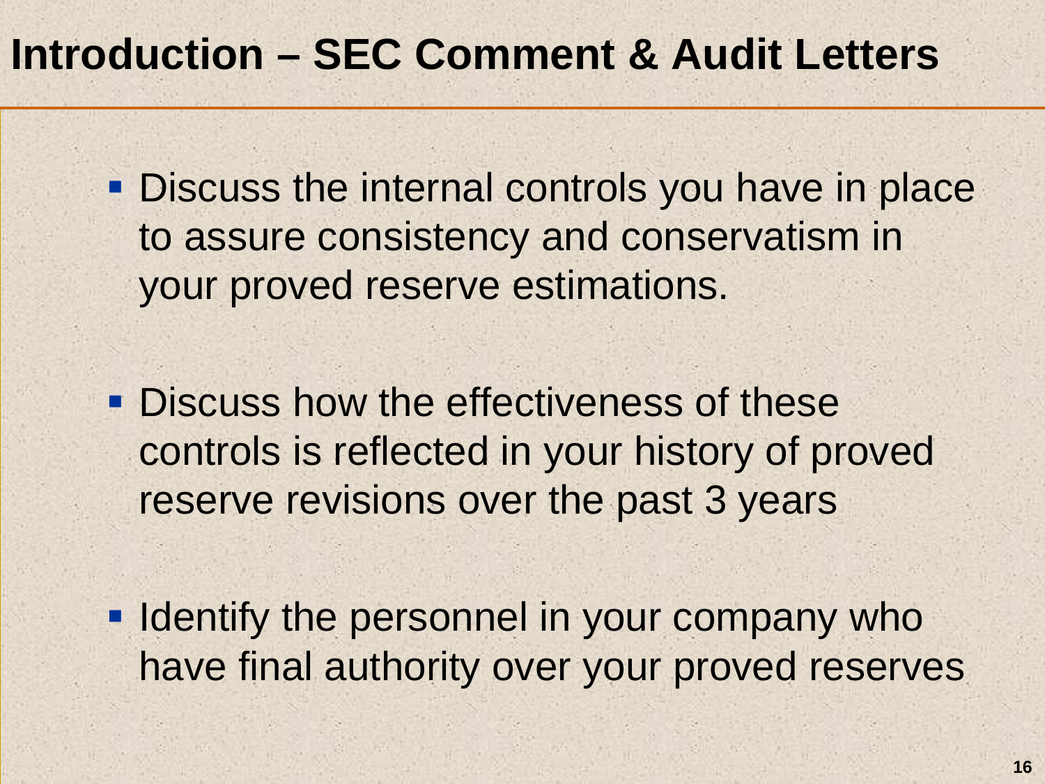# Introduction – SEC Comment & Audit Letters

- Discuss the internal controls you have in place to assure consistency and conservatism in your proved reserve estimations.

- Discuss how the effectiveness of these controls is reflected in your history of proved reserve revisions over the past 3 years

- Identify the personnel in your company who have final authority over your proved reserves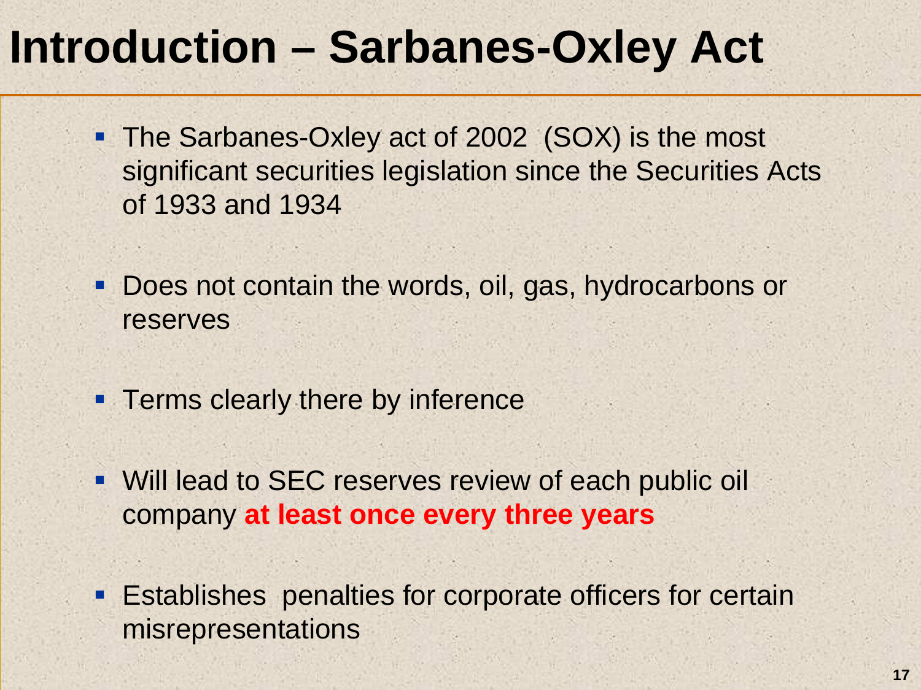# Introduction – Sarbanes-Oxley Act

- The Sarbanes-Oxley act of 2002 (SOX) is the most significant securities legislation since the Securities Acts of 1933 and 1934
- Does not contain the words, oil, gas, hydrocarbons or reserves
- Terms clearly there by inference
- Will lead to SEC reserves review of each public oil company **at least once every three years**
- Establishes penalties for corporate officers for certain misrepresentations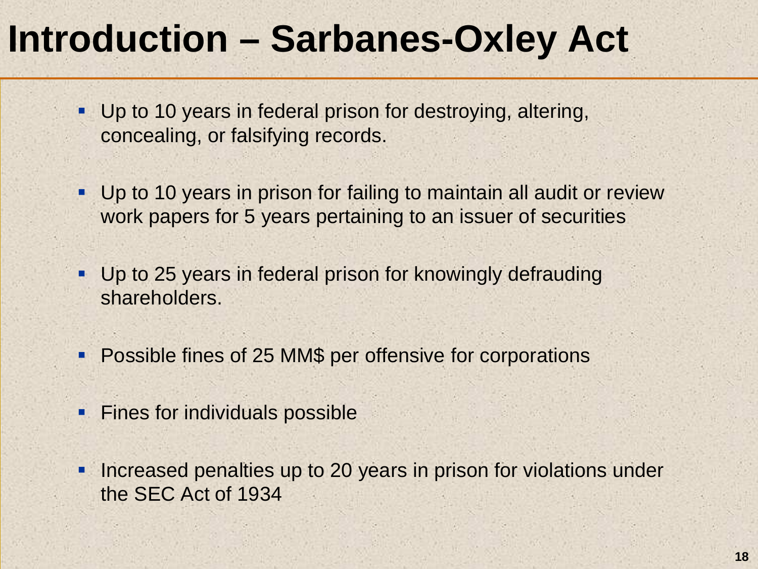# Introduction – Sarbanes-Oxley Act

- Up to 10 years in federal prison for destroying, altering, concealing, or falsifying records.
- Up to 10 years in prison for failing to maintain all audit or review work papers for 5 years pertaining to an issuer of securities
- Up to 25 years in federal prison for knowingly defrauding shareholders.
- Possible fines of 25 MM$ per offensive for corporations
- Fines for individuals possible
- Increased penalties up to 20 years in prison for violations under the SEC Act of 1934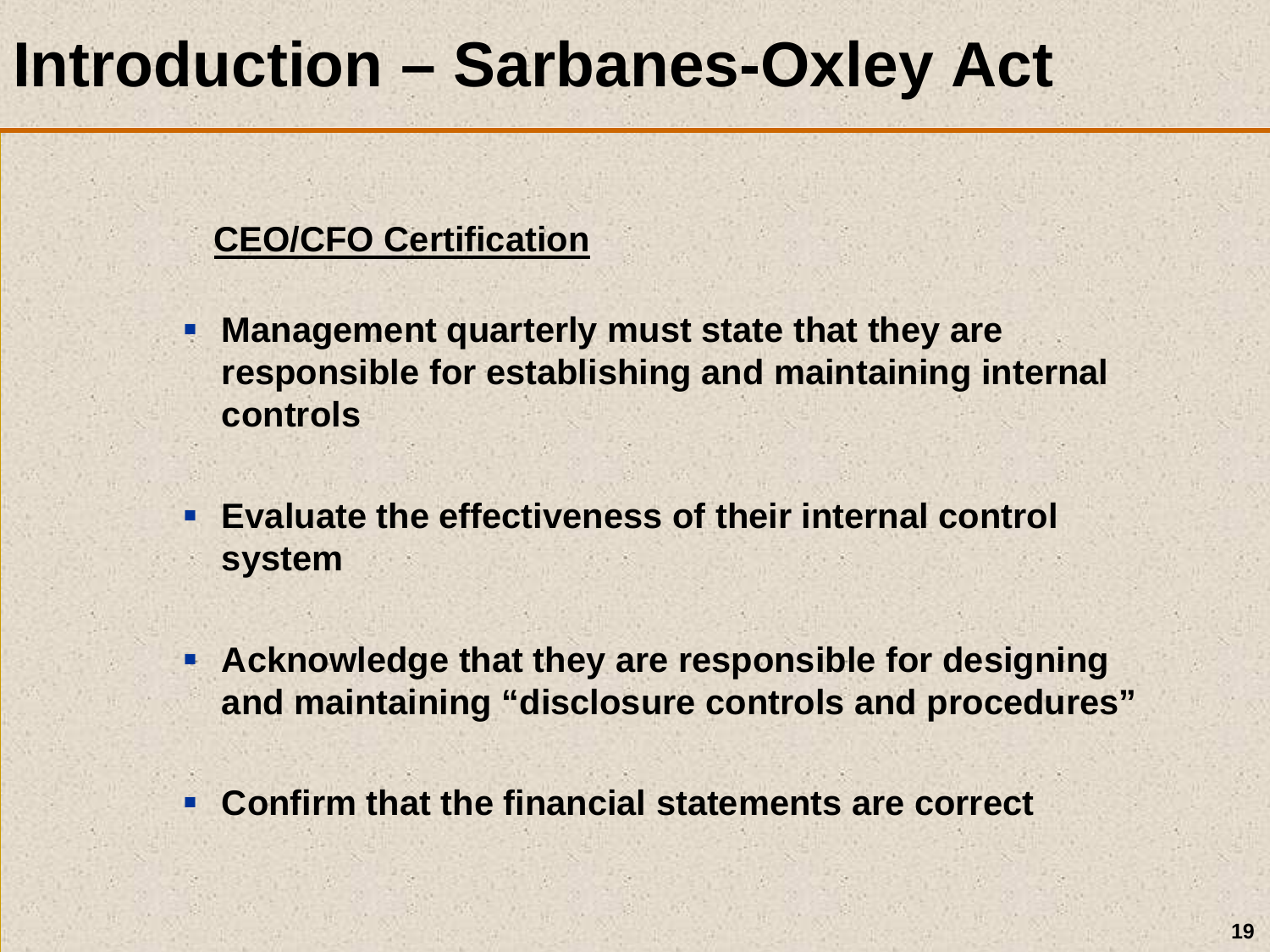# Introduction – Sarbanes-Oxley Act

## CEO/CFO Certification

- Management quarterly must state that they are responsible for establishing and maintaining internal controls
- Evaluate the effectiveness of their internal control system
- Acknowledge that they are responsible for designing and maintaining "disclosure controls and procedures"
- Confirm that the financial statements are correct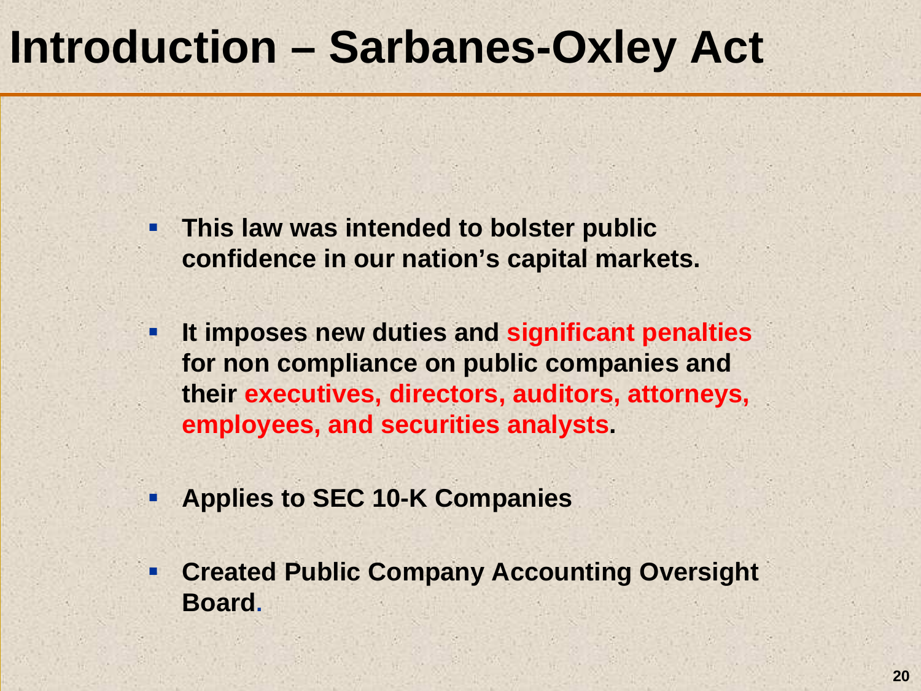# Introduction – Sarbanes-Oxley Act

- **This law was intended to bolster public confidence in our nation's capital markets.**
- **It imposes new duties and significant penalties for non compliance on public companies and their executives, directors, auditors, attorneys, employees, and securities analysts.**
- **Applies to SEC 10-K Companies**
- **Created Public Company Accounting Oversight Board.**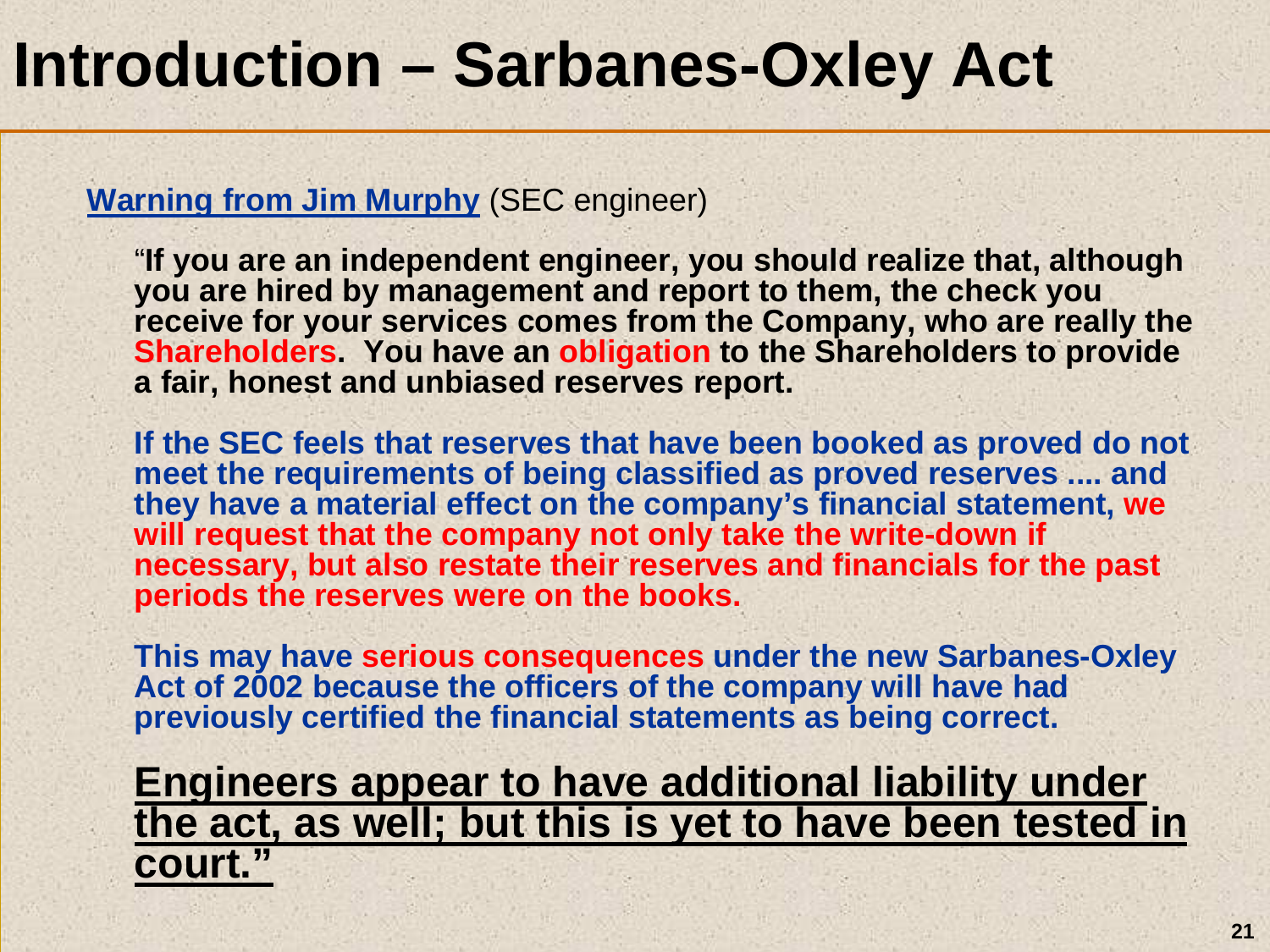# Introduction – Sarbanes-Oxley Act

**Warning from Jim Murphy** (SEC engineer)

"**If you are an independent engineer, you should realize that, although you are hired by management and report to them, the check you receive for your services comes from the Company, who are really the Shareholders. You have an obligation to the Shareholders to provide a fair, honest and unbiased reserves report.**

**If the SEC feels that reserves that have been booked as proved do not meet the requirements of being classified as proved reserves .... and they have a material effect on the company's financial statement, we will request that the company not only take the write-down if necessary, but also restate their reserves and financials for the past periods the reserves were on the books.**

**This may have serious consequences under the new Sarbanes-Oxley Act of 2002 because the officers of the company will have had previously certified the financial statements as being correct.**

**Engineers appear to have additional liability under the act, as well; but this is yet to have been tested in court."**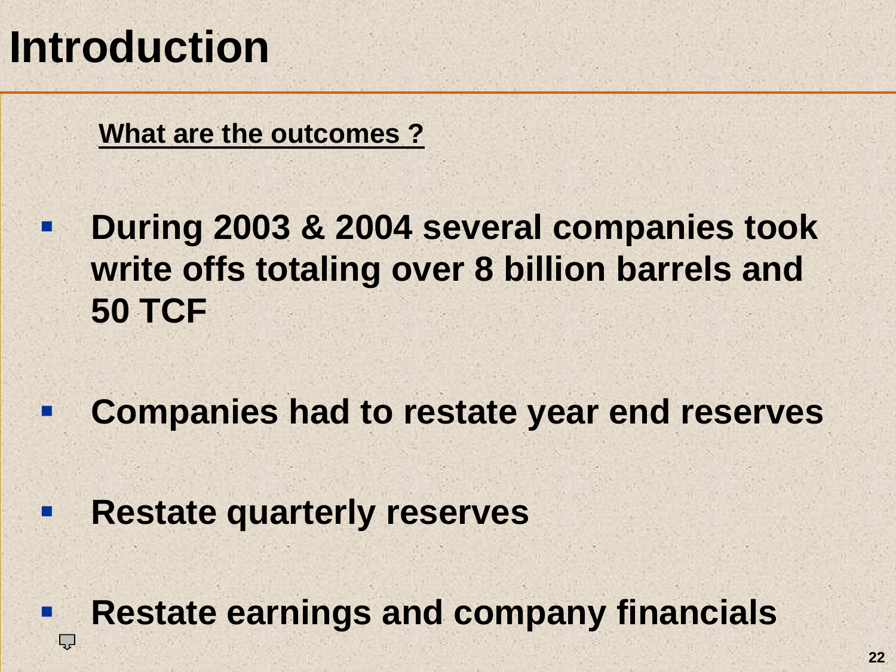# Introduction

**What are the outcomes ?**

- **During 2003 & 2004 several companies took write offs totaling over 8 billion barrels and 50 TCF**

- **Companies had to restate year end reserves**

- **Restate quarterly reserves**

- **Restate earnings and company financials**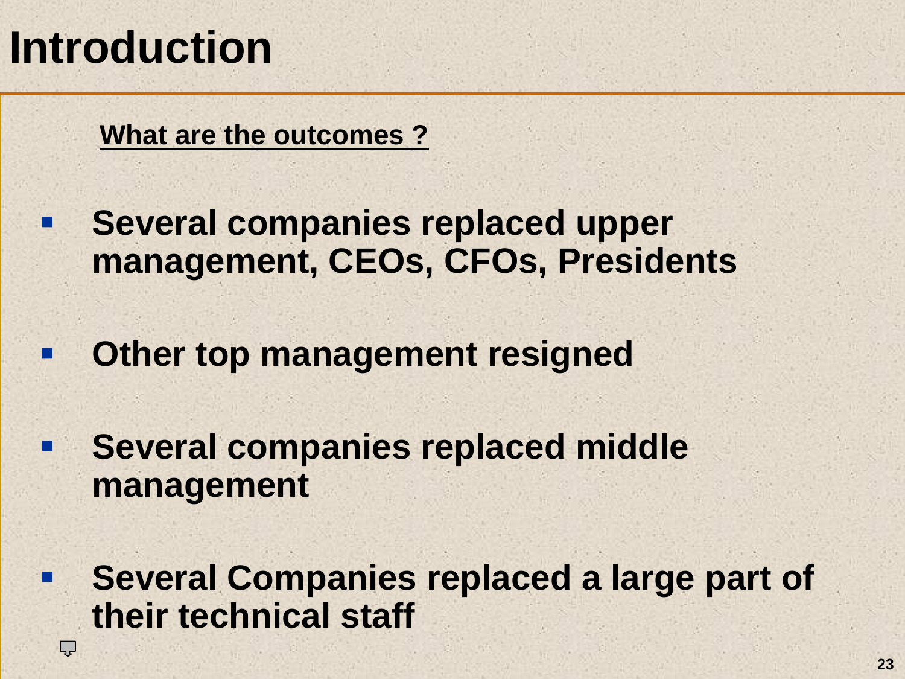# Introduction

**What are the outcomes ?**

- **Several companies replaced upper management, CEOs, CFOs, Presidents**
- **Other top management resigned**
- **Several companies replaced middle management**
- **Several Companies replaced a large part of their technical staff**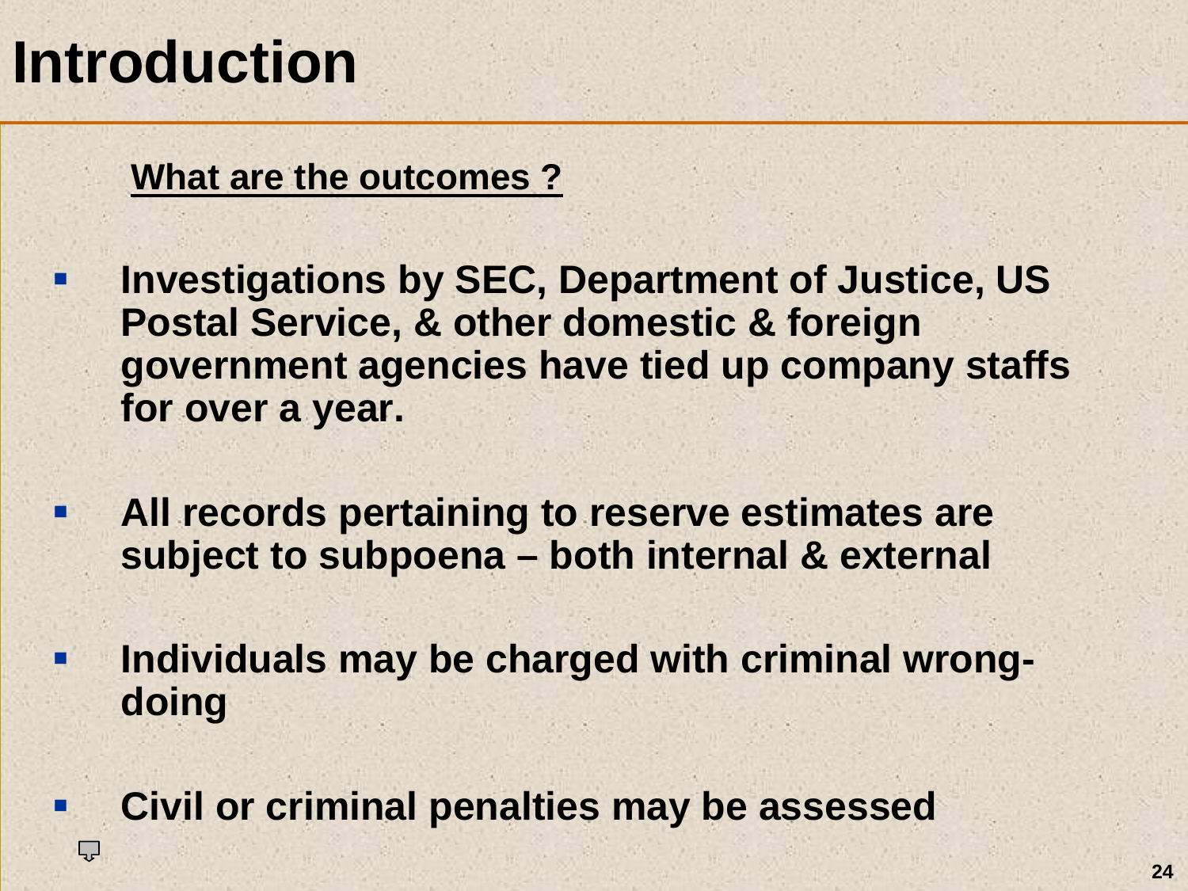# Introduction

**What are the outcomes ?**

- **Investigations by SEC, Department of Justice, US Postal Service, & other domestic & foreign government agencies have tied up company staffs for over a year.**
- **All records pertaining to reserve estimates are subject to subpoena – both internal & external**
- **Individuals may be charged with criminal wrong-doing**
- **Civil or criminal penalties may be assessed**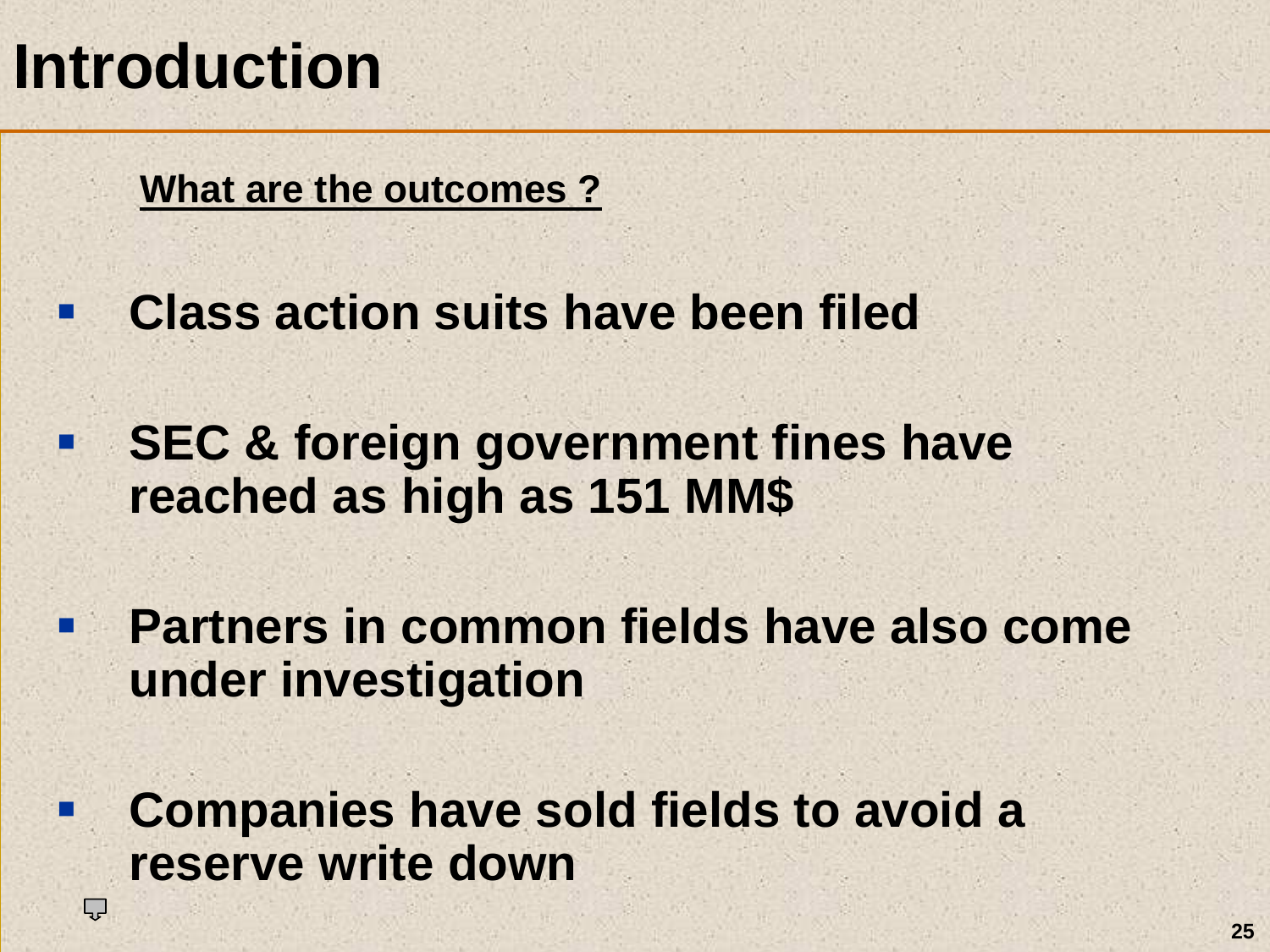# Introduction

**<u>What are the outcomes ?</u>**

- **Class action suits have been filed**
- **SEC & foreign government fines have reached as high as 151 MM$**
- **Partners in common fields have also come under investigation**
- **Companies have sold fields to avoid a reserve write down**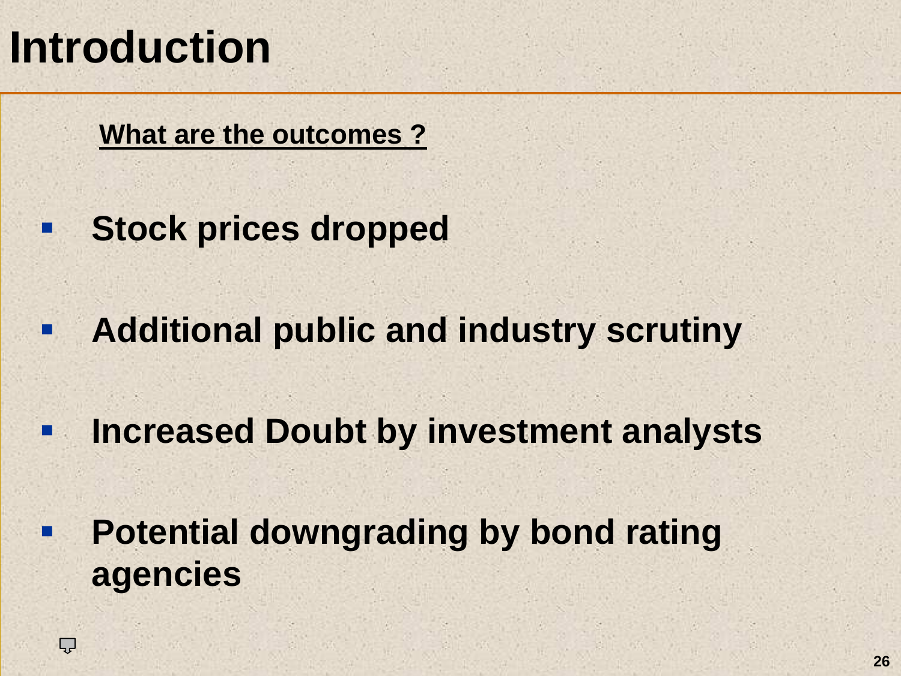# Introduction

**What are the outcomes ?**

- **Stock prices dropped**
- **Additional public and industry scrutiny**
- **Increased Doubt by investment analysts**
- **Potential downgrading by bond rating agencies**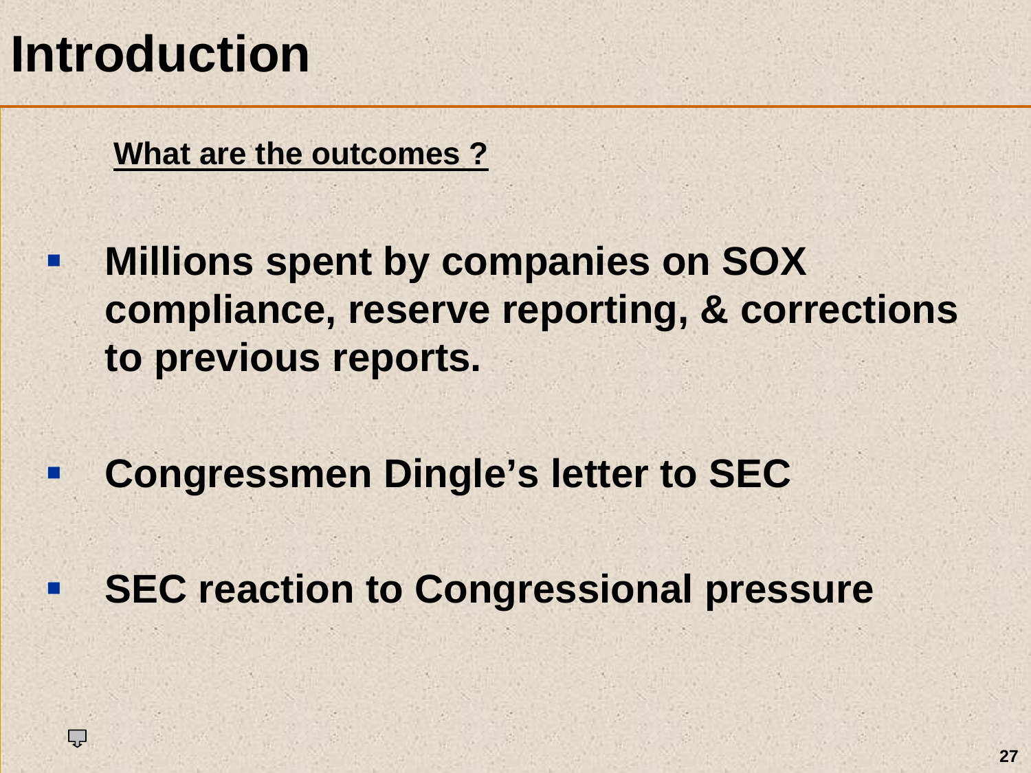# Introduction

**What are the outcomes ?**

- **Millions spent by companies on SOX compliance, reserve reporting, & corrections to previous reports.**
- **Congressmen Dingle's letter to SEC**
- **SEC reaction to Congressional pressure**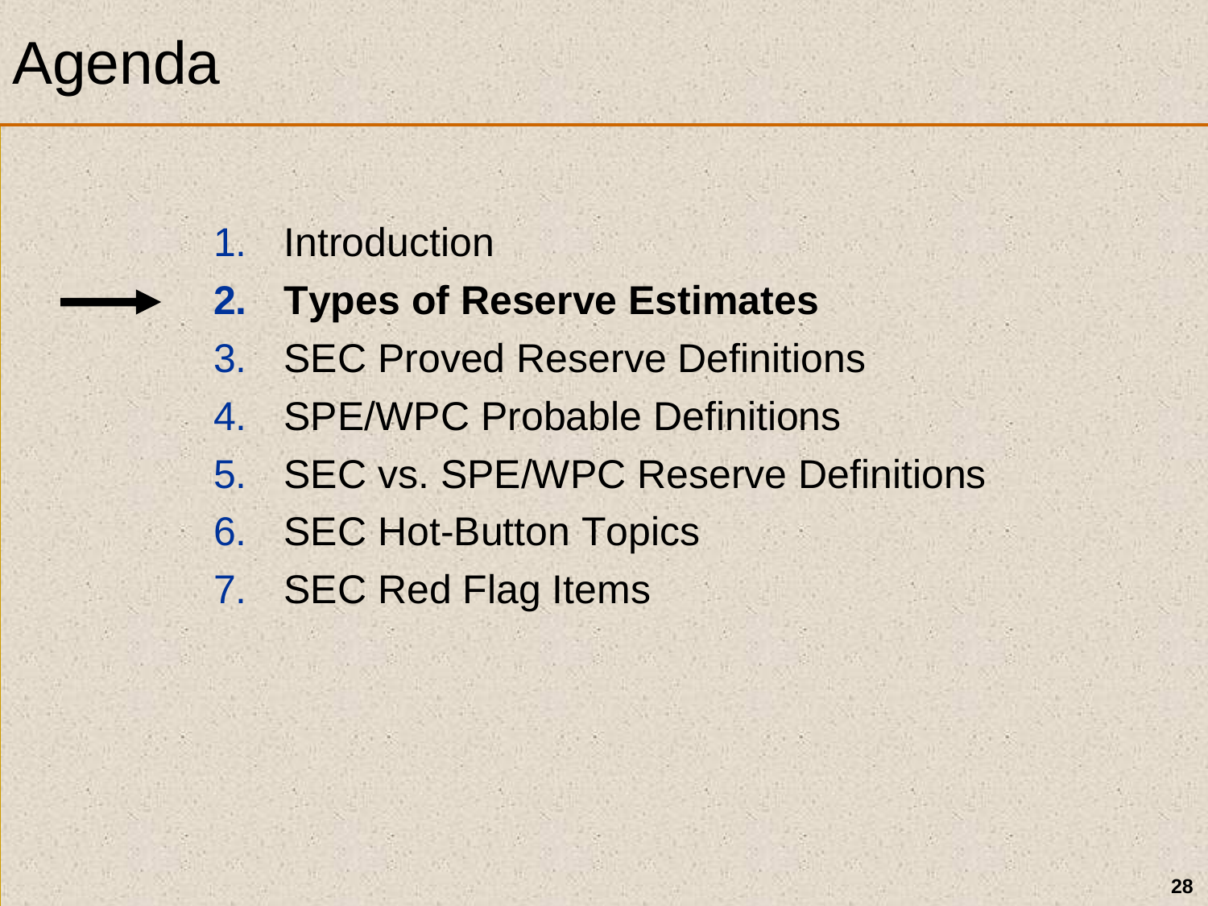# Agenda

1. Introduction
2. **Types of Reserve Estimates**
3. SEC Proved Reserve Definitions
4. SPE/WPC Probable Definitions
5. SEC vs. SPE/WPC Reserve Definitions
6. SEC Hot-Button Topics
7. SEC Red Flag Items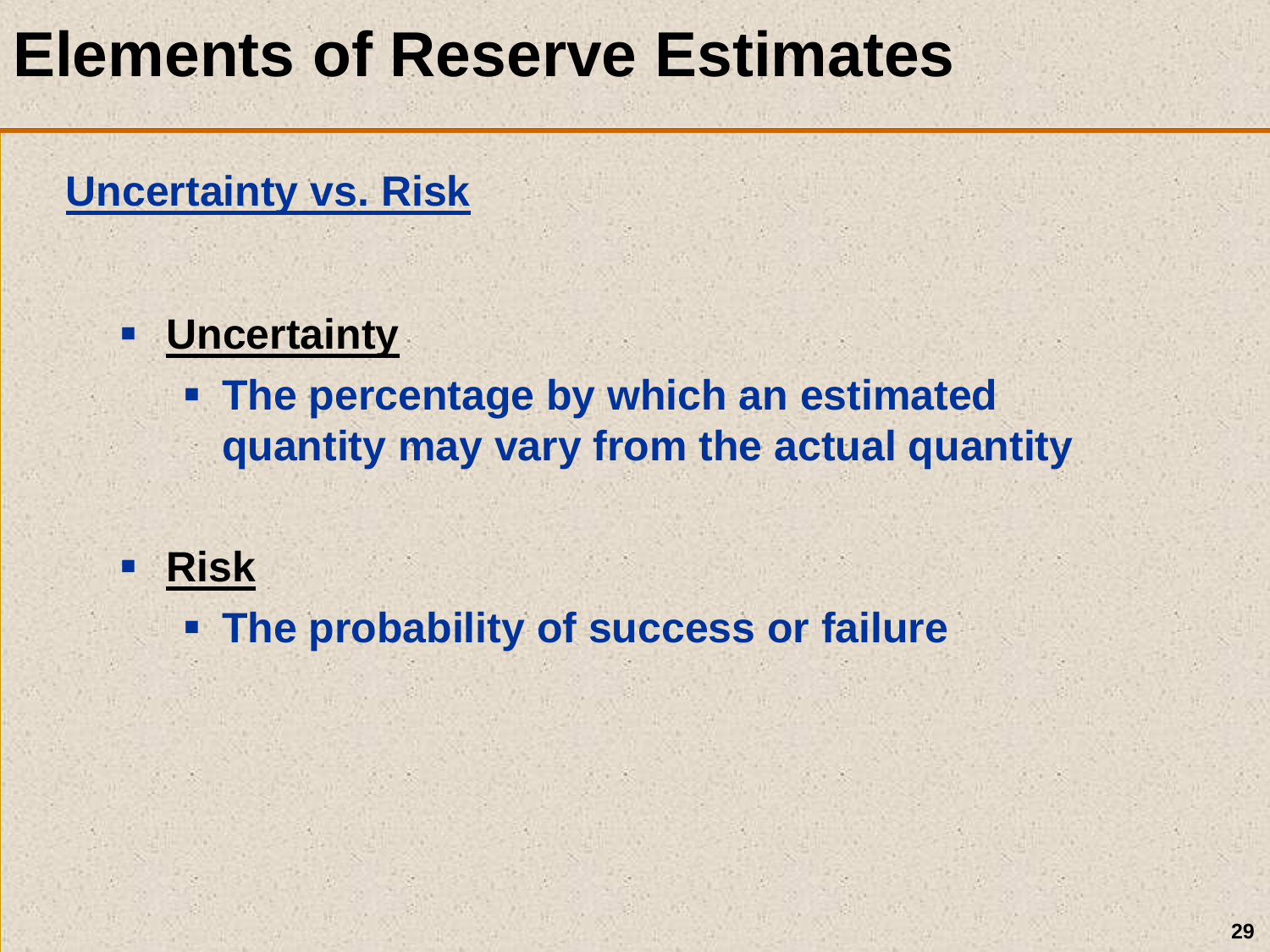# Elements of Reserve Estimates

## Uncertainty vs. Risk

- **Uncertainty**
  - **The percentage by which an estimated quantity may vary from the actual quantity**
- **Risk**
  - **The probability of success or failure**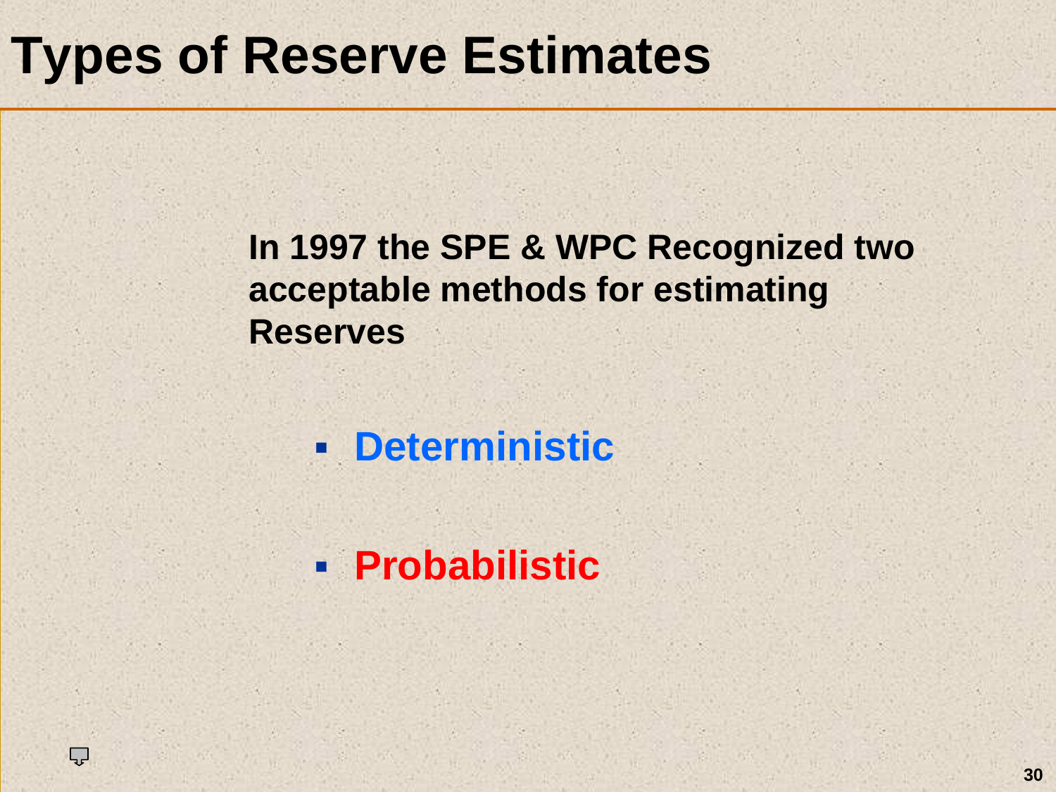# Types of Reserve Estimates

**In 1997 the SPE & WPC Recognized two acceptable methods for estimating Reserves**

- **Deterministic**
- **Probabilistic**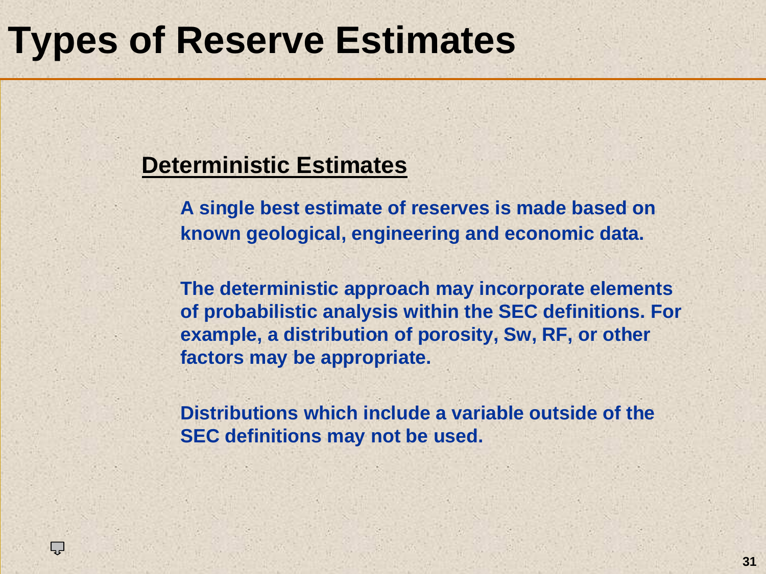# Types of Reserve Estimates

## Deterministic Estimates

**A single best estimate of reserves is made based on known geological, engineering and economic data.**

**The deterministic approach may incorporate elements of probabilistic analysis within the SEC definitions. For example, a distribution of porosity, Sw, RF, or other factors may be appropriate.**

**Distributions which include a variable outside of the SEC definitions may not be used.**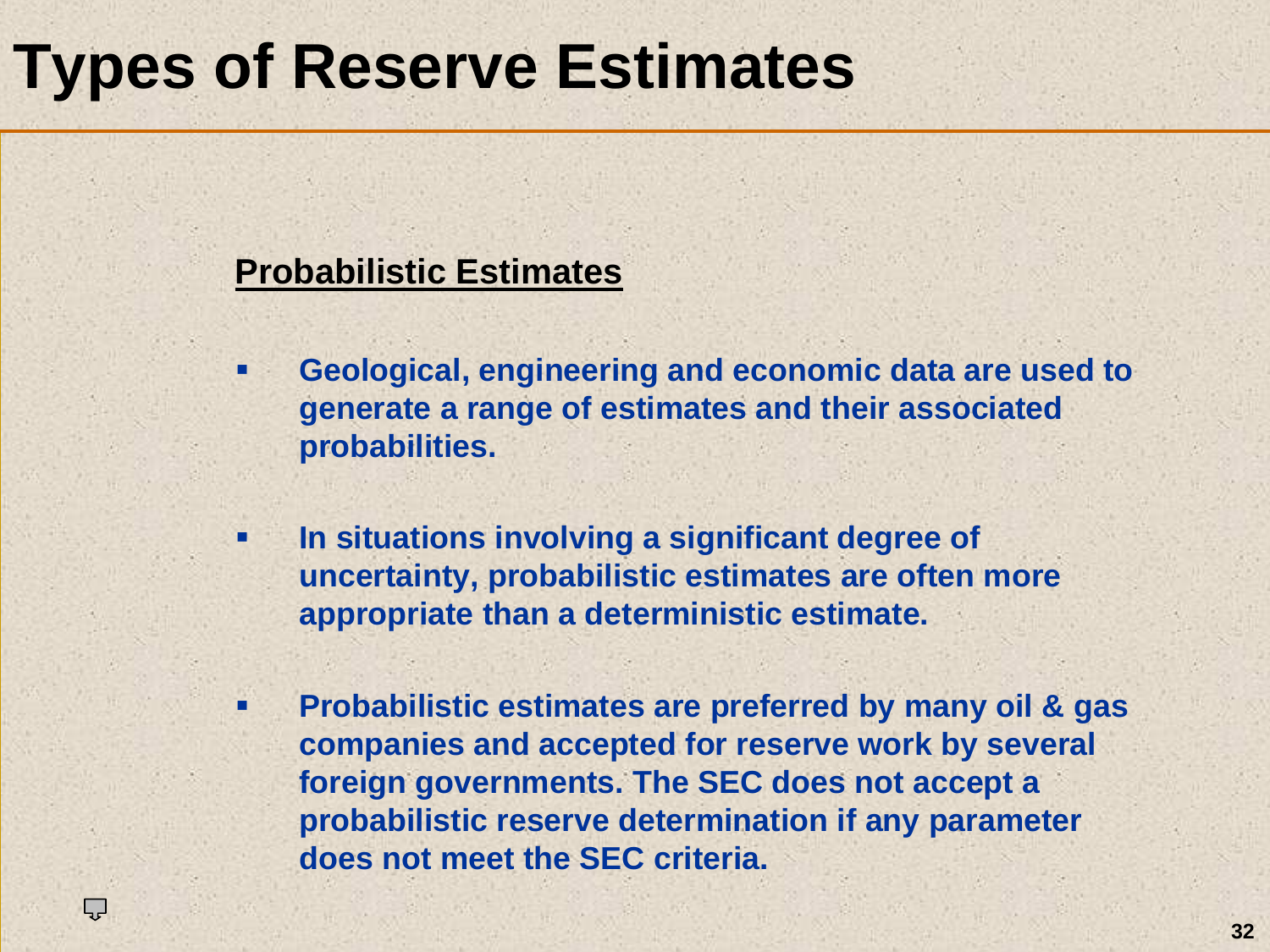# Types of Reserve Estimates

## Probabilistic Estimates

- **Geological, engineering and economic data are used to generate a range of estimates and their associated probabilities.**
- **In situations involving a significant degree of uncertainty, probabilistic estimates are often more appropriate than a deterministic estimate.**
- **Probabilistic estimates are preferred by many oil & gas companies and accepted for reserve work by several foreign governments. The SEC does not accept a probabilistic reserve determination if any parameter does not meet the SEC criteria.**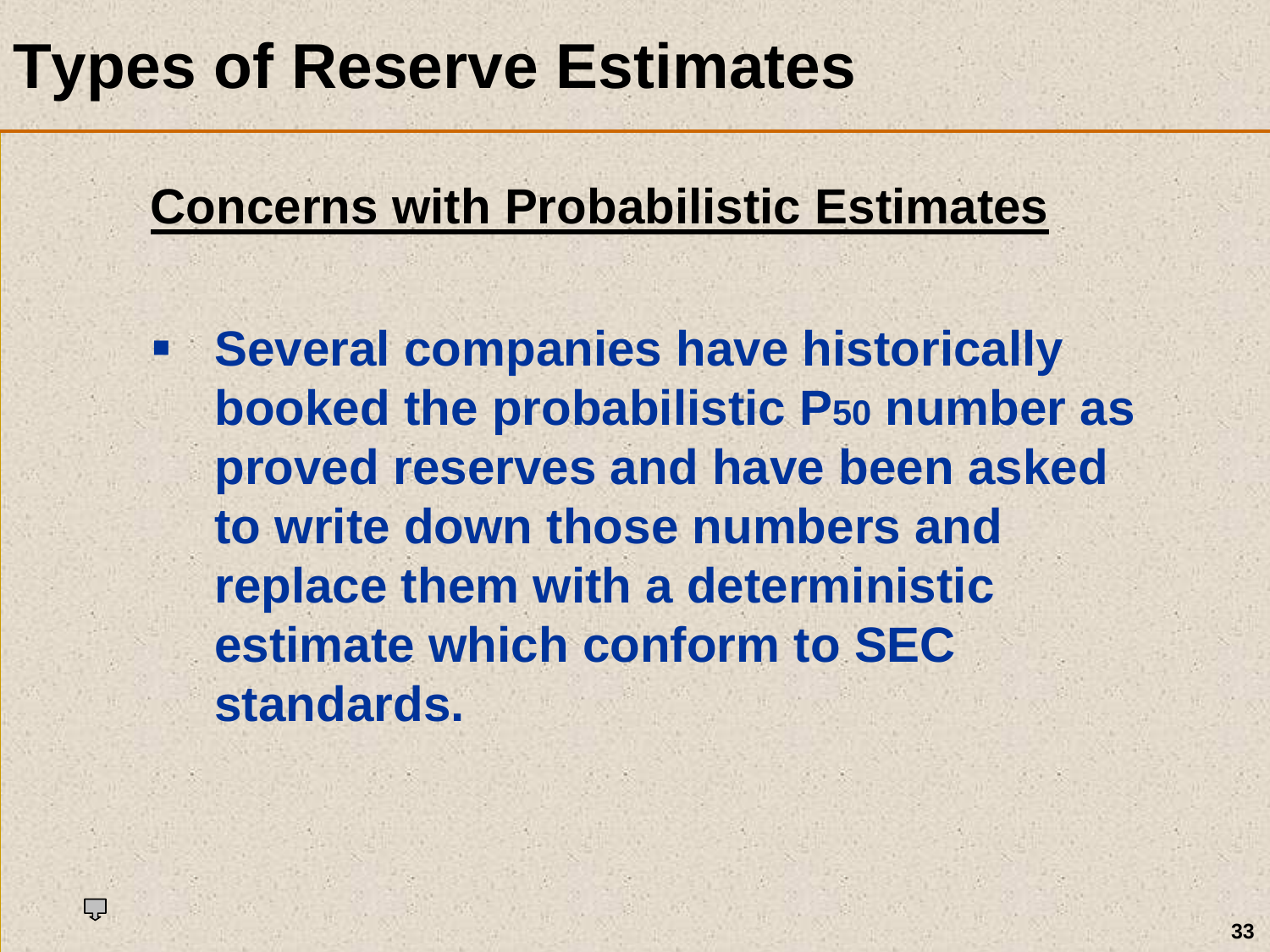# Types of Reserve Estimates

## Concerns with Probabilistic Estimates

- **Several companies have historically booked the probabilistic $P_{50}$ number as proved reserves and have been asked to write down those numbers and replace them with a deterministic estimate which conform to SEC standards.**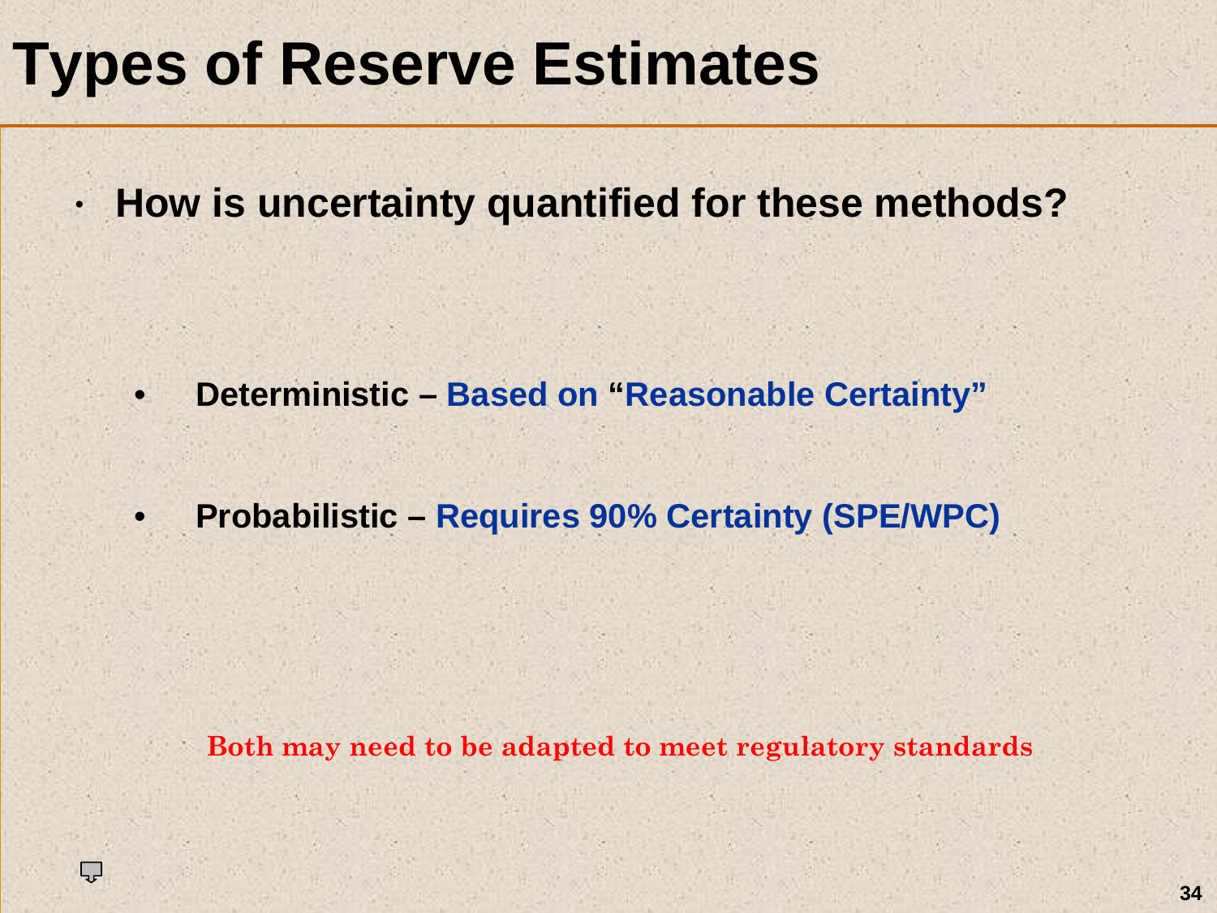# Types of Reserve Estimates

- **How is uncertainty quantified for these methods?**

  - **Deterministic – Based on "Reasonable Certainty"**

  - **Probabilistic – Requires 90% Certainty (SPE/WPC)**

**Both may need to be adapted to meet regulatory standards**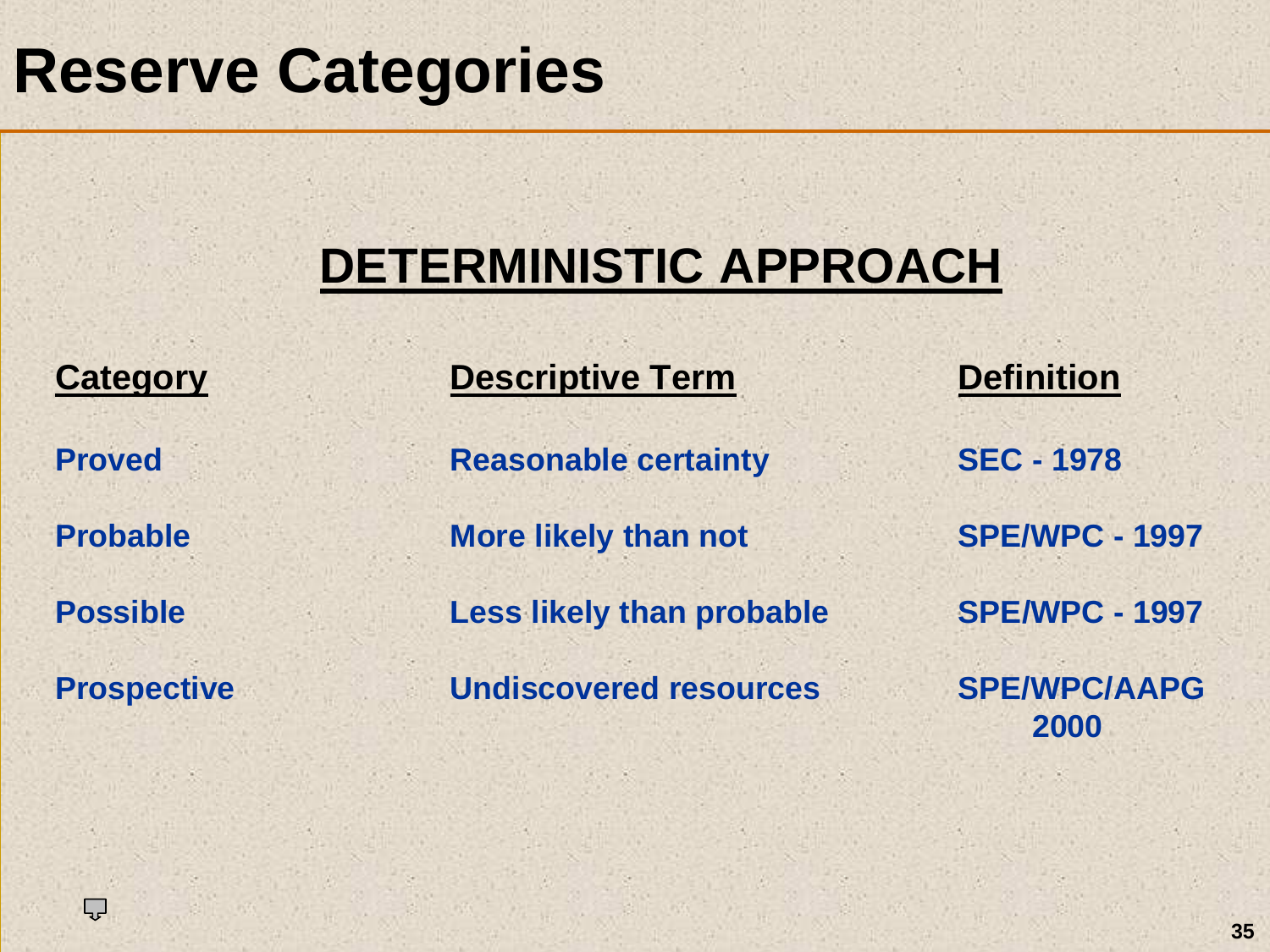# Reserve Categories

## DETERMINISTIC APPROACH

| Category | Descriptive Term | Definition |
| --- | --- | --- |
| Proved | Reasonable certainty | SEC - 1978 |
| Probable | More likely than not | SPE/WPC - 1997 |
| Possible | Less likely than probable | SPE/WPC - 1997 |
| Prospective | Undiscovered resources | SPE/WPC/AAPG 2000 |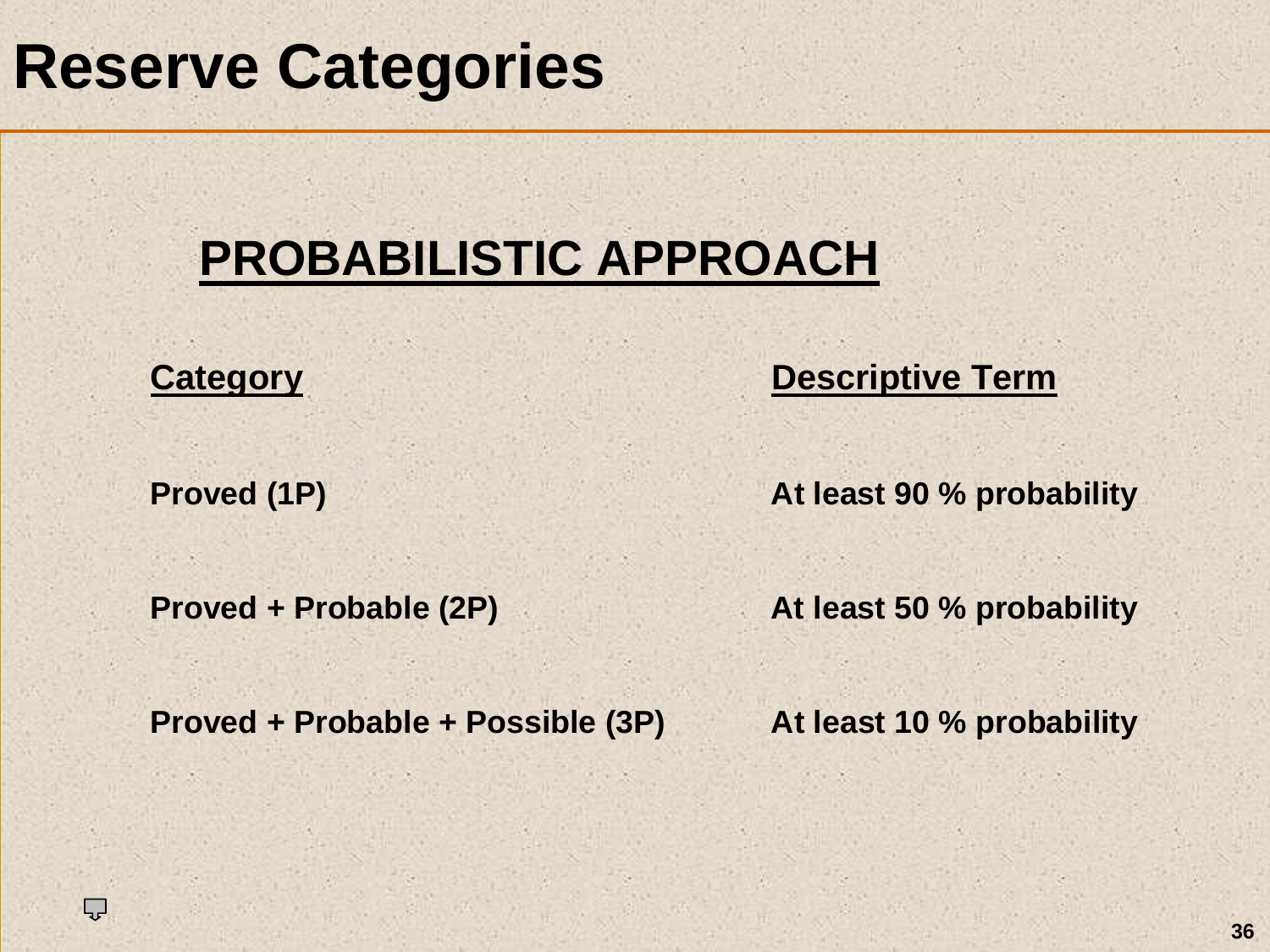# Reserve Categories

## PROBABILISTIC APPROACH

| Category | Descriptive Term |
| --- | --- |
| Proved (1P) | At least 90 % probability |
| Proved + Probable (2P) | At least 50 % probability |
| Proved + Probable + Possible (3P) | At least 10 % probability |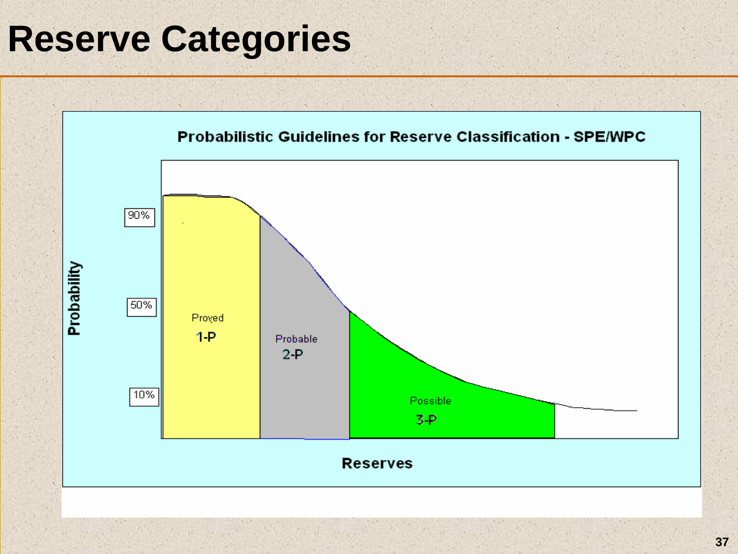# Reserve Categories

**Probabilistic Guidelines for Reserve Classification - SPE/WPC**

Probability: 90%, 50%, 10%

Proved 1-P

Probable 2-P

Possible 3-P

Reserves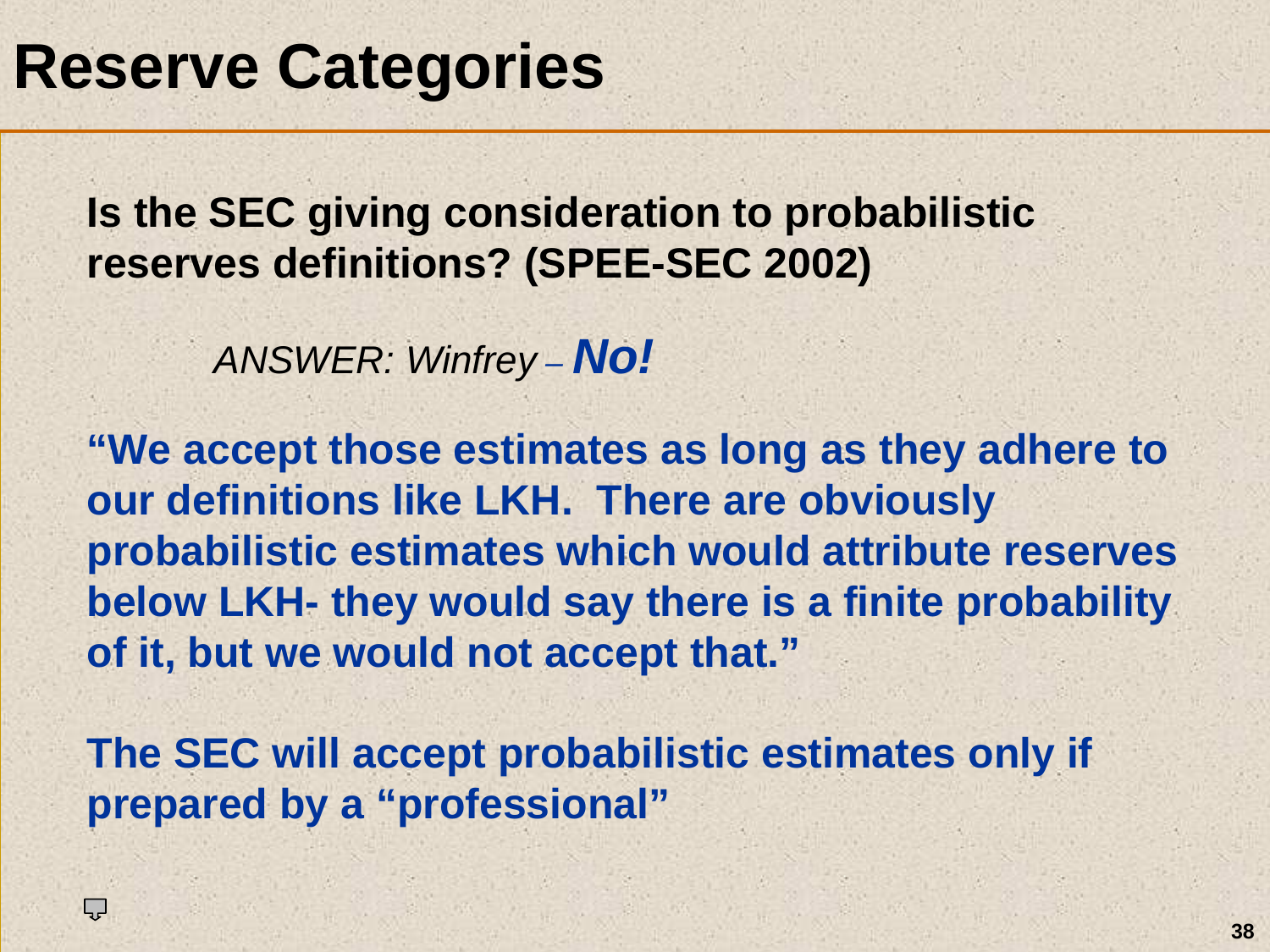# Reserve Categories

**Is the SEC giving consideration to probabilistic reserves definitions? (SPEE-SEC 2002)**

*ANSWER: Winfrey – **No!***

**"We accept those estimates as long as they adhere to our definitions like LKH. There are obviously probabilistic estimates which would attribute reserves below LKH- they would say there is a finite probability of it, but we would not accept that."**

**The SEC will accept probabilistic estimates only if prepared by a "professional"**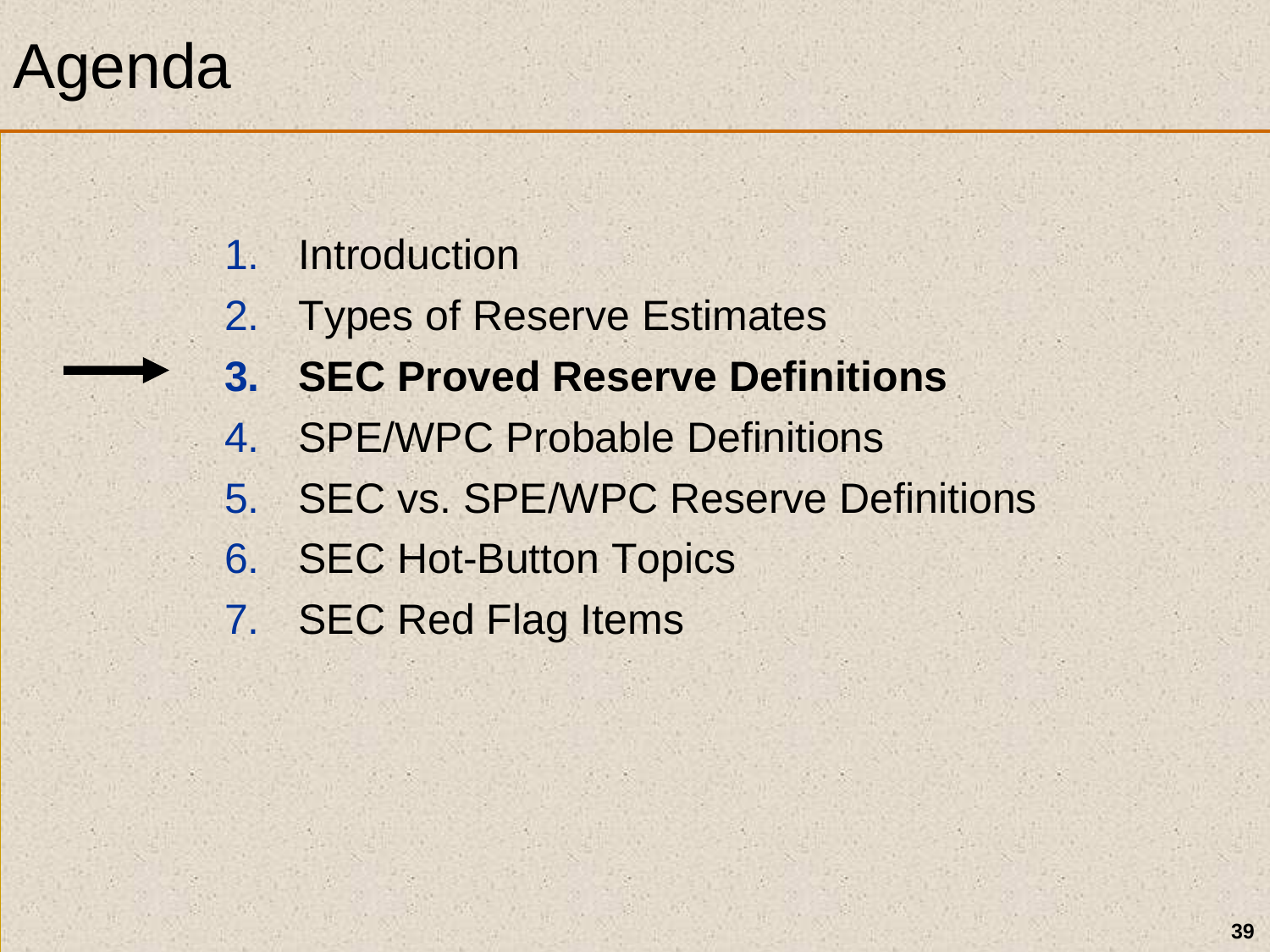# Agenda

1. Introduction
2. Types of Reserve Estimates
3. **SEC Proved Reserve Definitions**
4. SPE/WPC Probable Definitions
5. SEC vs. SPE/WPC Reserve Definitions
6. SEC Hot-Button Topics
7. SEC Red Flag Items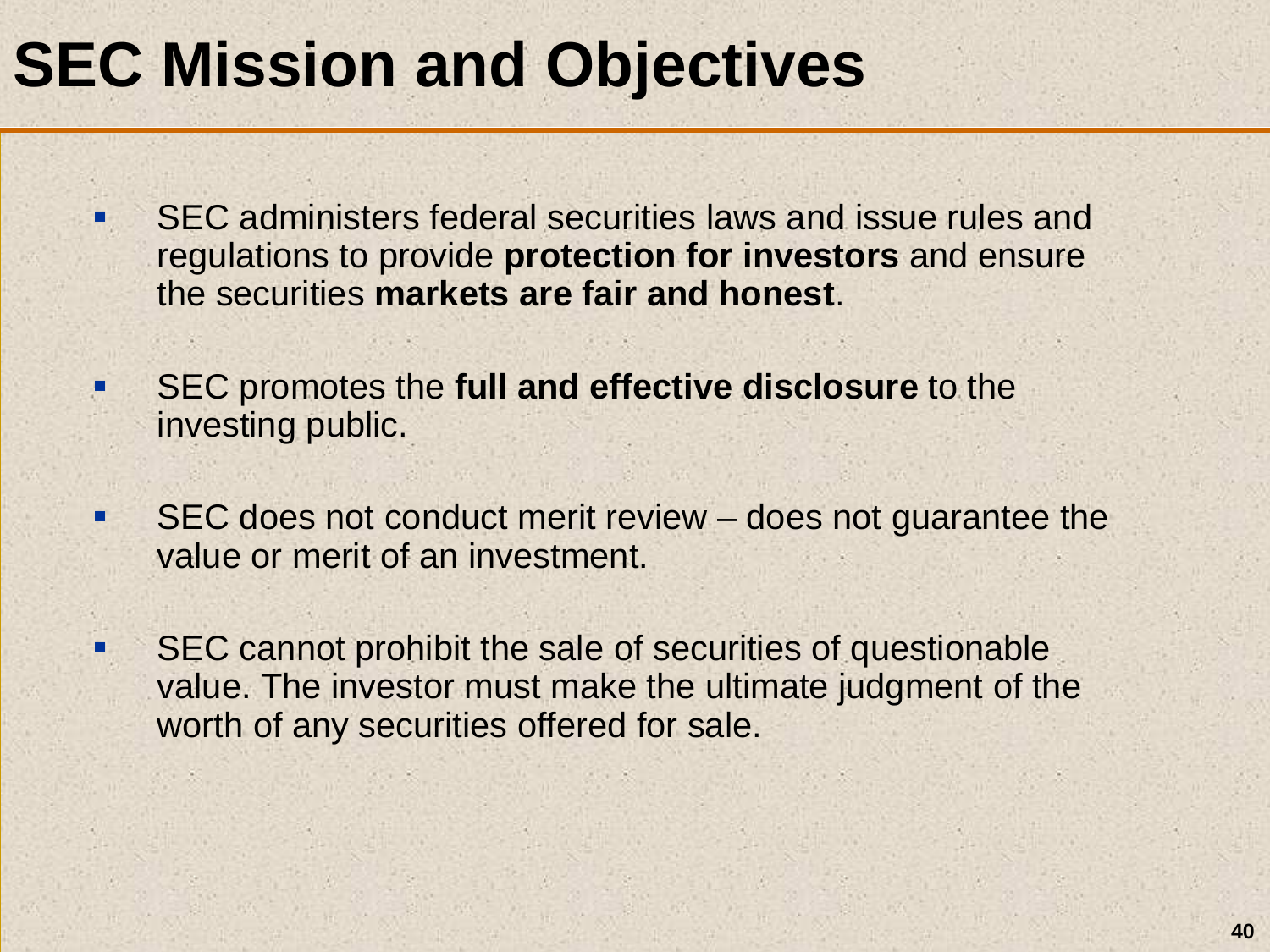# SEC Mission and Objectives

- SEC administers federal securities laws and issue rules and regulations to provide **protection for investors** and ensure the securities **markets are fair and honest**.

- SEC promotes the **full and effective disclosure** to the investing public.

- SEC does not conduct merit review – does not guarantee the value or merit of an investment.

- SEC cannot prohibit the sale of securities of questionable value. The investor must make the ultimate judgment of the worth of any securities offered for sale.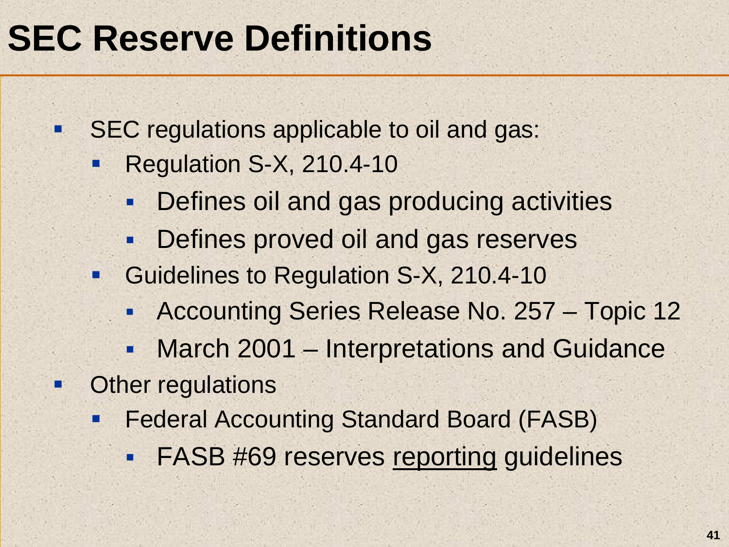# SEC Reserve Definitions

- SEC regulations applicable to oil and gas:
  - Regulation S-X, 210.4-10
    - Defines oil and gas producing activities
    - Defines proved oil and gas reserves
  - Guidelines to Regulation S-X, 210.4-10
    - Accounting Series Release No. 257 – Topic 12
    - March 2001 – Interpretations and Guidance
- Other regulations
  - Federal Accounting Standard Board (FASB)
    - FASB #69 reserves <u>reporting</u> guidelines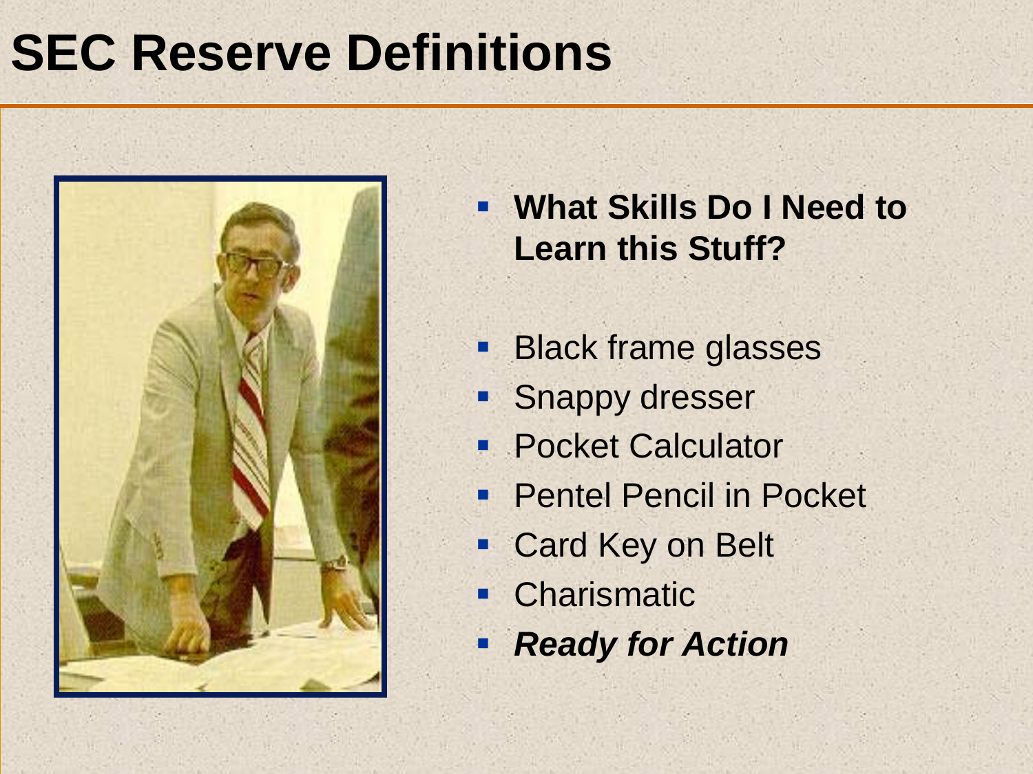# SEC Reserve Definitions

- **What Skills Do I Need to Learn this Stuff?**
- Black frame glasses
- Snappy dresser
- Pocket Calculator
- Pentel Pencil in Pocket
- Card Key on Belt
- Charismatic
- ***Ready for Action***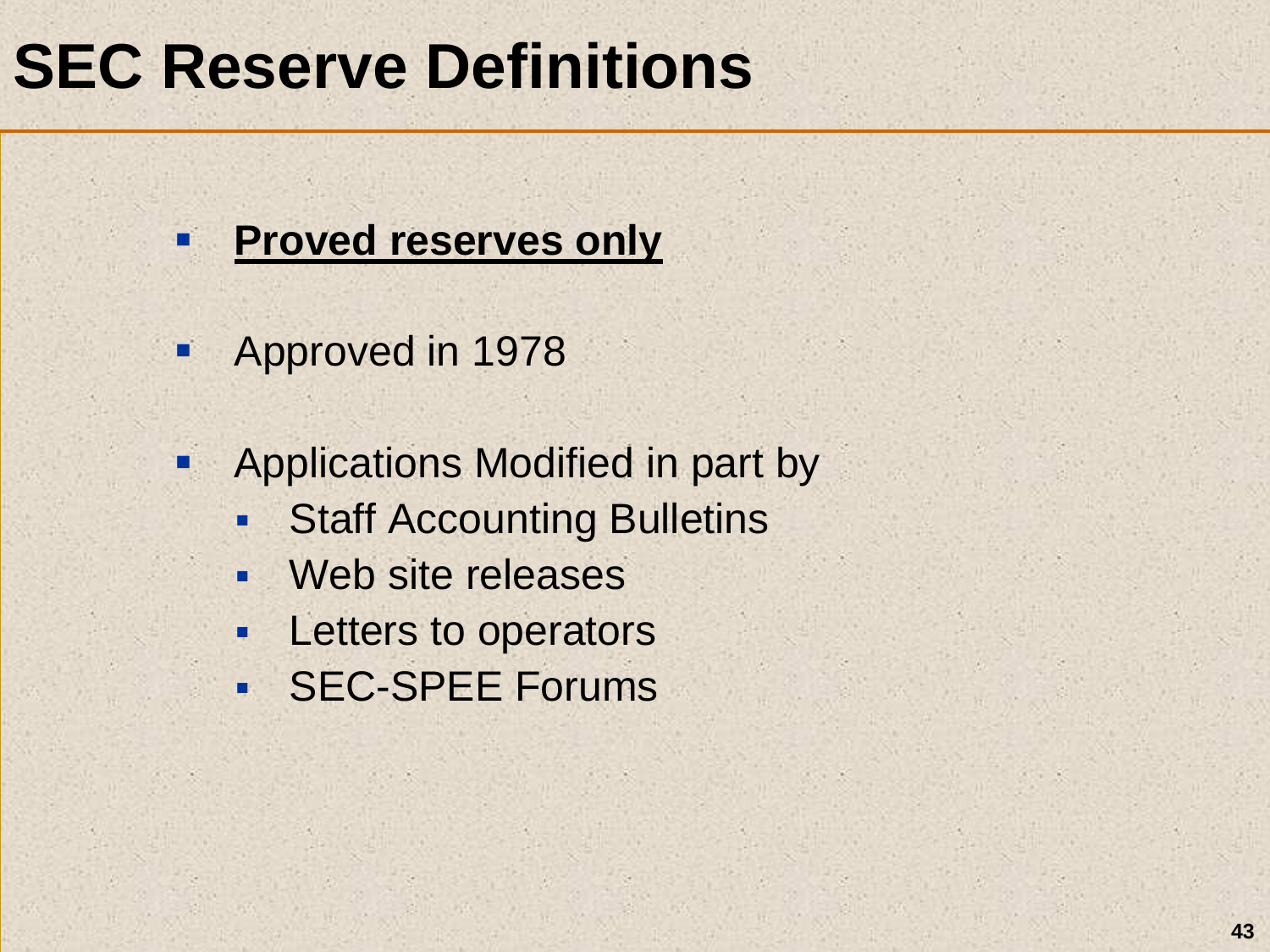# SEC Reserve Definitions

- **<u>Proved reserves only</u>**
- Approved in 1978
- Applications Modified in part by
  - Staff Accounting Bulletins
  - Web site releases
  - Letters to operators
  - SEC-SPEE Forums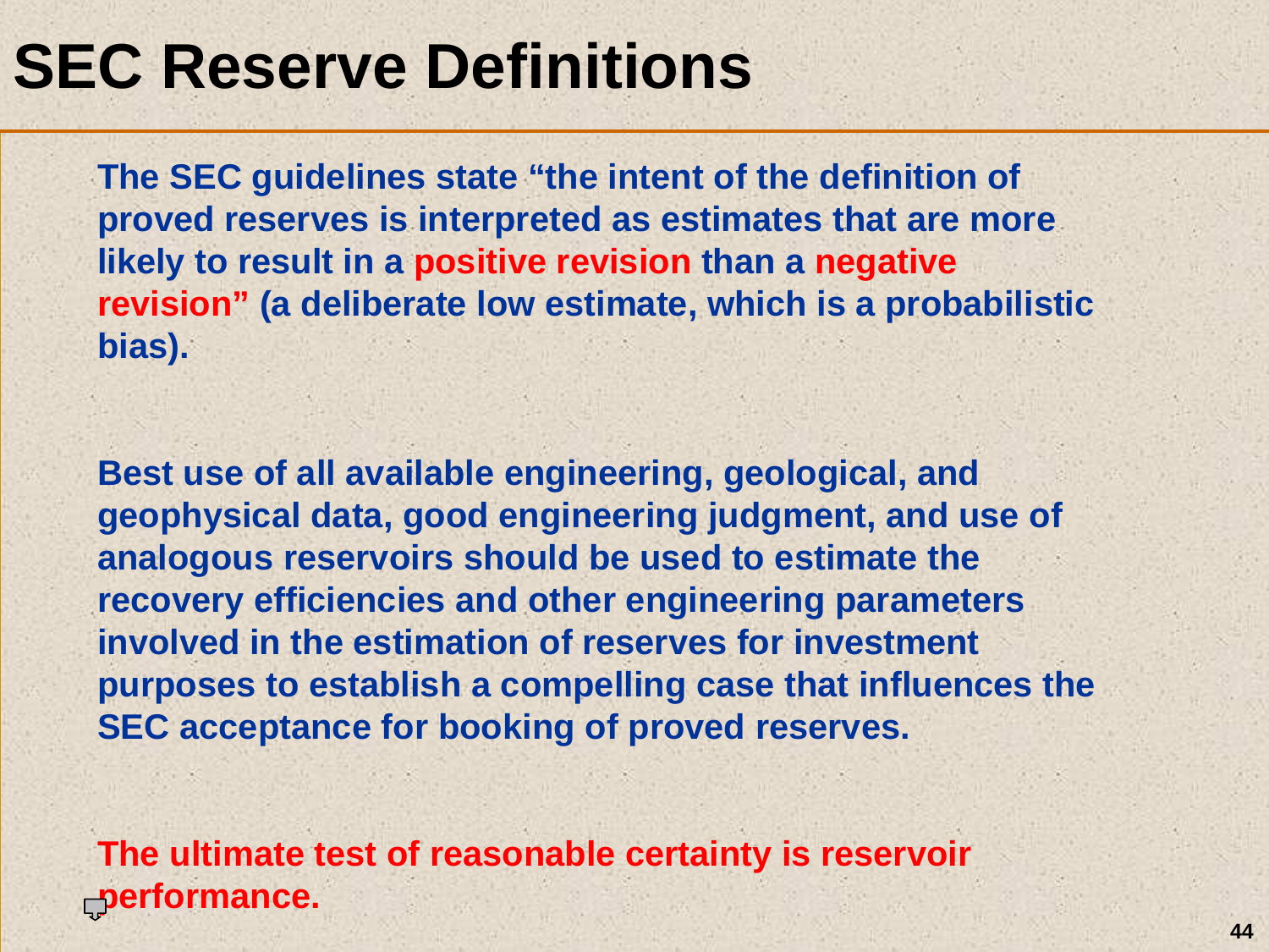# SEC Reserve Definitions

**The SEC guidelines state "the intent of the definition of proved reserves is interpreted as estimates that are more likely to result in a positive revision than a negative revision" (a deliberate low estimate, which is a probabilistic bias).**

**Best use of all available engineering, geological, and geophysical data, good engineering judgment, and use of analogous reservoirs should be used to estimate the recovery efficiencies and other engineering parameters involved in the estimation of reserves for investment purposes to establish a compelling case that influences the SEC acceptance for booking of proved reserves.**

**The ultimate test of reasonable certainty is reservoir performance.**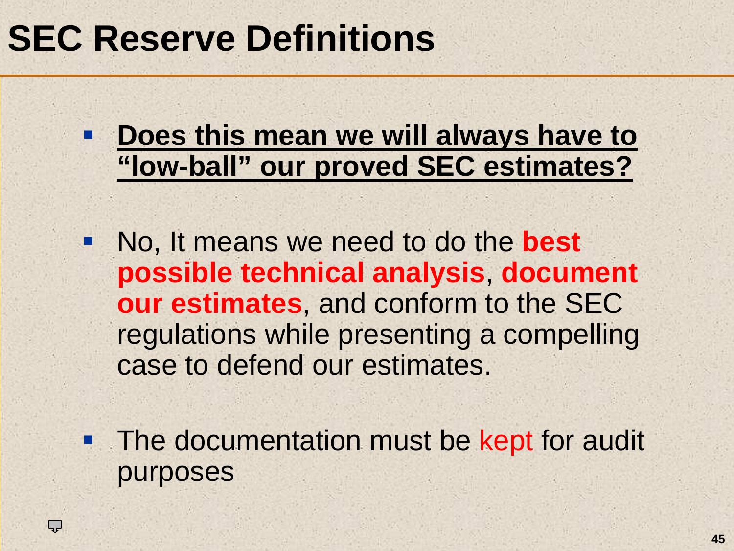# SEC Reserve Definitions

- **Does this mean we will always have to "low-ball" our proved SEC estimates?**
- No, It means we need to do the **best possible technical analysis**, **document our estimates**, and conform to the SEC regulations while presenting a compelling case to defend our estimates.
- The documentation must be kept for audit purposes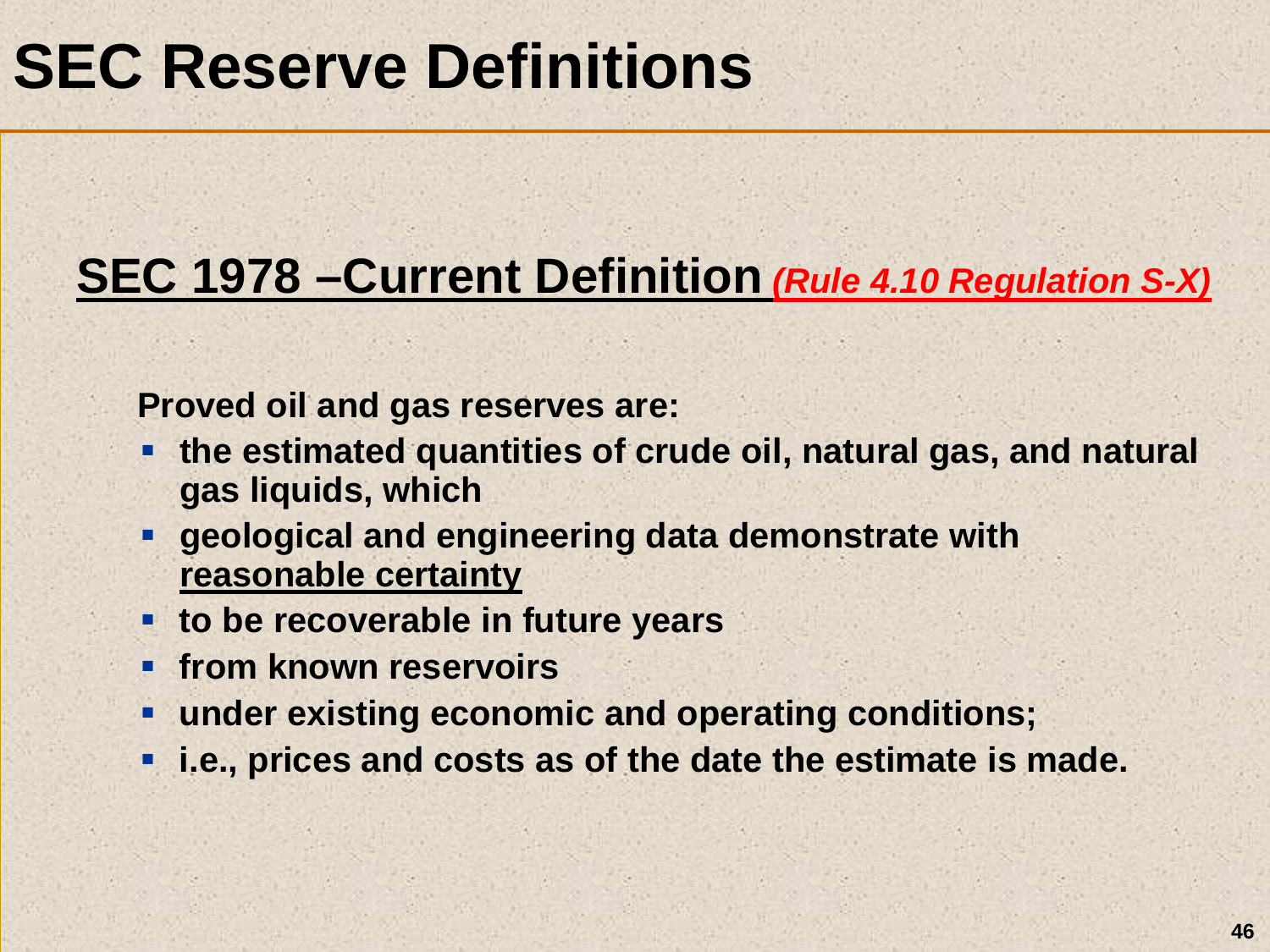# SEC Reserve Definitions

## <u>SEC 1978 –Current Definition</u> *<u>(Rule 4.10 Regulation S-X)</u>*

**Proved oil and gas reserves are:**

- **the estimated quantities of crude oil, natural gas, and natural gas liquids, which**
- **geological and engineering data demonstrate with <u>reasonable certainty</u>**
- **to be recoverable in future years**
- **from known reservoirs**
- **under existing economic and operating conditions;**
- **i.e., prices and costs as of the date the estimate is made.**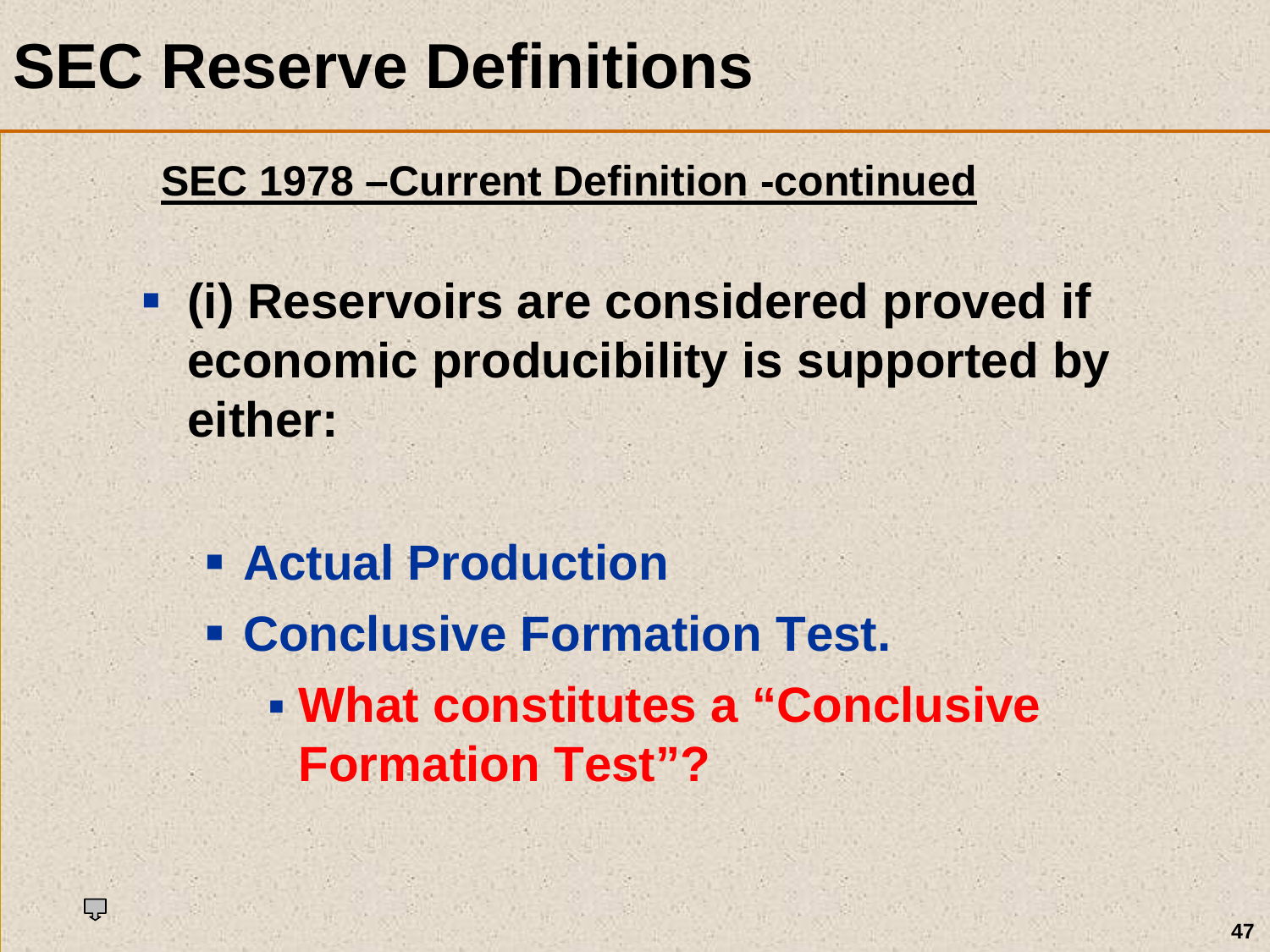# SEC Reserve Definitions

**SEC 1978 –Current Definition -continued**

- **(i) Reservoirs are considered proved if economic producibility is supported by either:**
  - **Actual Production**
  - **Conclusive Formation Test.**
    - **What constitutes a "Conclusive Formation Test"?**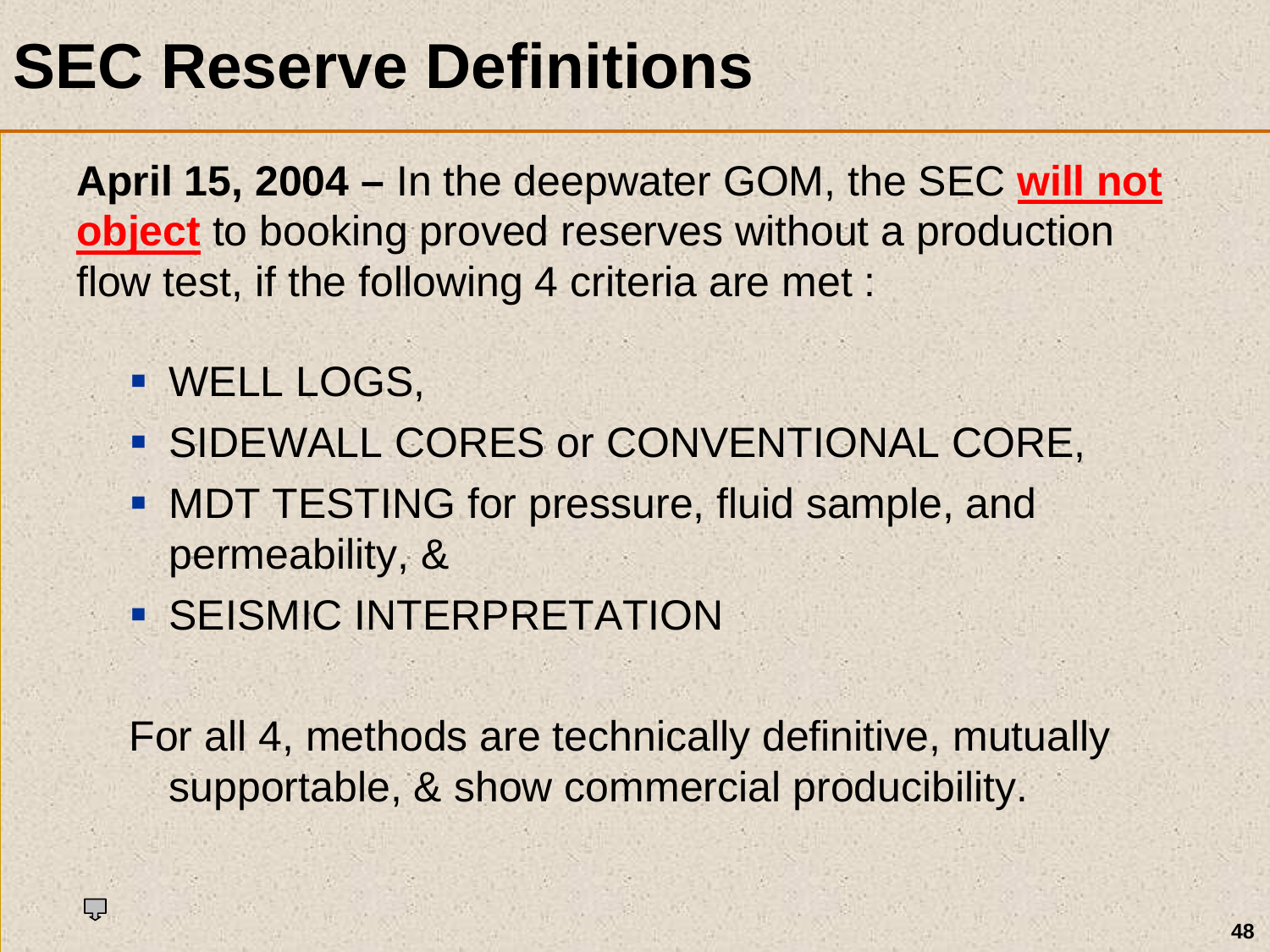# SEC Reserve Definitions

**April 15, 2004 –** In the deepwater GOM, the SEC **will not object** to booking proved reserves without a production flow test, if the following 4 criteria are met :

- WELL LOGS,
- SIDEWALL CORES or CONVENTIONAL CORE,
- MDT TESTING for pressure, fluid sample, and permeability, &
- SEISMIC INTERPRETATION

For all 4, methods are technically definitive, mutually supportable, & show commercial producibility.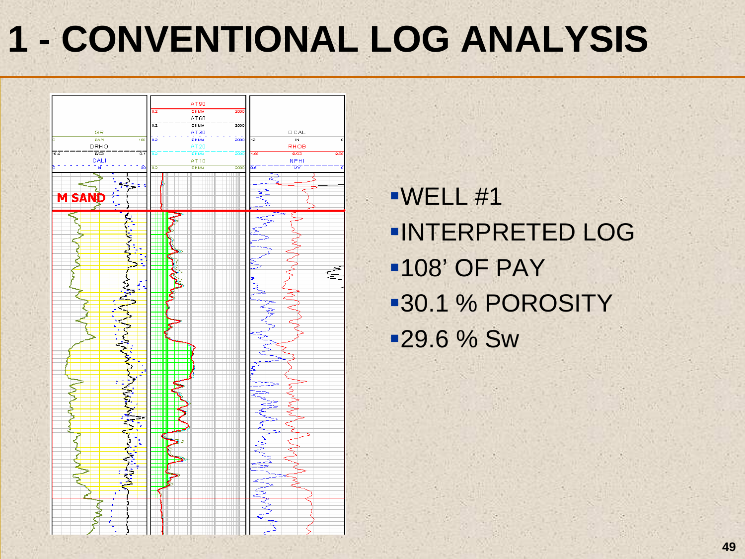# 1 - CONVENTIONAL LOG ANALYSIS

- WELL #1
- INTERPRETED LOG
- 108' OF PAY
- 30.1 % POROSITY
- 29.6 % Sw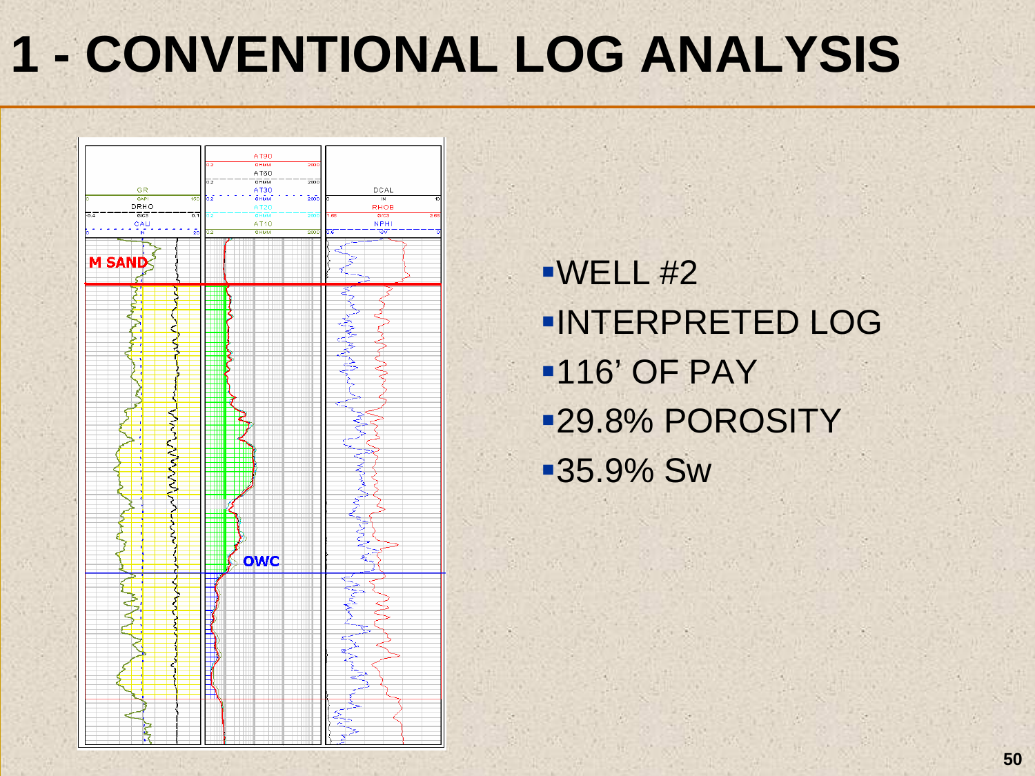# 1 - CONVENTIONAL LOG ANALYSIS

- WELL #2
- INTERPRETED LOG
- 116' OF PAY
- 29.8% POROSITY
- 35.9% Sw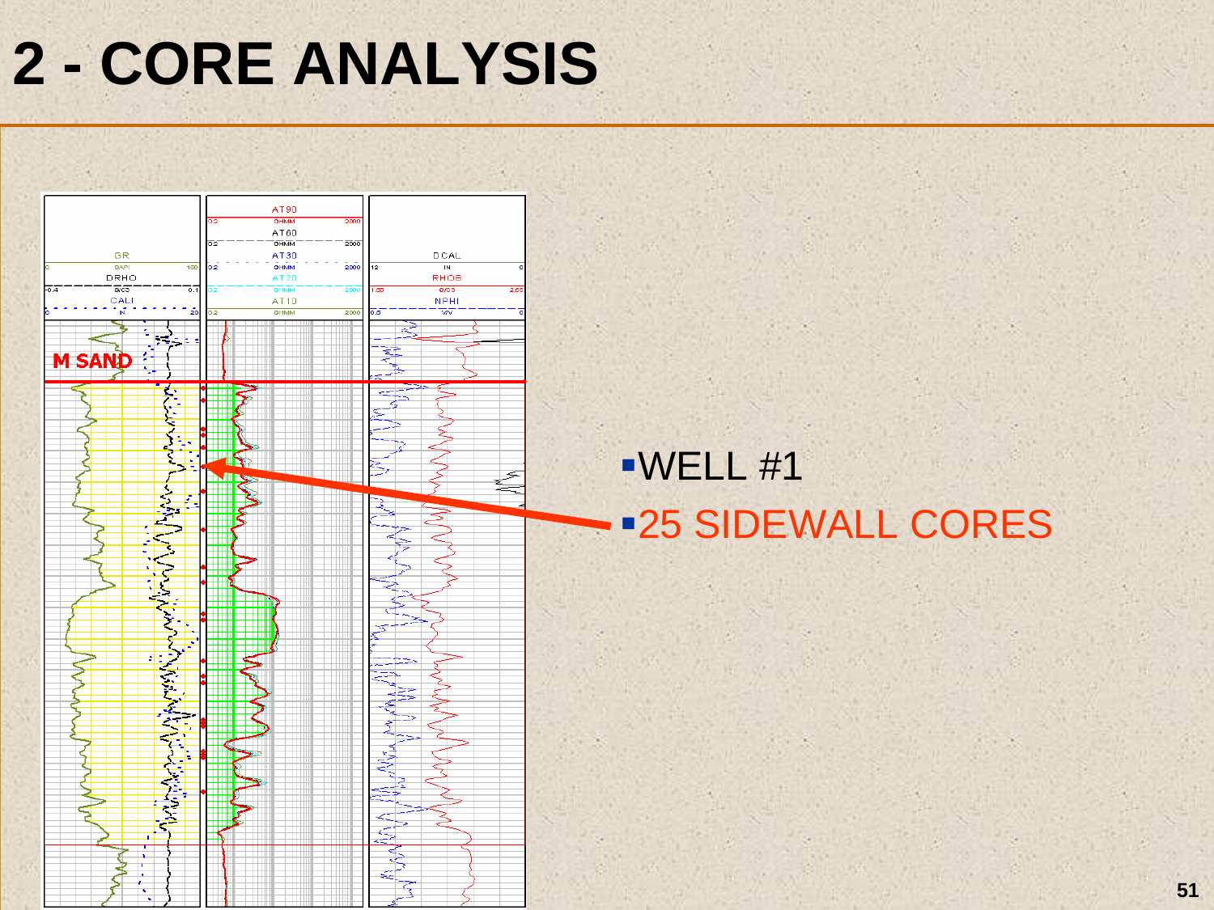# 2 - CORE ANALYSIS

- WELL #1
- 25 SIDEWALL CORES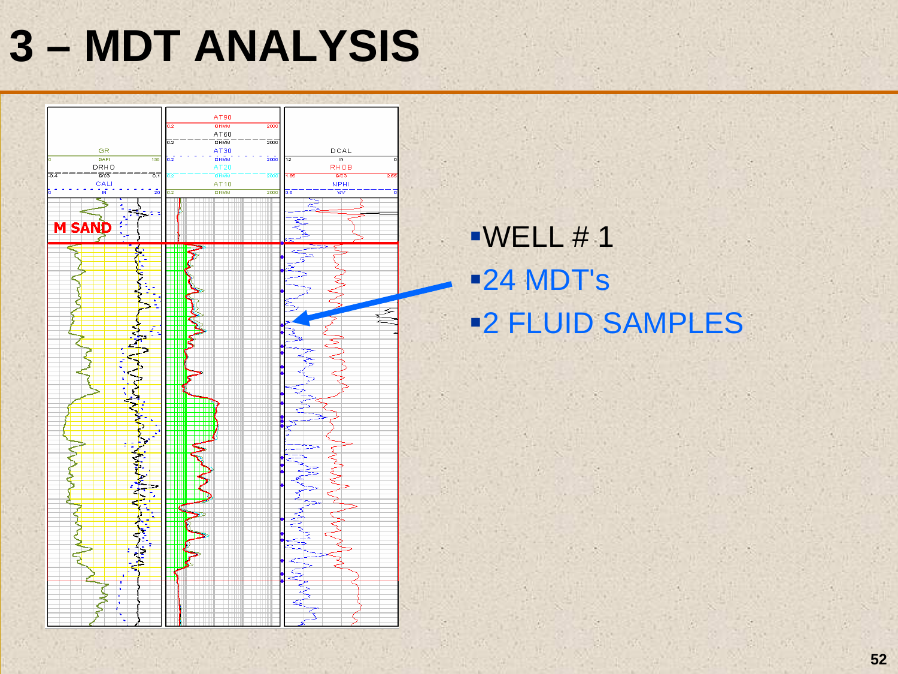# 3 – MDT ANALYSIS

- WELL # 1
- 24 MDT's
- 2 FLUID SAMPLES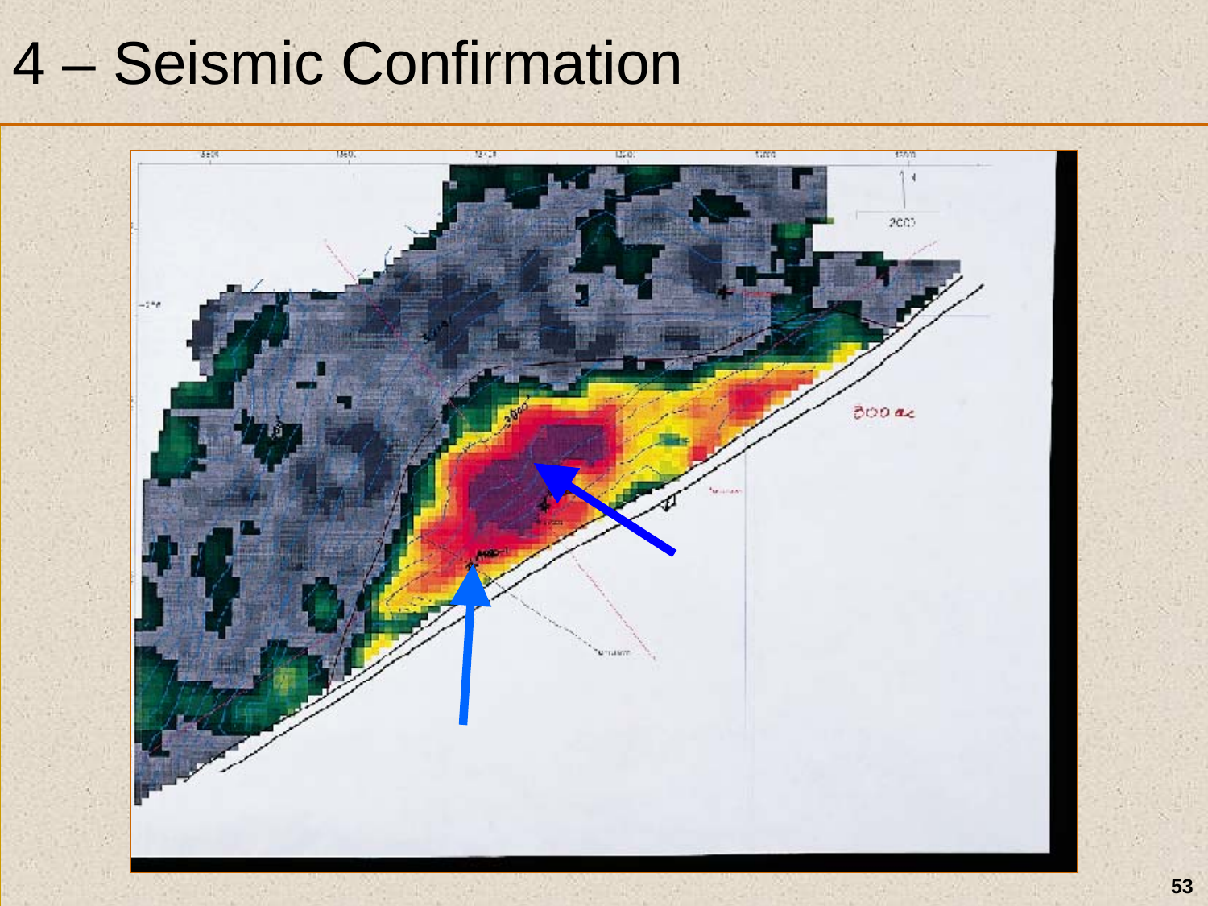# 4 – Seismic Confirmation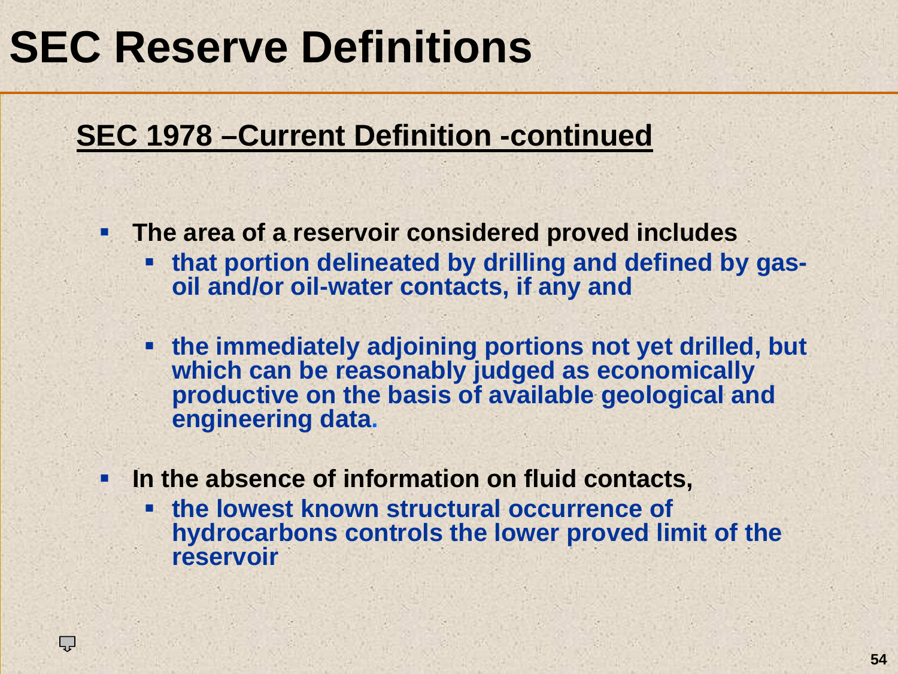# SEC Reserve Definitions

## SEC 1978 –Current Definition -continued

- **The area of a reservoir considered proved includes**
  - **that portion delineated by drilling and defined by gas-oil and/or oil-water contacts, if any and**
  - **the immediately adjoining portions not yet drilled, but which can be reasonably judged as economically productive on the basis of available geological and engineering data.**
- **In the absence of information on fluid contacts,**
  - **the lowest known structural occurrence of hydrocarbons controls the lower proved limit of the reservoir**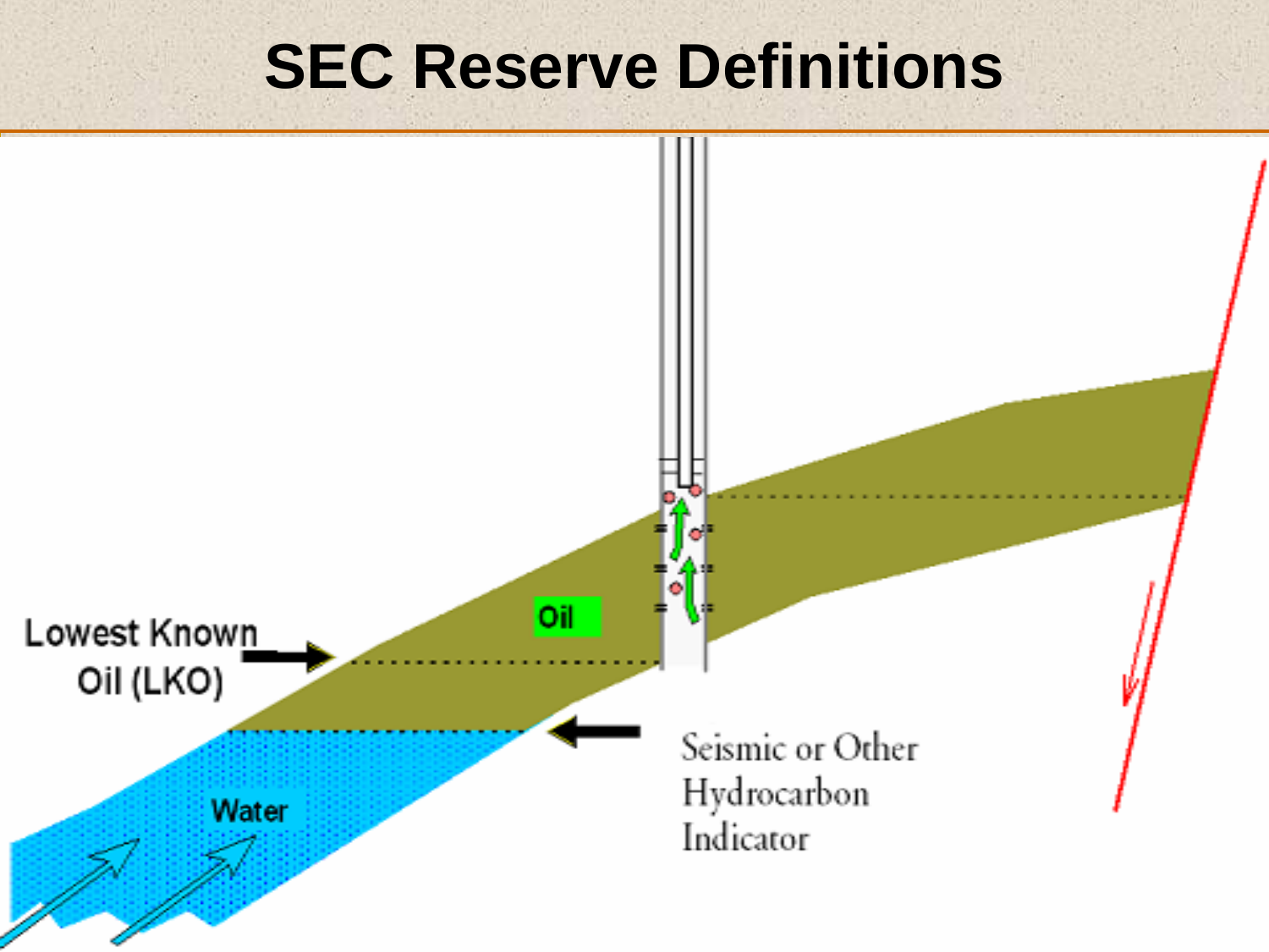# SEC Reserve Definitions

Lowest Known Oil (LKO)

Oil

Water

Seismic or Other Hydrocarbon Indicator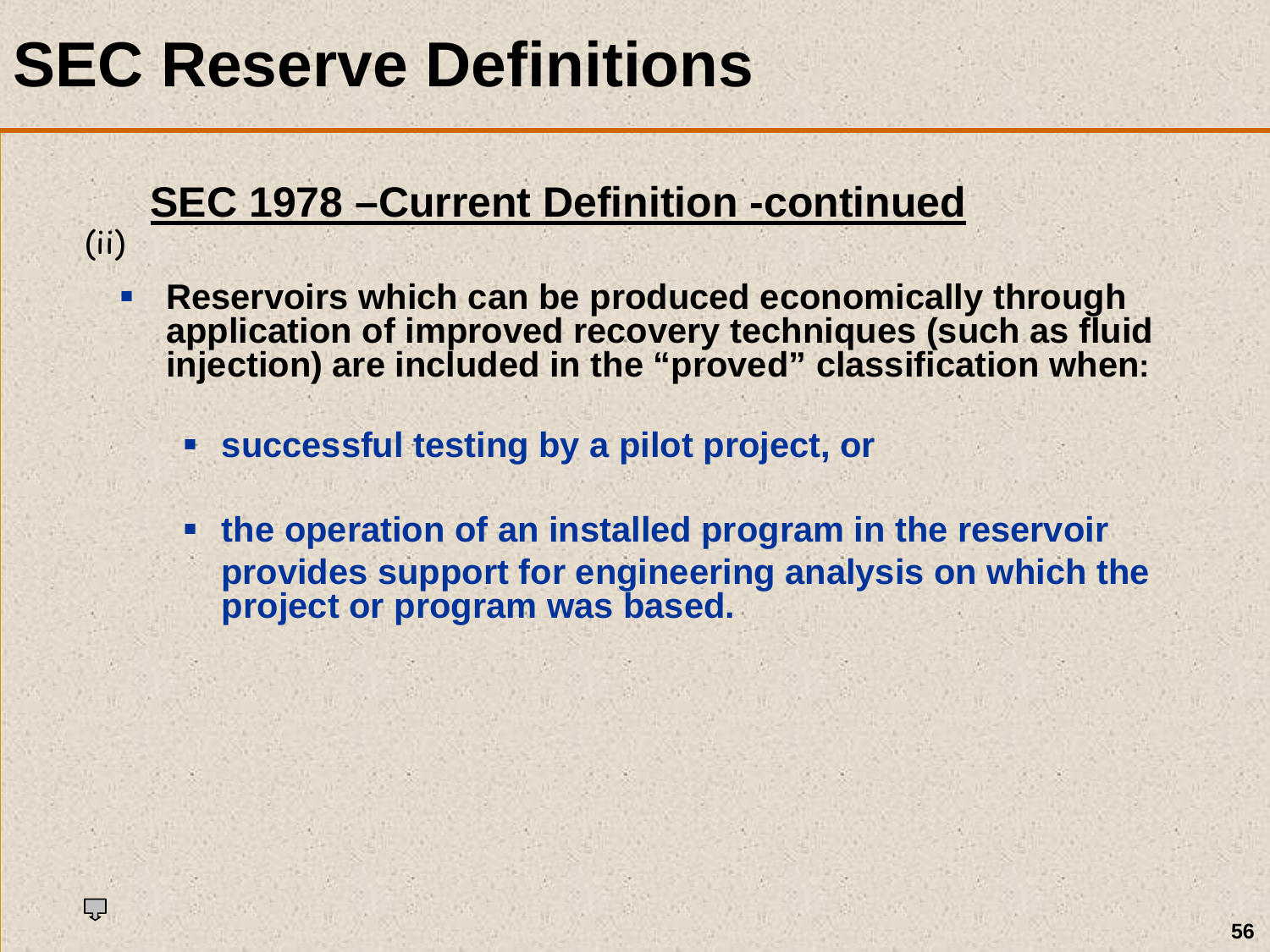# SEC Reserve Definitions

## SEC 1978 –Current Definition -continued

(ii)

- **Reservoirs which can be produced economically through application of improved recovery techniques (such as fluid injection) are included in the "proved" classification when:**
  - **successful testing by a pilot project, or**
  - **the operation of an installed program in the reservoir provides support for engineering analysis on which the project or program was based.**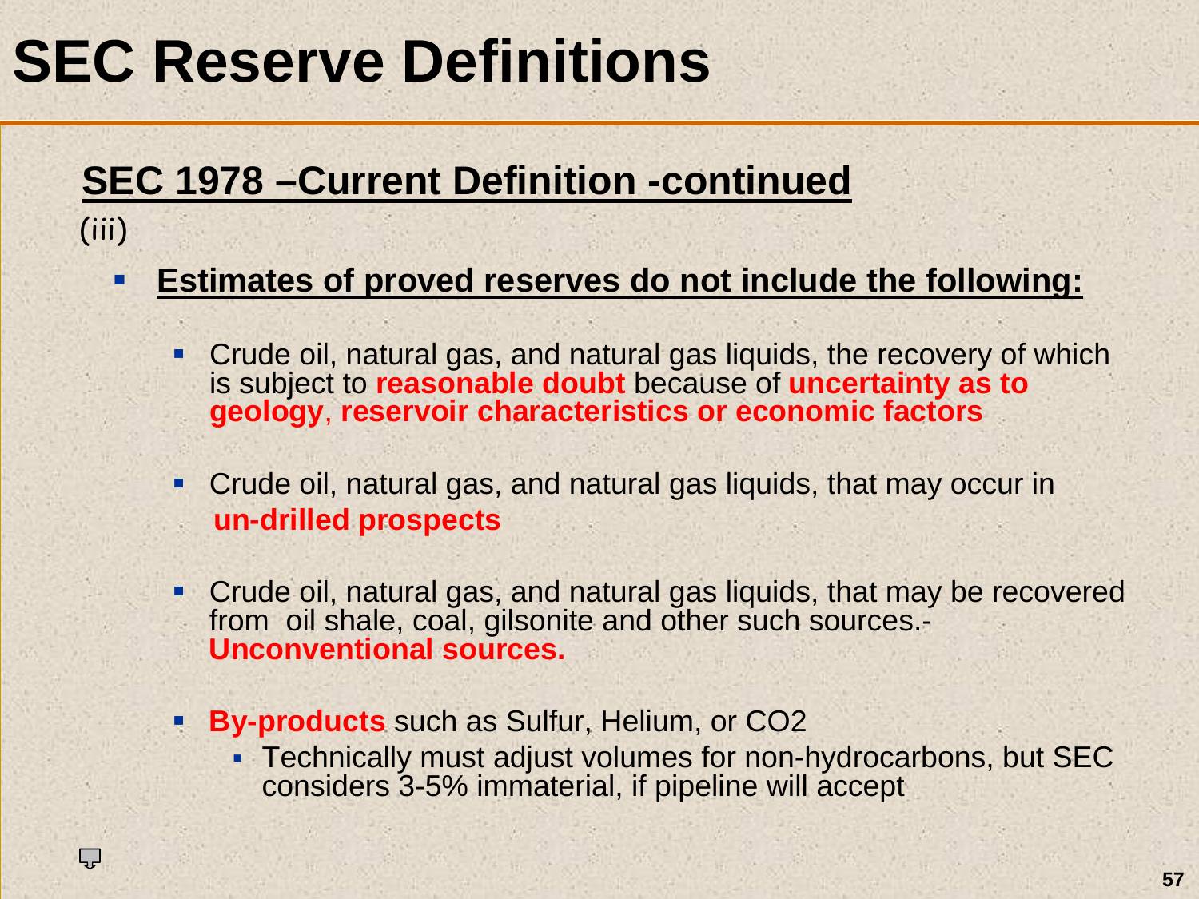# SEC Reserve Definitions

## SEC 1978 –Current Definition -continued

(iii)

- **Estimates of proved reserves do not include the following:**
  - Crude oil, natural gas, and natural gas liquids, the recovery of which is subject to **reasonable doubt** because of **uncertainty as to geology**, **reservoir characteristics or economic factors**
  - Crude oil, natural gas, and natural gas liquids, that may occur in **un-drilled prospects**
  - Crude oil, natural gas, and natural gas liquids, that may be recovered from oil shale, coal, gilsonite and other such sources.- **Unconventional sources.**
  - **By-products** such as Sulfur, Helium, or $CO_2$
    - Technically must adjust volumes for non-hydrocarbons, but SEC considers 3-5% immaterial, if pipeline will accept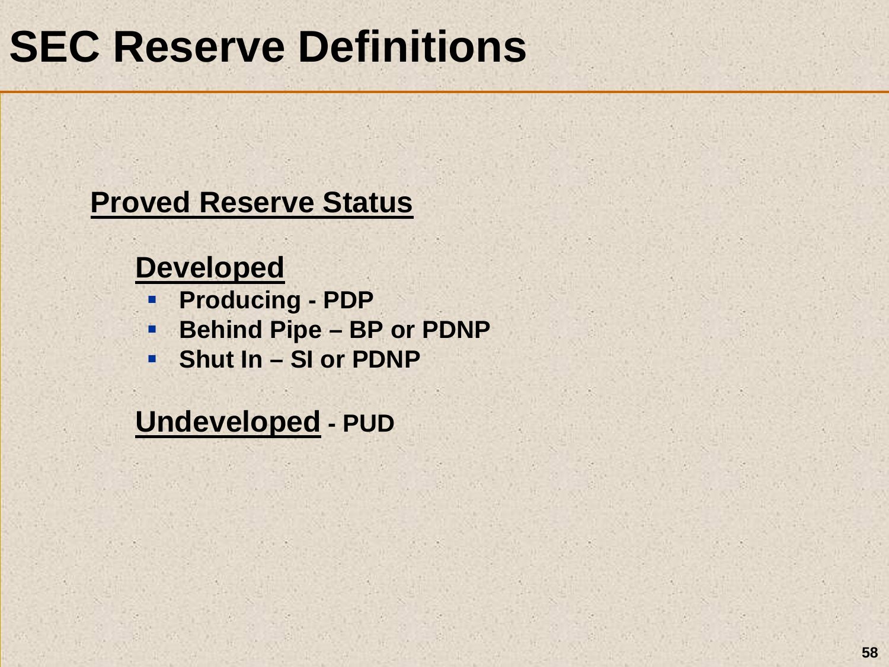# SEC Reserve Definitions

**Proved Reserve Status**

**Developed**

- **Producing - PDP**
- **Behind Pipe – BP or PDNP**
- **Shut In – SI or PDNP**

**Undeveloped - PUD**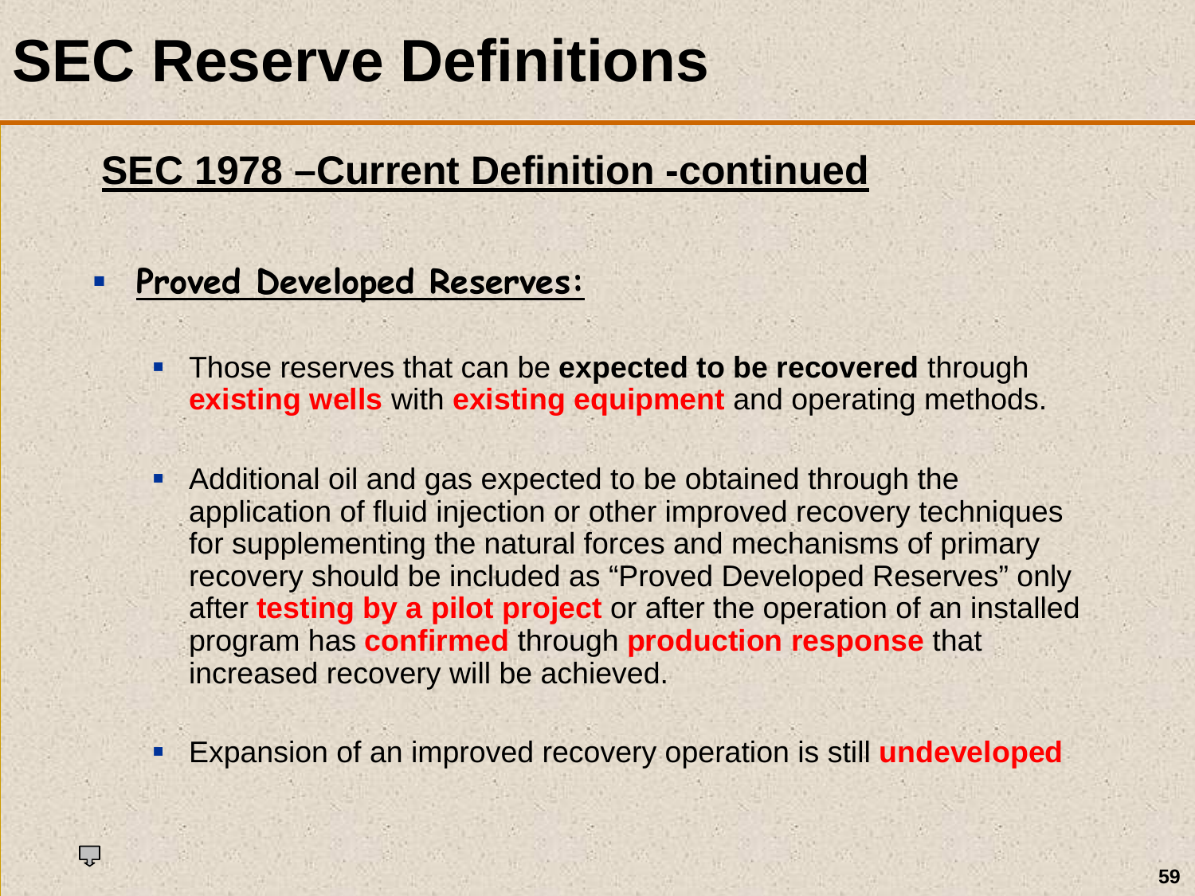# SEC Reserve Definitions

## SEC 1978 –Current Definition -continued

- **Proved Developed Reserves:**
  - Those reserves that can be **expected to be recovered** through **existing wells** with **existing equipment** and operating methods.
  - Additional oil and gas expected to be obtained through the application of fluid injection or other improved recovery techniques for supplementing the natural forces and mechanisms of primary recovery should be included as “Proved Developed Reserves” only after **testing by a pilot project** or after the operation of an installed program has **confirmed** through **production response** that increased recovery will be achieved.
  - Expansion of an improved recovery operation is still **undeveloped**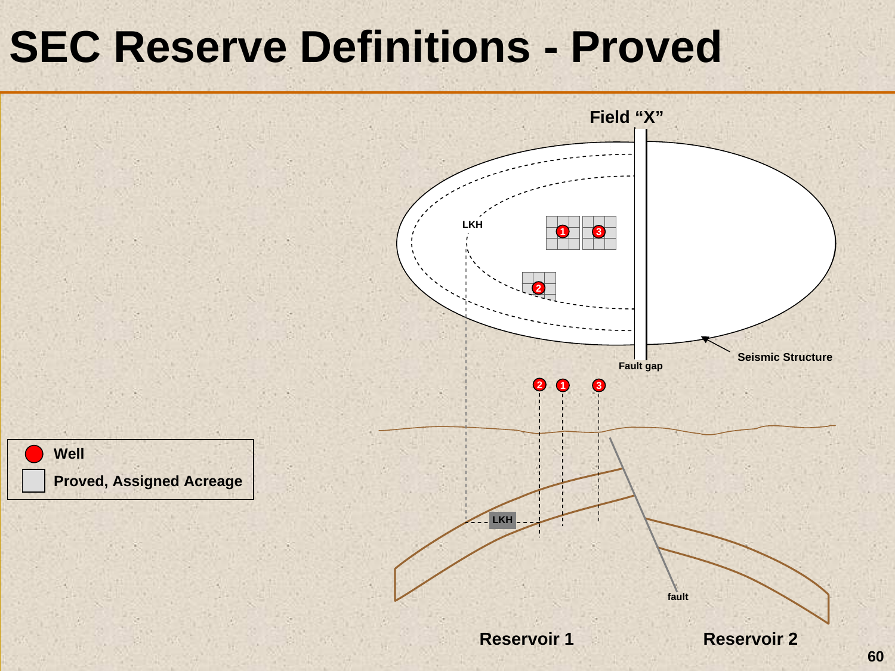# SEC Reserve Definitions - Proved

Field "X"

LKH

Fault gap

Seismic Structure

Well

Proved, Assigned Acreage

LKH

fault

Reservoir 1

Reservoir 2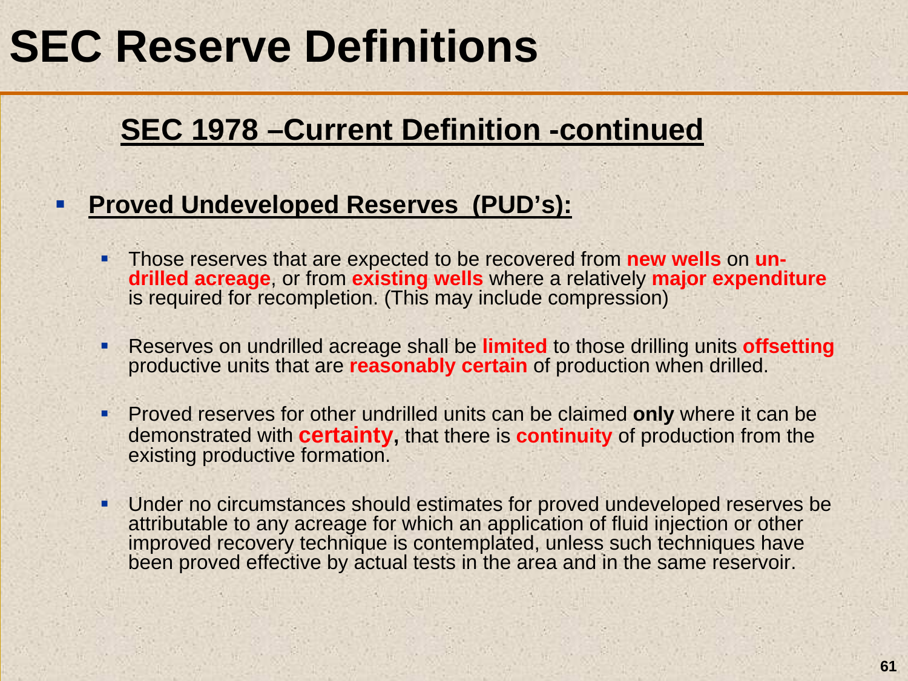# SEC Reserve Definitions

## SEC 1978 –Current Definition -continued

- **Proved Undeveloped Reserves (PUD's):**
  - Those reserves that are expected to be recovered from **new wells** on **un-drilled acreage**, or from **existing wells** where a relatively **major expenditure** is required for recompletion. (This may include compression)
  - Reserves on undrilled acreage shall be **limited** to those drilling units **offsetting** productive units that are **reasonably certain** of production when drilled.
  - Proved reserves for other undrilled units can be claimed **only** where it can be demonstrated with **certainty,** that there is **continuity** of production from the existing productive formation.
  - Under no circumstances should estimates for proved undeveloped reserves be attributable to any acreage for which an application of fluid injection or other improved recovery technique is contemplated, unless such techniques have been proved effective by actual tests in the area and in the same reservoir.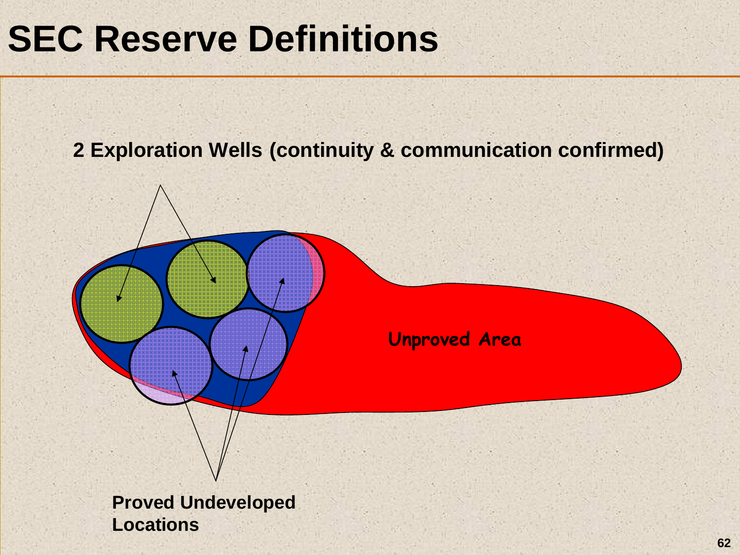# SEC Reserve Definitions

**2 Exploration Wells (continuity & communication confirmed)**

Unproved Area

**Proved Undeveloped Locations**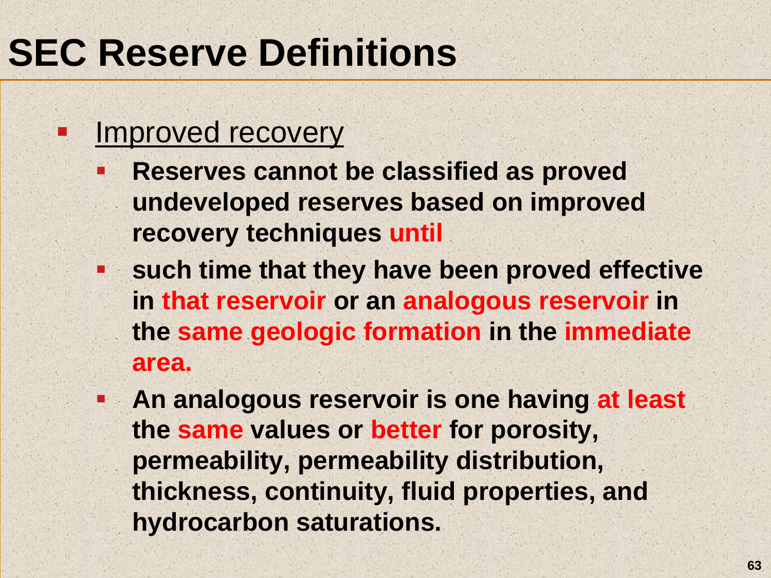# SEC Reserve Definitions

- Improved recovery
  - **Reserves cannot be classified as proved undeveloped reserves based on improved recovery techniques until**
  - **such time that they have been proved effective in that reservoir or an analogous reservoir in the same geologic formation in the immediate area.**
  - **An analogous reservoir is one having at least the same values or better for porosity, permeability, permeability distribution, thickness, continuity, fluid properties, and hydrocarbon saturations.**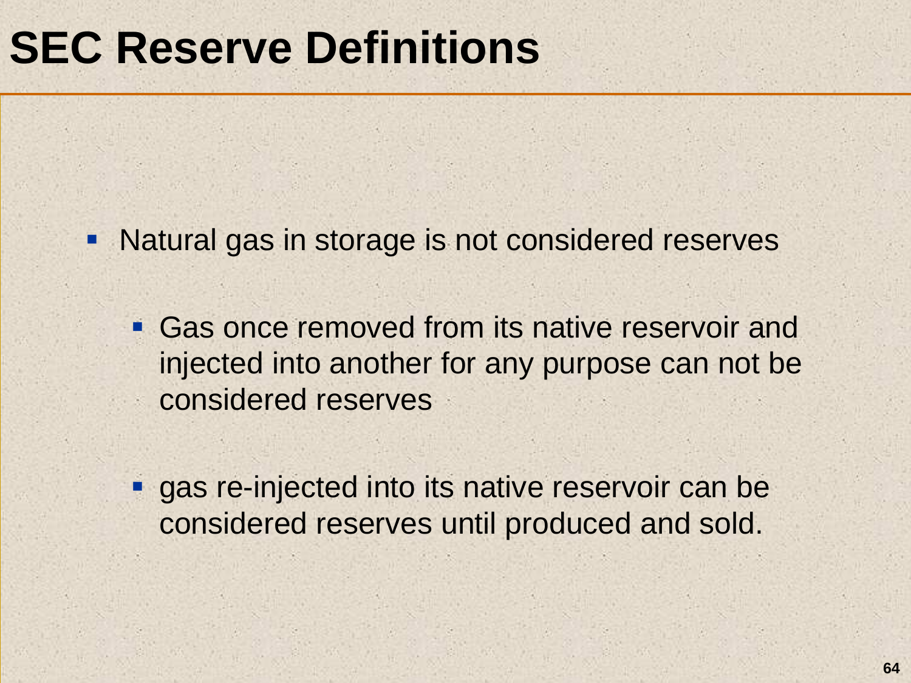# SEC Reserve Definitions

- Natural gas in storage is not considered reserves
  - Gas once removed from its native reservoir and injected into another for any purpose can not be considered reserves
  - gas re-injected into its native reservoir can be considered reserves until produced and sold.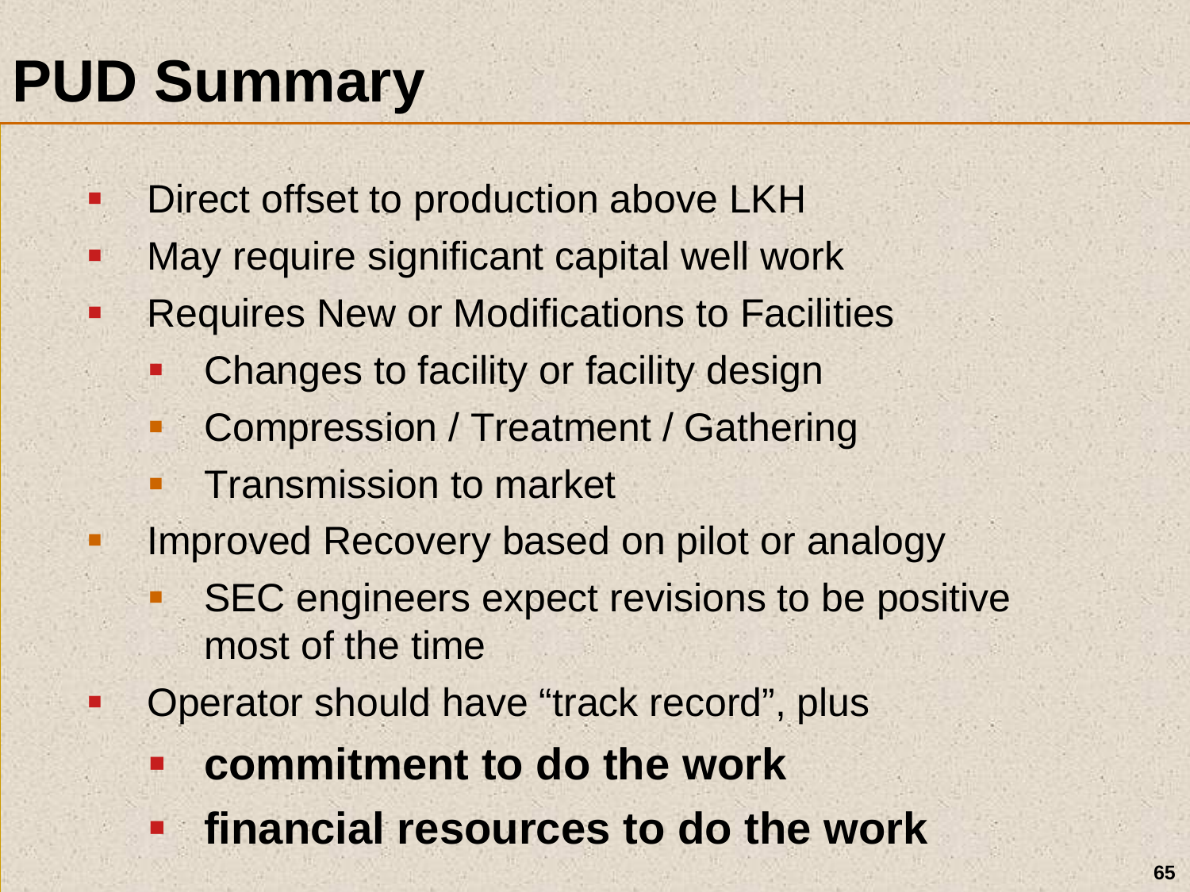# PUD Summary

- Direct offset to production above LKH
- May require significant capital well work
- Requires New or Modifications to Facilities
  - Changes to facility or facility design
  - Compression / Treatment / Gathering
  - Transmission to market
- Improved Recovery based on pilot or analogy
  - SEC engineers expect revisions to be positive most of the time
- Operator should have “track record”, plus
  - **commitment to do the work**
  - **financial resources to do the work**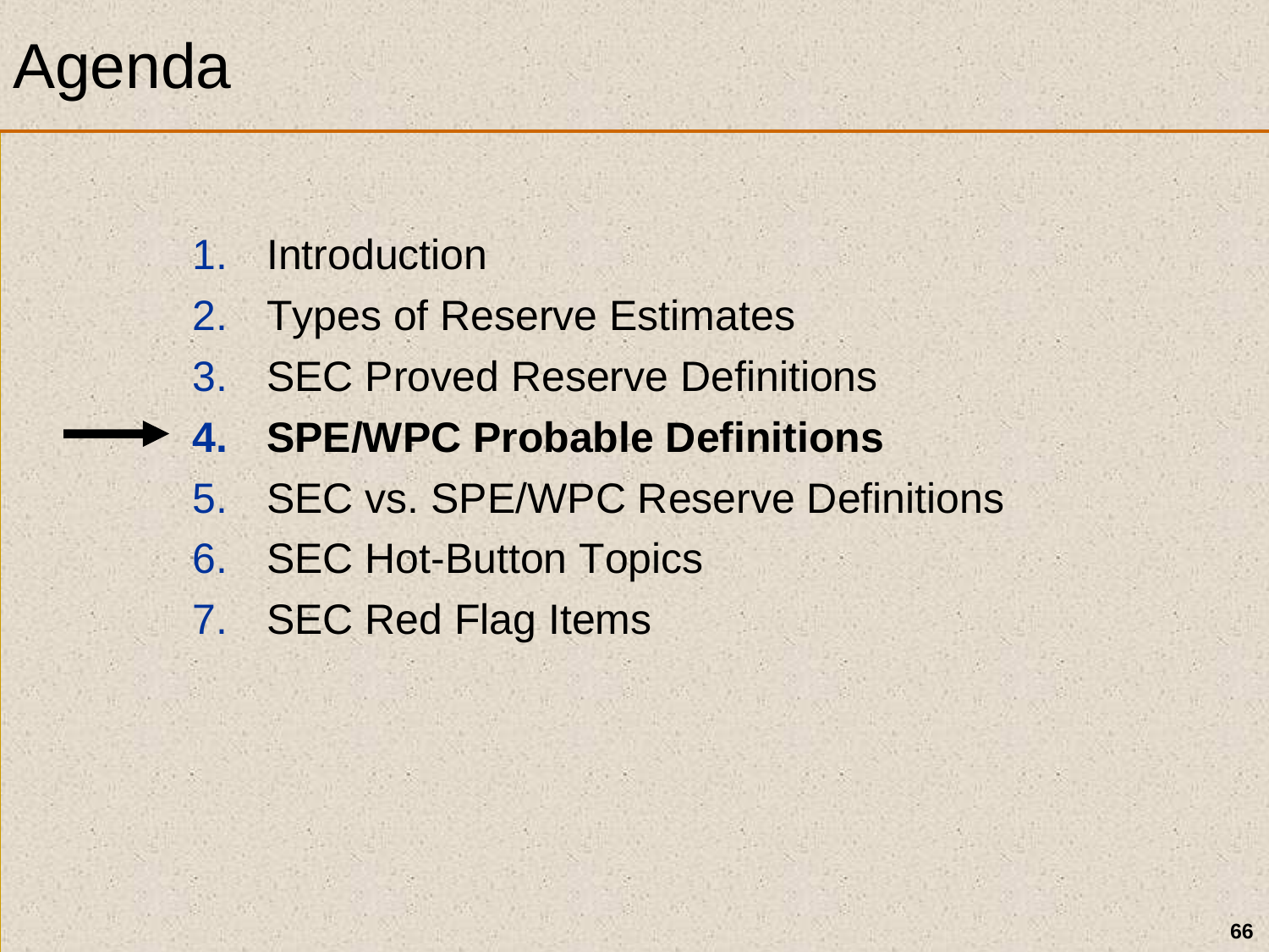# Agenda

1. Introduction
2. Types of Reserve Estimates
3. SEC Proved Reserve Definitions
4. **SPE/WPC Probable Definitions**
5. SEC vs. SPE/WPC Reserve Definitions
6. SEC Hot-Button Topics
7. SEC Red Flag Items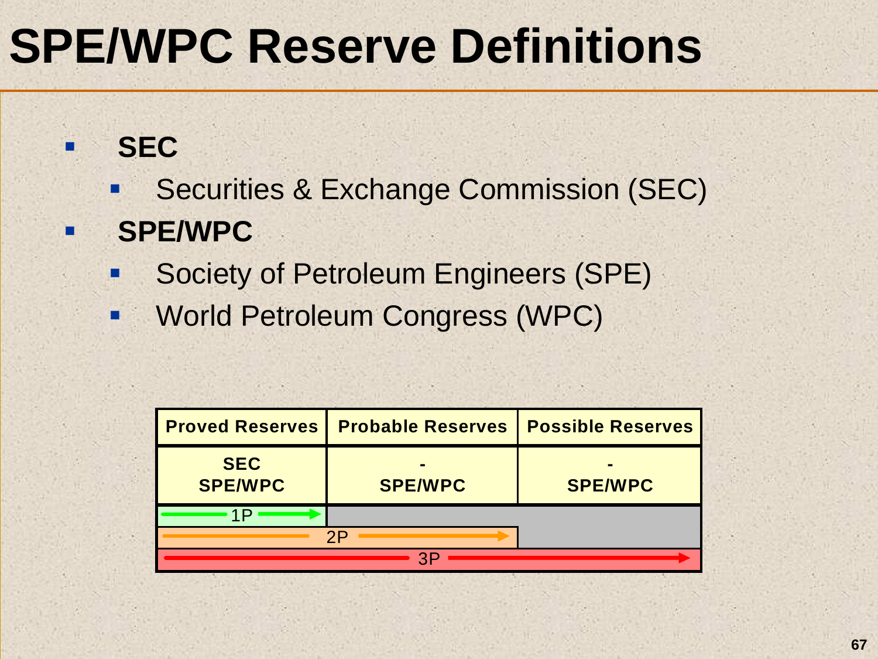# SPE/WPC Reserve Definitions

- **SEC**
  - Securities & Exchange Commission (SEC)
- **SPE/WPC**
  - Society of Petroleum Engineers (SPE)
  - World Petroleum Congress (WPC)

| Proved Reserves | Probable Reserves | Possible Reserves |
|---|---|---|
| SEC<br>SPE/WPC | -<br>SPE/WPC | -<br>SPE/WPC |
| 1P | | |
| 2P | 2P | |
| 3P | 3P | 3P |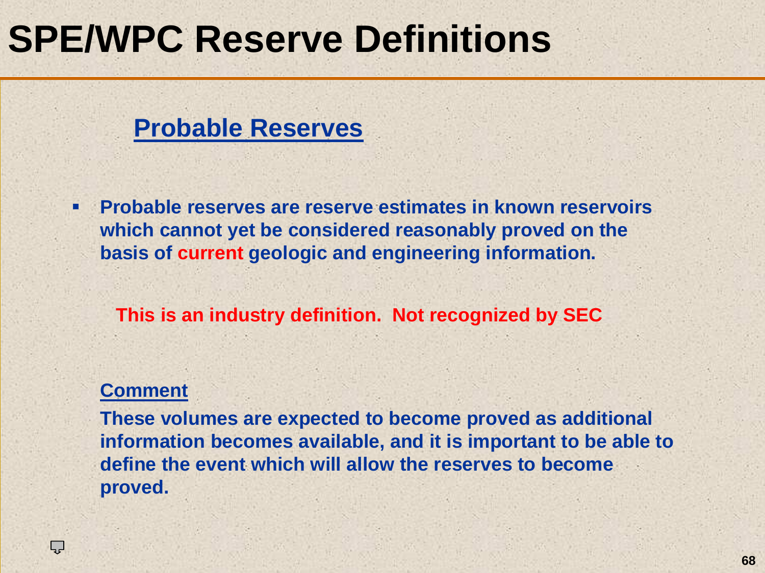# SPE/WPC Reserve Definitions

## Probable Reserves

- **Probable reserves are reserve estimates in known reservoirs which cannot yet be considered reasonably proved on the basis of current geologic and engineering information.**

**This is an industry definition. Not recognized by SEC**

**Comment**

**These volumes are expected to become proved as additional information becomes available, and it is important to be able to define the event which will allow the reserves to become proved.**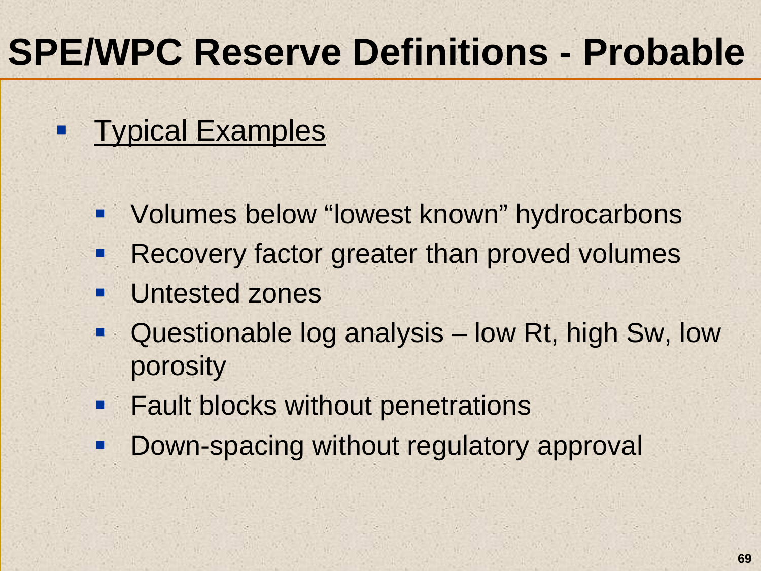# SPE/WPC Reserve Definitions - Probable

- Typical Examples

  - Volumes below "lowest known" hydrocarbons
  - Recovery factor greater than proved volumes
  - Untested zones
  - Questionable log analysis – low Rt, high Sw, low porosity
  - Fault blocks without penetrations
  - Down-spacing without regulatory approval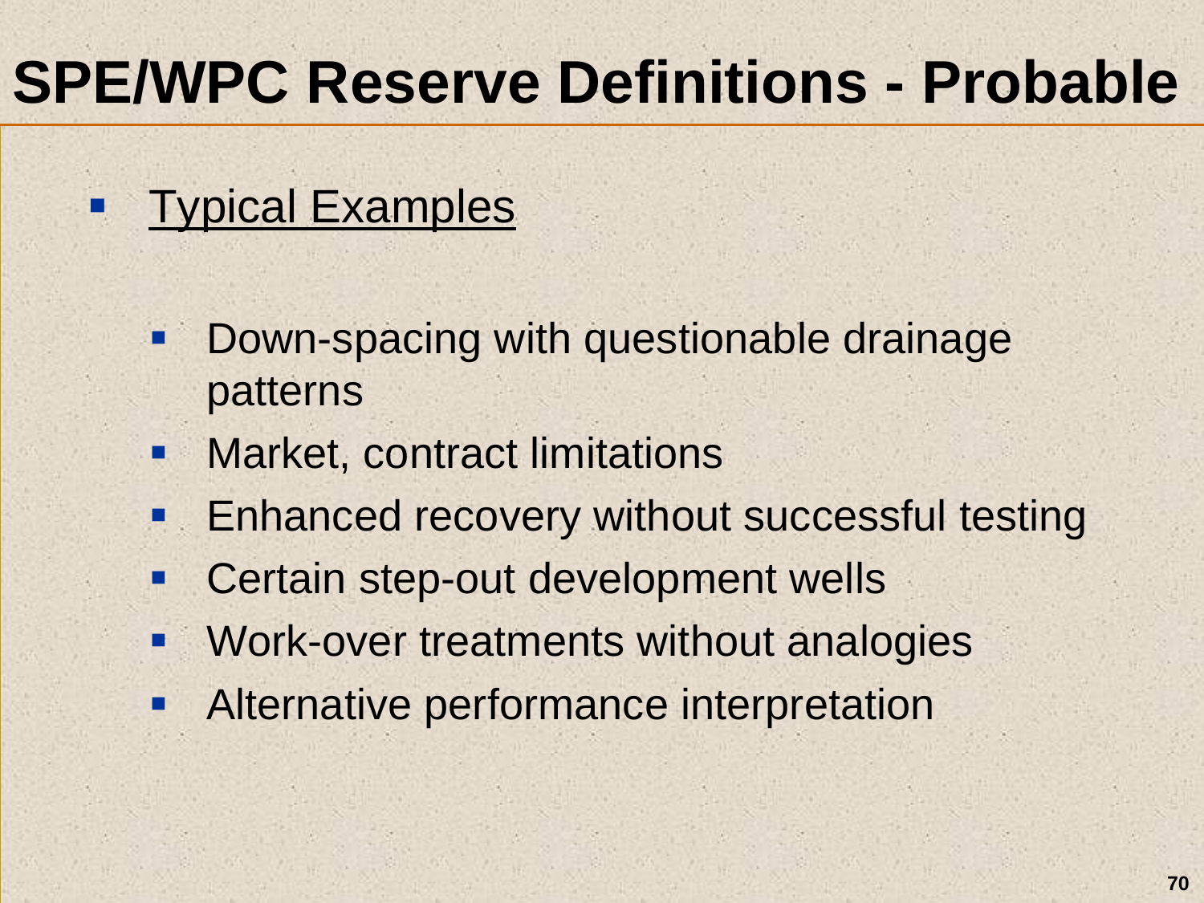# SPE/WPC Reserve Definitions - Probable

- <u>Typical Examples</u>
  - Down-spacing with questionable drainage patterns
  - Market, contract limitations
  - Enhanced recovery without successful testing
  - Certain step-out development wells
  - Work-over treatments without analogies
  - Alternative performance interpretation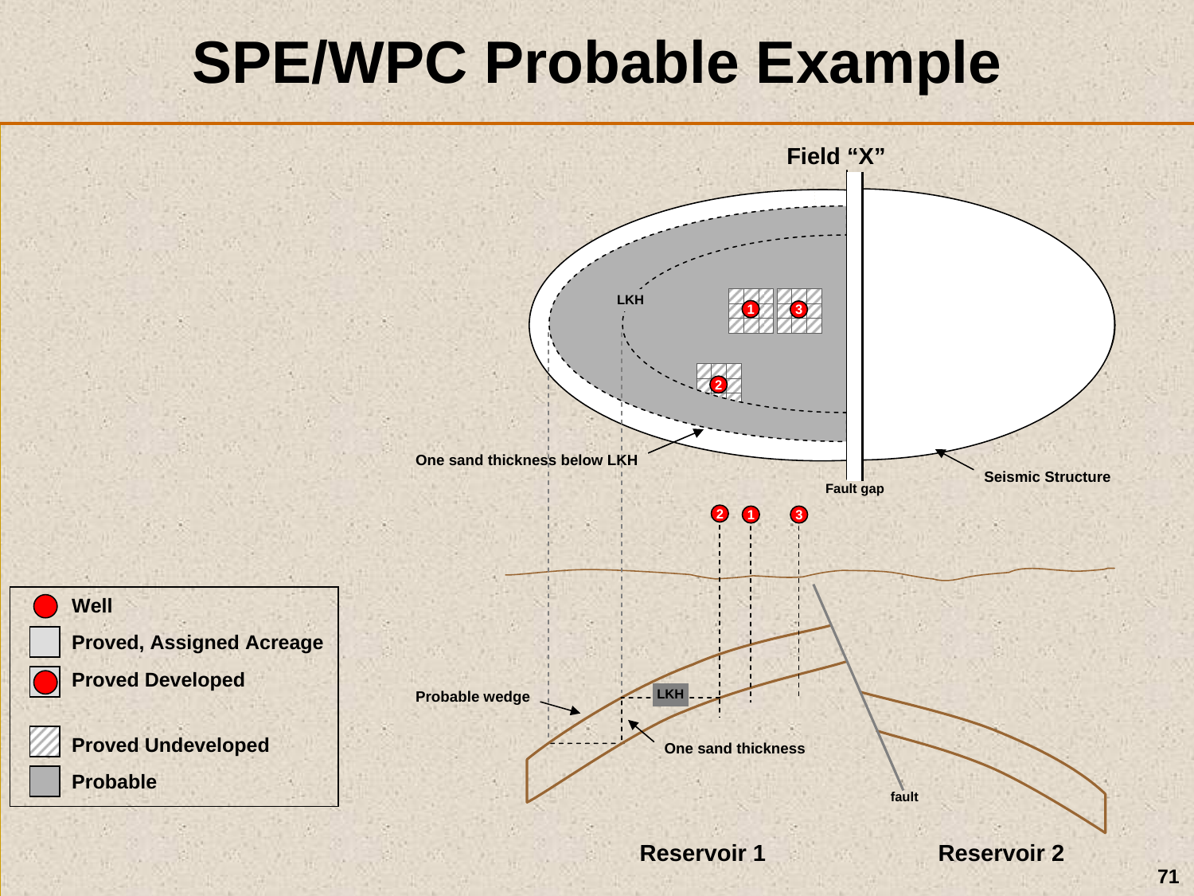# SPE/WPC Probable Example

Field "X"

LKH

One sand thickness below LKH

Fault gap

Seismic Structure

Probable wedge

LKH

One sand thickness

fault

Reservoir 1

Reservoir 2

- Well
- Proved, Assigned Acreage
- Proved Developed
- Proved Undeveloped
- Probable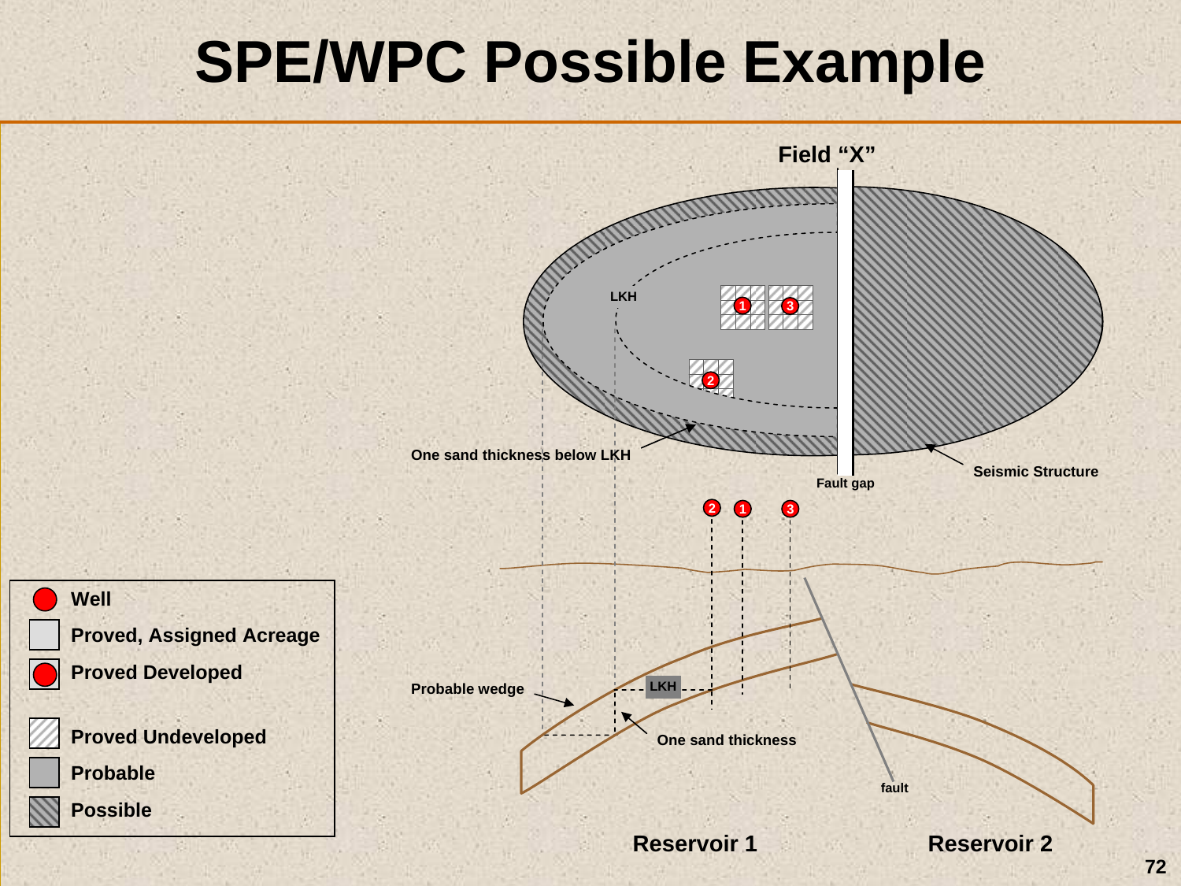# SPE/WPC Possible Example

Field "X"

LKH

One sand thickness below LKH

Fault gap

Seismic Structure

Probable wedge

LKH

One sand thickness

fault

Reservoir 1

Reservoir 2

- Well
- Proved, Assigned Acreage
- Proved Developed
- Proved Undeveloped
- Probable
- Possible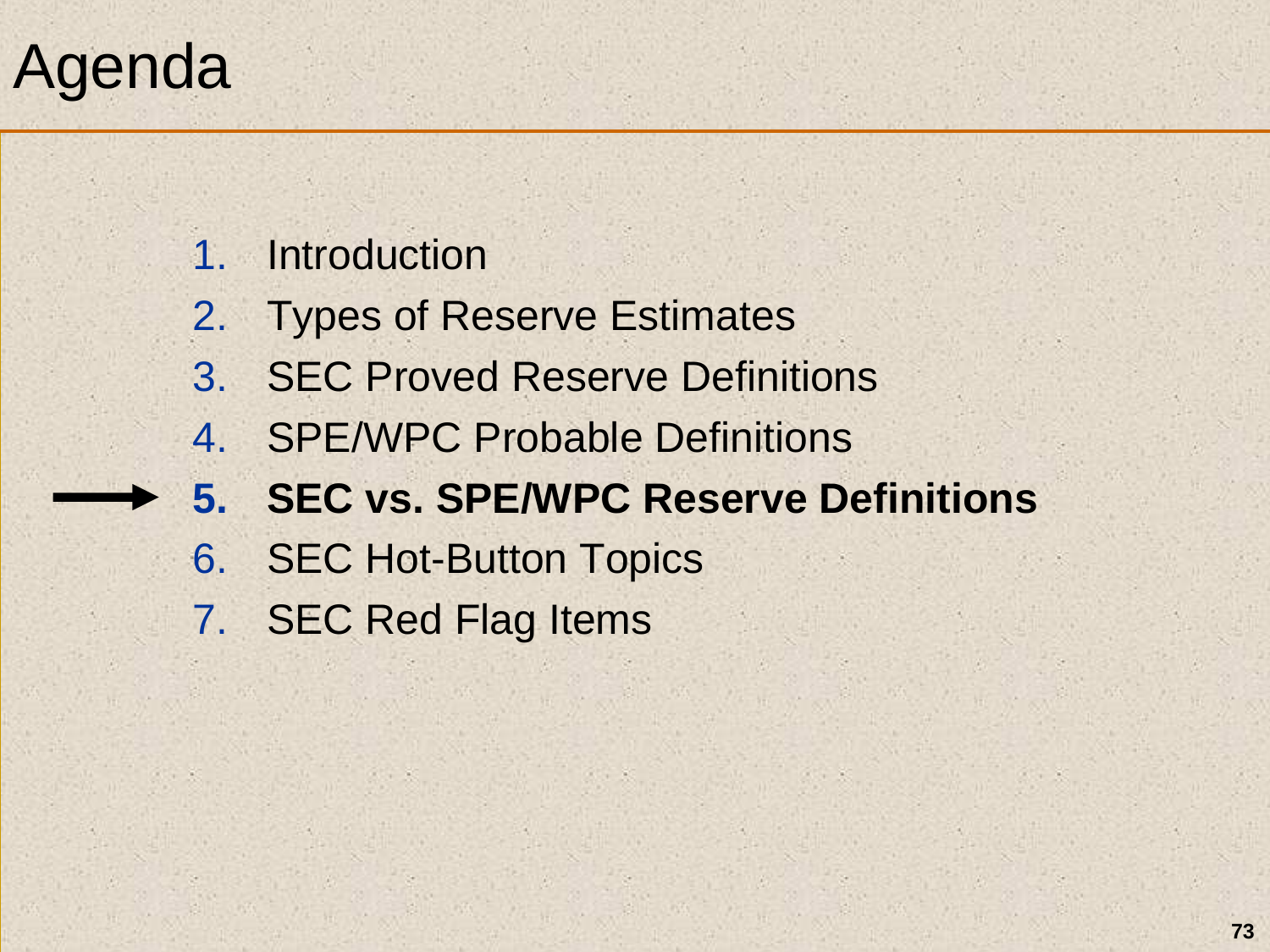# Agenda

1. Introduction
2. Types of Reserve Estimates
3. SEC Proved Reserve Definitions
4. SPE/WPC Probable Definitions
5. **SEC vs. SPE/WPC Reserve Definitions**
6. SEC Hot-Button Topics
7. SEC Red Flag Items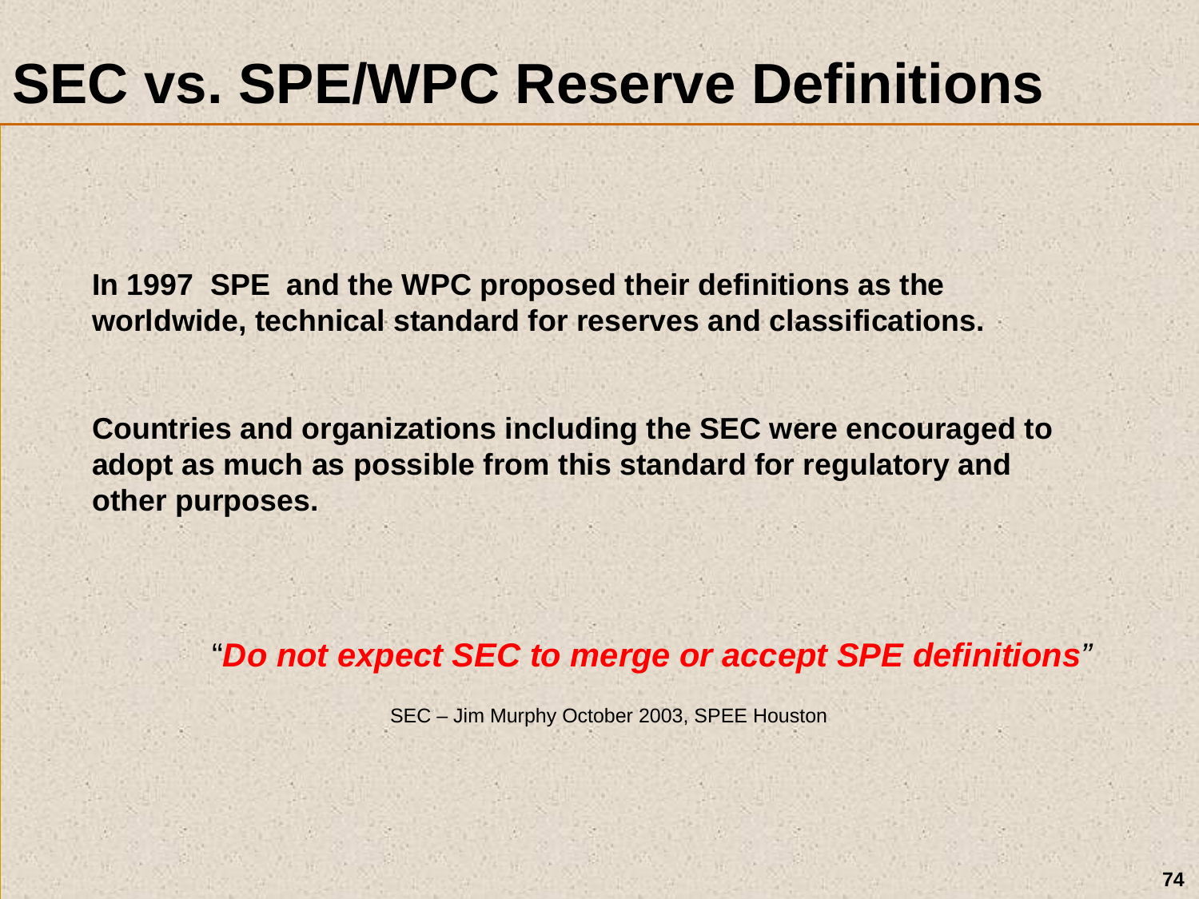# SEC vs. SPE/WPC Reserve Definitions

**In 1997 SPE and the WPC proposed their definitions as the worldwide, technical standard for reserves and classifications.**

**Countries and organizations including the SEC were encouraged to adopt as much as possible from this standard for regulatory and other purposes.**

"***Do not expect SEC to merge or accept SPE definitions***"

SEC – Jim Murphy October 2003, SPEE Houston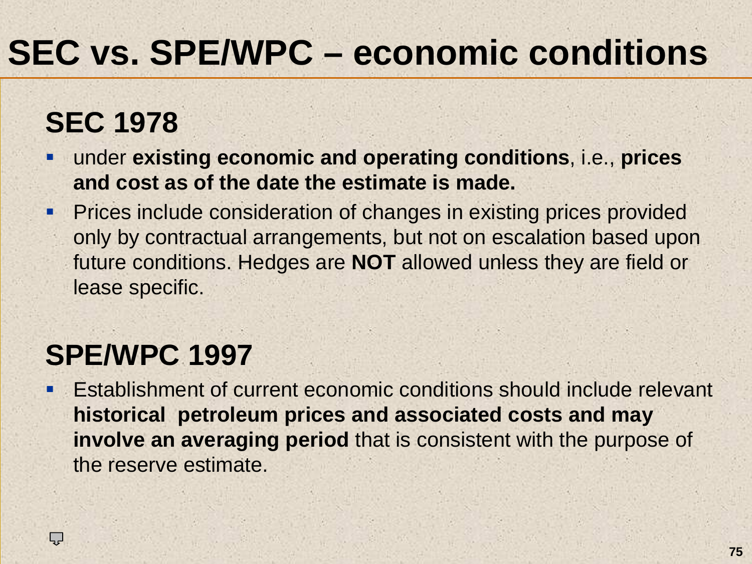# SEC vs. SPE/WPC – economic conditions

## SEC 1978

- under **existing economic and operating conditions**, i.e., **prices and cost as of the date the estimate is made.**
- Prices include consideration of changes in existing prices provided only by contractual arrangements, but not on escalation based upon future conditions. Hedges are **NOT** allowed unless they are field or lease specific.

## SPE/WPC 1997

- Establishment of current economic conditions should include relevant **historical petroleum prices and associated costs and may involve an averaging period** that is consistent with the purpose of the reserve estimate.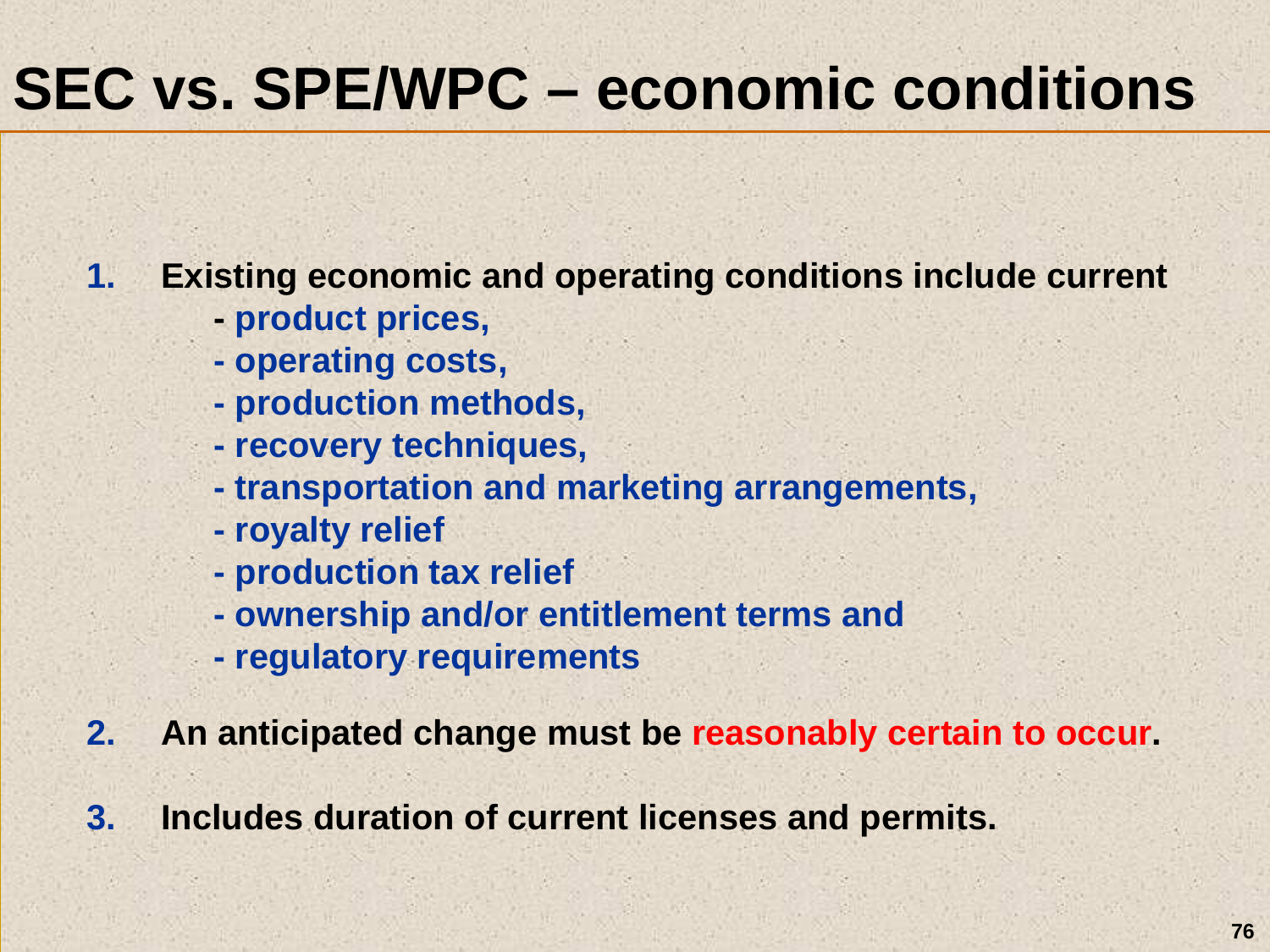# SEC vs. SPE/WPC – economic conditions

1. **Existing economic and operating conditions include current**
   - **product prices,**
   - **operating costs,**
   - **production methods,**
   - **recovery techniques,**
   - **transportation and marketing arrangements,**
   - **royalty relief**
   - **production tax relief**
   - **ownership and/or entitlement terms and**
   - **regulatory requirements**
2. **An anticipated change must be reasonably certain to occur.**
3. **Includes duration of current licenses and permits.**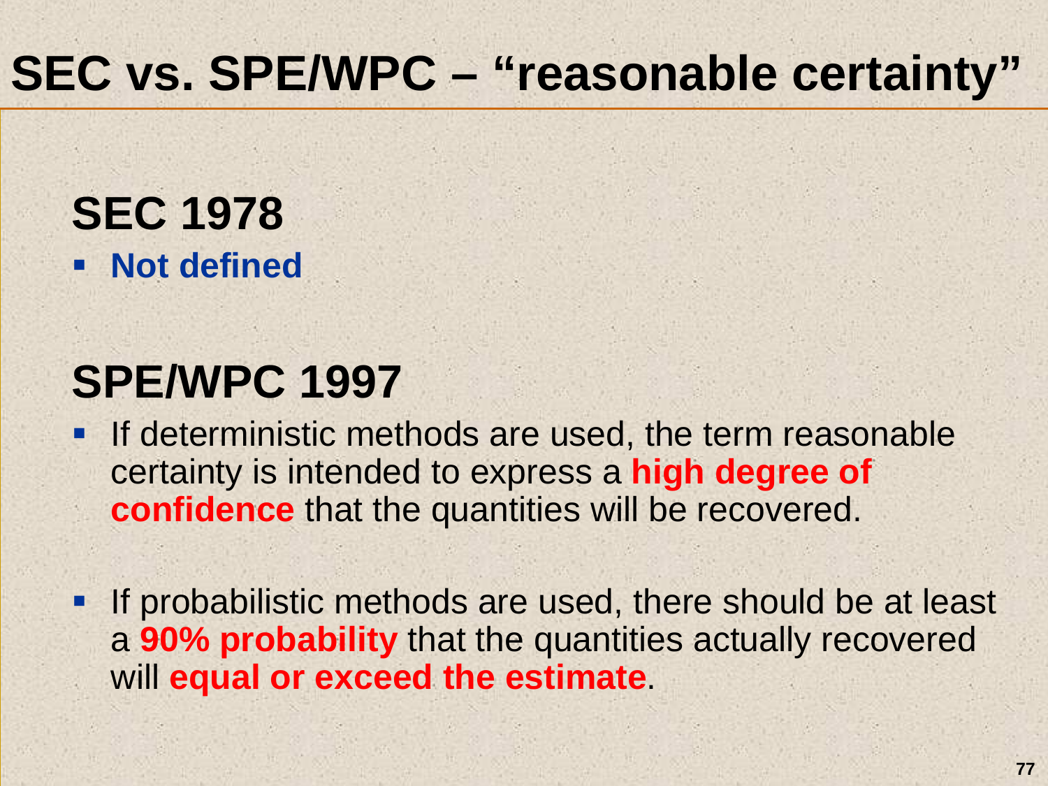# SEC vs. SPE/WPC – "reasonable certainty"

## SEC 1978

- **Not defined**

## SPE/WPC 1997

- If deterministic methods are used, the term reasonable certainty is intended to express a **high degree of confidence** that the quantities will be recovered.
- If probabilistic methods are used, there should be at least a **90% probability** that the quantities actually recovered will **equal or exceed the estimate**.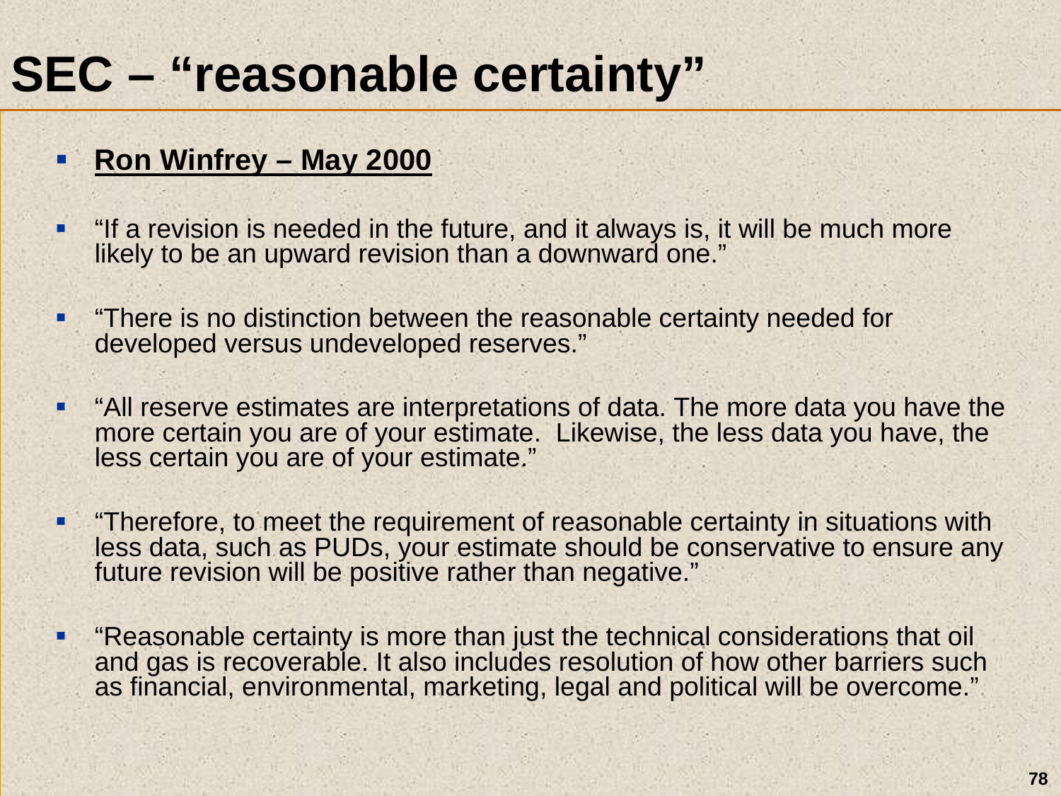# SEC – "reasonable certainty"

- **Ron Winfrey – May 2000**
- "If a revision is needed in the future, and it always is, it will be much more likely to be an upward revision than a downward one."
- "There is no distinction between the reasonable certainty needed for developed versus undeveloped reserves."
- "All reserve estimates are interpretations of data. The more data you have the more certain you are of your estimate. Likewise, the less data you have, the less certain you are of your estimate."
- "Therefore, to meet the requirement of reasonable certainty in situations with less data, such as PUDs, your estimate should be conservative to ensure any future revision will be positive rather than negative."
- "Reasonable certainty is more than just the technical considerations that oil and gas is recoverable. It also includes resolution of how other barriers such as financial, environmental, marketing, legal and political will be overcome."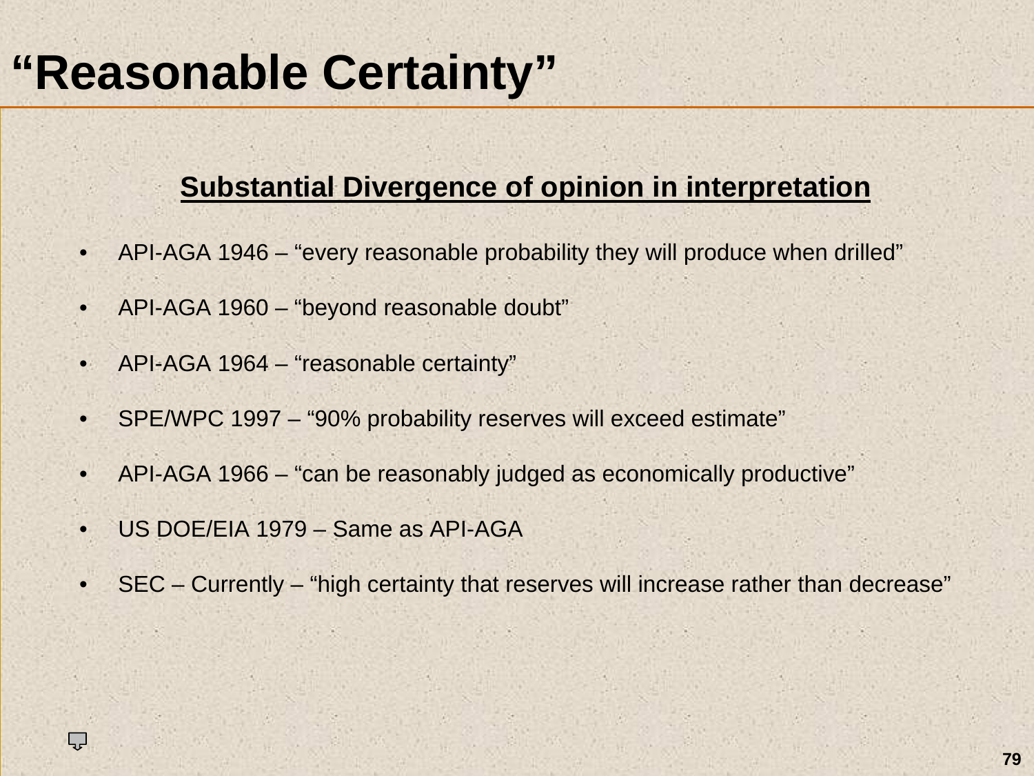# "Reasonable Certainty"

**Substantial Divergence of opinion in interpretation**

- API-AGA 1946 – "every reasonable probability they will produce when drilled"
- API-AGA 1960 – "beyond reasonable doubt"
- API-AGA 1964 – "reasonable certainty"
- SPE/WPC 1997 – "90% probability reserves will exceed estimate"
- API-AGA 1966 – "can be reasonably judged as economically productive"
- US DOE/EIA 1979 – Same as API-AGA
- SEC – Currently – "high certainty that reserves will increase rather than decrease"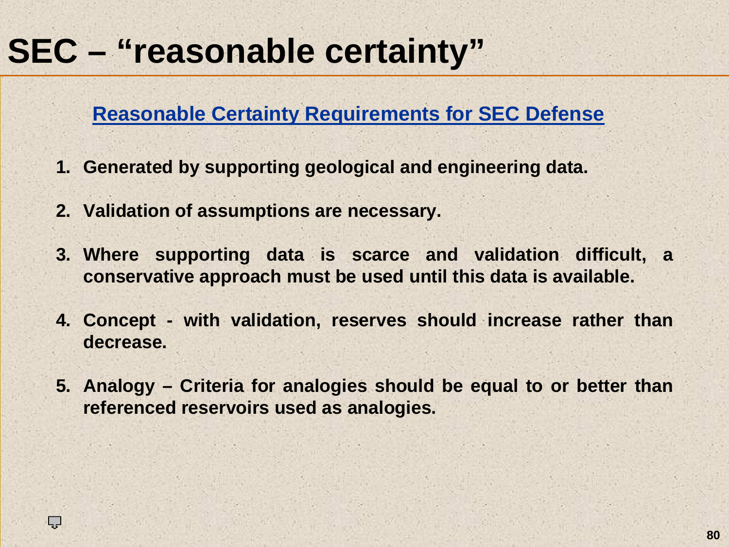# SEC – "reasonable certainty"

## Reasonable Certainty Requirements for SEC Defense

1. **Generated by supporting geological and engineering data.**
2. **Validation of assumptions are necessary.**
3. **Where supporting data is scarce and validation difficult, a conservative approach must be used until this data is available.**
4. **Concept - with validation, reserves should increase rather than decrease.**
5. **Analogy – Criteria for analogies should be equal to or better than referenced reservoirs used as analogies.**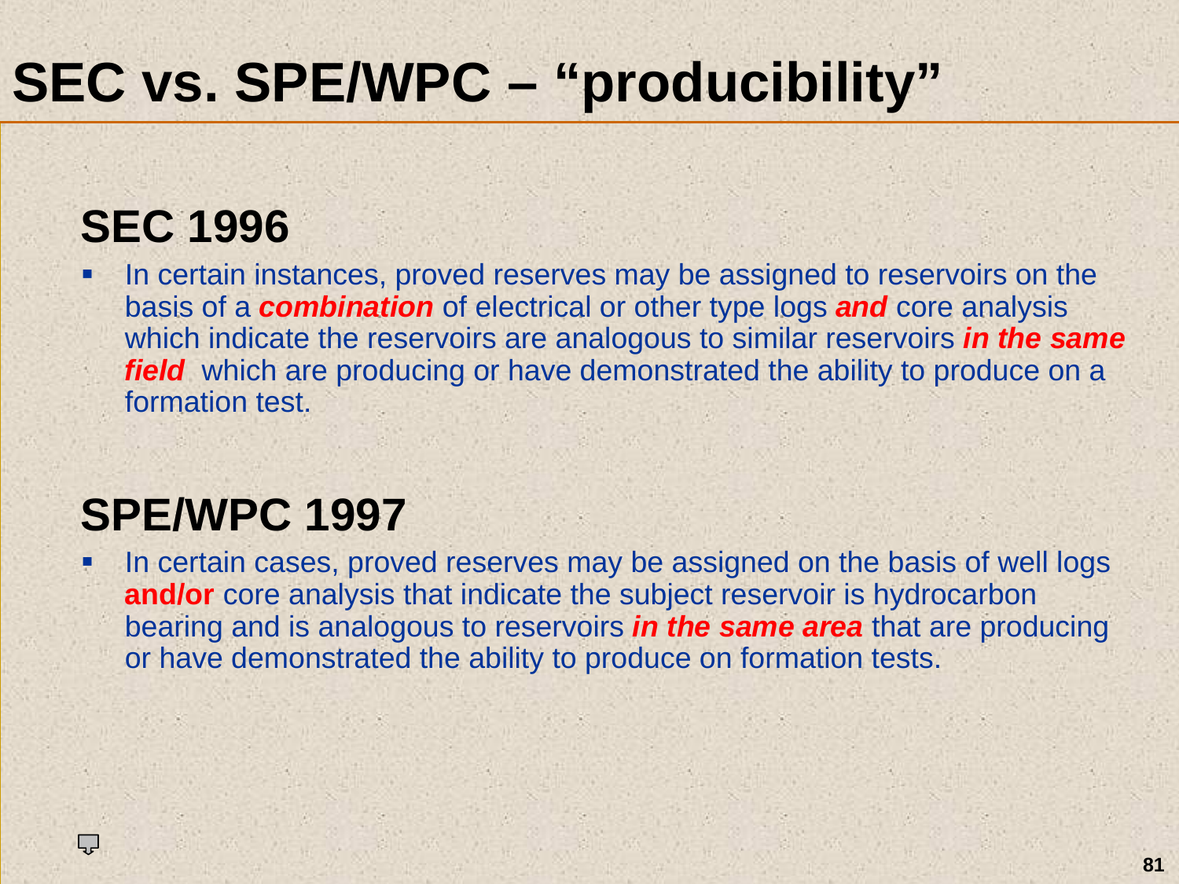# SEC vs. SPE/WPC – "producibility"

## SEC 1996

- In certain instances, proved reserves may be assigned to reservoirs on the basis of a ***combination*** of electrical or other type logs ***and*** core analysis which indicate the reservoirs are analogous to similar reservoirs ***in the same field*** which are producing or have demonstrated the ability to produce on a formation test.

## SPE/WPC 1997

- In certain cases, proved reserves may be assigned on the basis of well logs **and/or** core analysis that indicate the subject reservoir is hydrocarbon bearing and is analogous to reservoirs ***in the same area*** that are producing or have demonstrated the ability to produce on formation tests.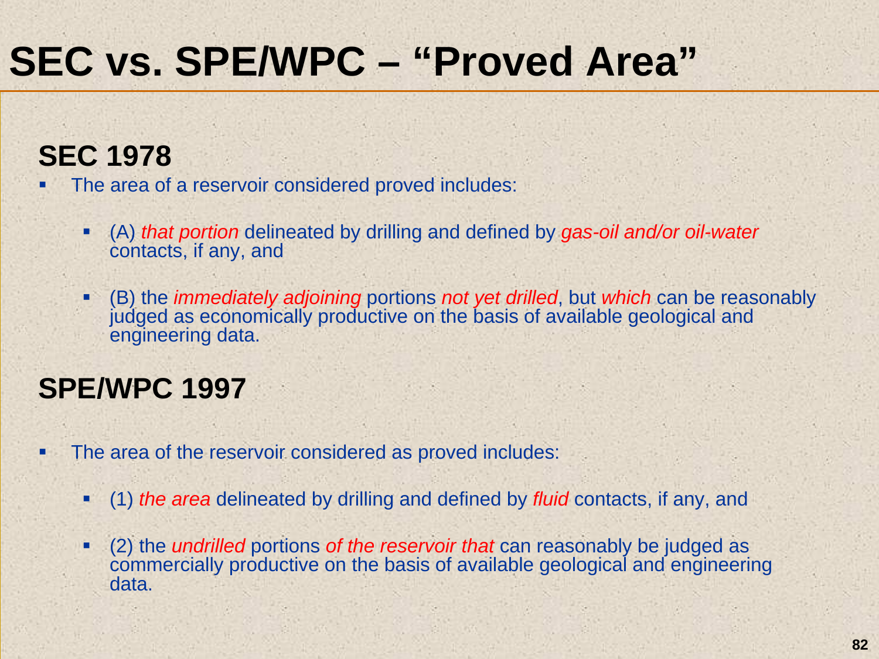# SEC vs. SPE/WPC – "Proved Area"

## SEC 1978

- The area of a reservoir considered proved includes:
  - (A) *that portion* delineated by drilling and defined by *gas-oil and/or oil-water* contacts, if any, and
  - (B) the *immediately adjoining* portions *not yet drilled*, but *which* can be reasonably judged as economically productive on the basis of available geological and engineering data.

## SPE/WPC 1997

- The area of the reservoir considered as proved includes:
  - (1) *the area* delineated by drilling and defined by *fluid* contacts, if any, and
  - (2) the *undrilled* portions *of the reservoir that* can reasonably be judged as commercially productive on the basis of available geological and engineering data.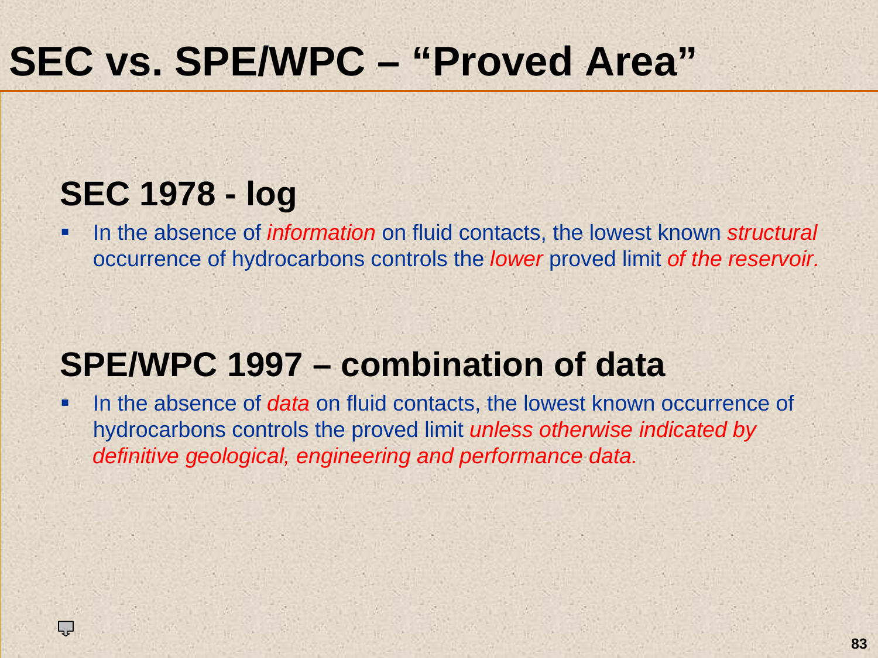# SEC vs. SPE/WPC – "Proved Area"

## SEC 1978 - log

- In the absence of *information* on fluid contacts, the lowest known *structural* occurrence of hydrocarbons controls the *lower* proved limit *of the reservoir.*

## SPE/WPC 1997 – combination of data

- In the absence of *data* on fluid contacts, the lowest known occurrence of hydrocarbons controls the proved limit *unless otherwise indicated by definitive geological, engineering and performance data.*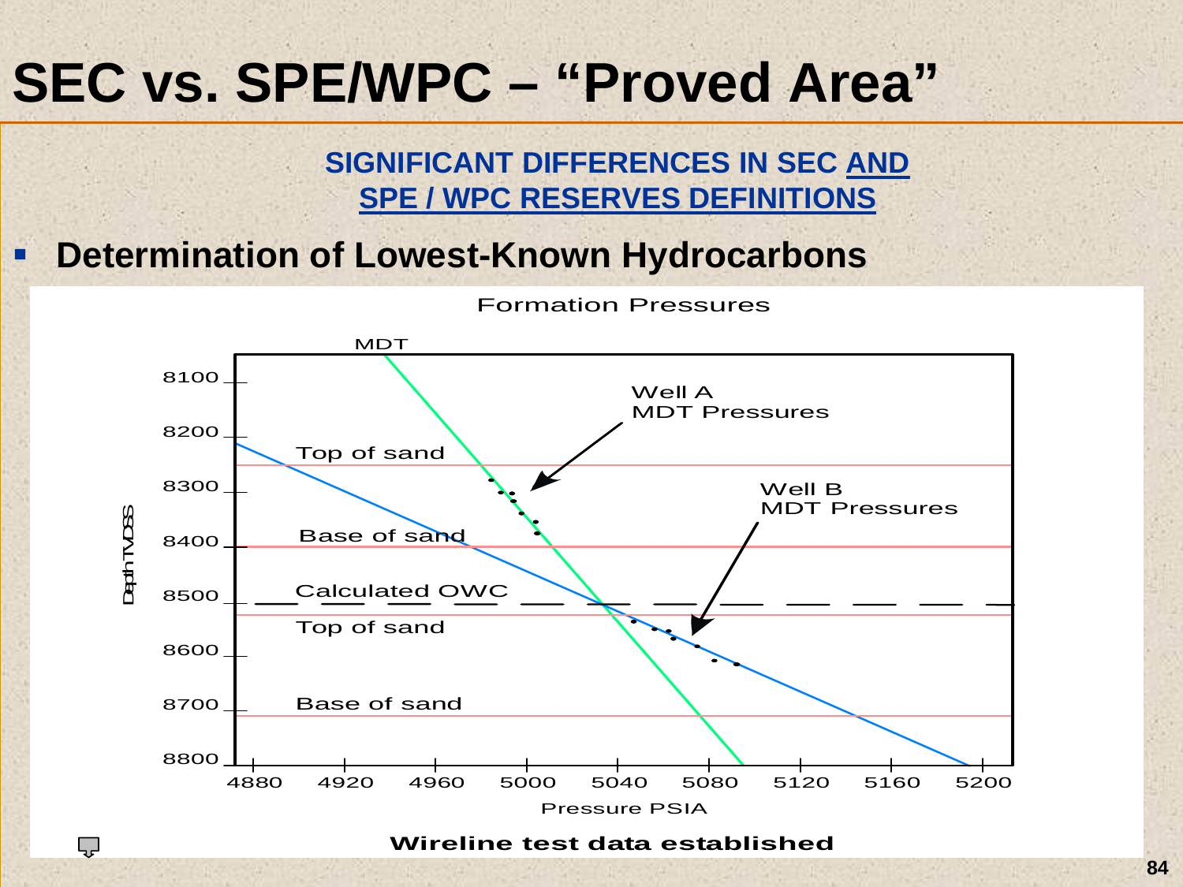# SEC vs. SPE/WPC – "Proved Area"

**SIGNIFICANT DIFFERENCES IN SEC AND SPE / WPC RESERVES DEFINITIONS**

- **Determination of Lowest-Known Hydrocarbons**

Formation Pressures

MDT

Well A MDT Pressures

Well B MDT Pressures

Top of sand

Base of sand

Calculated OWC

Top of sand

Base of sand

Depth TVDSS: 8100, 8200, 8300, 8400, 8500, 8600, 8700, 8800

Pressure PSIA: 4880, 4920, 4960, 5000, 5040, 5080, 5120, 5160, 5200

**Wireline test data established**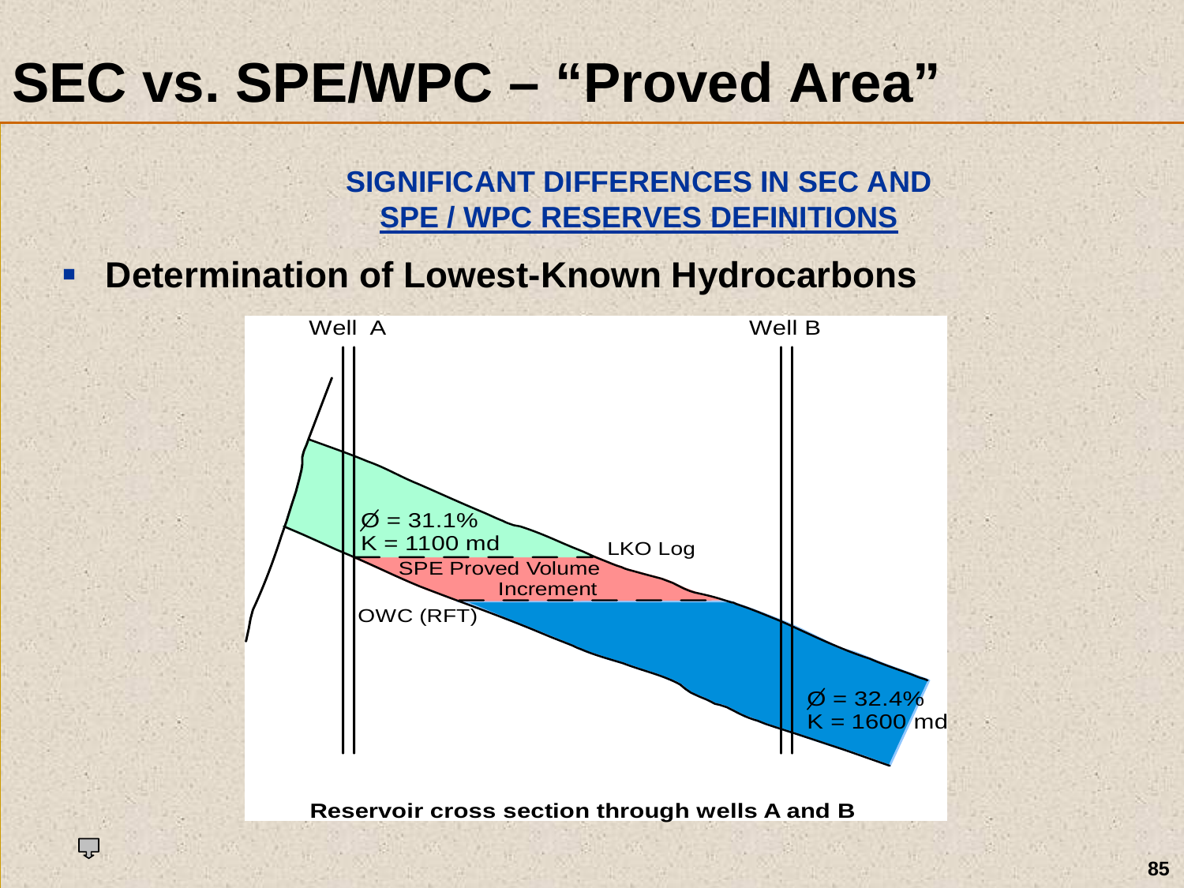# SEC vs. SPE/WPC – "Proved Area"

**SIGNIFICANT DIFFERENCES IN SEC AND SPE / WPC RESERVES DEFINITIONS**

- **Determination of Lowest-Known Hydrocarbons**

Well A

Well B

Ø = 31.1%
K = 1100 md

LKO Log

SPE Proved Volume Increment

OWC (RFT)

Ø = 32.4%
K = 1600 md

**Reservoir cross section through wells A and B**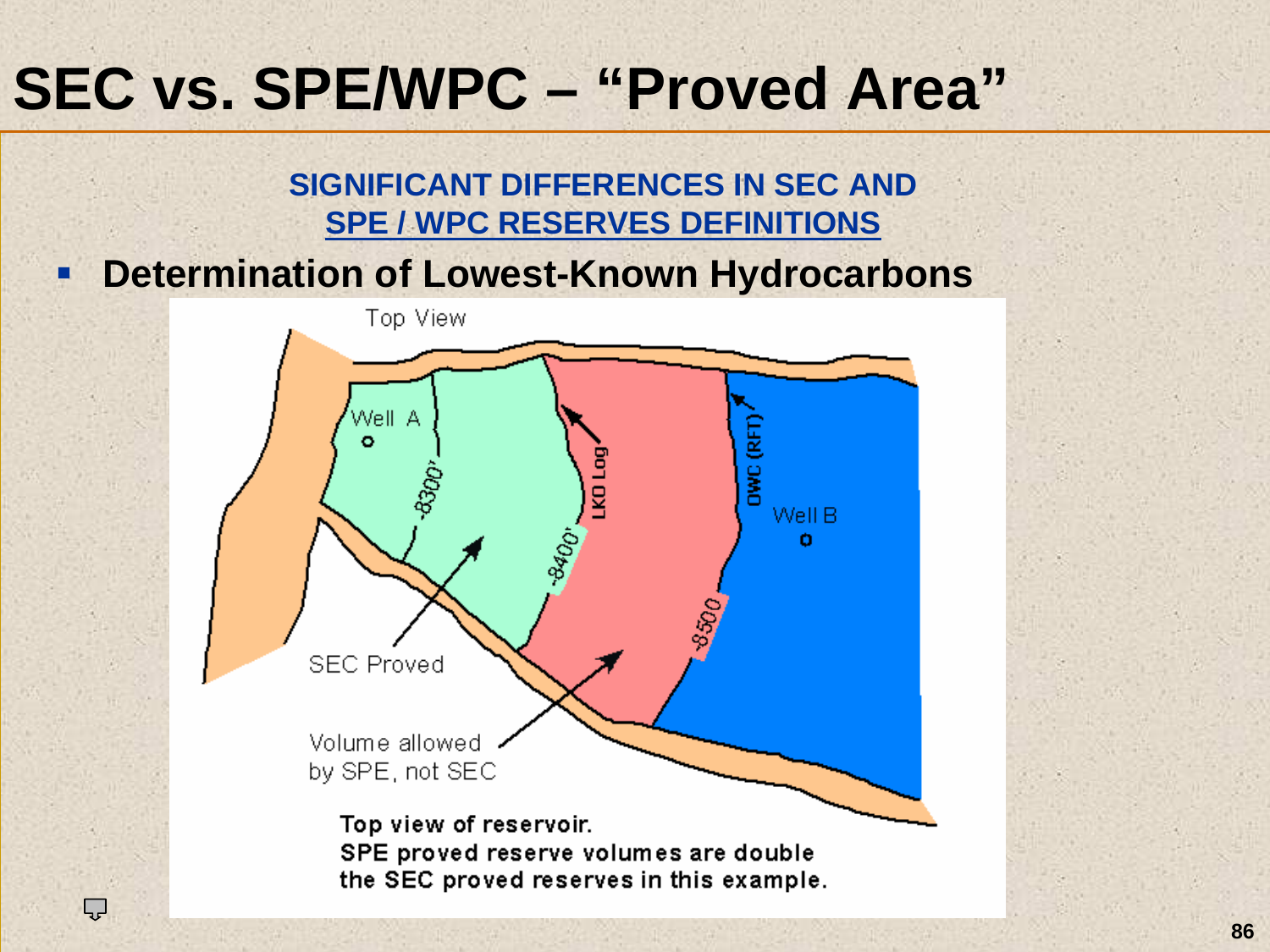# SEC vs. SPE/WPC – "Proved Area"

**SIGNIFICANT DIFFERENCES IN SEC AND SPE / WPC RESERVES DEFINITIONS**

- **Determination of Lowest-Known Hydrocarbons**

Top View

Well A

-8300'

-8400'

LKO Log

OWC (RFT)

Well B

-8500

SEC Proved

Volume allowed by SPE, not SEC

**Top view of reservoir.**
**SPE proved reserve volumes are double the SEC proved reserves in this example.**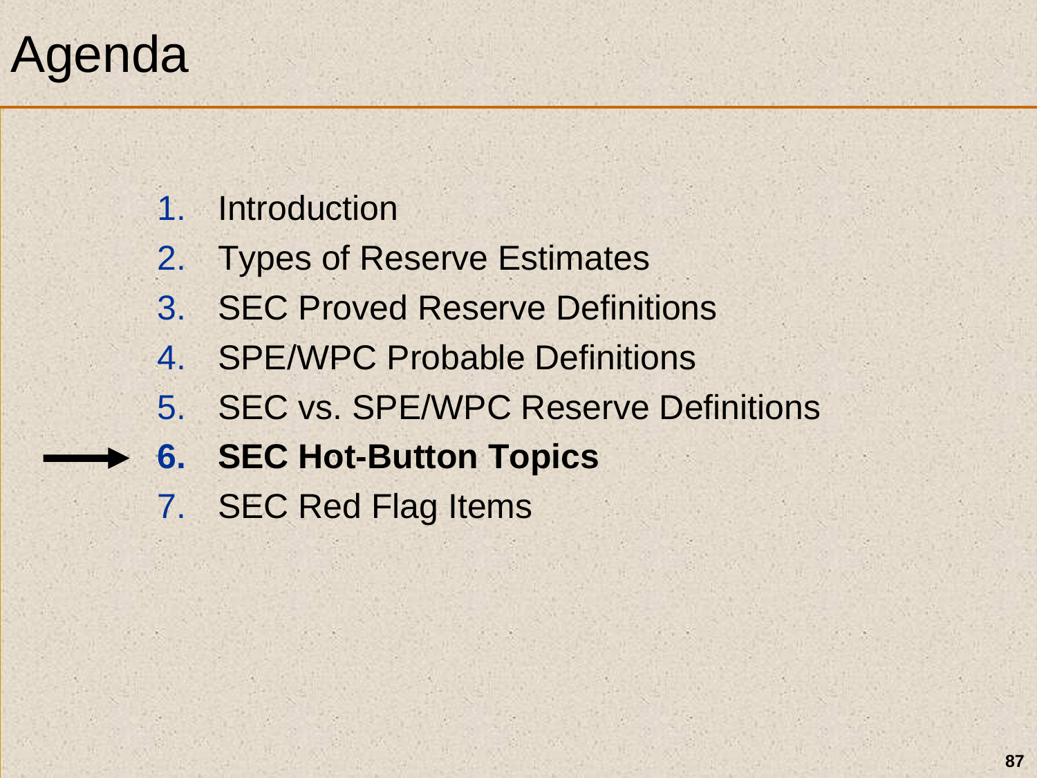# Agenda

1. Introduction
2. Types of Reserve Estimates
3. SEC Proved Reserve Definitions
4. SPE/WPC Probable Definitions
5. SEC vs. SPE/WPC Reserve Definitions
6. **SEC Hot-Button Topics**
7. SEC Red Flag Items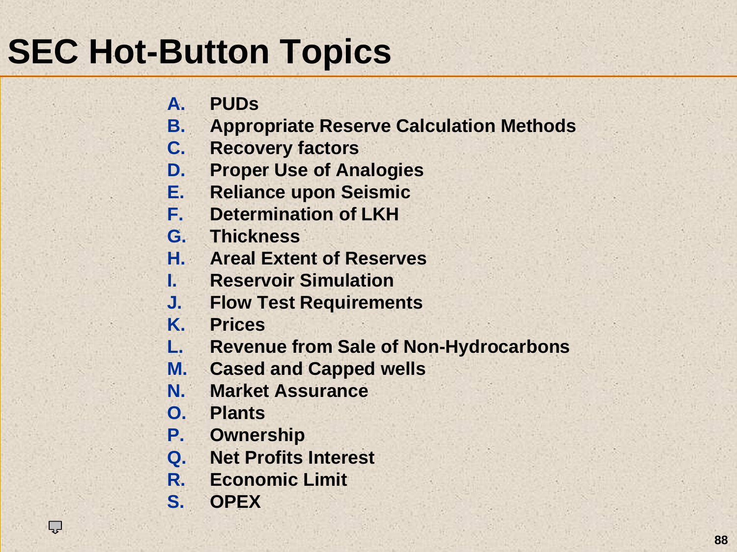# SEC Hot-Button Topics

A. PUDs
B. Appropriate Reserve Calculation Methods
C. Recovery factors
D. Proper Use of Analogies
E. Reliance upon Seismic
F. Determination of LKH
G. Thickness
H. Areal Extent of Reserves
I. Reservoir Simulation
J. Flow Test Requirements
K. Prices
L. Revenue from Sale of Non-Hydrocarbons
M. Cased and Capped wells
N. Market Assurance
O. Plants
P. Ownership
Q. Net Profits Interest
R. Economic Limit
S. OPEX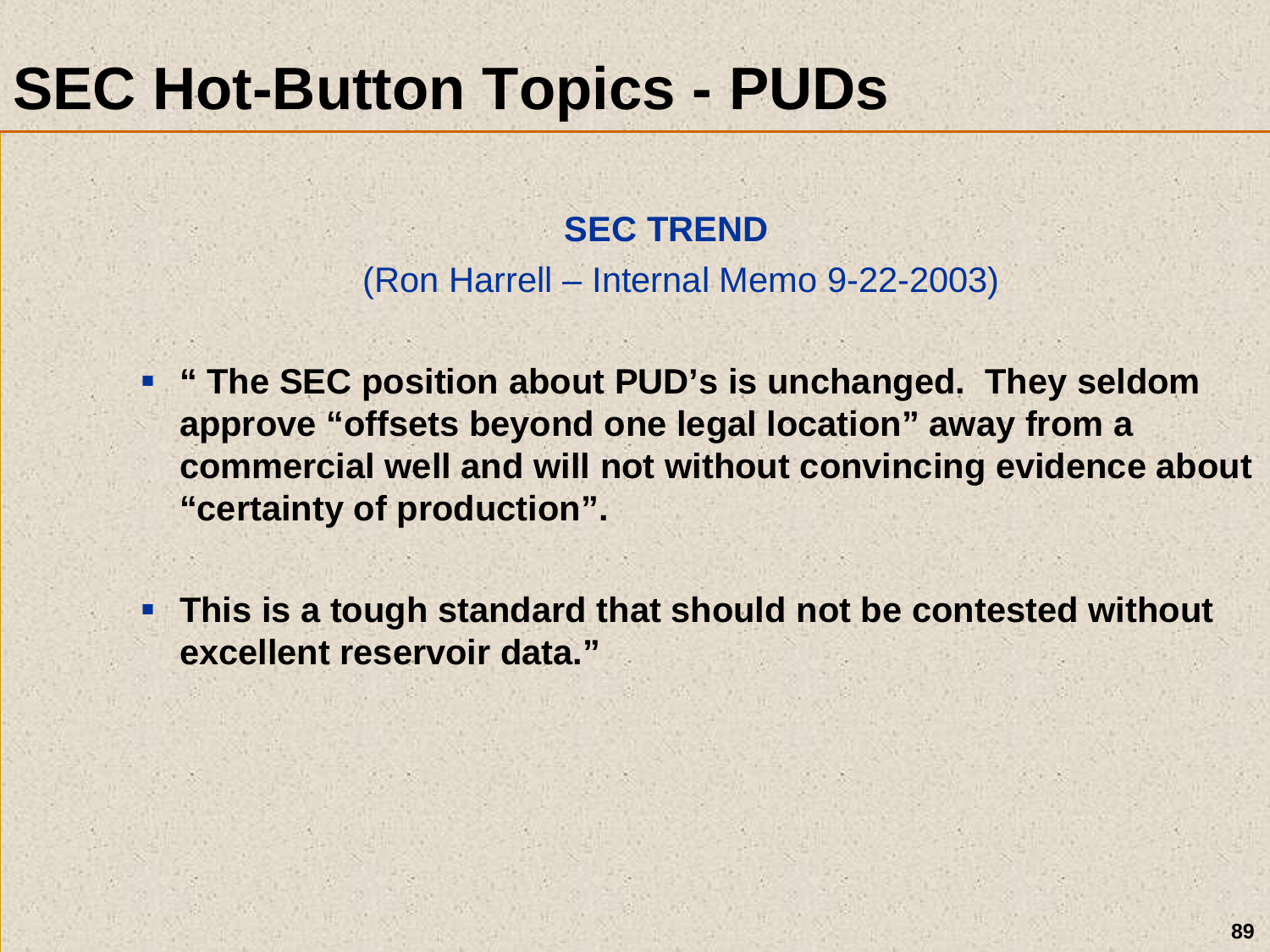# SEC Hot-Button Topics - PUDs

**SEC TREND**

(Ron Harrell – Internal Memo 9-22-2003)

- **" The SEC position about PUD's is unchanged. They seldom approve "offsets beyond one legal location" away from a commercial well and will not without convincing evidence about "certainty of production".**
- **This is a tough standard that should not be contested without excellent reservoir data."**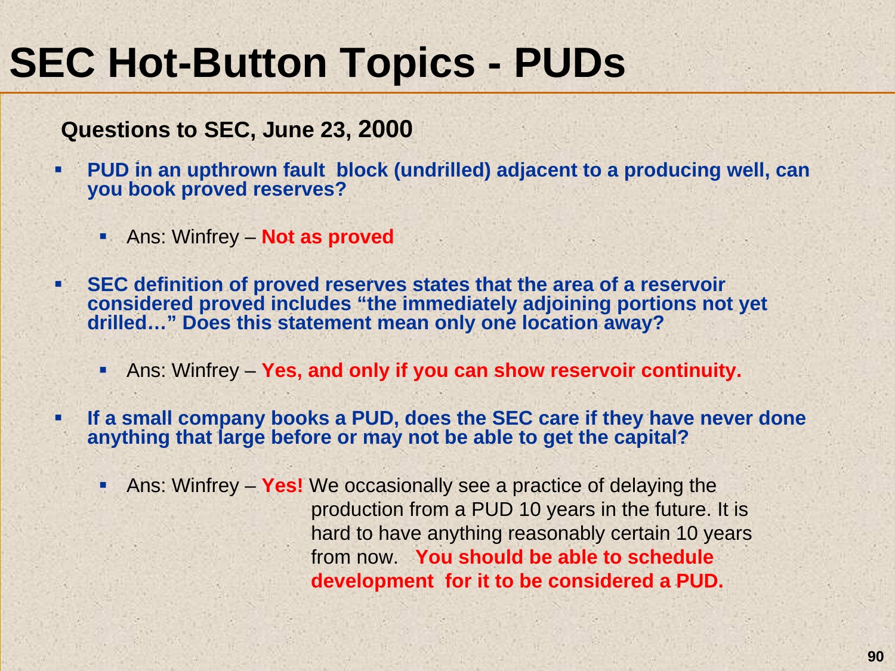# SEC Hot-Button Topics - PUDs

**Questions to SEC, June 23, 2000**

- **PUD in an upthrown fault block (undrilled) adjacent to a producing well, can you book proved reserves?**
  - Ans: Winfrey – **Not as proved**
- **SEC definition of proved reserves states that the area of a reservoir considered proved includes "the immediately adjoining portions not yet drilled…" Does this statement mean only one location away?**
  - Ans: Winfrey – **Yes, and only if you can show reservoir continuity.**
- **If a small company books a PUD, does the SEC care if they have never done anything that large before or may not be able to get the capital?**
  - Ans: Winfrey – **Yes!** We occasionally see a practice of delaying the production from a PUD 10 years in the future. It is hard to have anything reasonably certain 10 years from now. **You should be able to schedule development for it to be considered a PUD.**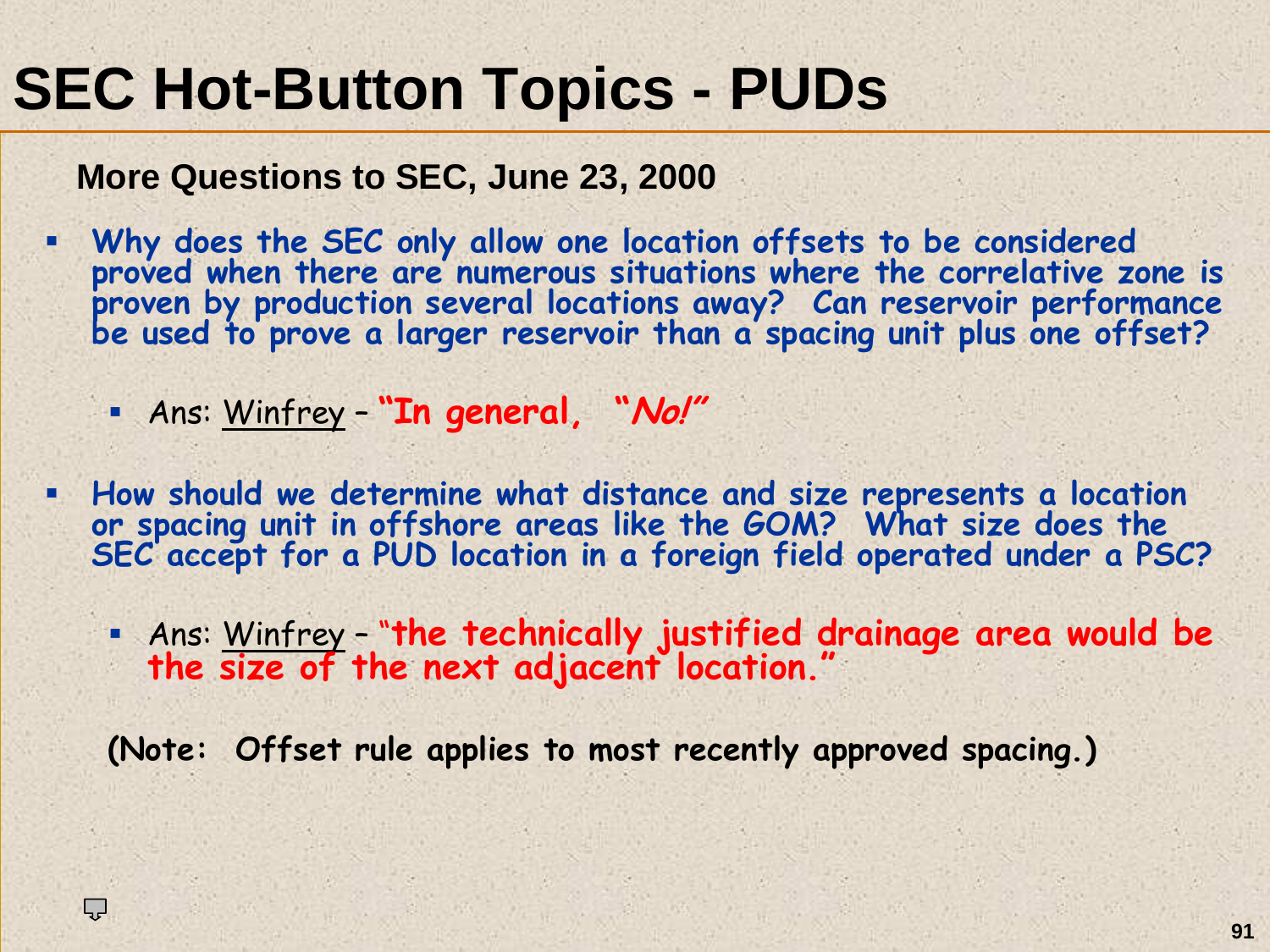# SEC Hot-Button Topics - PUDs

**More Questions to SEC, June 23, 2000**

- **Why does the SEC only allow one location offsets to be considered proved when there are numerous situations where the correlative zone is proven by production several locations away? Can reservoir performance be used to prove a larger reservoir than a spacing unit plus one offset?**
  - Ans: Winfrey – **"In general, "*No!*"**
- **How should we determine what distance and size represents a location or spacing unit in offshore areas like the GOM? What size does the SEC accept for a PUD location in a foreign field operated under a PSC?**
  - Ans: Winfrey – **"the technically justified drainage area would be the size of the next adjacent location."**

**(Note: Offset rule applies to most recently approved spacing.)**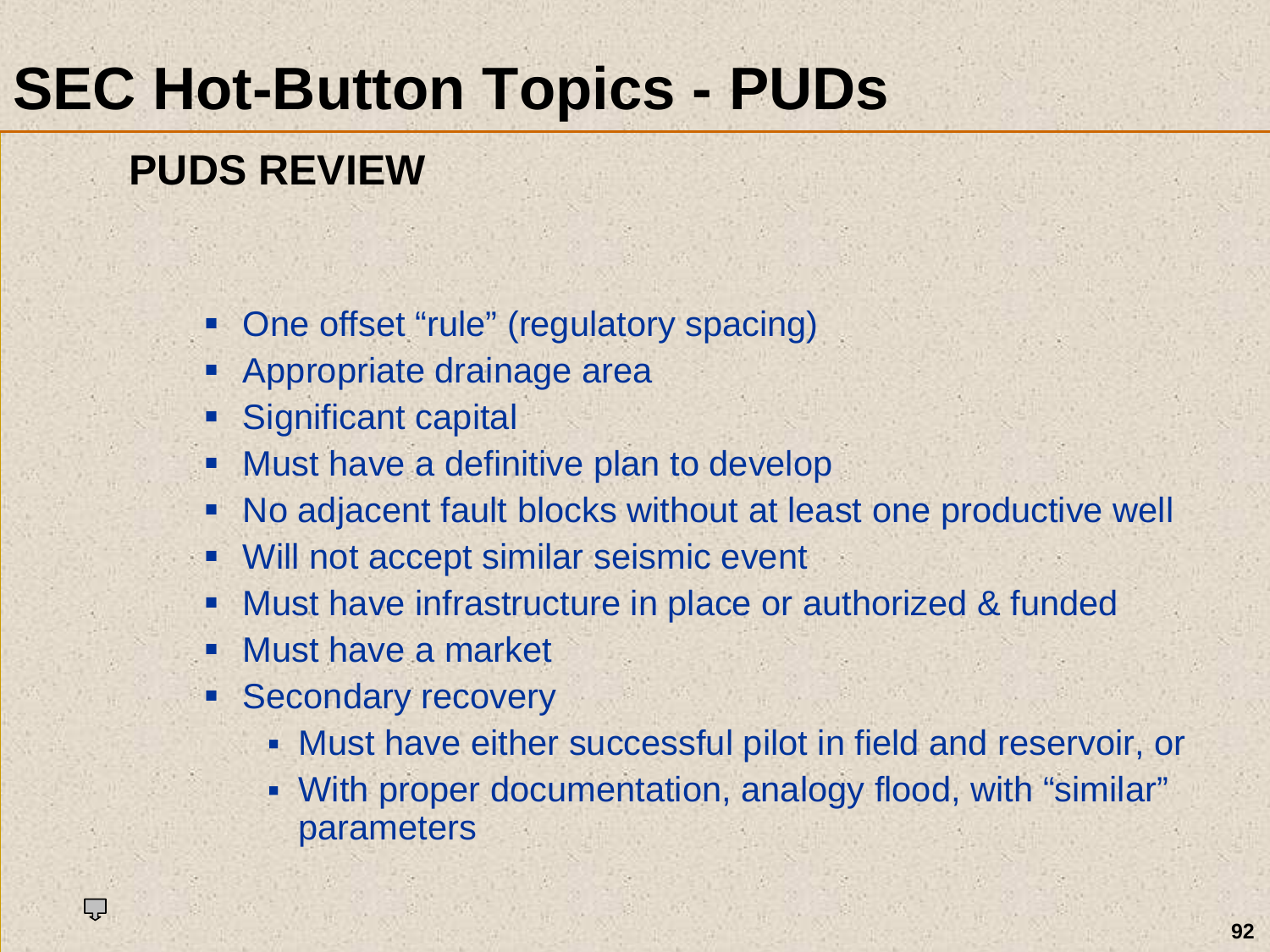# SEC Hot-Button Topics - PUDs

## PUDS REVIEW

- One offset "rule" (regulatory spacing)
- Appropriate drainage area
- Significant capital
- Must have a definitive plan to develop
- No adjacent fault blocks without at least one productive well
- Will not accept similar seismic event
- Must have infrastructure in place or authorized & funded
- Must have a market
- Secondary recovery
  - Must have either successful pilot in field and reservoir, or
  - With proper documentation, analogy flood, with "similar" parameters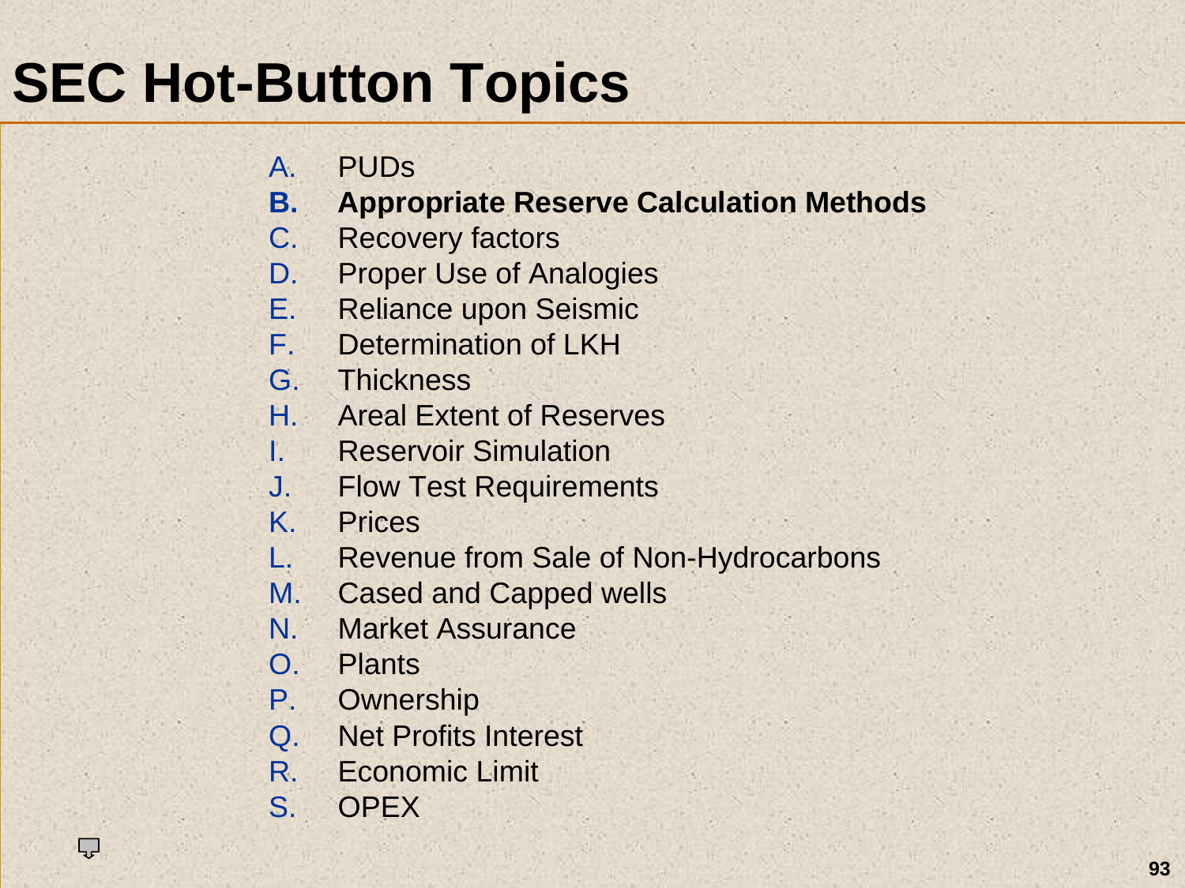# SEC Hot-Button Topics

A. PUDs
**B. Appropriate Reserve Calculation Methods**
C. Recovery factors
D. Proper Use of Analogies
E. Reliance upon Seismic
F. Determination of LKH
G. Thickness
H. Areal Extent of Reserves
I. Reservoir Simulation
J. Flow Test Requirements
K. Prices
L. Revenue from Sale of Non-Hydrocarbons
M. Cased and Capped wells
N. Market Assurance
O. Plants
P. Ownership
Q. Net Profits Interest
R. Economic Limit
S. OPEX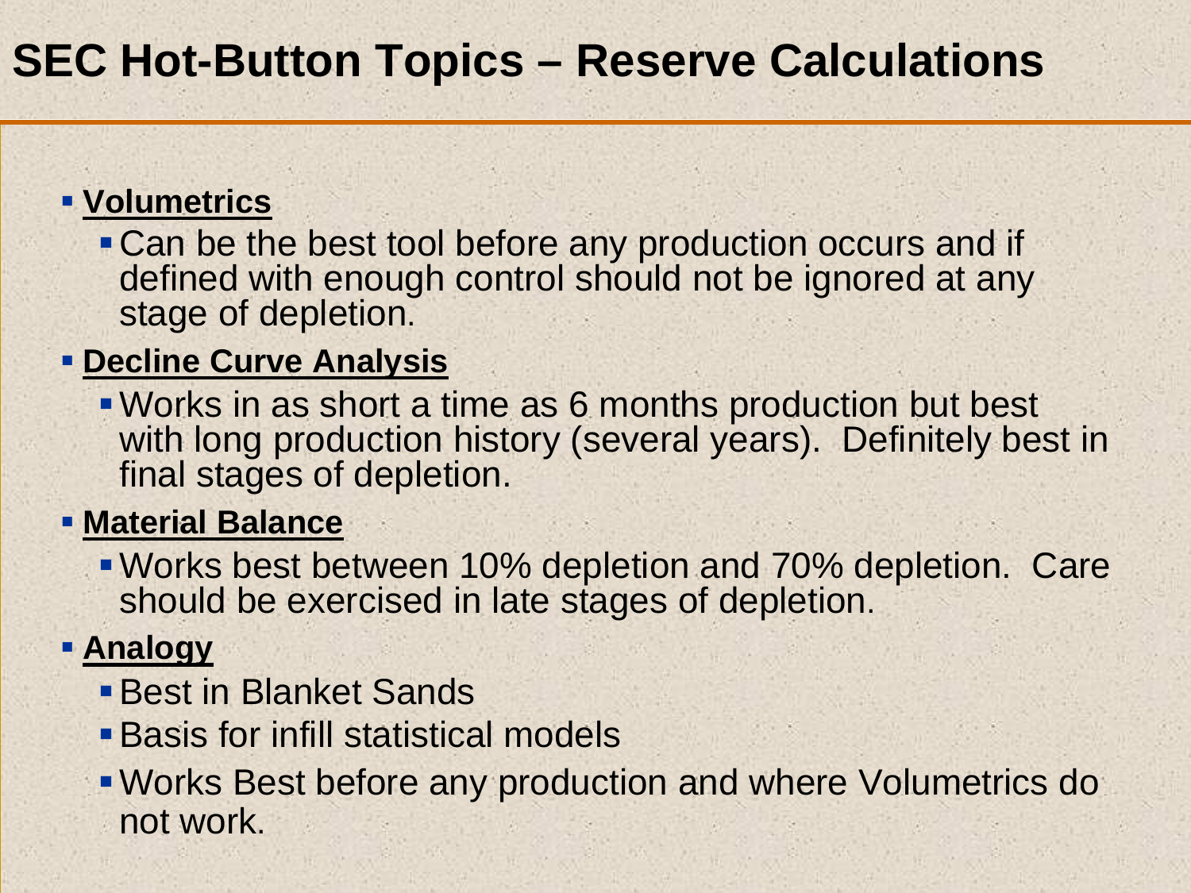# SEC Hot-Button Topics – Reserve Calculations

- **<u>Volumetrics</u>**
  - Can be the best tool before any production occurs and if defined with enough control should not be ignored at any stage of depletion.
- **<u>Decline Curve Analysis</u>**
  - Works in as short a time as 6 months production but best with long production history (several years). Definitely best in final stages of depletion.
- **<u>Material Balance</u>**
  - Works best between 10% depletion and 70% depletion. Care should be exercised in late stages of depletion.
- **<u>Analogy</u>**
  - Best in Blanket Sands
  - Basis for infill statistical models
  - Works Best before any production and where Volumetrics do not work.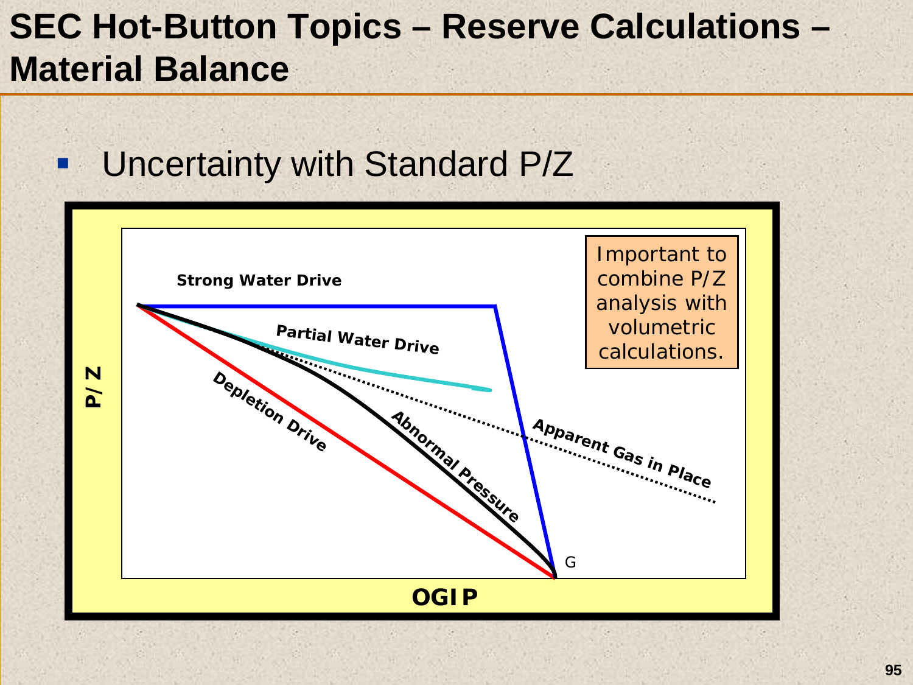# SEC Hot-Button Topics – Reserve Calculations – Material Balance

- Uncertainty with Standard P/Z

Strong Water Drive

Partial Water Drive

Depletion Drive

Abnormal Pressure

Apparent Gas in Place

G

P/Z

OGIP

Important to combine P/Z analysis with volumetric calculations.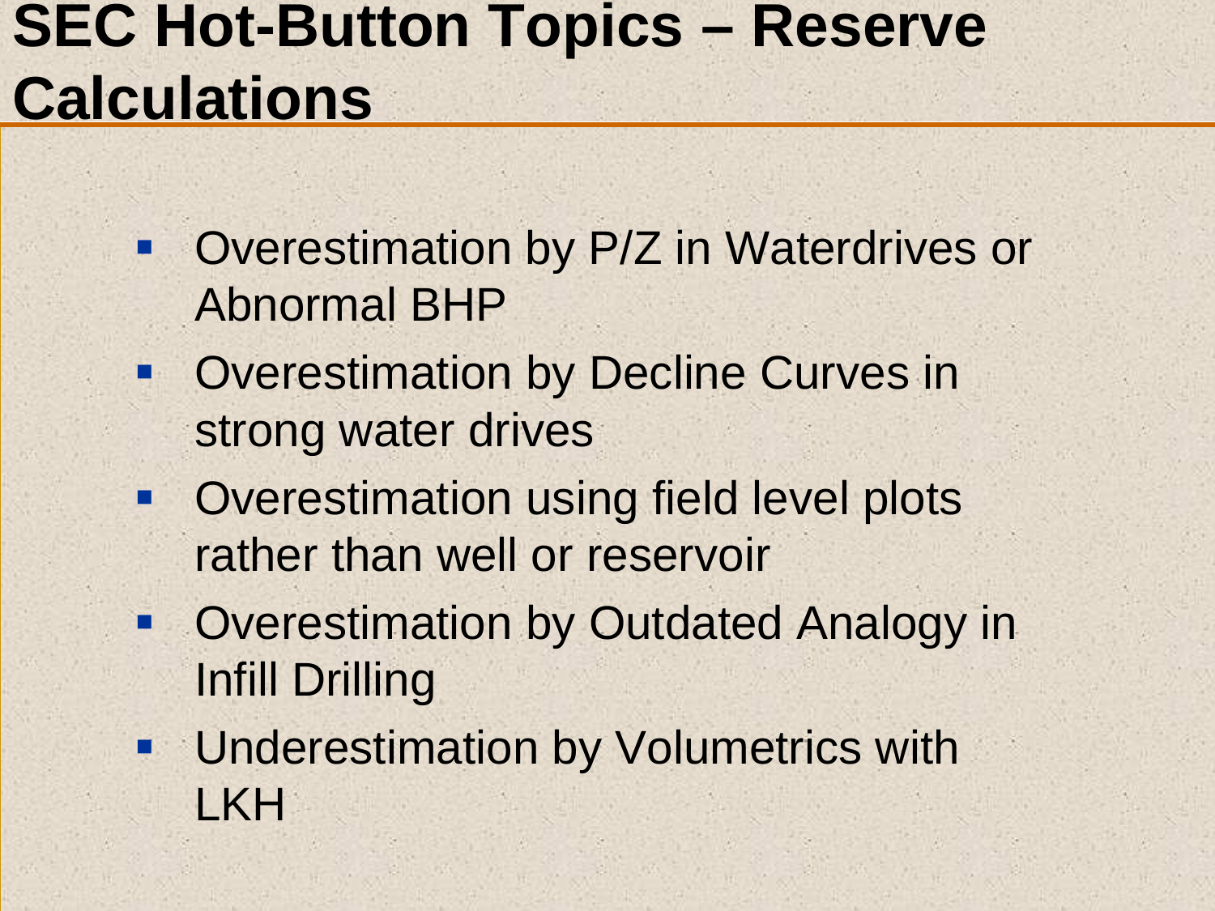# SEC Hot-Button Topics – Reserve Calculations

- Overestimation by P/Z in Waterdrives or Abnormal BHP
- Overestimation by Decline Curves in strong water drives
- Overestimation using field level plots rather than well or reservoir
- Overestimation by Outdated Analogy in Infill Drilling
- Underestimation by Volumetrics with LKH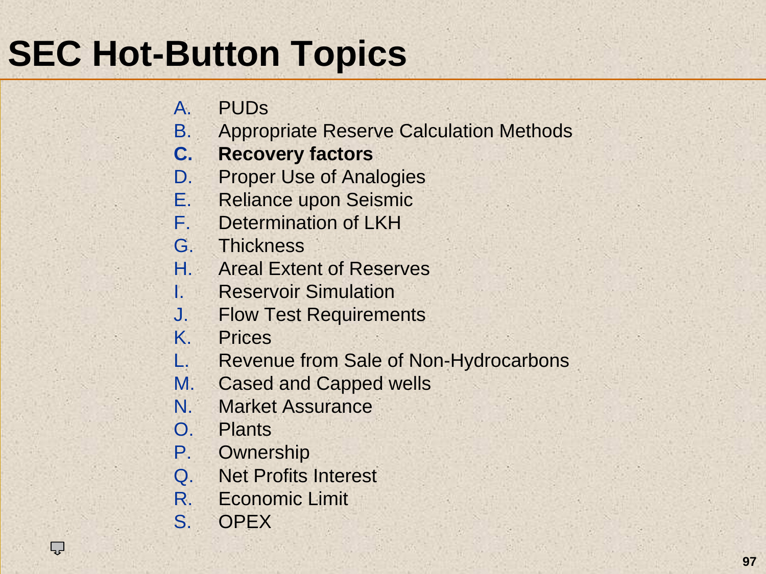# SEC Hot-Button Topics

A. PUDs
B. Appropriate Reserve Calculation Methods
**C. Recovery factors**
D. Proper Use of Analogies
E. Reliance upon Seismic
F. Determination of LKH
G. Thickness
H. Areal Extent of Reserves
I. Reservoir Simulation
J. Flow Test Requirements
K. Prices
L. Revenue from Sale of Non-Hydrocarbons
M. Cased and Capped wells
N. Market Assurance
O. Plants
P. Ownership
Q. Net Profits Interest
R. Economic Limit
S. OPEX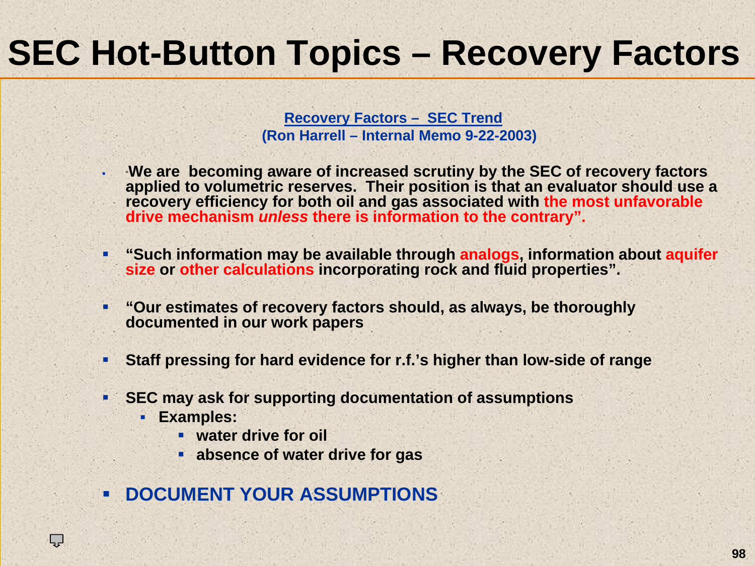# SEC Hot-Button Topics – Recovery Factors

**Recovery Factors – SEC Trend**
**(Ron Harrell – Internal Memo 9-22-2003)**

- **"We are becoming aware of increased scrutiny by the SEC of recovery factors applied to volumetric reserves. Their position is that an evaluator should use a recovery efficiency for both oil and gas associated with the most unfavorable drive mechanism *unless* there is information to the contrary".**
- **"Such information may be available through analogs, information about aquifer size or other calculations incorporating rock and fluid properties".**
- **"Our estimates of recovery factors should, as always, be thoroughly documented in our work papers**
- **Staff pressing for hard evidence for r.f.'s higher than low-side of range**
- **SEC may ask for supporting documentation of assumptions**
  - **Examples:**
    - **water drive for oil**
    - **absence of water drive for gas**
- **DOCUMENT YOUR ASSUMPTIONS**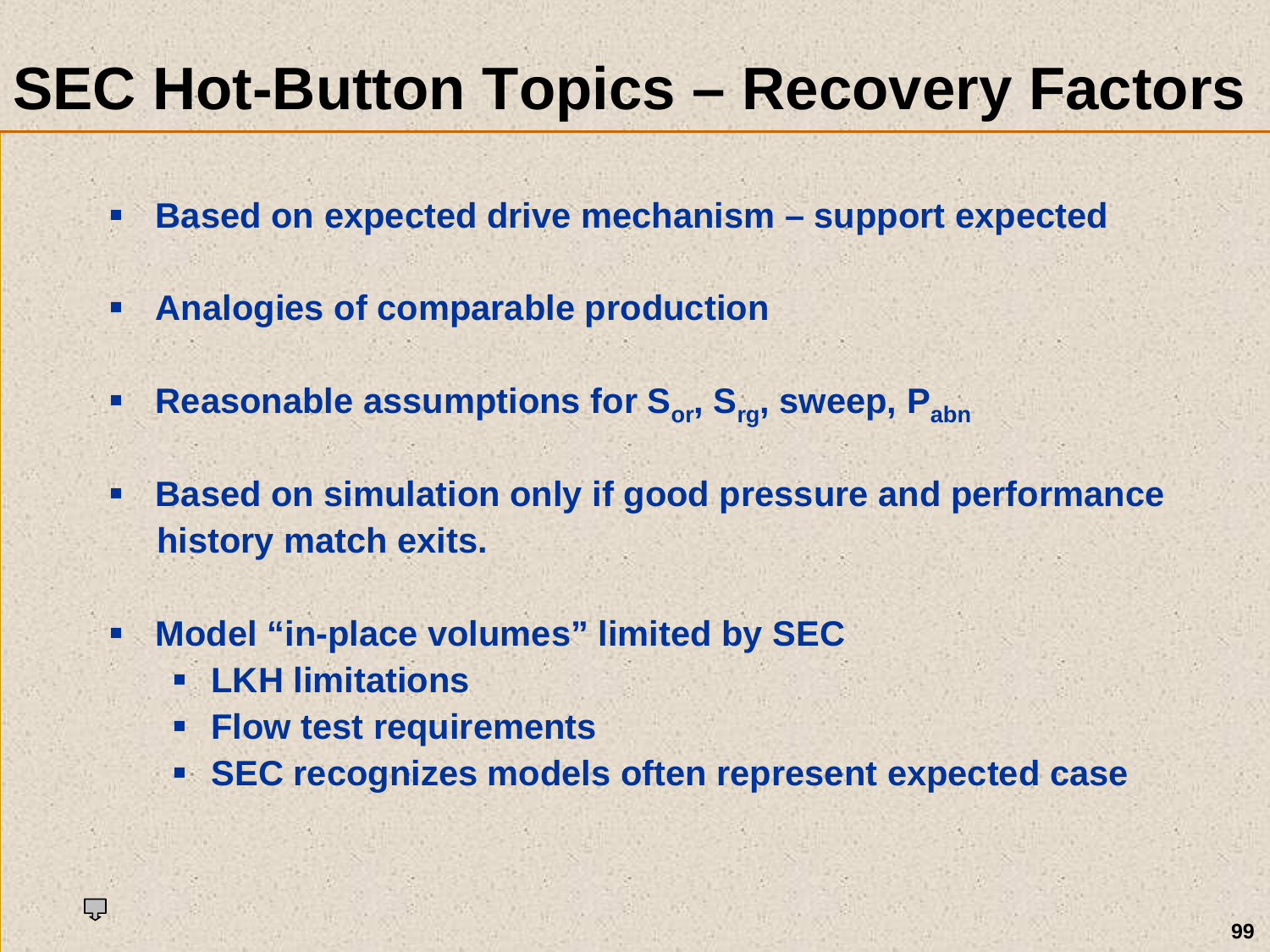# SEC Hot-Button Topics – Recovery Factors

- Based on expected drive mechanism – support expected
- Analogies of comparable production
- Reasonable assumptions for $S_{or}$, $S_{rg}$, sweep, $P_{abn}$
- Based on simulation only if good pressure and performance history match exits.
- Model "in-place volumes" limited by SEC
  - LKH limitations
  - Flow test requirements
  - SEC recognizes models often represent expected case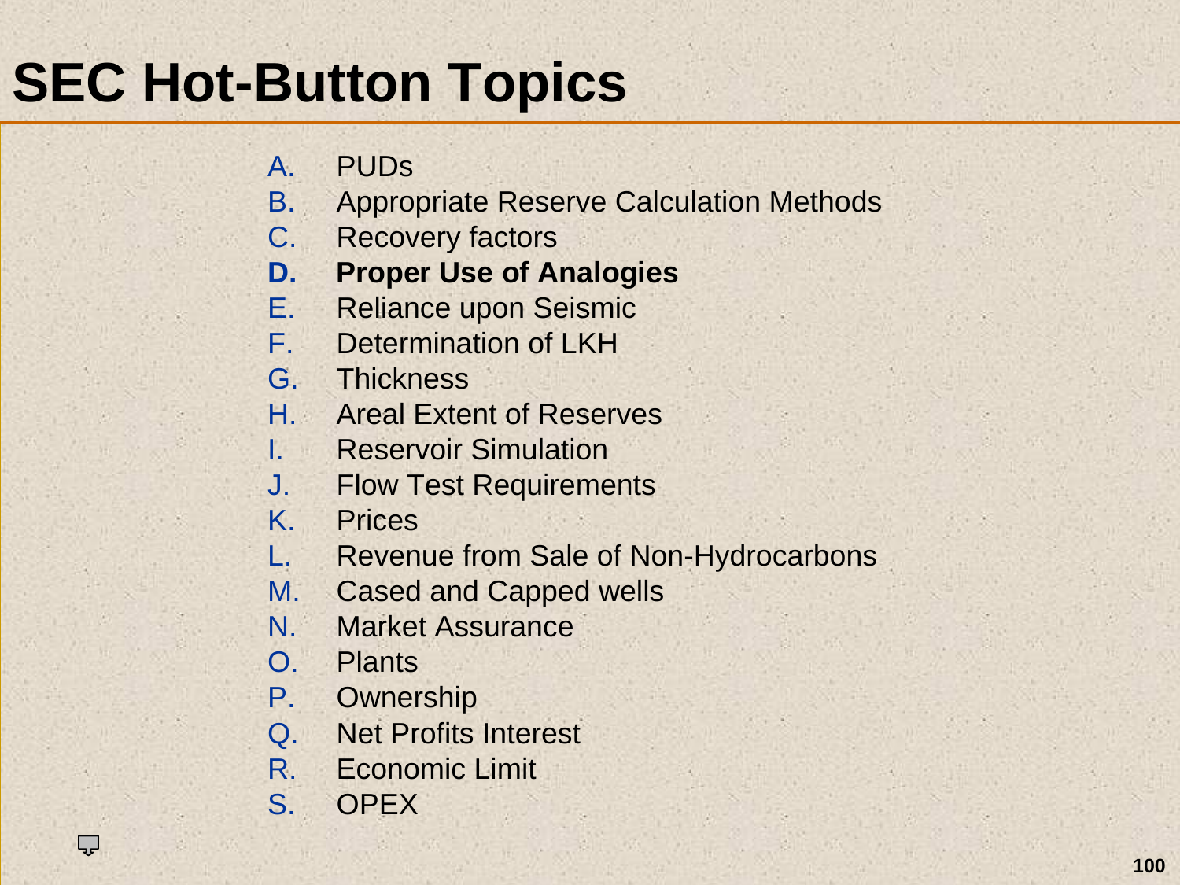# SEC Hot-Button Topics

A. PUDs
B. Appropriate Reserve Calculation Methods
C. Recovery factors
**D. Proper Use of Analogies**
E. Reliance upon Seismic
F. Determination of LKH
G. Thickness
H. Areal Extent of Reserves
I. Reservoir Simulation
J. Flow Test Requirements
K. Prices
L. Revenue from Sale of Non-Hydrocarbons
M. Cased and Capped wells
N. Market Assurance
O. Plants
P. Ownership
Q. Net Profits Interest
R. Economic Limit
S. OPEX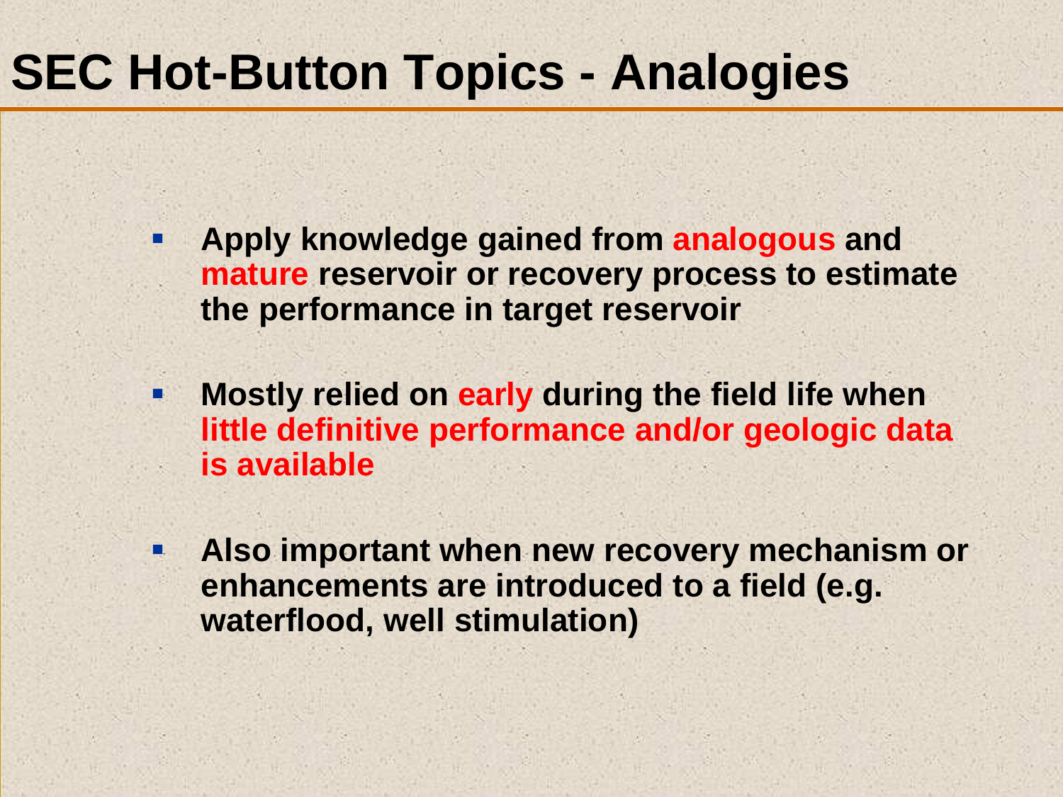# SEC Hot-Button Topics - Analogies

- **Apply knowledge gained from analogous and mature reservoir or recovery process to estimate the performance in target reservoir**
- **Mostly relied on early during the field life when little definitive performance and/or geologic data is available**
- **Also important when new recovery mechanism or enhancements are introduced to a field (e.g. waterflood, well stimulation)**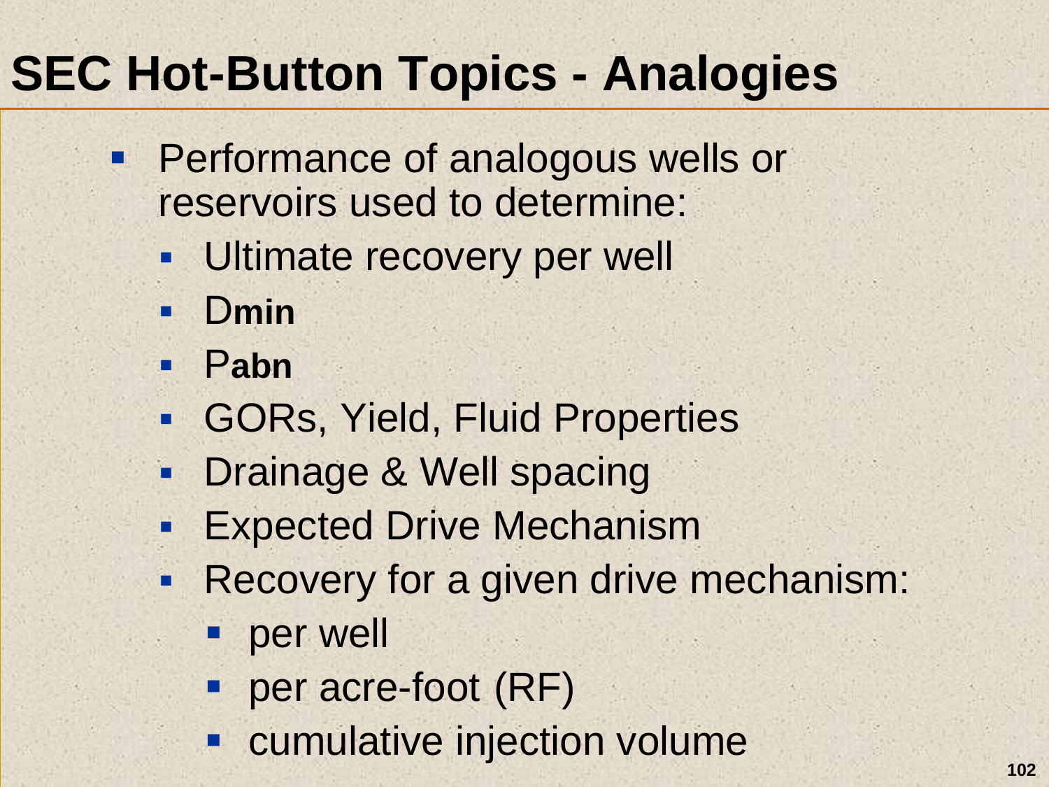# SEC Hot-Button Topics - Analogies

- Performance of analogous wells or reservoirs used to determine:
  - Ultimate recovery per well
  - $D_{min}$
  - $P_{abn}$
  - GORs, Yield, Fluid Properties
  - Drainage & Well spacing
  - Expected Drive Mechanism
  - Recovery for a given drive mechanism:
    - per well
    - per acre-foot (RF)
    - cumulative injection volume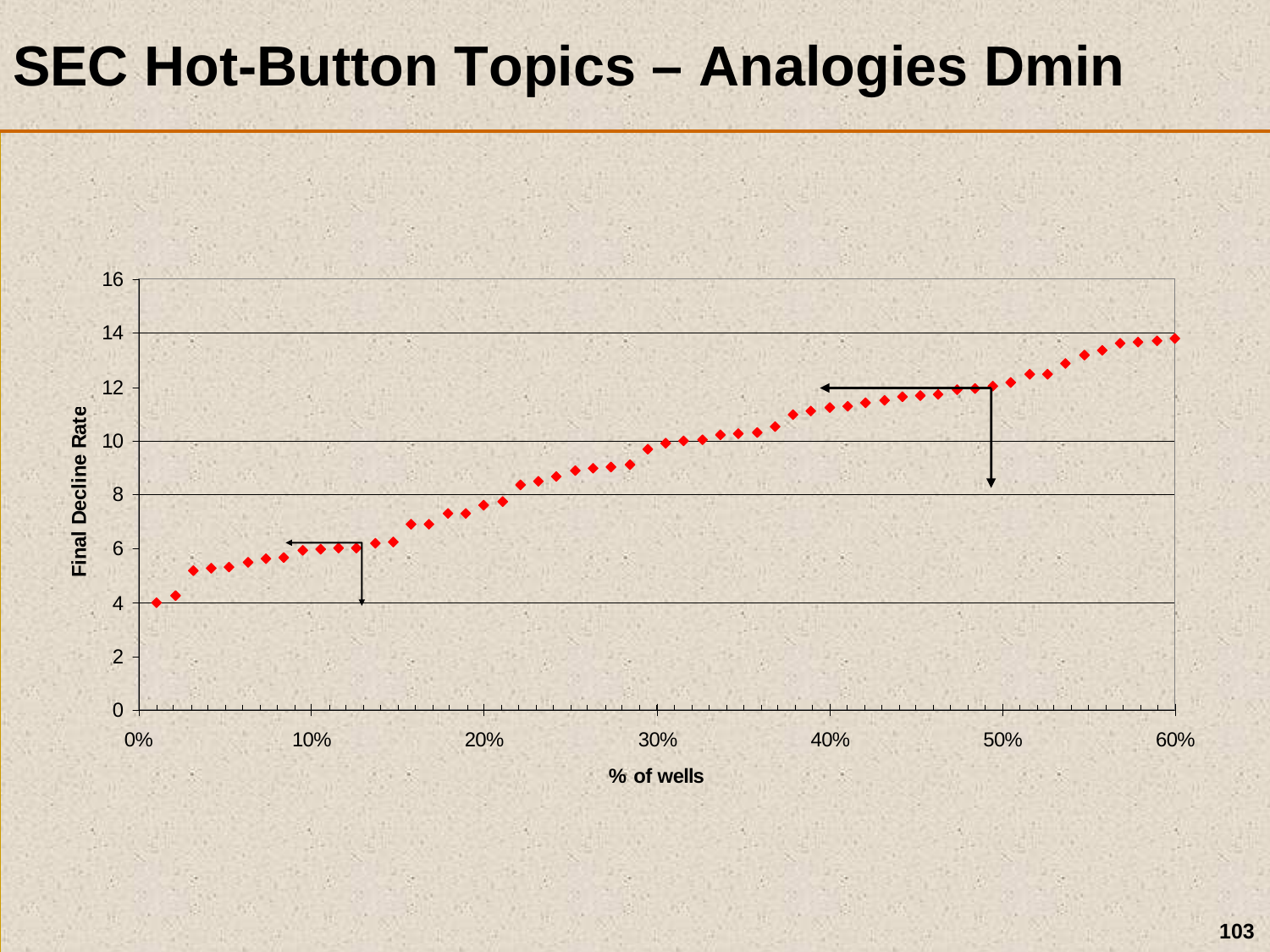# SEC Hot-Button Topics – Analogies Dmin

Final Decline Rate

% of wells

0 2 4 6 8 10 12 14 16

0% 10% 20% 30% 40% 50% 60%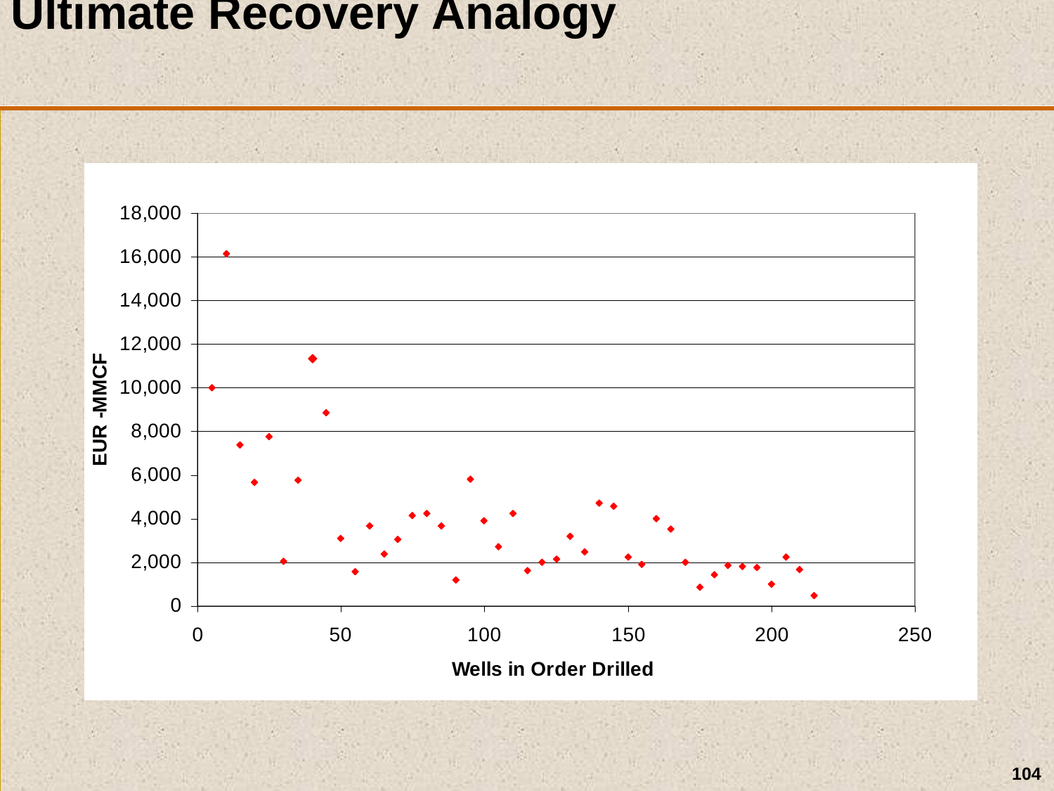# Ultimate Recovery Analogy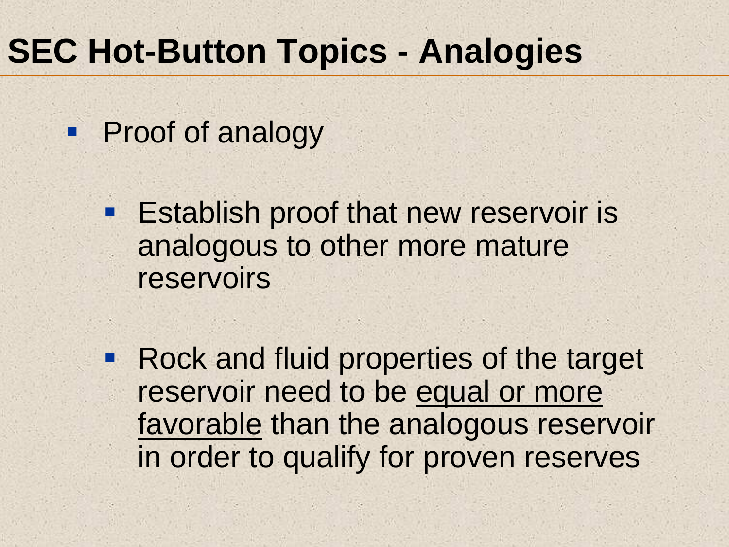# SEC Hot-Button Topics - Analogies

- Proof of analogy
  - Establish proof that new reservoir is analogous to other more mature reservoirs
  - Rock and fluid properties of the target reservoir need to be <u>equal or more favorable</u> than the analogous reservoir in order to qualify for proven reserves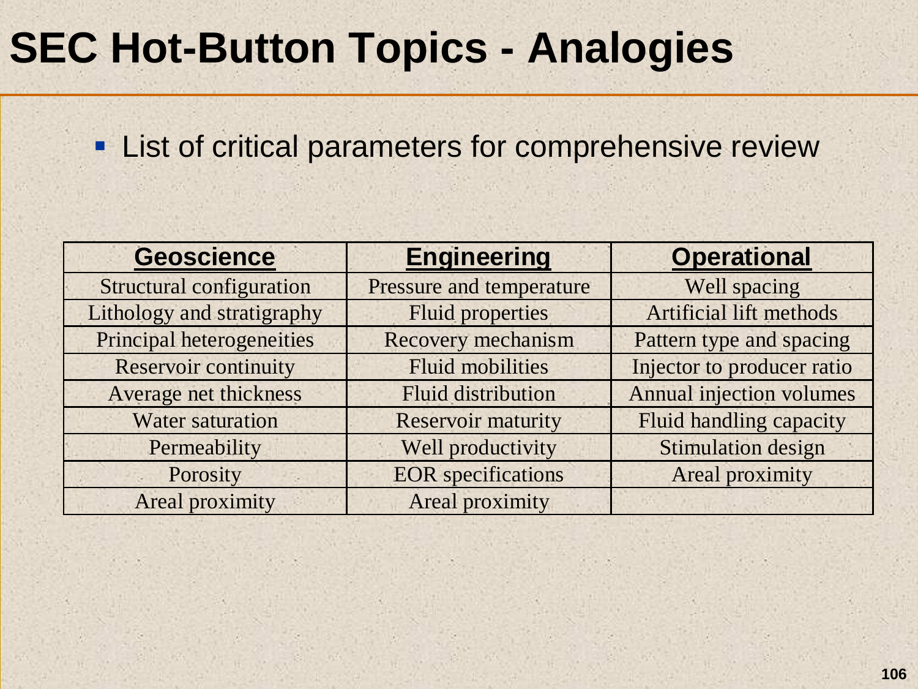# SEC Hot-Button Topics - Analogies

- List of critical parameters for comprehensive review

| Geoscience | Engineering | Operational |
|---|---|---|
| Structural configuration | Pressure and temperature | Well spacing |
| Lithology and stratigraphy | Fluid properties | Artificial lift methods |
| Principal heterogeneities | Recovery mechanism | Pattern type and spacing |
| Reservoir continuity | Fluid mobilities | Injector to producer ratio |
| Average net thickness | Fluid distribution | Annual injection volumes |
| Water saturation | Reservoir maturity | Fluid handling capacity |
| Permeability | Well productivity | Stimulation design |
| Porosity | EOR specifications | Areal proximity |
| Areal proximity | Areal proximity | |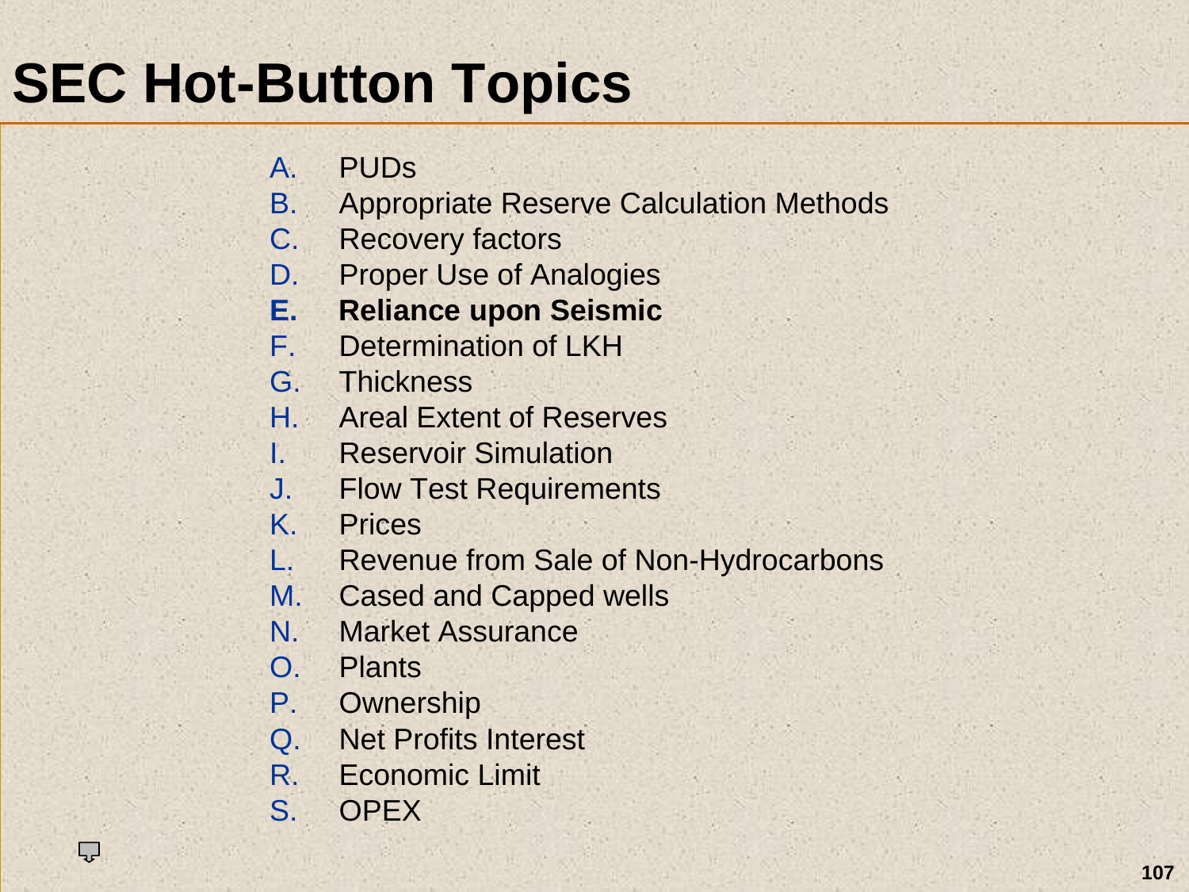# SEC Hot-Button Topics

A. PUDs
B. Appropriate Reserve Calculation Methods
C. Recovery factors
D. Proper Use of Analogies
**E. Reliance upon Seismic**
F. Determination of LKH
G. Thickness
H. Areal Extent of Reserves
I. Reservoir Simulation
J. Flow Test Requirements
K. Prices
L. Revenue from Sale of Non-Hydrocarbons
M. Cased and Capped wells
N. Market Assurance
O. Plants
P. Ownership
Q. Net Profits Interest
R. Economic Limit
S. OPEX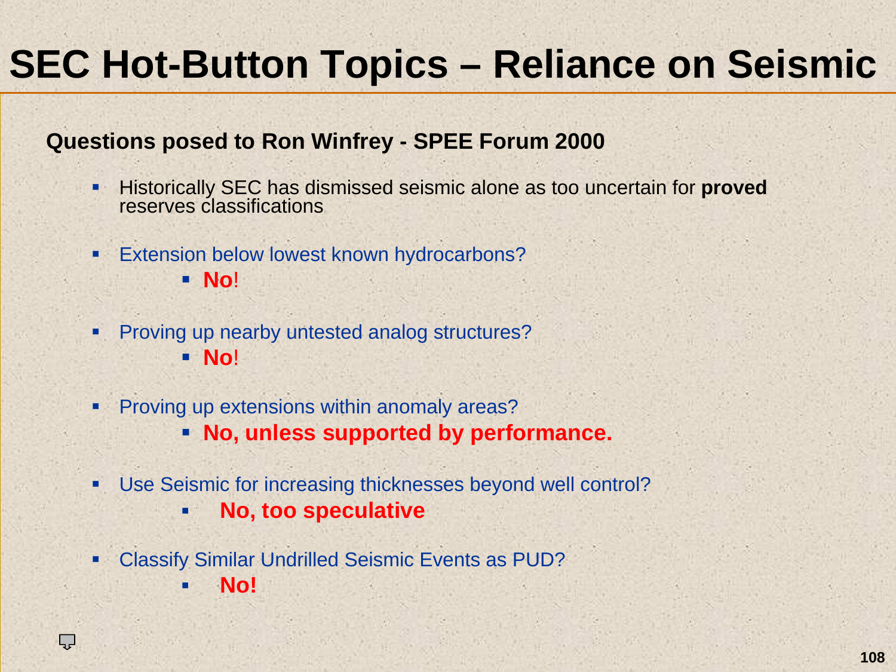# SEC Hot-Button Topics – Reliance on Seismic

**Questions posed to Ron Winfrey - SPEE Forum 2000**

- Historically SEC has dismissed seismic alone as too uncertain for **proved** reserves classifications
- Extension below lowest known hydrocarbons?
  - **No**!
- Proving up nearby untested analog structures?
  - **No**!
- Proving up extensions within anomaly areas?
  - **No, unless supported by performance.**
- Use Seismic for increasing thicknesses beyond well control?
  - **No, too speculative**
- Classify Similar Undrilled Seismic Events as PUD?
  - **No!**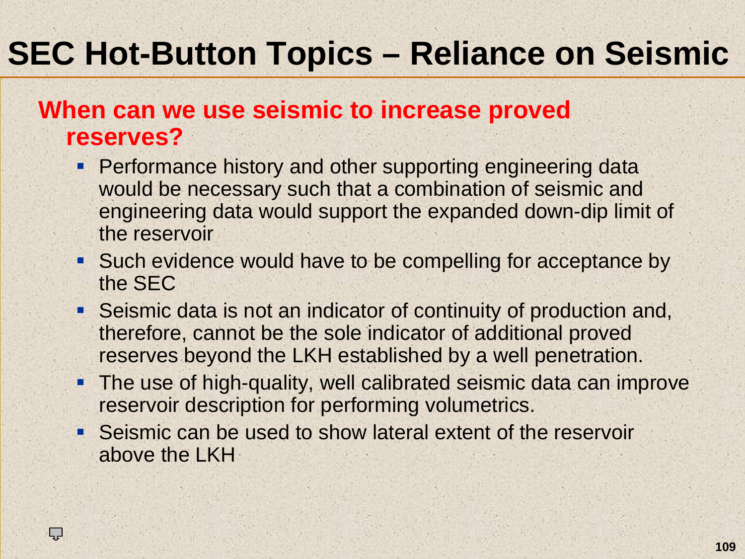# SEC Hot-Button Topics – Reliance on Seismic

## When can we use seismic to increase proved reserves?

- Performance history and other supporting engineering data would be necessary such that a combination of seismic and engineering data would support the expanded down-dip limit of the reservoir
- Such evidence would have to be compelling for acceptance by the SEC
- Seismic data is not an indicator of continuity of production and, therefore, cannot be the sole indicator of additional proved reserves beyond the LKH established by a well penetration.
- The use of high-quality, well calibrated seismic data can improve reservoir description for performing volumetrics.
- Seismic can be used to show lateral extent of the reservoir above the LKH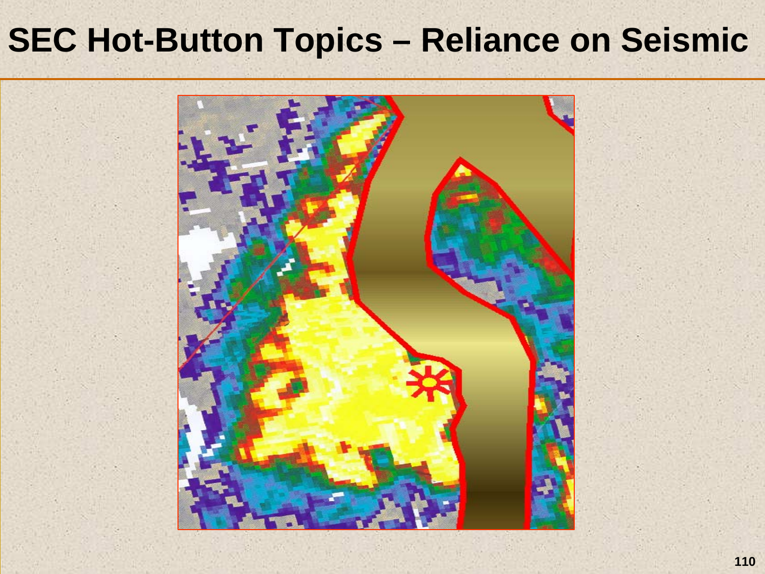# SEC Hot-Button Topics – Reliance on Seismic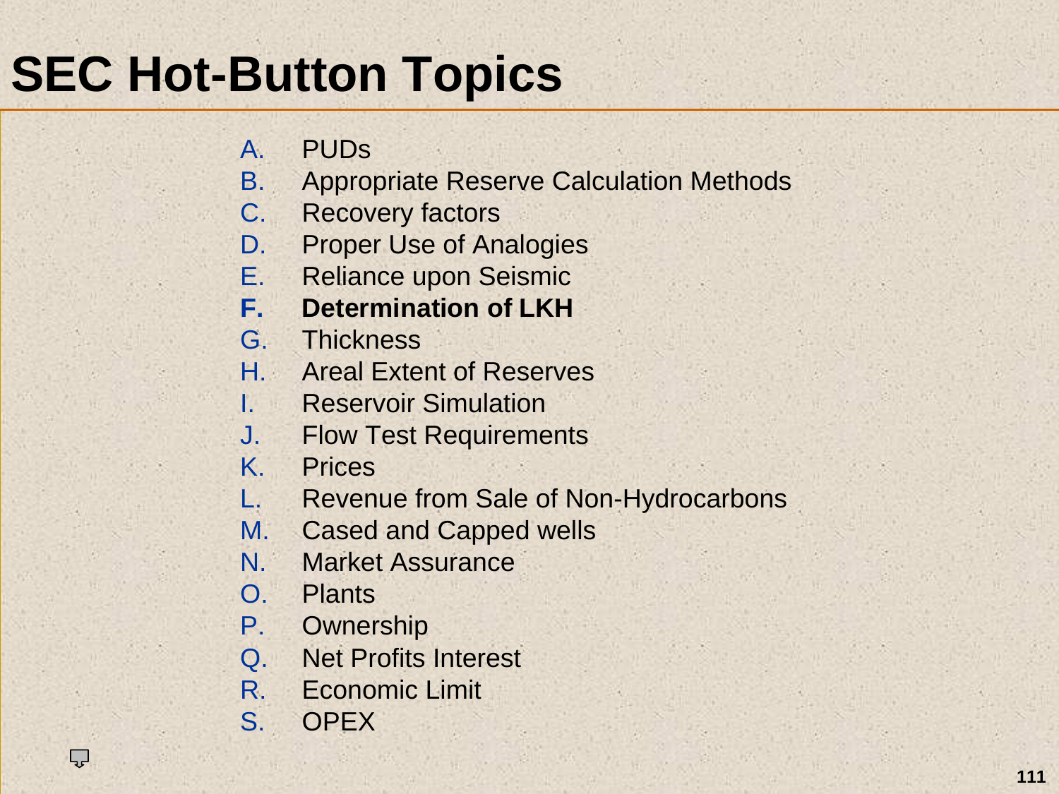# SEC Hot-Button Topics

A. PUDs
B. Appropriate Reserve Calculation Methods
C. Recovery factors
D. Proper Use of Analogies
E. Reliance upon Seismic
**F. Determination of LKH**
G. Thickness
H. Areal Extent of Reserves
I. Reservoir Simulation
J. Flow Test Requirements
K. Prices
L. Revenue from Sale of Non-Hydrocarbons
M. Cased and Capped wells
N. Market Assurance
O. Plants
P. Ownership
Q. Net Profits Interest
R. Economic Limit
S. OPEX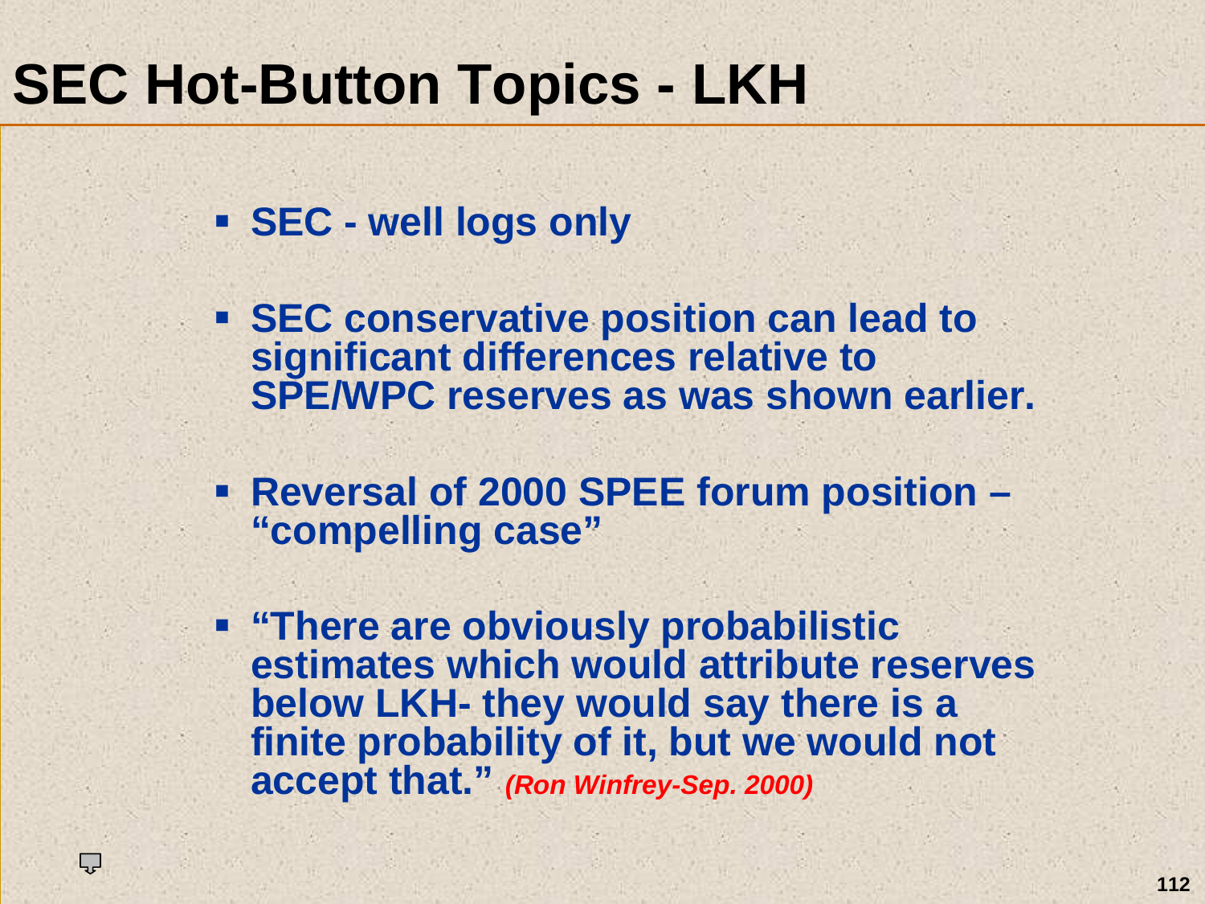# SEC Hot-Button Topics - LKH

- **SEC - well logs only**
- **SEC conservative position can lead to significant differences relative to SPE/WPC reserves as was shown earlier.**
- **Reversal of 2000 SPEE forum position – "compelling case"**
- **"There are obviously probabilistic estimates which would attribute reserves below LKH- they would say there is a finite probability of it, but we would not accept that."** ***(Ron Winfrey-Sep. 2000)***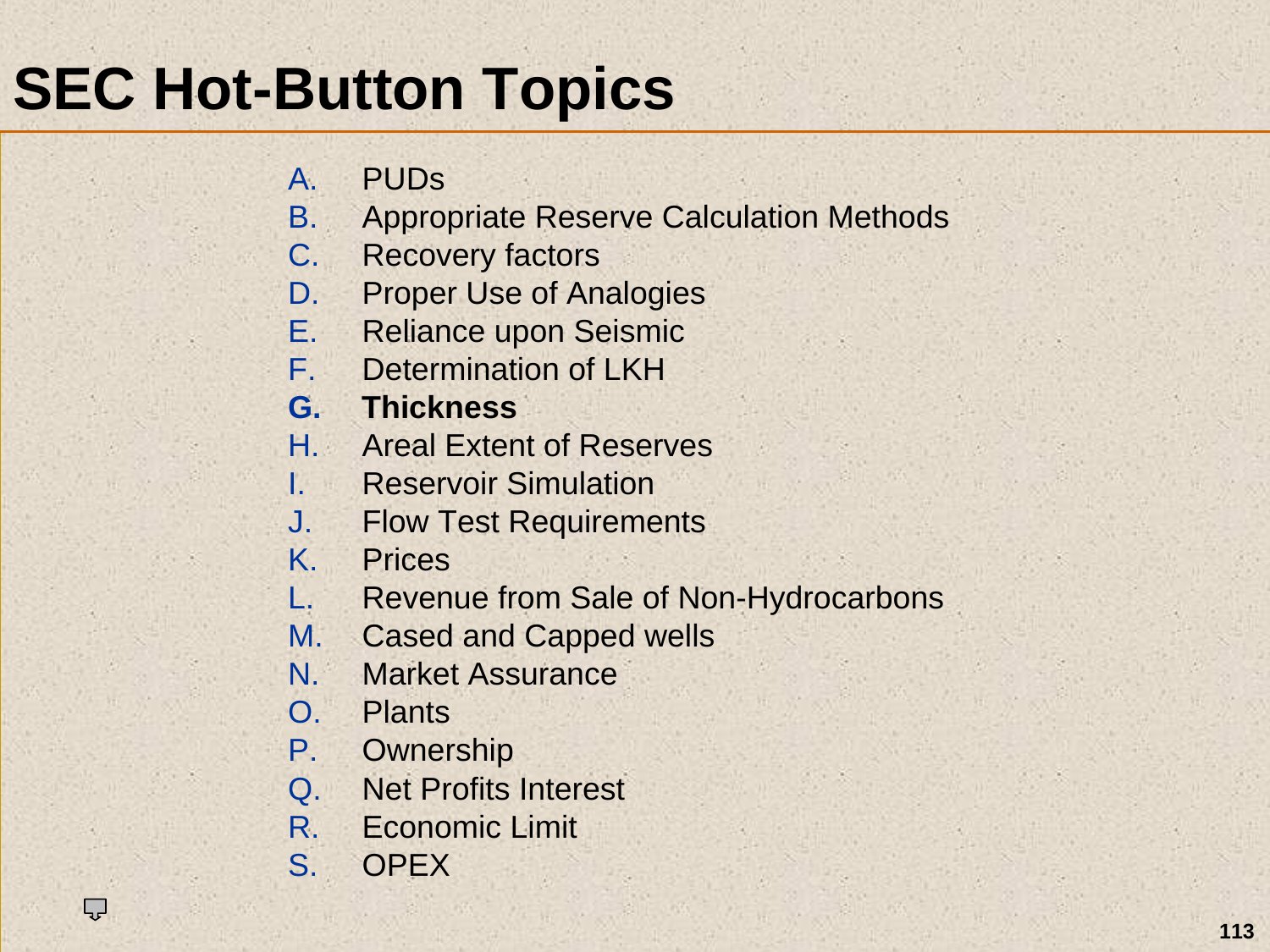# SEC Hot-Button Topics

A. PUDs
B. Appropriate Reserve Calculation Methods
C. Recovery factors
D. Proper Use of Analogies
E. Reliance upon Seismic
F. Determination of LKH
**G. Thickness**
H. Areal Extent of Reserves
I. Reservoir Simulation
J. Flow Test Requirements
K. Prices
L. Revenue from Sale of Non-Hydrocarbons
M. Cased and Capped wells
N. Market Assurance
O. Plants
P. Ownership
Q. Net Profits Interest
R. Economic Limit
S. OPEX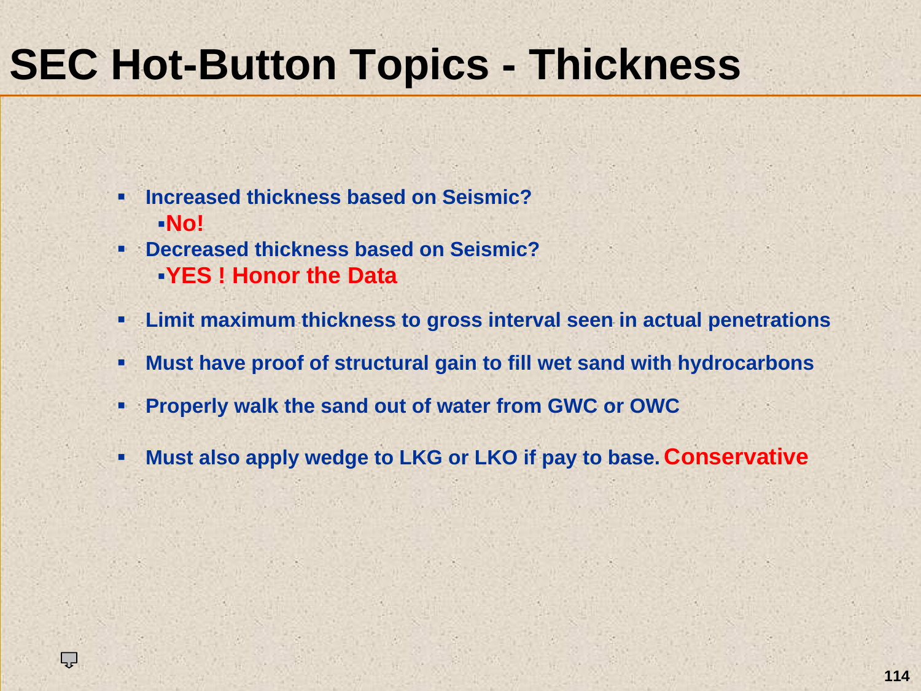# SEC Hot-Button Topics - Thickness

- **Increased thickness based on Seismic?**
  - **No!**
- **Decreased thickness based on Seismic?**
  - **YES ! Honor the Data**
- **Limit maximum thickness to gross interval seen in actual penetrations**
- **Must have proof of structural gain to fill wet sand with hydrocarbons**
- **Properly walk the sand out of water from GWC or OWC**
- **Must also apply wedge to LKG or LKO if pay to base.** **Conservative**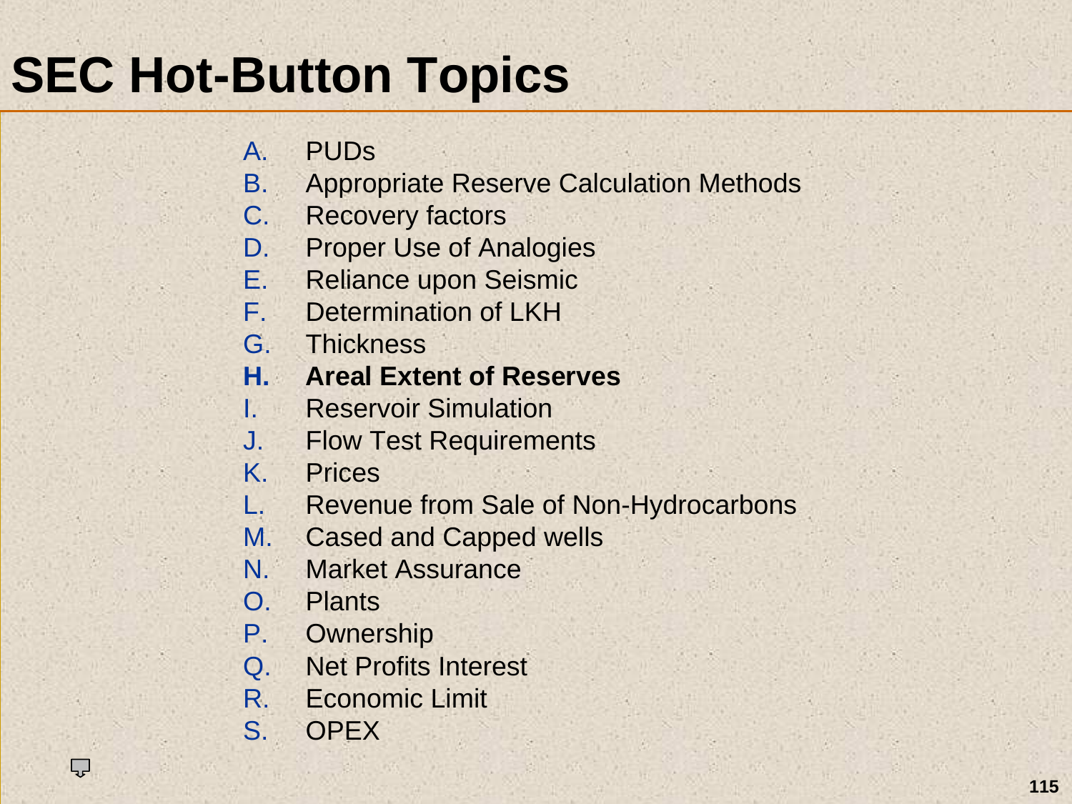# SEC Hot-Button Topics

A. PUDs
B. Appropriate Reserve Calculation Methods
C. Recovery factors
D. Proper Use of Analogies
E. Reliance upon Seismic
F. Determination of LKH
G. Thickness
**H. Areal Extent of Reserves**
I. Reservoir Simulation
J. Flow Test Requirements
K. Prices
L. Revenue from Sale of Non-Hydrocarbons
M. Cased and Capped wells
N. Market Assurance
O. Plants
P. Ownership
Q. Net Profits Interest
R. Economic Limit
S. OPEX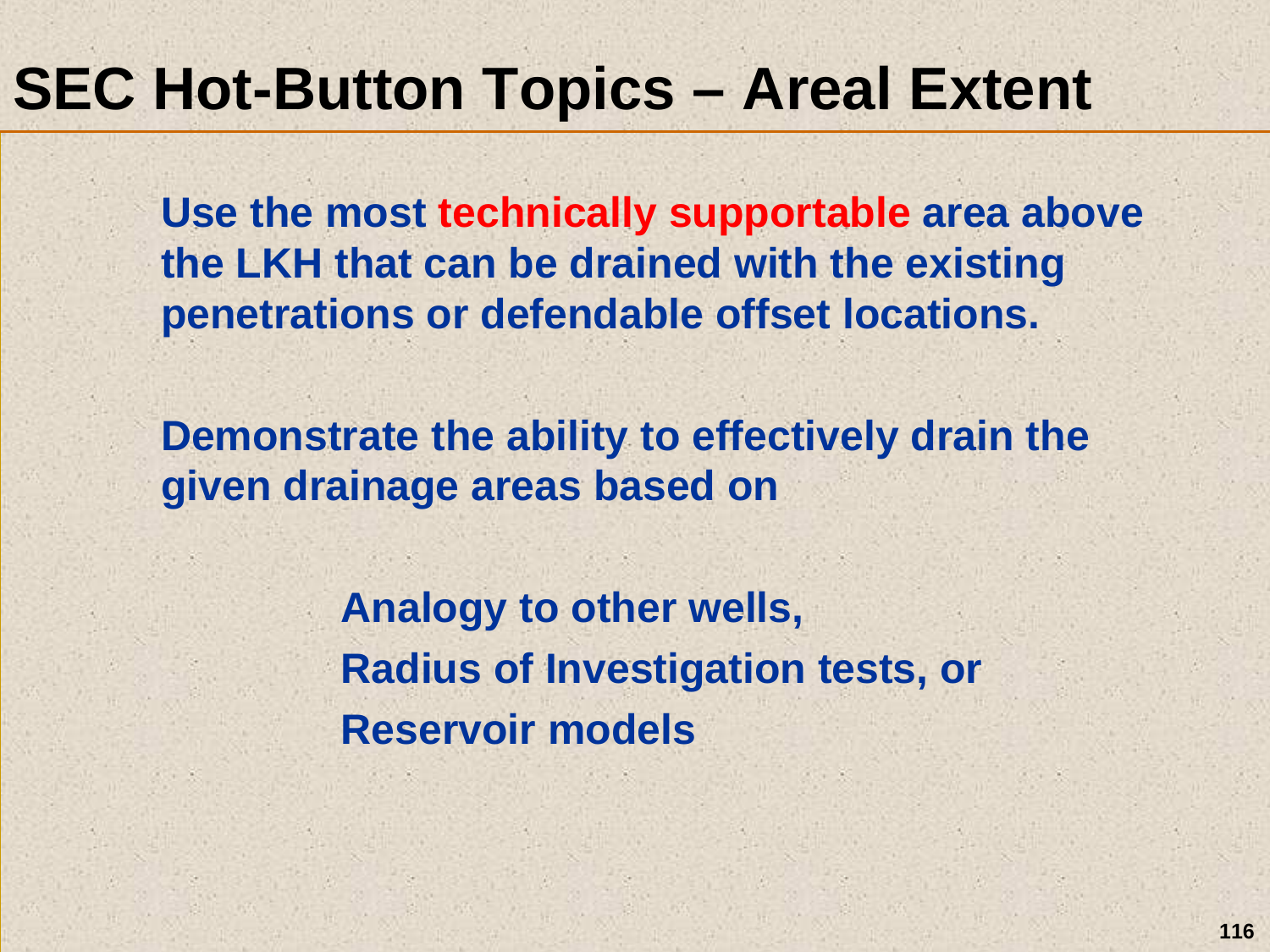# SEC Hot-Button Topics – Areal Extent

**Use the most technically supportable area above the LKH that can be drained with the existing penetrations or defendable offset locations.**

**Demonstrate the ability to effectively drain the given drainage areas based on**

- **Analogy to other wells,**
- **Radius of Investigation tests, or**
- **Reservoir models**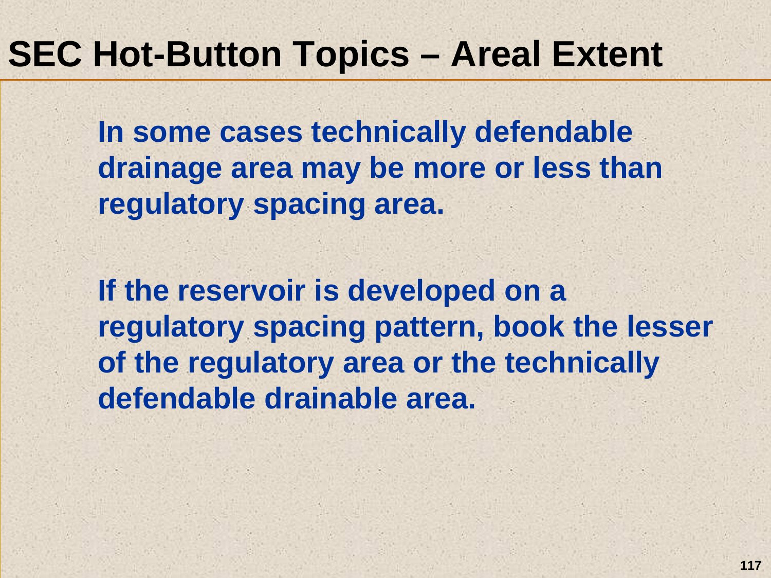# SEC Hot-Button Topics – Areal Extent

**In some cases technically defendable drainage area may be more or less than regulatory spacing area.**

**If the reservoir is developed on a regulatory spacing pattern, book the lesser of the regulatory area or the technically defendable drainable area.**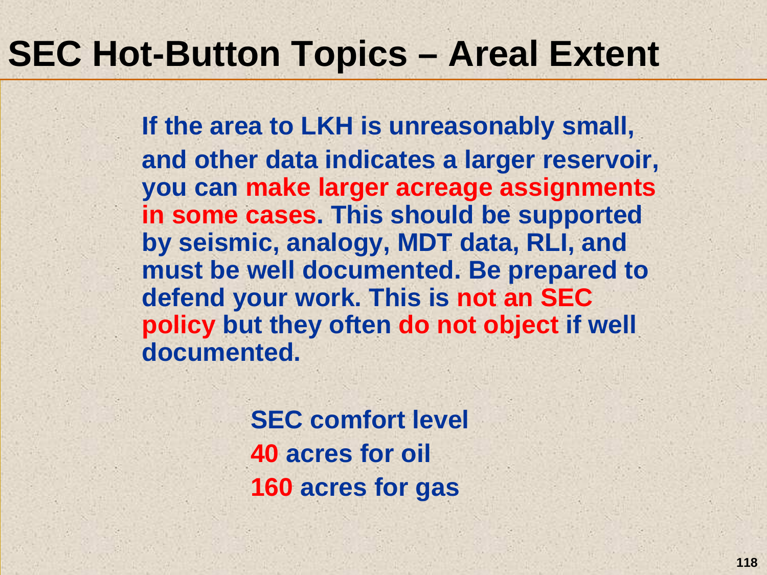# SEC Hot-Button Topics – Areal Extent

If the area to LKH is unreasonably small, and other data indicates a larger reservoir, you can **make larger acreage assignments in some cases**. This should be supported by seismic, analogy, MDT data, RLI, and must be well documented. Be prepared to defend your work. This is **not an SEC policy** but they often **do not object** if well documented.

SEC comfort level
**40** acres for oil
**160** acres for gas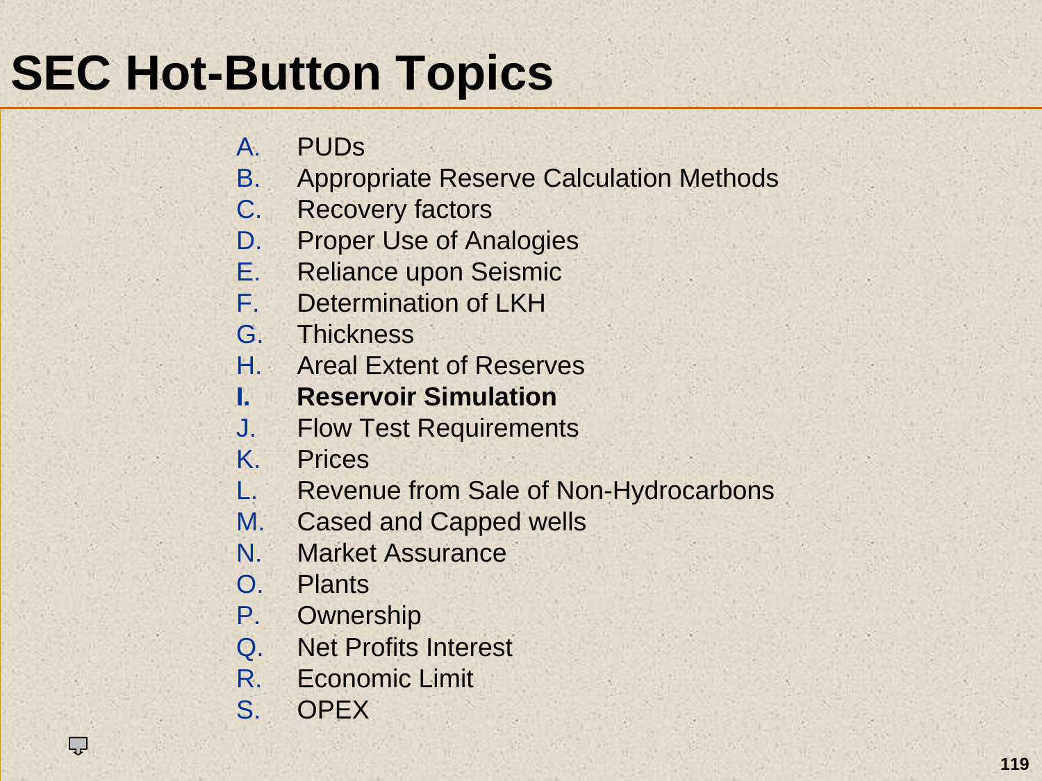# SEC Hot-Button Topics

A. PUDs
B. Appropriate Reserve Calculation Methods
C. Recovery factors
D. Proper Use of Analogies
E. Reliance upon Seismic
F. Determination of LKH
G. Thickness
H. Areal Extent of Reserves
**I. Reservoir Simulation**
J. Flow Test Requirements
K. Prices
L. Revenue from Sale of Non-Hydrocarbons
M. Cased and Capped wells
N. Market Assurance
O. Plants
P. Ownership
Q. Net Profits Interest
R. Economic Limit
S. OPEX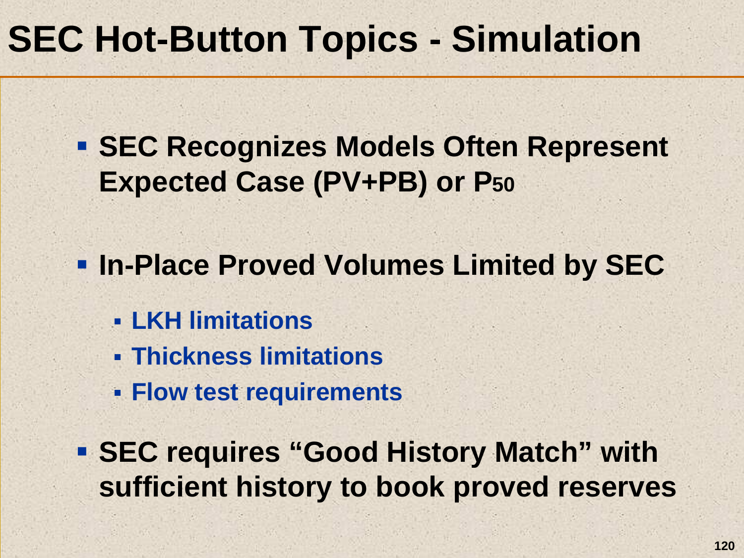# SEC Hot-Button Topics - Simulation

- **SEC Recognizes Models Often Represent Expected Case (PV+PB) or $P_{50}$**
- **In-Place Proved Volumes Limited by SEC**
  - **LKH limitations**
  - **Thickness limitations**
  - **Flow test requirements**
- **SEC requires "Good History Match" with sufficient history to book proved reserves**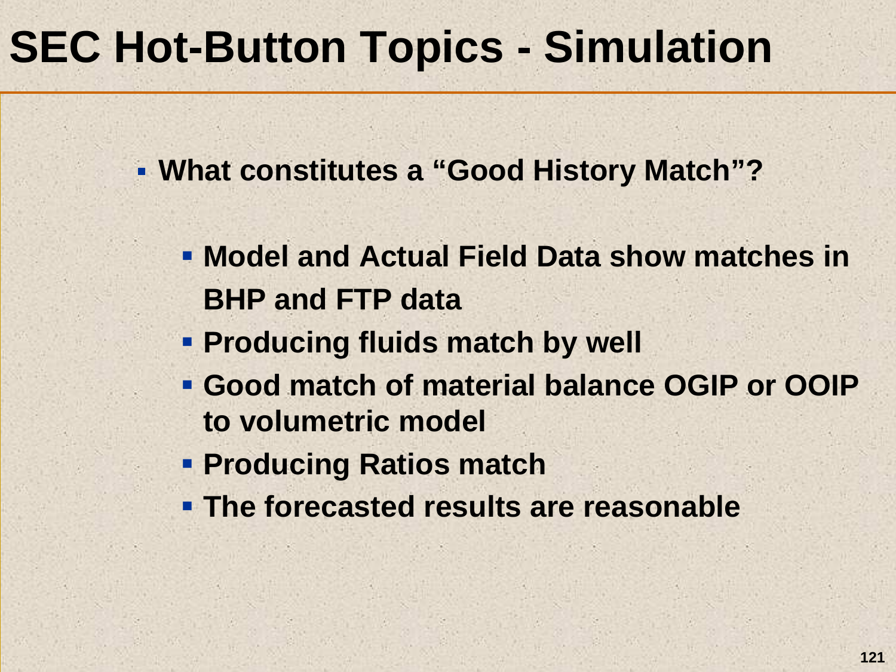# SEC Hot-Button Topics - Simulation

- **What constitutes a "Good History Match"?**
  - **Model and Actual Field Data show matches in BHP and FTP data**
  - **Producing fluids match by well**
  - **Good match of material balance OGIP or OOIP to volumetric model**
  - **Producing Ratios match**
  - **The forecasted results are reasonable**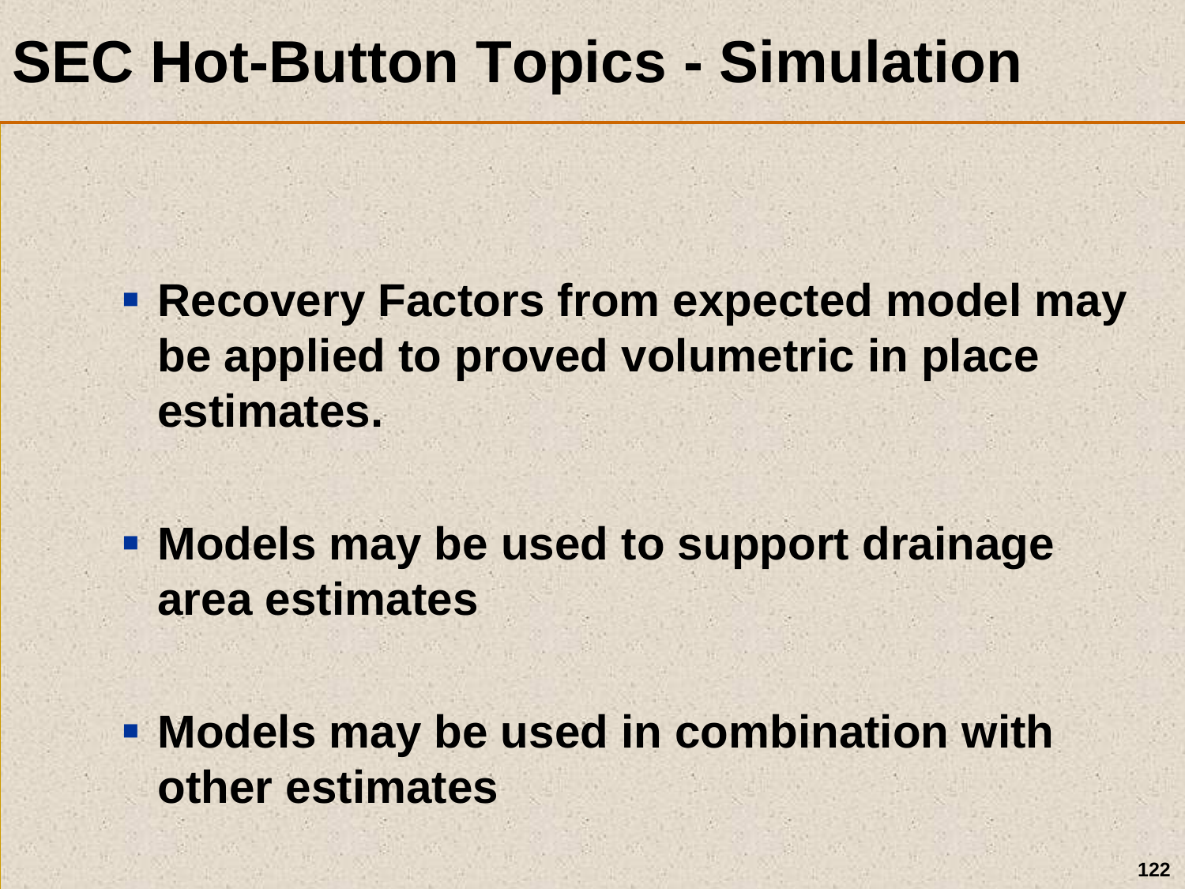# SEC Hot-Button Topics - Simulation

- **Recovery Factors from expected model may be applied to proved volumetric in place estimates.**
- **Models may be used to support drainage area estimates**
- **Models may be used in combination with other estimates**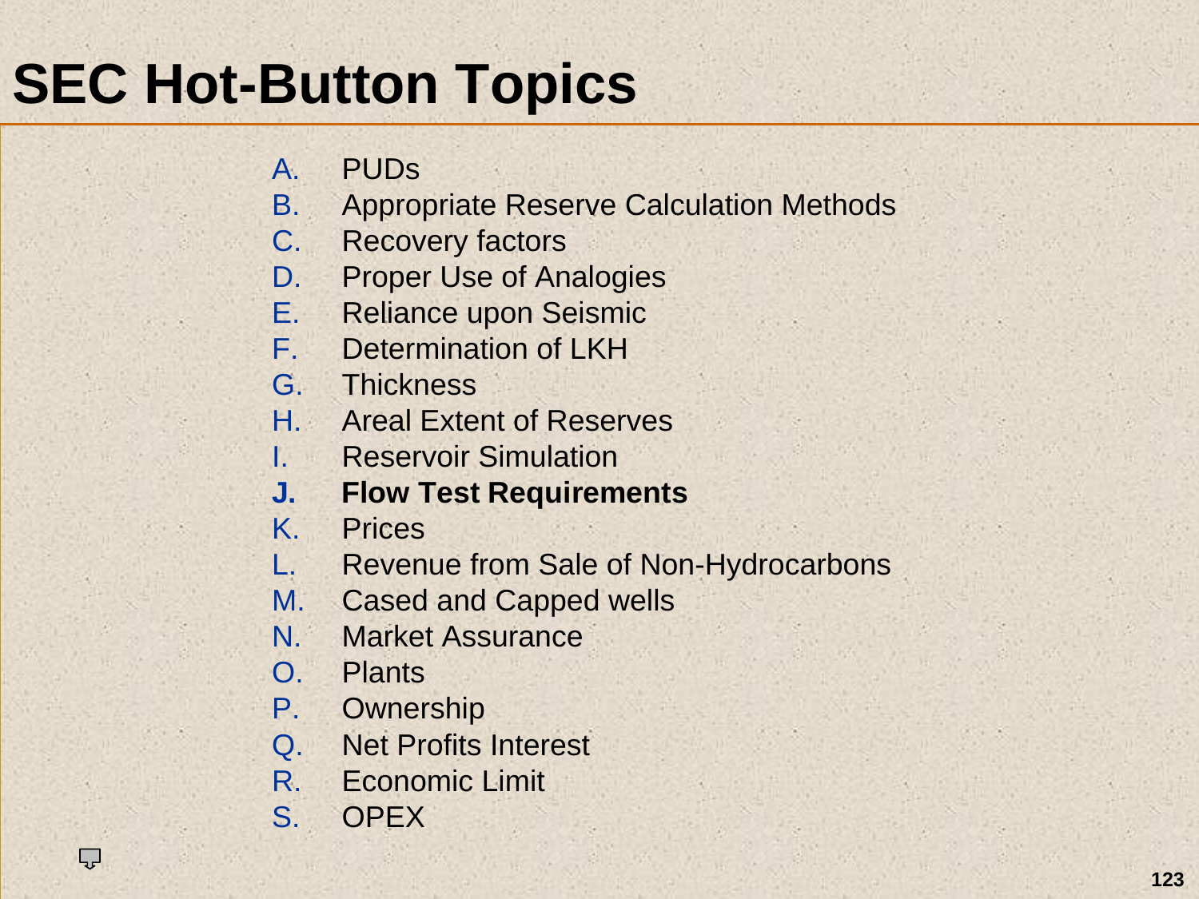# SEC Hot-Button Topics

A. PUDs
B. Appropriate Reserve Calculation Methods
C. Recovery factors
D. Proper Use of Analogies
E. Reliance upon Seismic
F. Determination of LKH
G. Thickness
H. Areal Extent of Reserves
I. Reservoir Simulation
**J. Flow Test Requirements**
K. Prices
L. Revenue from Sale of Non-Hydrocarbons
M. Cased and Capped wells
N. Market Assurance
O. Plants
P. Ownership
Q. Net Profits Interest
R. Economic Limit
S. OPEX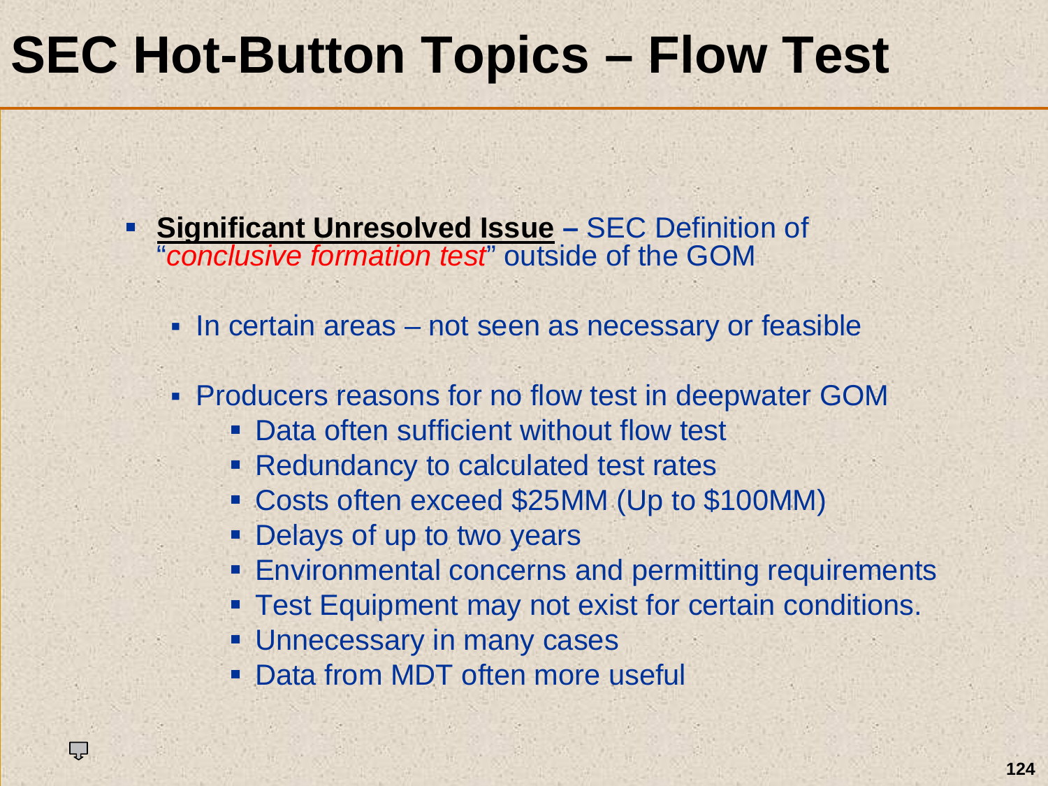# SEC Hot-Button Topics – Flow Test

- **Significant Unresolved Issue –** SEC Definition of "*conclusive formation test*" outside of the GOM
  - In certain areas – not seen as necessary or feasible
  - Producers reasons for no flow test in deepwater GOM
    - Data often sufficient without flow test
    - Redundancy to calculated test rates
    - Costs often exceed $25MM (Up to $100MM)
    - Delays of up to two years
    - Environmental concerns and permitting requirements
    - Test Equipment may not exist for certain conditions.
    - Unnecessary in many cases
    - Data from MDT often more useful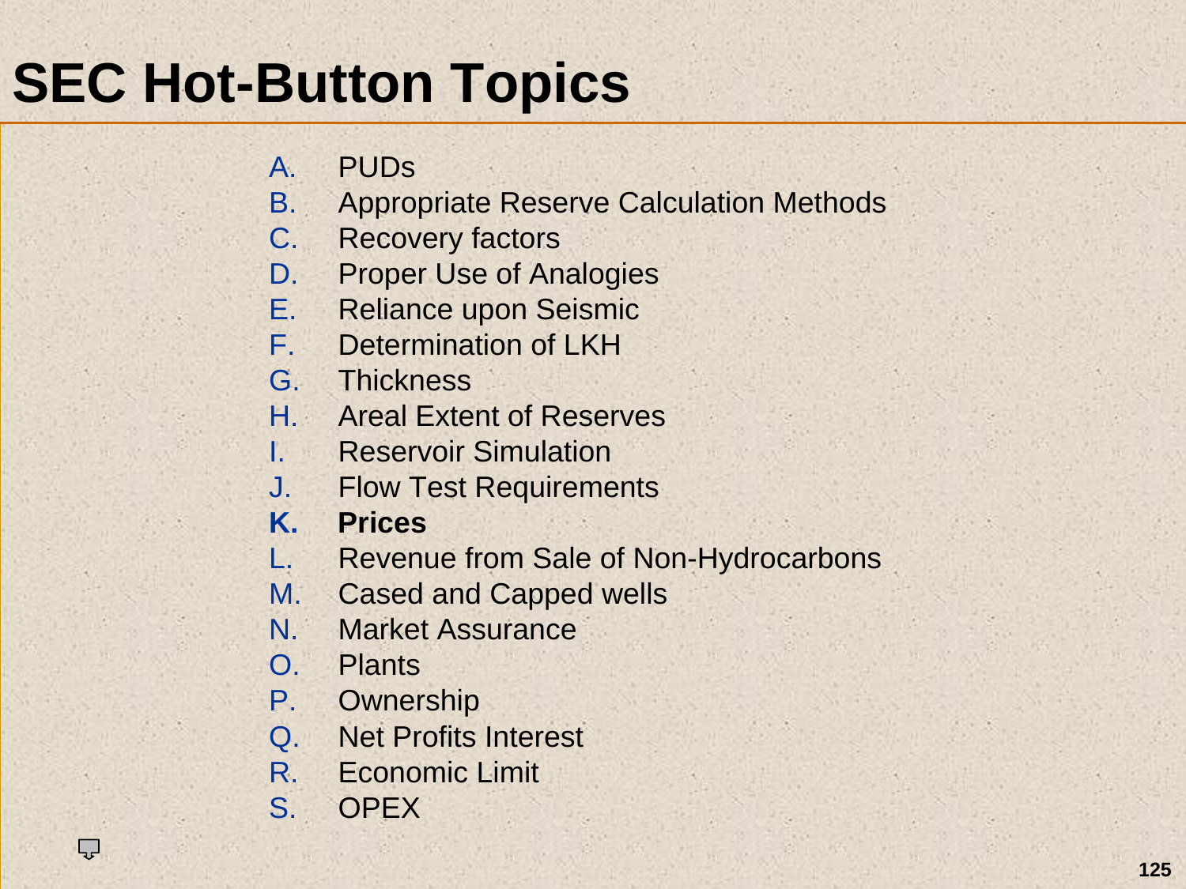# SEC Hot-Button Topics

A. PUDs
B. Appropriate Reserve Calculation Methods
C. Recovery factors
D. Proper Use of Analogies
E. Reliance upon Seismic
F. Determination of LKH
G. Thickness
H. Areal Extent of Reserves
I. Reservoir Simulation
J. Flow Test Requirements
**K. Prices**
L. Revenue from Sale of Non-Hydrocarbons
M. Cased and Capped wells
N. Market Assurance
O. Plants
P. Ownership
Q. Net Profits Interest
R. Economic Limit
S. OPEX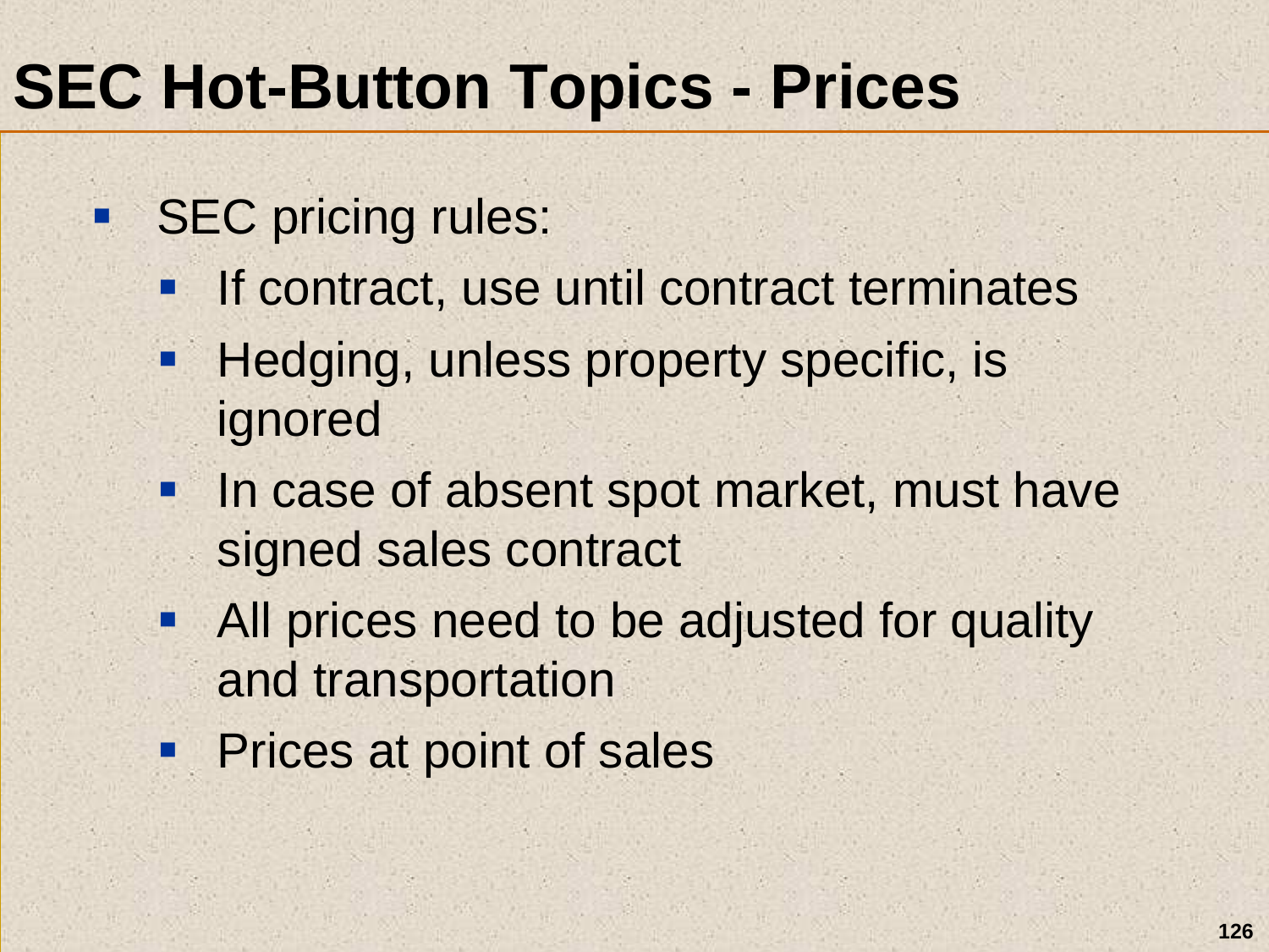# SEC Hot-Button Topics - Prices

- SEC pricing rules:
  - If contract, use until contract terminates
  - Hedging, unless property specific, is ignored
  - In case of absent spot market, must have signed sales contract
  - All prices need to be adjusted for quality and transportation
  - Prices at point of sales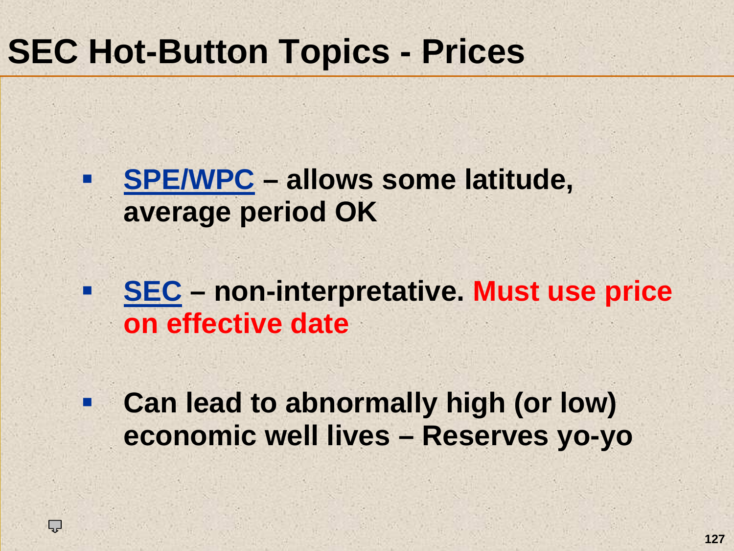# SEC Hot-Button Topics - Prices

- **SPE/WPC – allows some latitude, average period OK**
- **SEC – non-interpretative. Must use price on effective date**
- **Can lead to abnormally high (or low) economic well lives – Reserves yo-yo**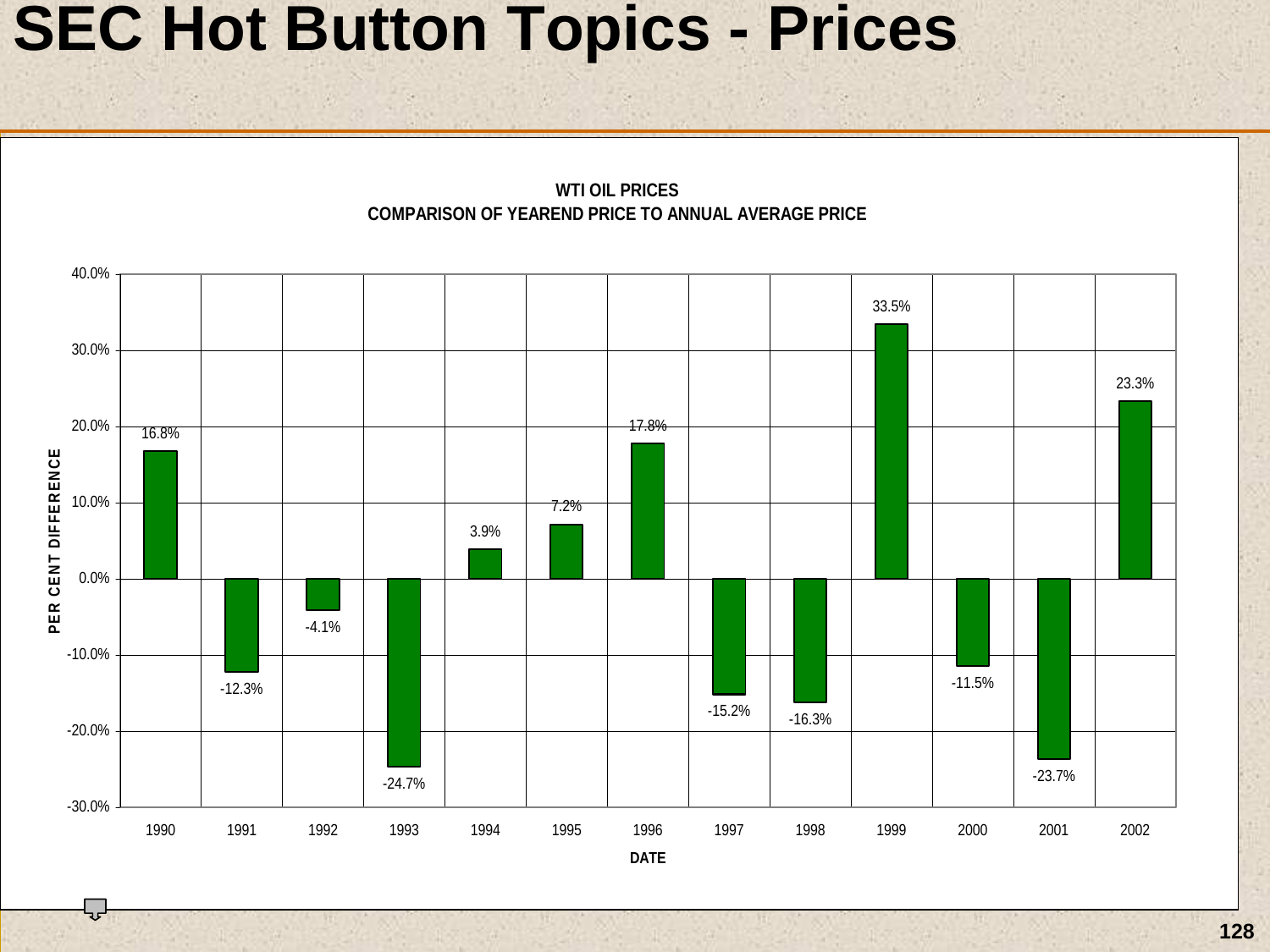# SEC Hot Button Topics - Prices

**WTI OIL PRICES**
**COMPARISON OF YEAREND PRICE TO ANNUAL AVERAGE PRICE**

| DATE | PER CENT DIFFERENCE |
|---|---|
| 1990 | 16.8% |
| 1991 | -12.3% |
| 1992 | -4.1% |
| 1993 | -24.7% |
| 1994 | 3.9% |
| 1995 | 7.2% |
| 1996 | 17.8% |
| 1997 | -15.2% |
| 1998 | -16.3% |
| 1999 | 33.5% |
| 2000 | -11.5% |
| 2001 | -23.7% |
| 2002 | 23.3% |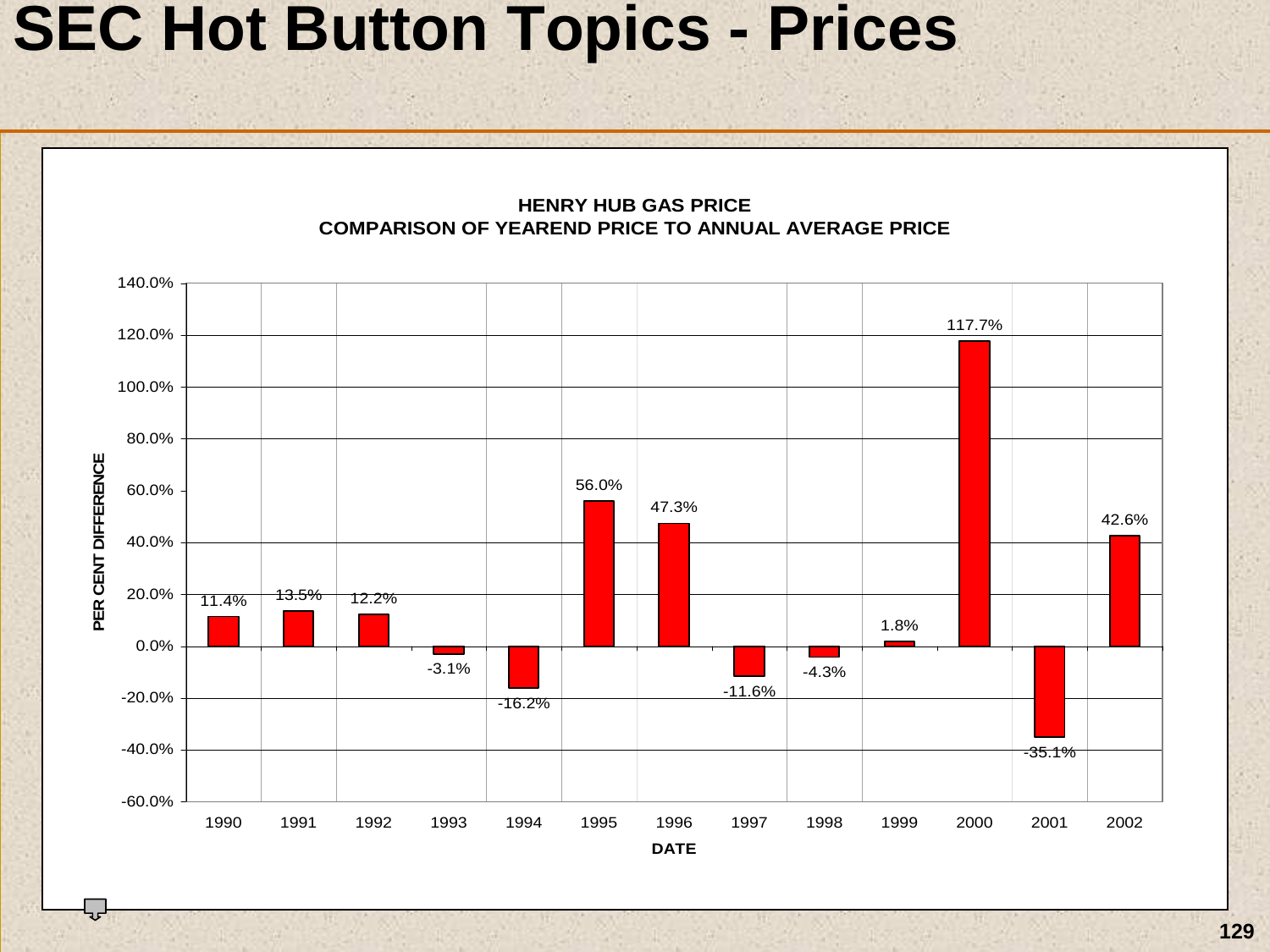# SEC Hot Button Topics - Prices

**HENRY HUB GAS PRICE**
**COMPARISON OF YEAREND PRICE TO ANNUAL AVERAGE PRICE**

| DATE | PER CENT DIFFERENCE |
|---|---|
| 1990 | 11.4% |
| 1991 | 13.5% |
| 1992 | 12.2% |
| 1993 | -3.1% |
| 1994 | -16.2% |
| 1995 | 56.0% |
| 1996 | 47.3% |
| 1997 | -11.6% |
| 1998 | -4.3% |
| 1999 | 1.8% |
| 2000 | 117.7% |
| 2001 | -35.1% |
| 2002 | 42.6% |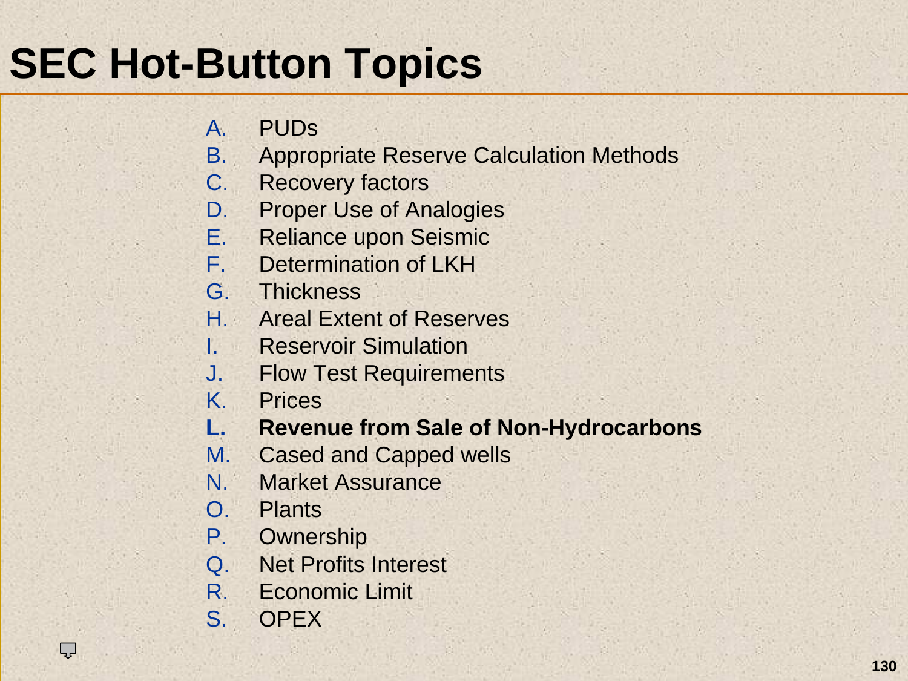# SEC Hot-Button Topics

A. PUDs
B. Appropriate Reserve Calculation Methods
C. Recovery factors
D. Proper Use of Analogies
E. Reliance upon Seismic
F. Determination of LKH
G. Thickness
H. Areal Extent of Reserves
I. Reservoir Simulation
J. Flow Test Requirements
K. Prices
**L. Revenue from Sale of Non-Hydrocarbons**
M. Cased and Capped wells
N. Market Assurance
O. Plants
P. Ownership
Q. Net Profits Interest
R. Economic Limit
S. OPEX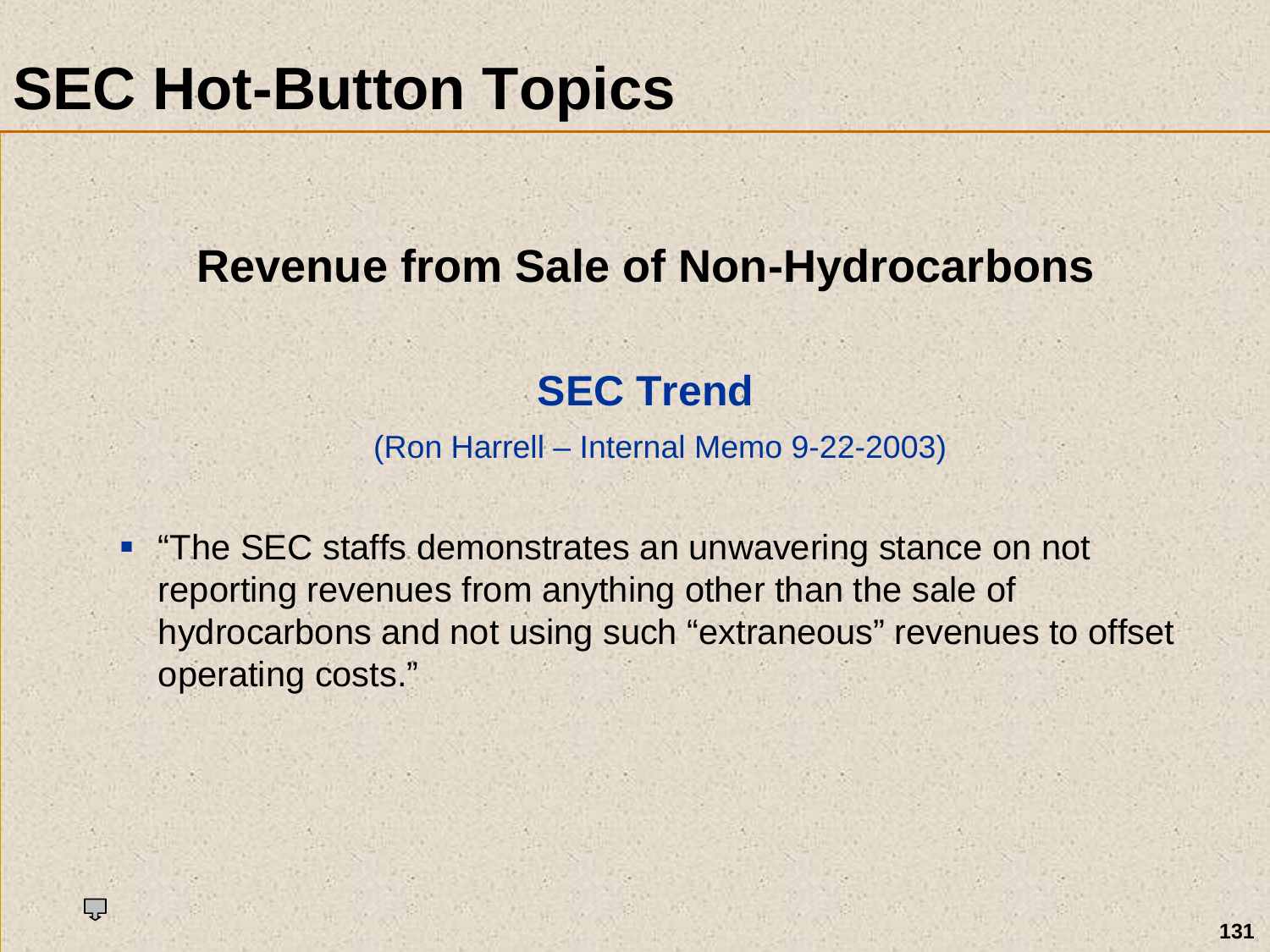# SEC Hot-Button Topics

## Revenue from Sale of Non-Hydrocarbons

### SEC Trend

(Ron Harrell – Internal Memo 9-22-2003)

- "The SEC staffs demonstrates an unwavering stance on not reporting revenues from anything other than the sale of hydrocarbons and not using such "extraneous" revenues to offset operating costs."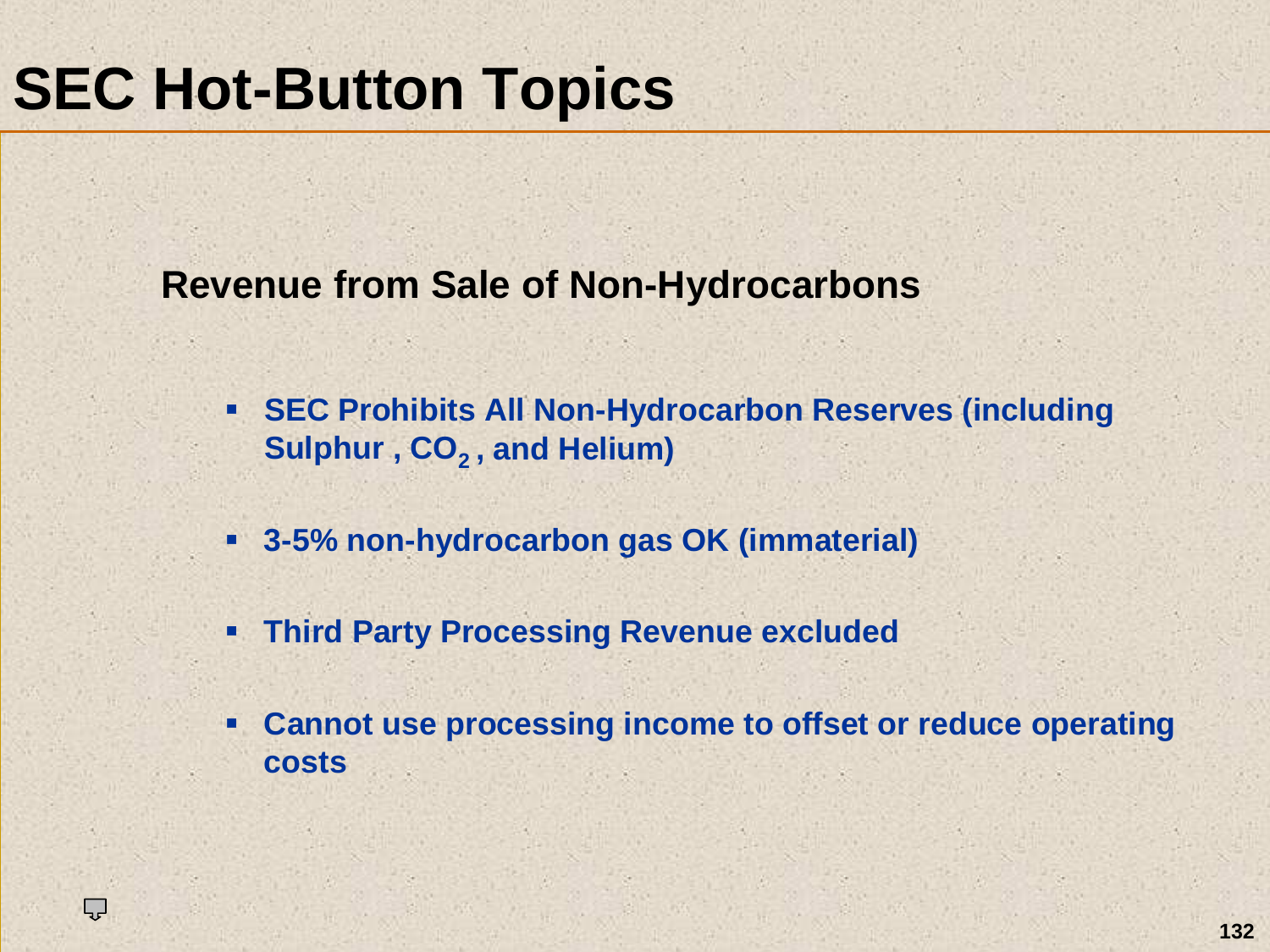# SEC Hot-Button Topics

## Revenue from Sale of Non-Hydrocarbons

- SEC Prohibits All Non-Hydrocarbon Reserves (including Sulphur , $CO_2$ , and Helium)
- 3-5% non-hydrocarbon gas OK (immaterial)
- Third Party Processing Revenue excluded
- Cannot use processing income to offset or reduce operating costs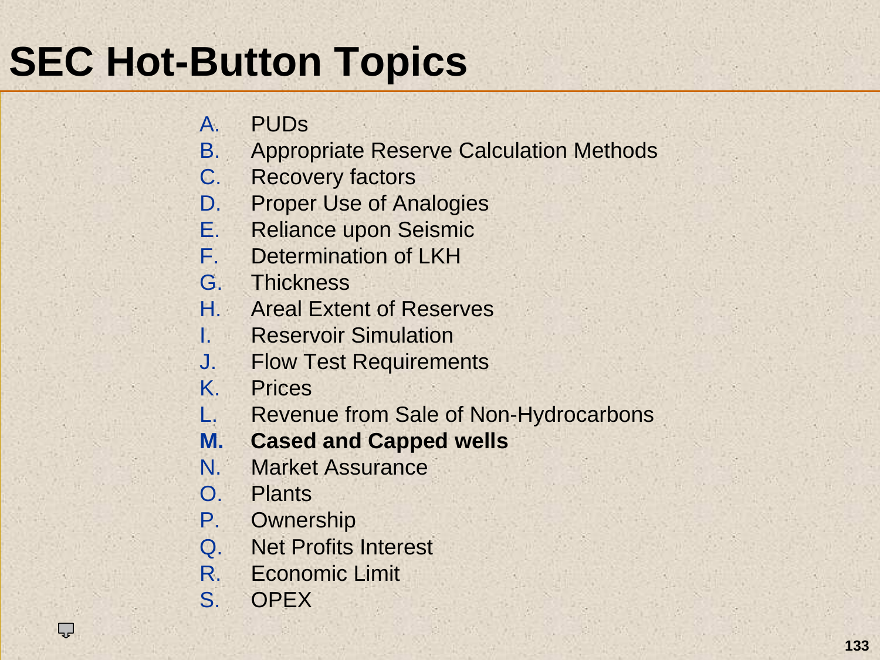# SEC Hot-Button Topics

A. PUDs
B. Appropriate Reserve Calculation Methods
C. Recovery factors
D. Proper Use of Analogies
E. Reliance upon Seismic
F. Determination of LKH
G. Thickness
H. Areal Extent of Reserves
I. Reservoir Simulation
J. Flow Test Requirements
K. Prices
L. Revenue from Sale of Non-Hydrocarbons
**M. Cased and Capped wells**
N. Market Assurance
O. Plants
P. Ownership
Q. Net Profits Interest
R. Economic Limit
S. OPEX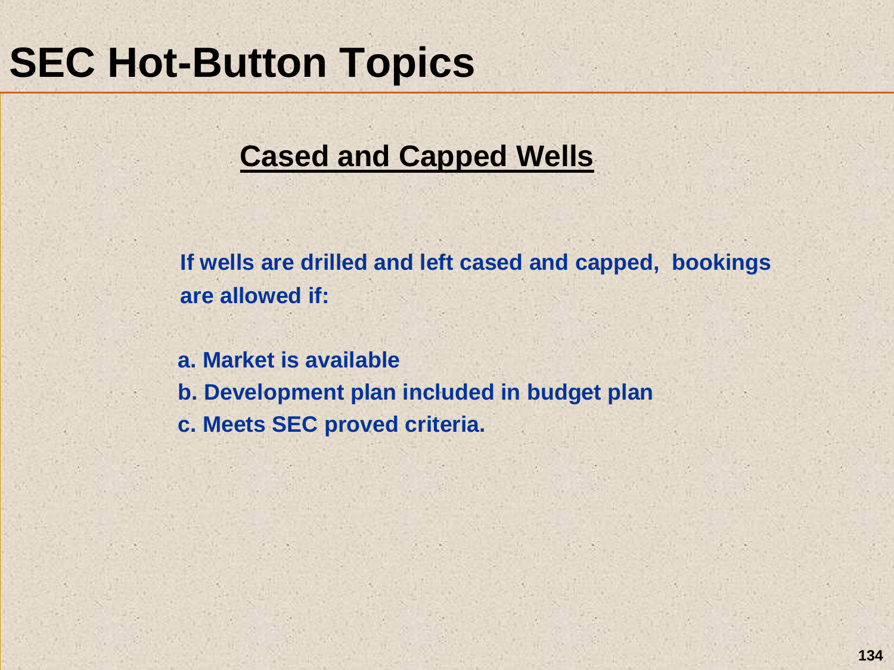# SEC Hot-Button Topics

## Cased and Capped Wells

**If wells are drilled and left cased and capped, bookings are allowed if:**

**a. Market is available**
**b. Development plan included in budget plan**
**c. Meets SEC proved criteria.**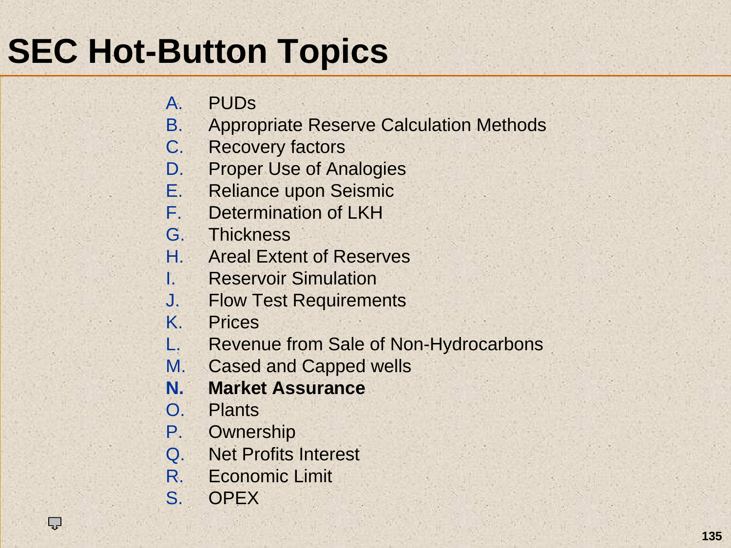# SEC Hot-Button Topics

A. PUDs
B. Appropriate Reserve Calculation Methods
C. Recovery factors
D. Proper Use of Analogies
E. Reliance upon Seismic
F. Determination of LKH
G. Thickness
H. Areal Extent of Reserves
I. Reservoir Simulation
J. Flow Test Requirements
K. Prices
L. Revenue from Sale of Non-Hydrocarbons
M. Cased and Capped wells
**N. Market Assurance**
O. Plants
P. Ownership
Q. Net Profits Interest
R. Economic Limit
S. OPEX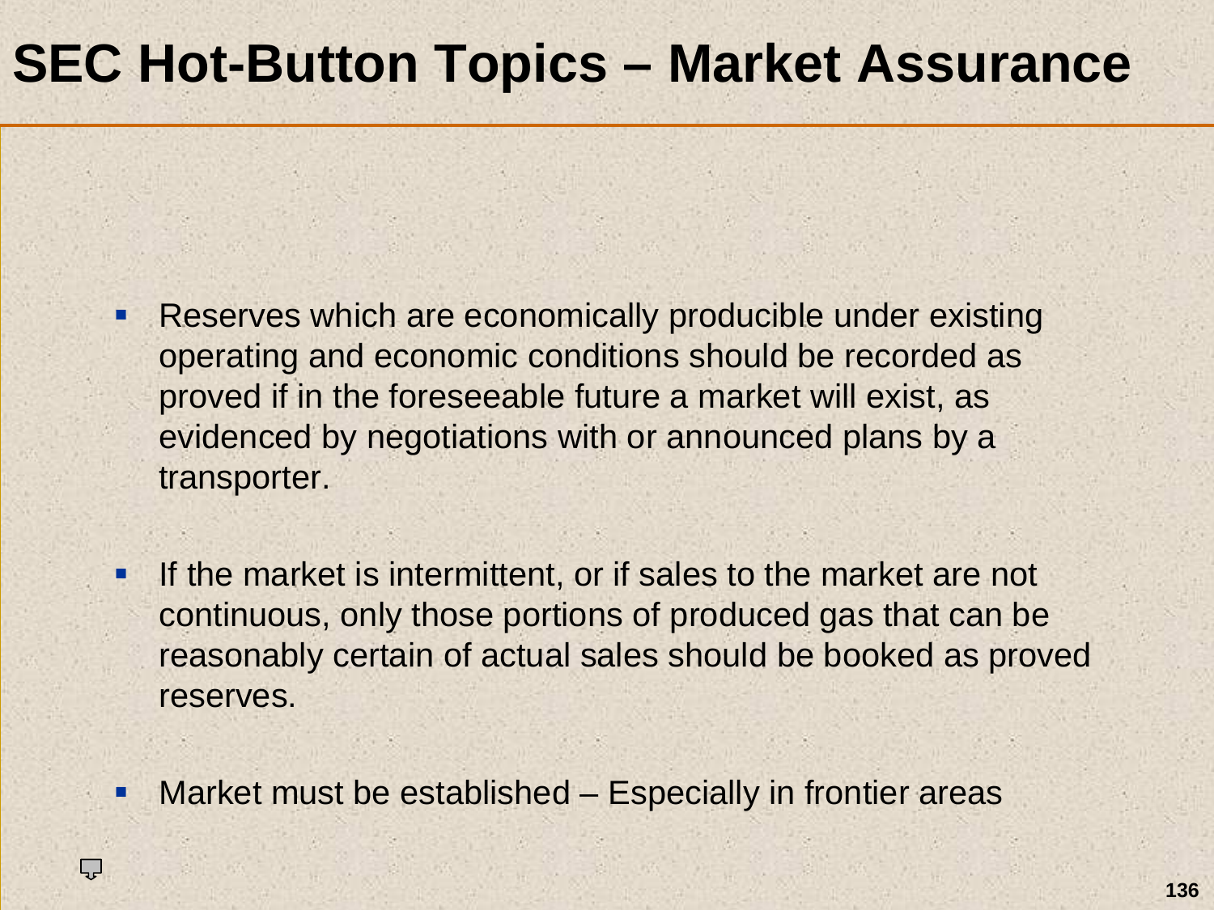# SEC Hot-Button Topics – Market Assurance

- Reserves which are economically producible under existing operating and economic conditions should be recorded as proved if in the foreseeable future a market will exist, as evidenced by negotiations with or announced plans by a transporter.
- If the market is intermittent, or if sales to the market are not continuous, only those portions of produced gas that can be reasonably certain of actual sales should be booked as proved reserves.
- Market must be established – Especially in frontier areas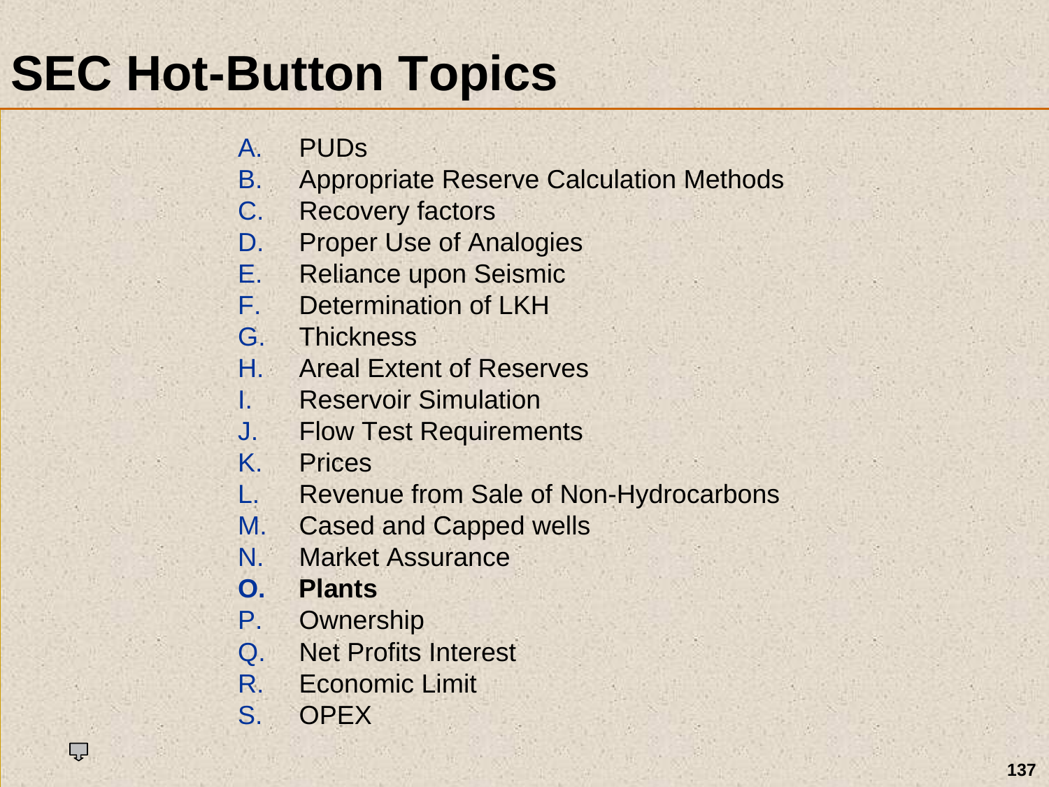# SEC Hot-Button Topics

A. PUDs
B. Appropriate Reserve Calculation Methods
C. Recovery factors
D. Proper Use of Analogies
E. Reliance upon Seismic
F. Determination of LKH
G. Thickness
H. Areal Extent of Reserves
I. Reservoir Simulation
J. Flow Test Requirements
K. Prices
L. Revenue from Sale of Non-Hydrocarbons
M. Cased and Capped wells
N. Market Assurance
**O. Plants**
P. Ownership
Q. Net Profits Interest
R. Economic Limit
S. OPEX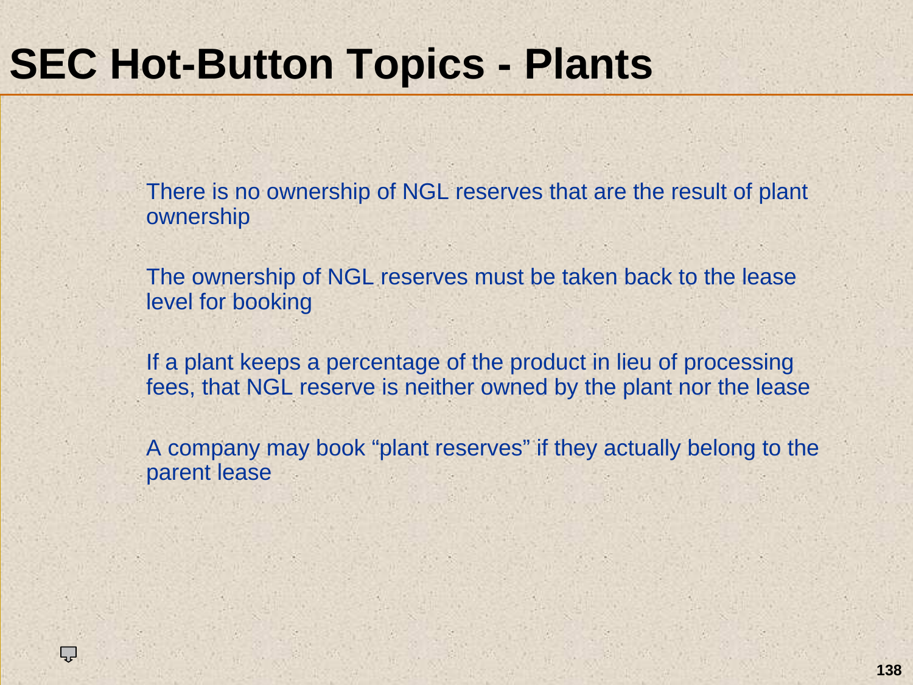# SEC Hot-Button Topics - Plants

There is no ownership of NGL reserves that are the result of plant ownership

The ownership of NGL reserves must be taken back to the lease level for booking

If a plant keeps a percentage of the product in lieu of processing fees, that NGL reserve is neither owned by the plant nor the lease

A company may book “plant reserves” if they actually belong to the parent lease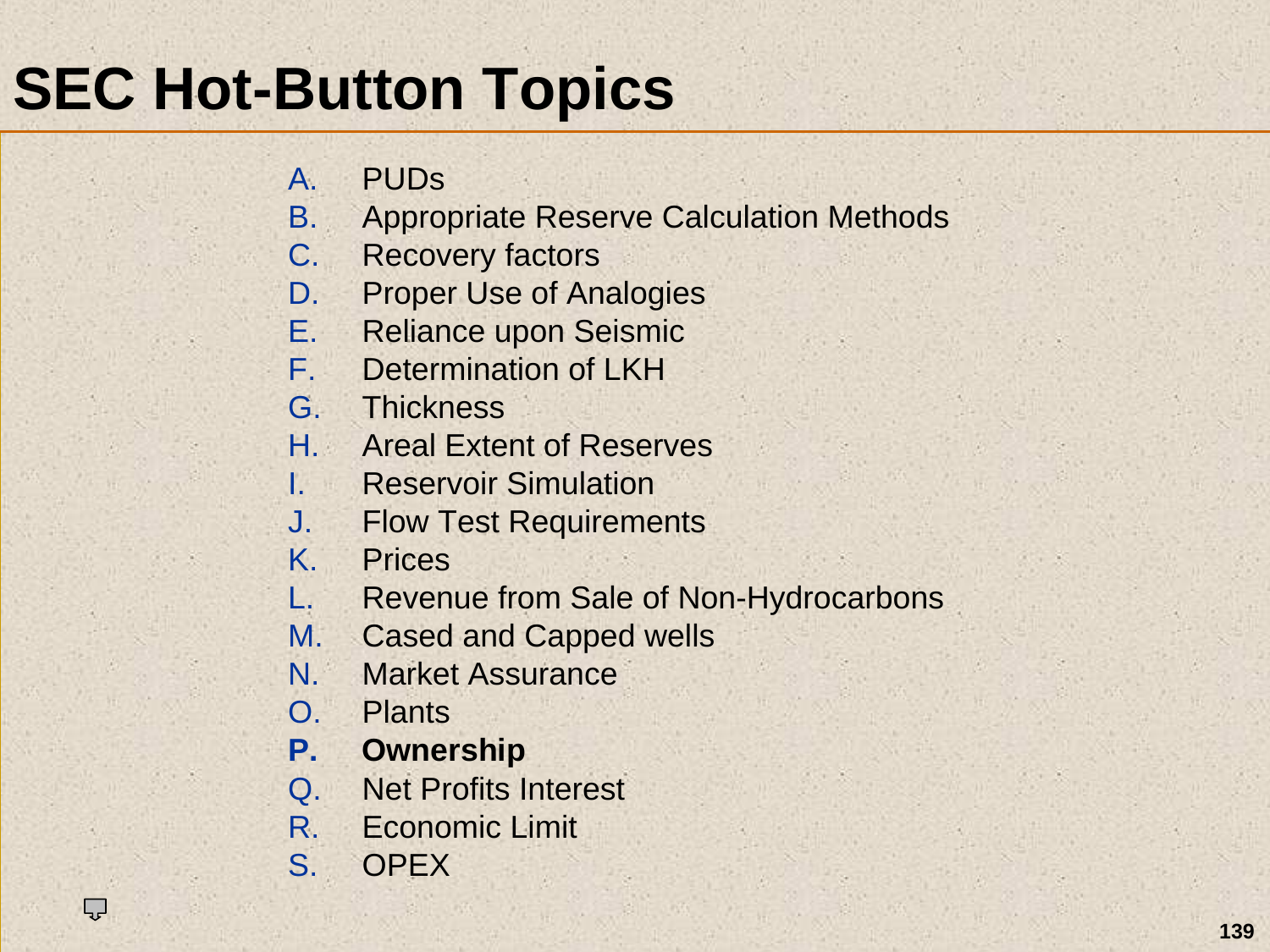# SEC Hot-Button Topics

A. PUDs
B. Appropriate Reserve Calculation Methods
C. Recovery factors
D. Proper Use of Analogies
E. Reliance upon Seismic
F. Determination of LKH
G. Thickness
H. Areal Extent of Reserves
I. Reservoir Simulation
J. Flow Test Requirements
K. Prices
L. Revenue from Sale of Non-Hydrocarbons
M. Cased and Capped wells
N. Market Assurance
O. Plants
**P. Ownership**
Q. Net Profits Interest
R. Economic Limit
S. OPEX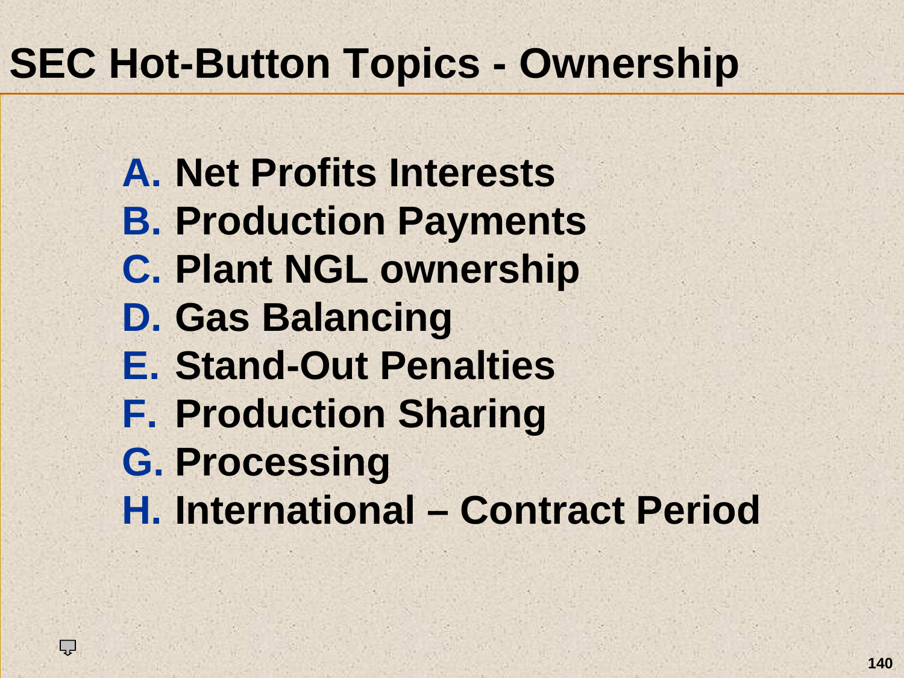# SEC Hot-Button Topics - Ownership

A. Net Profits Interests
B. Production Payments
C. Plant NGL ownership
D. Gas Balancing
E. Stand-Out Penalties
F. Production Sharing
G. Processing
H. International – Contract Period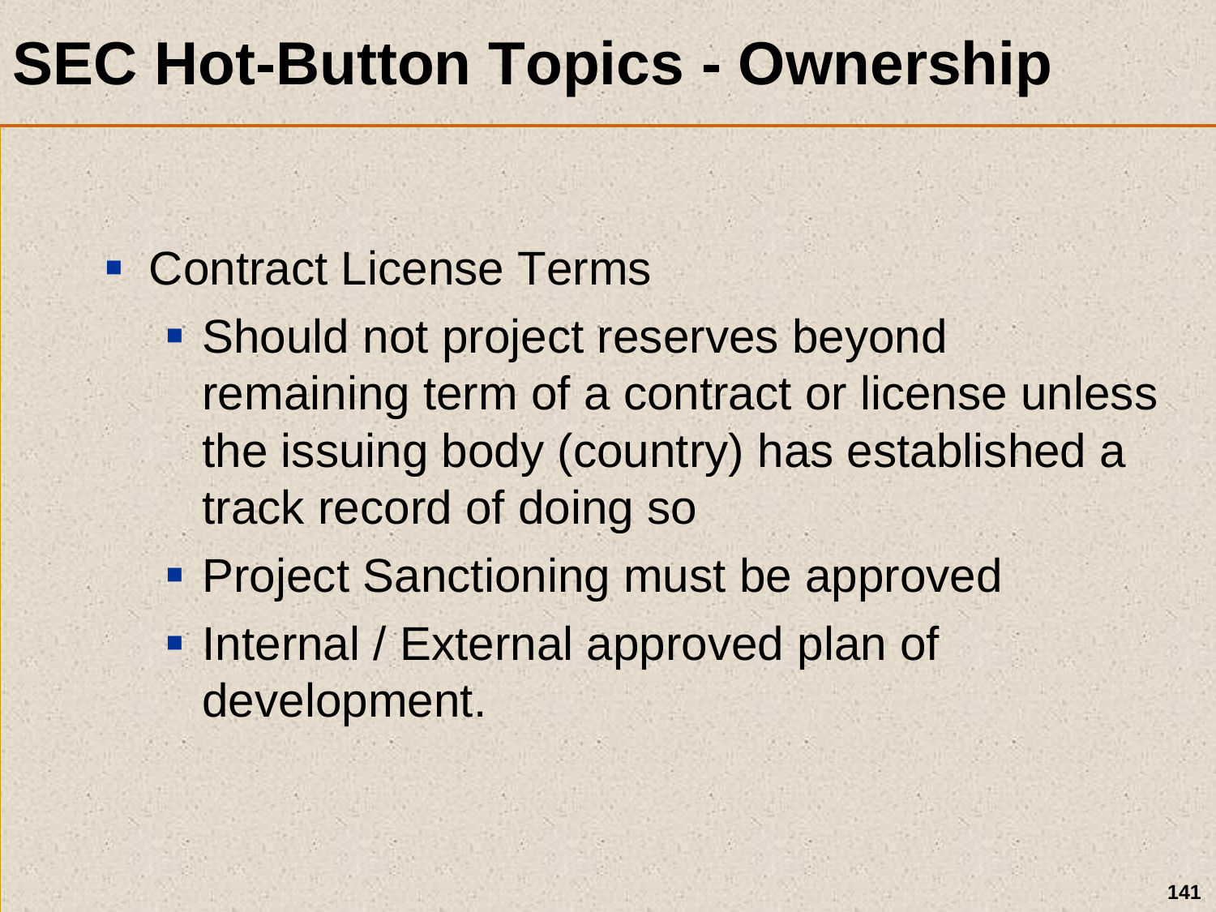# SEC Hot-Button Topics - Ownership

- Contract License Terms
  - Should not project reserves beyond remaining term of a contract or license unless the issuing body (country) has established a track record of doing so
  - Project Sanctioning must be approved
  - Internal / External approved plan of development.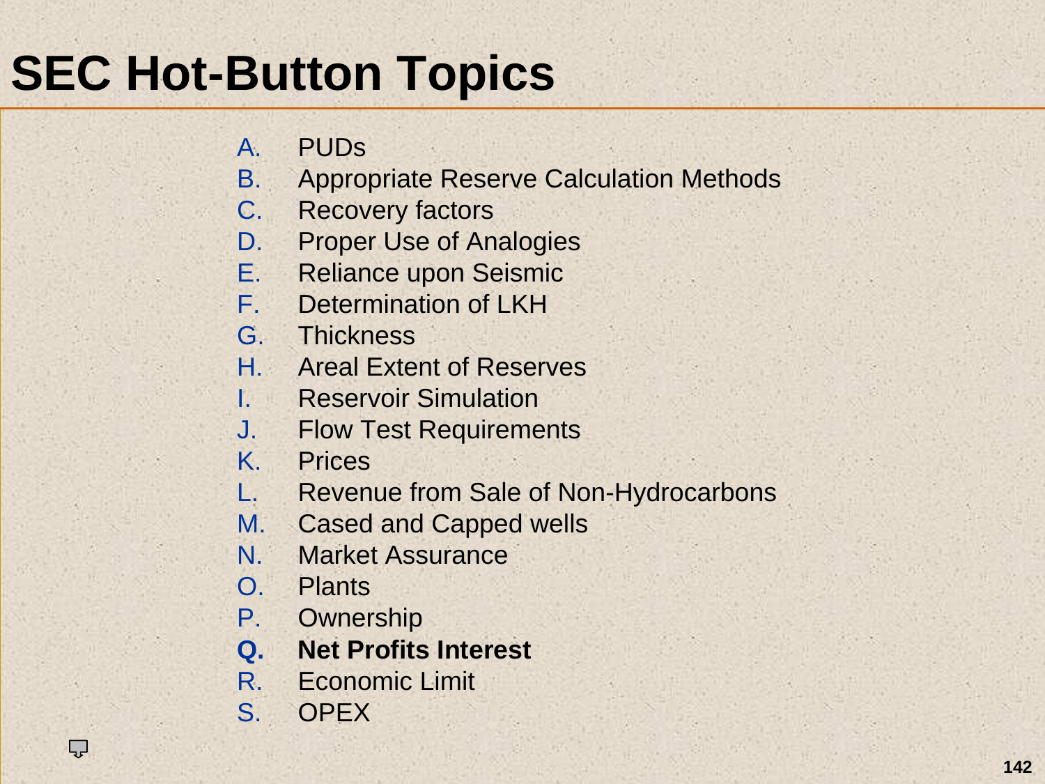# SEC Hot-Button Topics

A. PUDs
B. Appropriate Reserve Calculation Methods
C. Recovery factors
D. Proper Use of Analogies
E. Reliance upon Seismic
F. Determination of LKH
G. Thickness
H. Areal Extent of Reserves
I. Reservoir Simulation
J. Flow Test Requirements
K. Prices
L. Revenue from Sale of Non-Hydrocarbons
M. Cased and Capped wells
N. Market Assurance
O. Plants
P. Ownership
**Q. Net Profits Interest**
R. Economic Limit
S. OPEX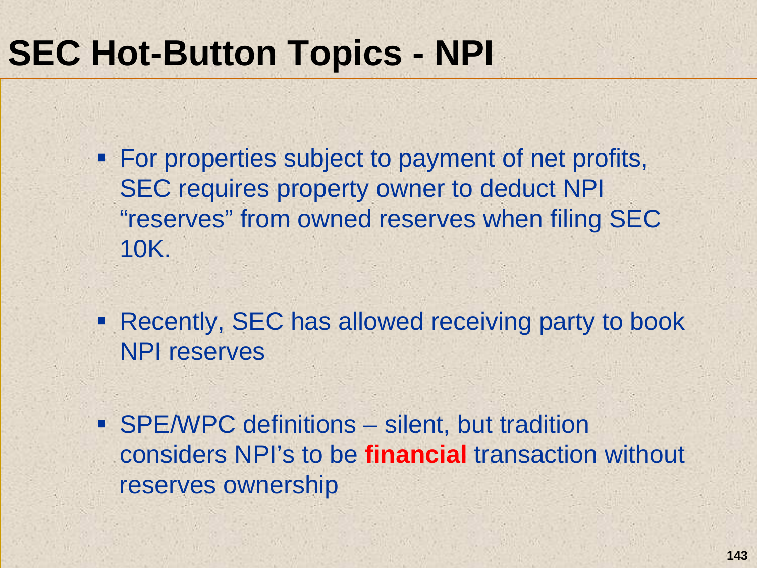# SEC Hot-Button Topics - NPI

- For properties subject to payment of net profits, SEC requires property owner to deduct NPI "reserves" from owned reserves when filing SEC 10K.

- Recently, SEC has allowed receiving party to book NPI reserves

- SPE/WPC definitions – silent, but tradition considers NPI's to be **financial** transaction without reserves ownership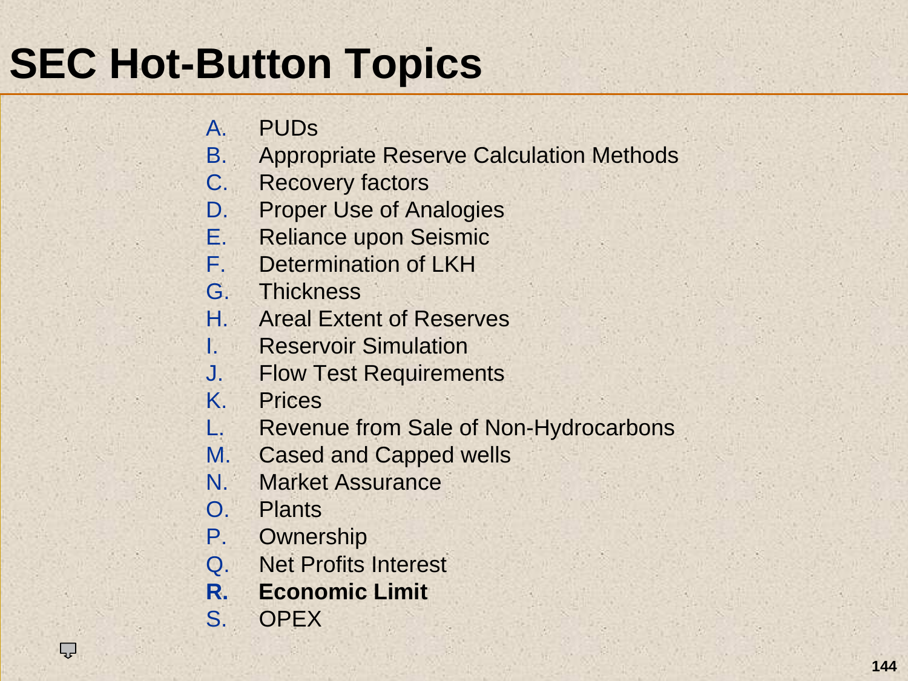# SEC Hot-Button Topics

A. PUDs
B. Appropriate Reserve Calculation Methods
C. Recovery factors
D. Proper Use of Analogies
E. Reliance upon Seismic
F. Determination of LKH
G. Thickness
H. Areal Extent of Reserves
I. Reservoir Simulation
J. Flow Test Requirements
K. Prices
L. Revenue from Sale of Non-Hydrocarbons
M. Cased and Capped wells
N. Market Assurance
O. Plants
P. Ownership
Q. Net Profits Interest
**R. Economic Limit**
S. OPEX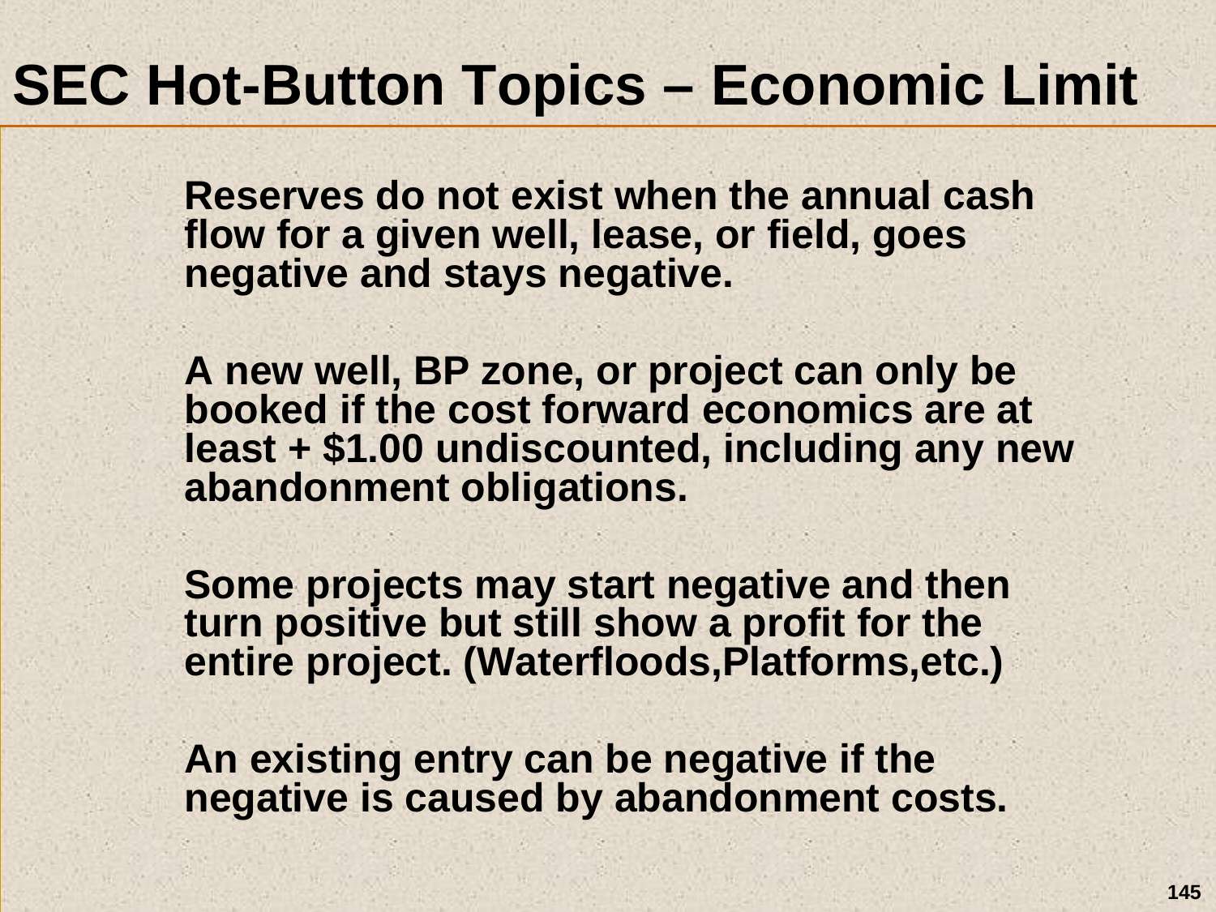# SEC Hot-Button Topics – Economic Limit

**Reserves do not exist when the annual cash flow for a given well, lease, or field, goes negative and stays negative.**

**A new well, BP zone, or project can only be booked if the cost forward economics are at least + $1.00 undiscounted, including any new abandonment obligations.**

**Some projects may start negative and then turn positive but still show a profit for the entire project. (Waterfloods,Platforms,etc.)**

**An existing entry can be negative if the negative is caused by abandonment costs.**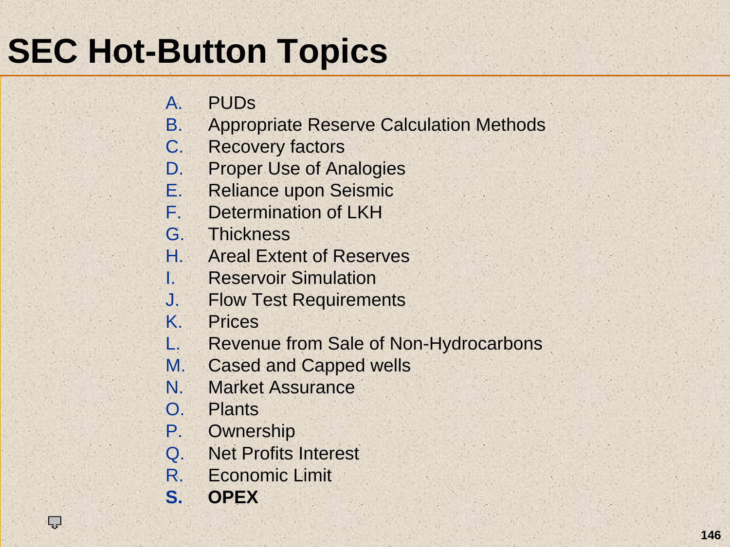# SEC Hot-Button Topics

A. PUDs
B. Appropriate Reserve Calculation Methods
C. Recovery factors
D. Proper Use of Analogies
E. Reliance upon Seismic
F. Determination of LKH
G. Thickness
H. Areal Extent of Reserves
I. Reservoir Simulation
J. Flow Test Requirements
K. Prices
L. Revenue from Sale of Non-Hydrocarbons
M. Cased and Capped wells
N. Market Assurance
O. Plants
P. Ownership
Q. Net Profits Interest
R. Economic Limit
**S. OPEX**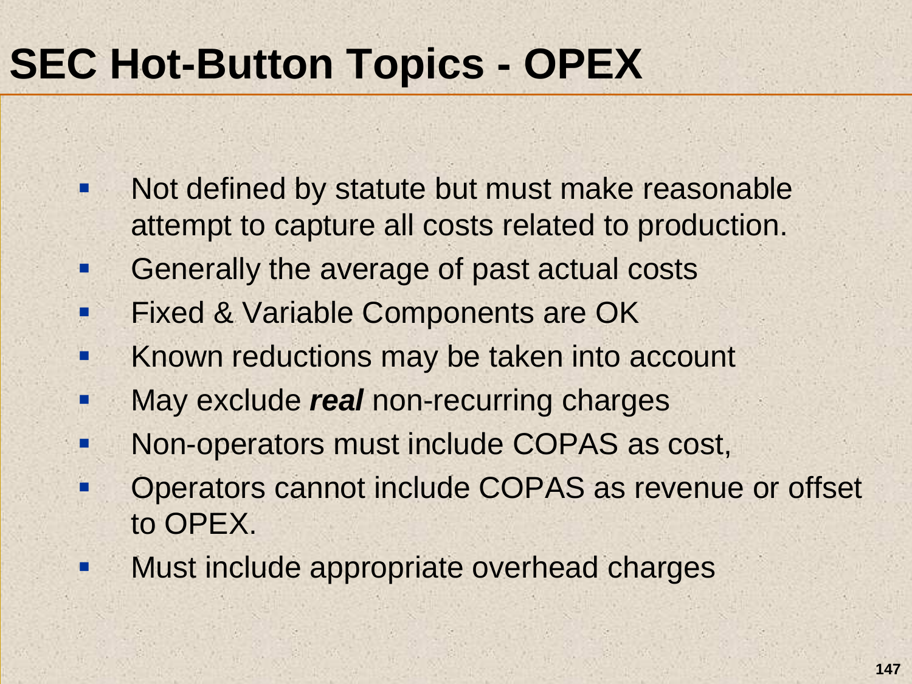# SEC Hot-Button Topics - OPEX

- Not defined by statute but must make reasonable attempt to capture all costs related to production.
- Generally the average of past actual costs
- Fixed & Variable Components are OK
- Known reductions may be taken into account
- May exclude ***real*** non-recurring charges
- Non-operators must include COPAS as cost,
- Operators cannot include COPAS as revenue or offset to OPEX.
- Must include appropriate overhead charges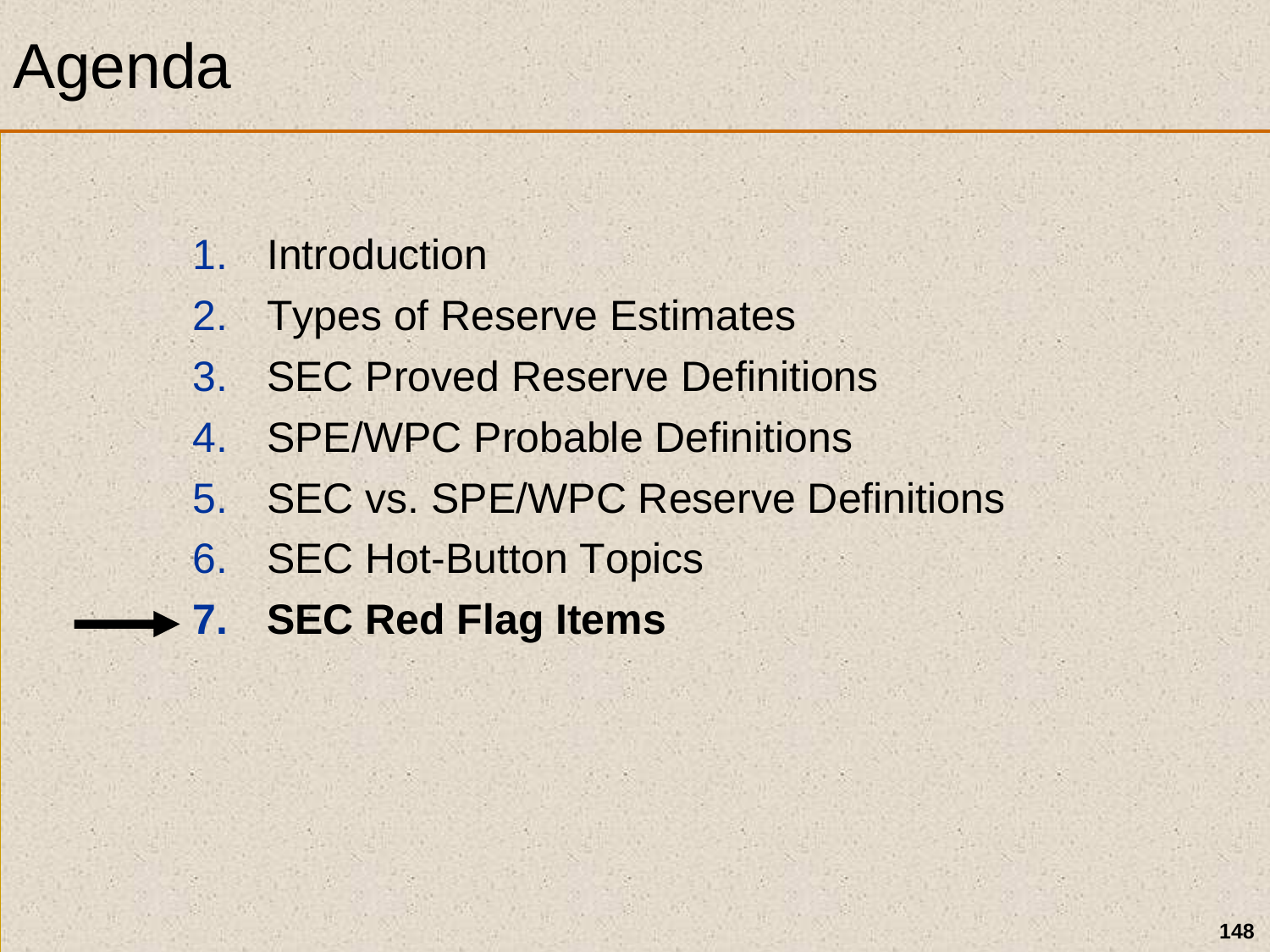# Agenda

1. Introduction
2. Types of Reserve Estimates
3. SEC Proved Reserve Definitions
4. SPE/WPC Probable Definitions
5. SEC vs. SPE/WPC Reserve Definitions
6. SEC Hot-Button Topics
7. **SEC Red Flag Items**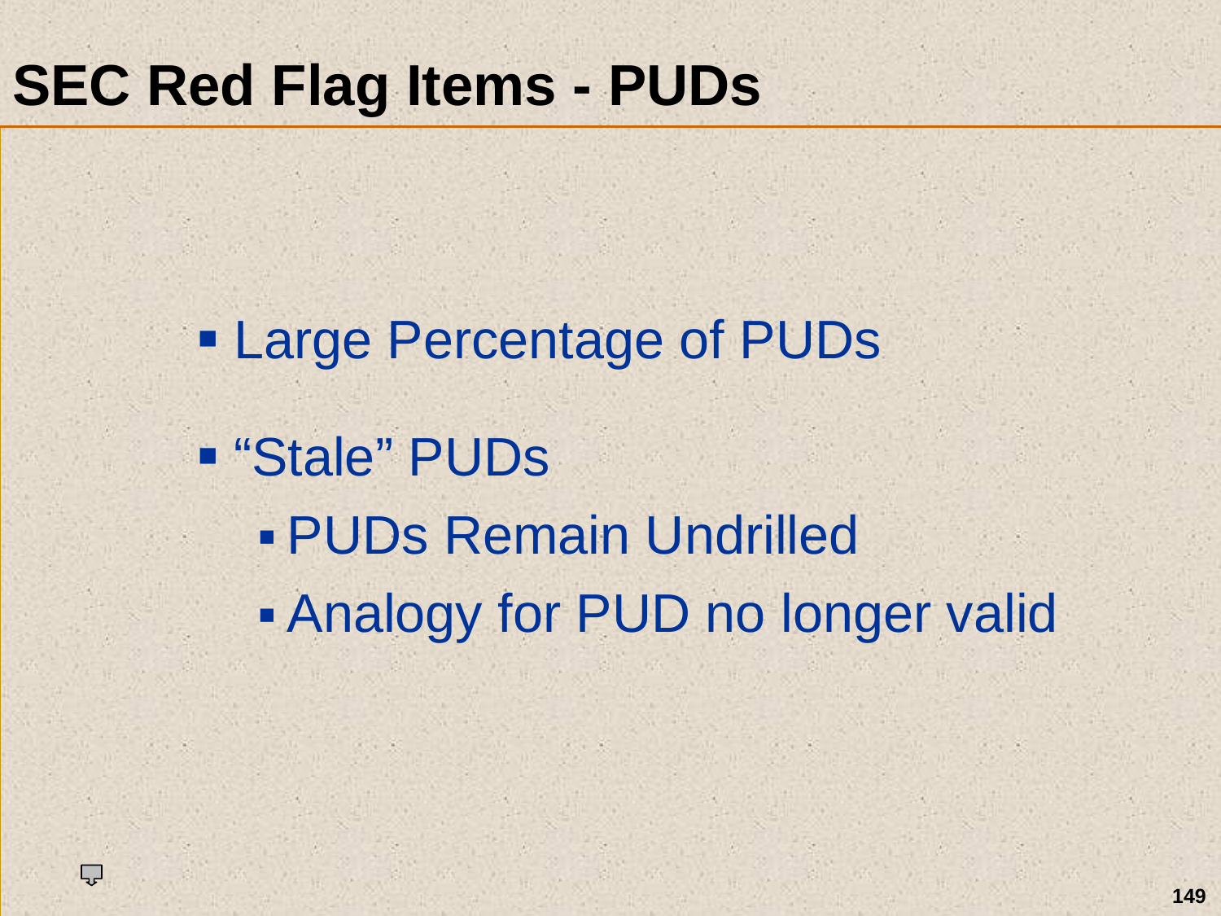# SEC Red Flag Items - PUDs

- Large Percentage of PUDs
- "Stale" PUDs
  - PUDs Remain Undrilled
  - Analogy for PUD no longer valid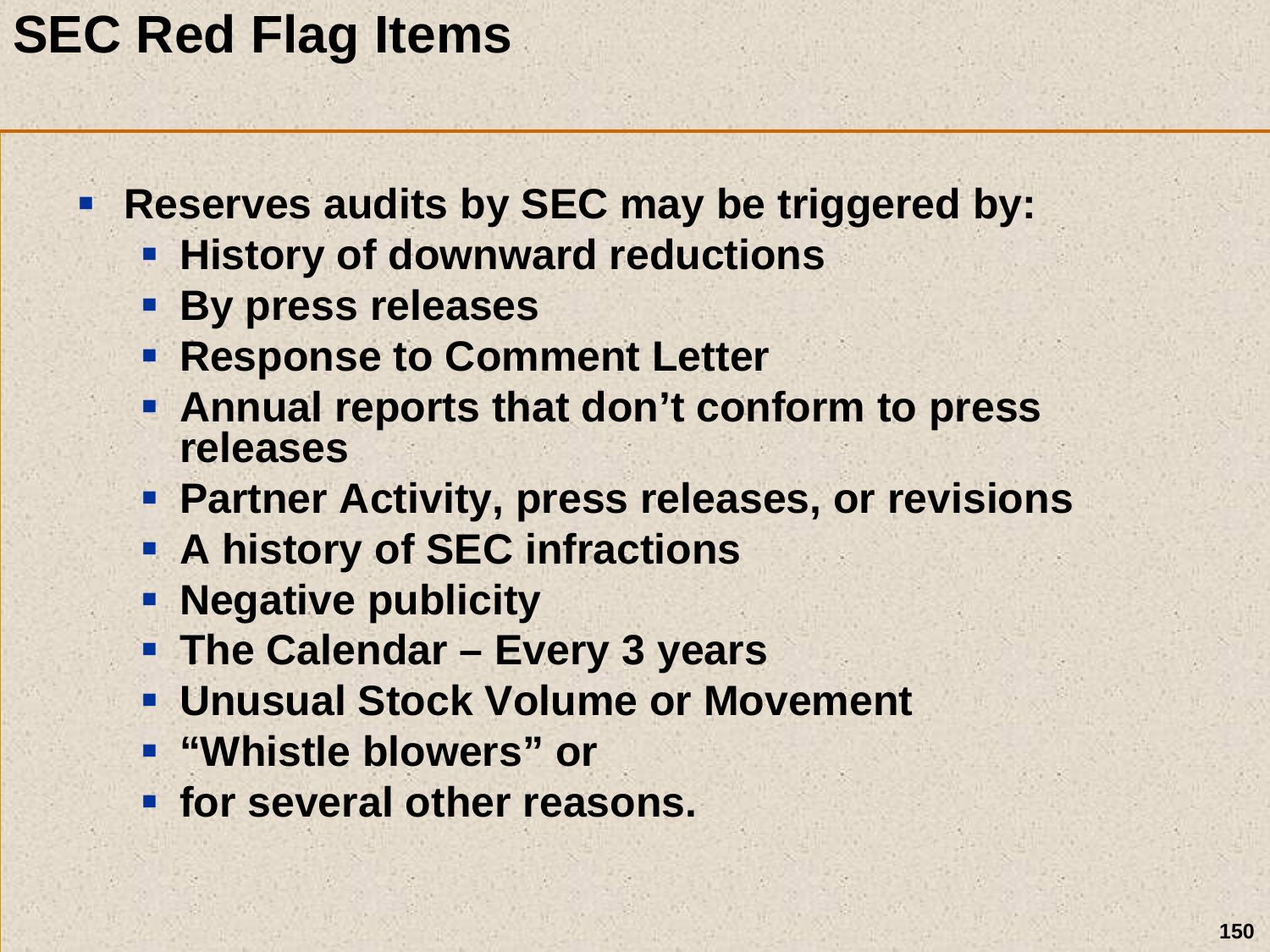# SEC Red Flag Items

- **Reserves audits by SEC may be triggered by:**
  - **History of downward reductions**
  - **By press releases**
  - **Response to Comment Letter**
  - **Annual reports that don't conform to press releases**
  - **Partner Activity, press releases, or revisions**
  - **A history of SEC infractions**
  - **Negative publicity**
  - **The Calendar – Every 3 years**
  - **Unusual Stock Volume or Movement**
  - **"Whistle blowers" or**
  - **for several other reasons.**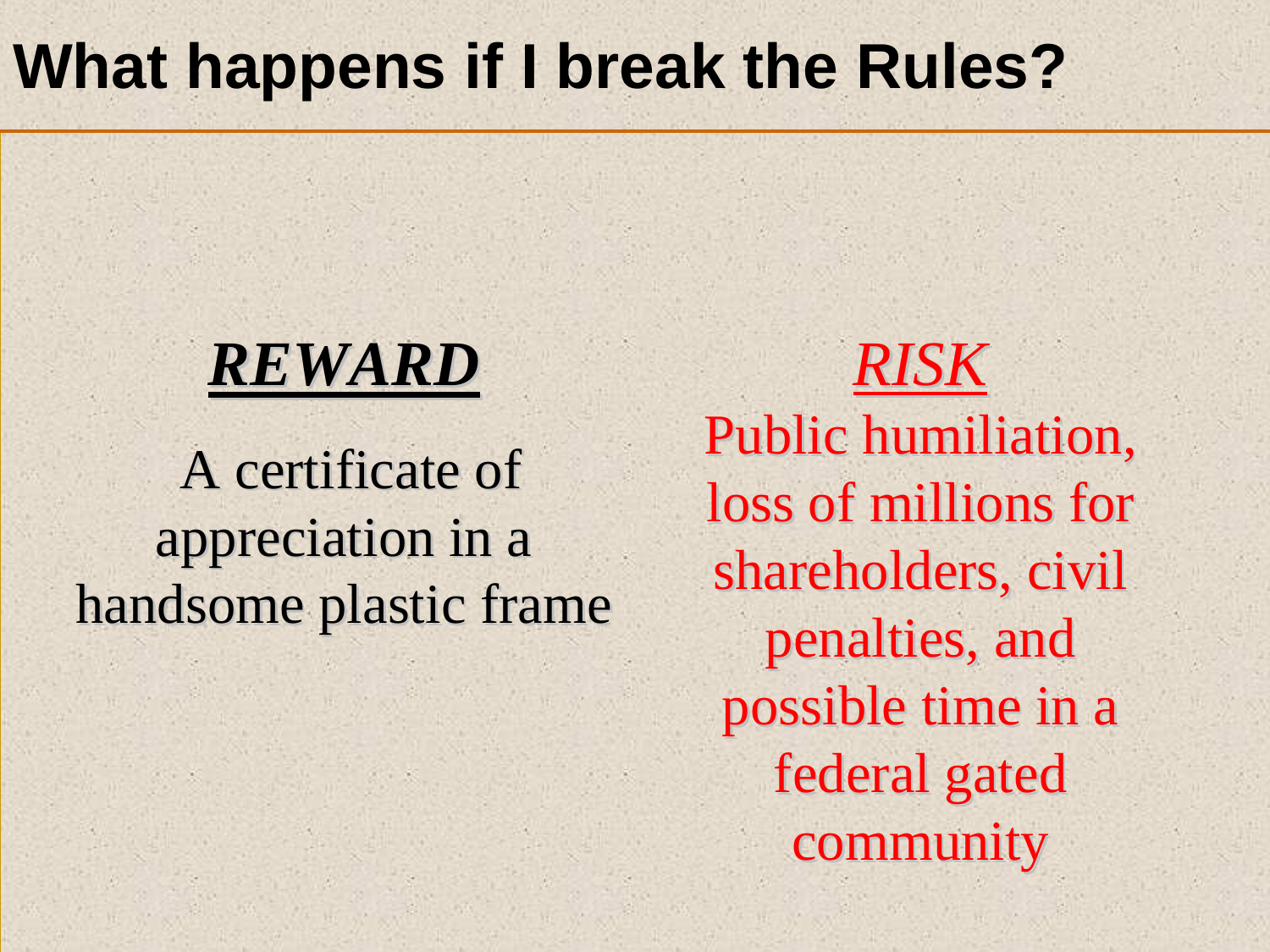# What happens if I break the Rules?

***REWARD***

A certificate of appreciation in a handsome plastic frame

***RISK***

Public humiliation, loss of millions for shareholders, civil penalties, and possible time in a federal gated community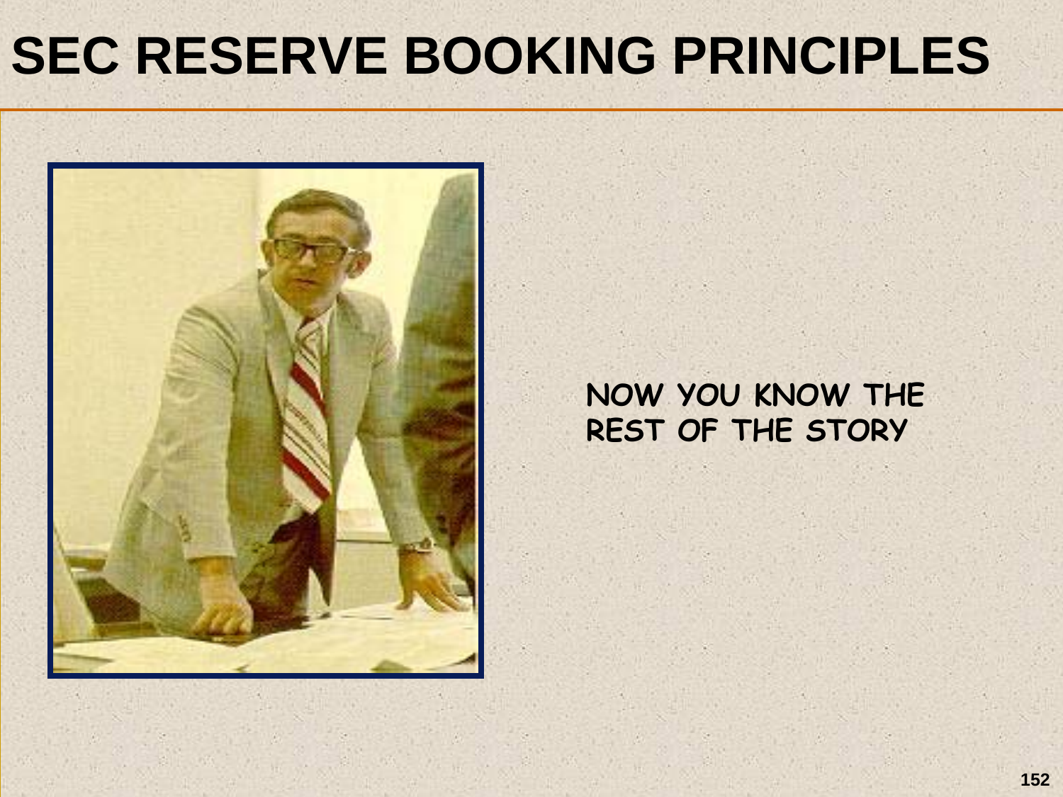# SEC RESERVE BOOKING PRINCIPLES

NOW YOU KNOW THE REST OF THE STORY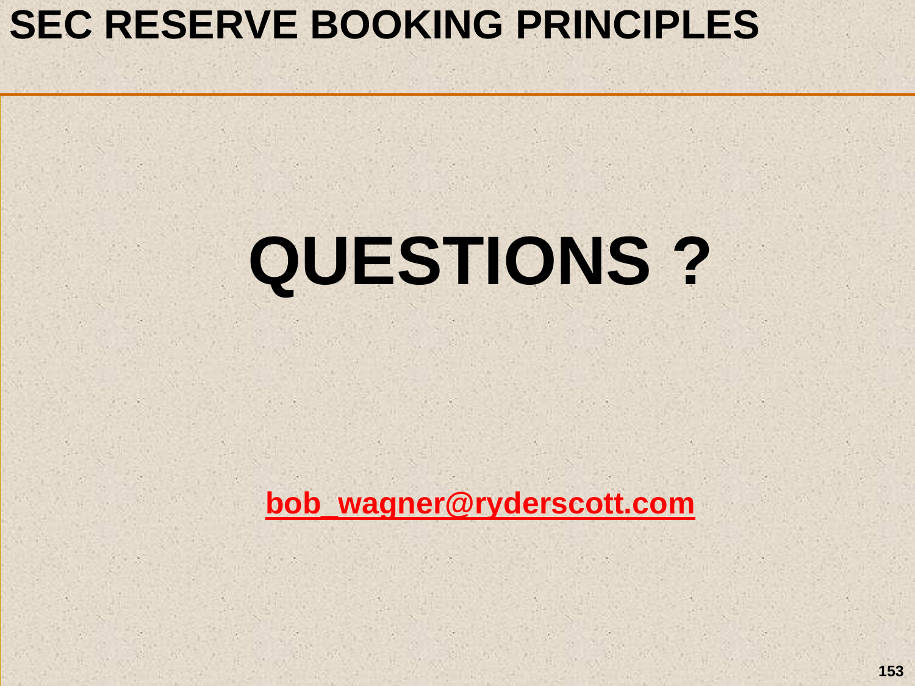# SEC RESERVE BOOKING PRINCIPLES

# QUESTIONS ?

**bob_wagner@ryderscott.com**